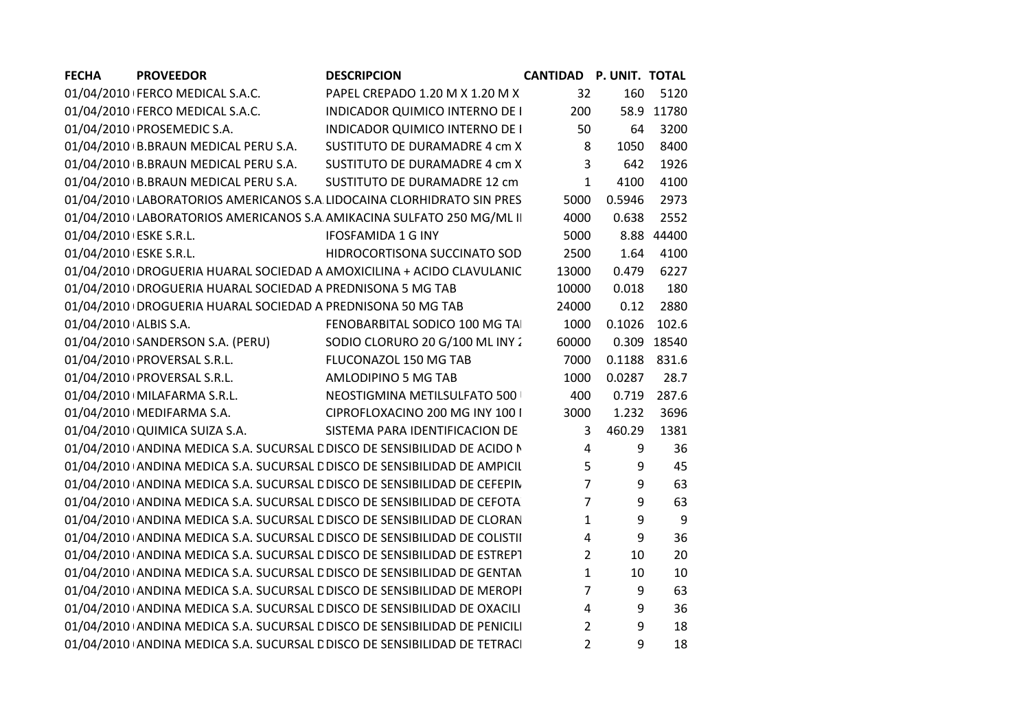| FECHA | PROVEEDOR | DESCRIPCION | CANTIDAD | P. UNIT. | TOTAL |
|---|---|---|---|---|---|
| 01/04/2010 | FERCO MEDICAL S.A.C. | PAPEL CREPADO 1.20 M X 1.20 M X | 32 | 160 | 5120 |
| 01/04/2010 | FERCO MEDICAL S.A.C. | INDICADOR QUIMICO INTERNO DE I | 200 | 58.9 | 11780 |
| 01/04/2010 | PROSEMEDIC S.A. | INDICADOR QUIMICO INTERNO DE I | 50 | 64 | 3200 |
| 01/04/2010 | B.BRAUN MEDICAL PERU S.A. | SUSTITUTO DE DURAMADRE 4 cm X | 8 | 1050 | 8400 |
| 01/04/2010 | B.BRAUN MEDICAL PERU S.A. | SUSTITUTO DE DURAMADRE 4 cm X | 3 | 642 | 1926 |
| 01/04/2010 | B.BRAUN MEDICAL PERU S.A. | SUSTITUTO DE DURAMADRE 12 cm | 1 | 4100 | 4100 |
| 01/04/2010 | LABORATORIOS AMERICANOS S.A. | LIDOCAINA CLORHIDRATO SIN PRES | 5000 | 0.5946 | 2973 |
| 01/04/2010 | LABORATORIOS AMERICANOS S.A. | AMIKACINA SULFATO 250 MG/ML II | 4000 | 0.638 | 2552 |
| 01/04/2010 | ESKE S.R.L. | IFOSFAMIDA 1 G INY | 5000 | 8.88 | 44400 |
| 01/04/2010 | ESKE S.R.L. | HIDROCORTISONA SUCCINATO SOD | 2500 | 1.64 | 4100 |
| 01/04/2010 | DROGUERIA HUARAL SOCIEDAD A | AMOXICILINA + ACIDO CLAVULANIC | 13000 | 0.479 | 6227 |
| 01/04/2010 | DROGUERIA HUARAL SOCIEDAD A | PREDNISONA 5 MG TAB | 10000 | 0.018 | 180 |
| 01/04/2010 | DROGUERIA HUARAL SOCIEDAD A | PREDNISONA 50 MG TAB | 24000 | 0.12 | 2880 |
| 01/04/2010 | ALBIS S.A. | FENOBARBITAL SODICO 100 MG TAI | 1000 | 0.1026 | 102.6 |
| 01/04/2010 | SANDERSON S.A. (PERU) | SODIO CLORURO 20 G/100 ML INY 2 | 60000 | 0.309 | 18540 |
| 01/04/2010 | PROVERSAL S.R.L. | FLUCONAZOL 150 MG TAB | 7000 | 0.1188 | 831.6 |
| 01/04/2010 | PROVERSAL S.R.L. | AMLODIPINO 5 MG TAB | 1000 | 0.0287 | 28.7 |
| 01/04/2010 | MILAFARMA S.R.L. | NEOSTIGMINA METILSULFATO 500 | 400 | 0.719 | 287.6 |
| 01/04/2010 | MEDIFARMA S.A. | CIPROFLOXACINO 200 MG INY 100 I | 3000 | 1.232 | 3696 |
| 01/04/2010 | QUIMICA SUIZA S.A. | SISTEMA PARA IDENTIFICACION DE | 3 | 460.29 | 1381 |
| 01/04/2010 | ANDINA MEDICA S.A. SUCURSAL D | DISCO DE SENSIBILIDAD DE ACIDO N | 4 | 9 | 36 |
| 01/04/2010 | ANDINA MEDICA S.A. SUCURSAL D | DISCO DE SENSIBILIDAD DE AMPICIL | 5 | 9 | 45 |
| 01/04/2010 | ANDINA MEDICA S.A. SUCURSAL D | DISCO DE SENSIBILIDAD DE CEFEPIM | 7 | 9 | 63 |
| 01/04/2010 | ANDINA MEDICA S.A. SUCURSAL D | DISCO DE SENSIBILIDAD DE CEFOTA | 7 | 9 | 63 |
| 01/04/2010 | ANDINA MEDICA S.A. SUCURSAL D | DISCO DE SENSIBILIDAD DE CLORAN | 1 | 9 | 9 |
| 01/04/2010 | ANDINA MEDICA S.A. SUCURSAL D | DISCO DE SENSIBILIDAD DE COLISTII | 4 | 9 | 36 |
| 01/04/2010 | ANDINA MEDICA S.A. SUCURSAL D | DISCO DE SENSIBILIDAD DE ESTREPT | 2 | 10 | 20 |
| 01/04/2010 | ANDINA MEDICA S.A. SUCURSAL D | DISCO DE SENSIBILIDAD DE GENTAM | 1 | 10 | 10 |
| 01/04/2010 | ANDINA MEDICA S.A. SUCURSAL D | DISCO DE SENSIBILIDAD DE MEROPI | 7 | 9 | 63 |
| 01/04/2010 | ANDINA MEDICA S.A. SUCURSAL D | DISCO DE SENSIBILIDAD DE OXACILI | 4 | 9 | 36 |
| 01/04/2010 | ANDINA MEDICA S.A. SUCURSAL D | DISCO DE SENSIBILIDAD DE PENICILI | 2 | 9 | 18 |
| 01/04/2010 | ANDINA MEDICA S.A. SUCURSAL D | DISCO DE SENSIBILIDAD DE TETRACI | 2 | 9 | 18 |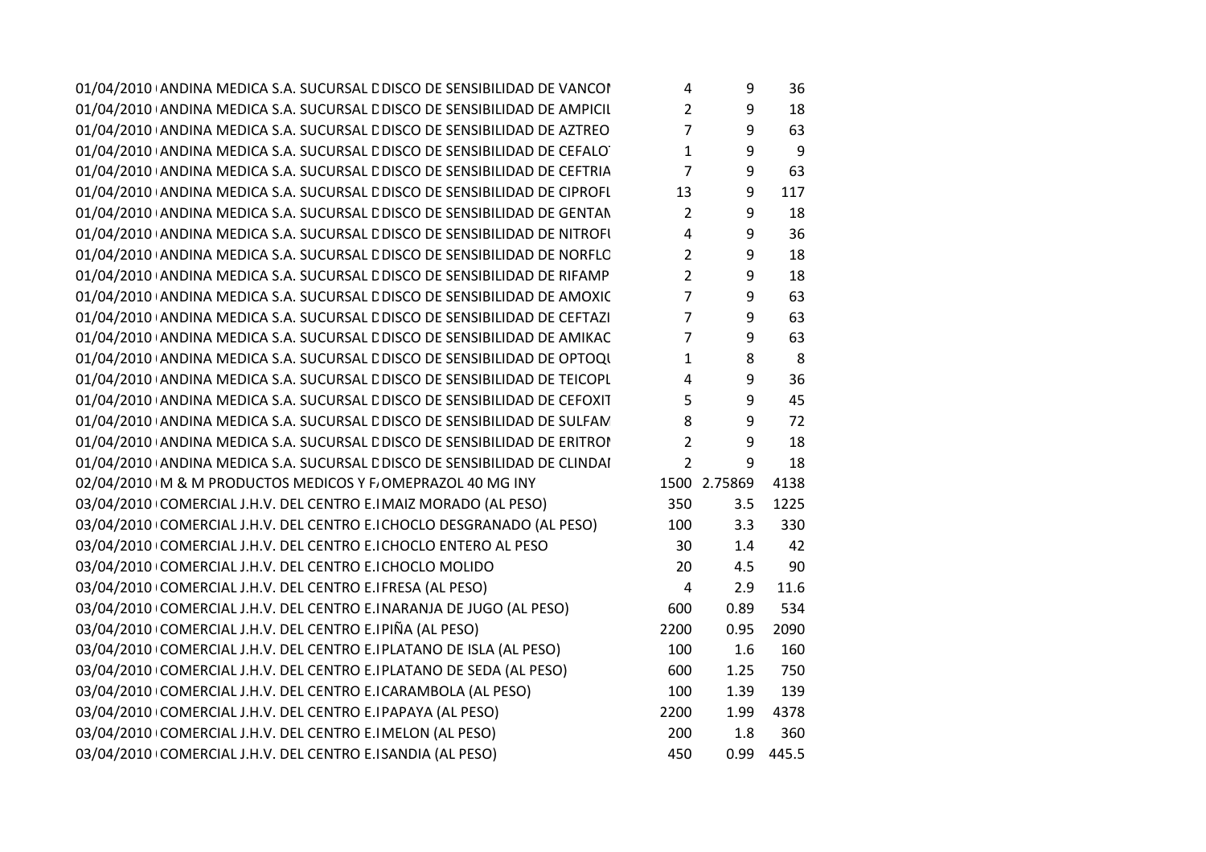| | | | | | |
|---|---|---|---|---|---|
| 01/04/2010 | ANDINA MEDICA S.A. SUCURSAL D | DISCO DE SENSIBILIDAD DE VANCOI | 4 | 9 | 36 |
| 01/04/2010 | ANDINA MEDICA S.A. SUCURSAL D | DISCO DE SENSIBILIDAD DE AMPICIL | 2 | 9 | 18 |
| 01/04/2010 | ANDINA MEDICA S.A. SUCURSAL D | DISCO DE SENSIBILIDAD DE AZTREO | 7 | 9 | 63 |
| 01/04/2010 | ANDINA MEDICA S.A. SUCURSAL D | DISCO DE SENSIBILIDAD DE CEFALO | 1 | 9 | 9 |
| 01/04/2010 | ANDINA MEDICA S.A. SUCURSAL D | DISCO DE SENSIBILIDAD DE CEFTRIA | 7 | 9 | 63 |
| 01/04/2010 | ANDINA MEDICA S.A. SUCURSAL D | DISCO DE SENSIBILIDAD DE CIPROFL | 13 | 9 | 117 |
| 01/04/2010 | ANDINA MEDICA S.A. SUCURSAL D | DISCO DE SENSIBILIDAD DE GENTAN | 2 | 9 | 18 |
| 01/04/2010 | ANDINA MEDICA S.A. SUCURSAL D | DISCO DE SENSIBILIDAD DE NITROFU | 4 | 9 | 36 |
| 01/04/2010 | ANDINA MEDICA S.A. SUCURSAL D | DISCO DE SENSIBILIDAD DE NORFLO | 2 | 9 | 18 |
| 01/04/2010 | ANDINA MEDICA S.A. SUCURSAL D | DISCO DE SENSIBILIDAD DE RIFAMP | 2 | 9 | 18 |
| 01/04/2010 | ANDINA MEDICA S.A. SUCURSAL D | DISCO DE SENSIBILIDAD DE AMOXIC | 7 | 9 | 63 |
| 01/04/2010 | ANDINA MEDICA S.A. SUCURSAL D | DISCO DE SENSIBILIDAD DE CEFTAZI | 7 | 9 | 63 |
| 01/04/2010 | ANDINA MEDICA S.A. SUCURSAL D | DISCO DE SENSIBILIDAD DE AMIKAC | 7 | 9 | 63 |
| 01/04/2010 | ANDINA MEDICA S.A. SUCURSAL D | DISCO DE SENSIBILIDAD DE OPTOQU | 1 | 8 | 8 |
| 01/04/2010 | ANDINA MEDICA S.A. SUCURSAL D | DISCO DE SENSIBILIDAD DE TEICOPL | 4 | 9 | 36 |
| 01/04/2010 | ANDINA MEDICA S.A. SUCURSAL D | DISCO DE SENSIBILIDAD DE CEFOXIT | 5 | 9 | 45 |
| 01/04/2010 | ANDINA MEDICA S.A. SUCURSAL D | DISCO DE SENSIBILIDAD DE SULFAM | 8 | 9 | 72 |
| 01/04/2010 | ANDINA MEDICA S.A. SUCURSAL D | DISCO DE SENSIBILIDAD DE ERITROI | 2 | 9 | 18 |
| 01/04/2010 | ANDINA MEDICA S.A. SUCURSAL D | DISCO DE SENSIBILIDAD DE CLINDAI | 2 | 9 | 18 |
| 02/04/2010 | M & M PRODUCTOS MEDICOS Y F | OMEPRAZOL 40 MG INY | 1500 | 2.75869 | 4138 |
| 03/04/2010 | COMERCIAL J.H.V. DEL CENTRO E.I | MAIZ MORADO (AL PESO) | 350 | 3.5 | 1225 |
| 03/04/2010 | COMERCIAL J.H.V. DEL CENTRO E.I | CHOCLO DESGRANADO (AL PESO) | 100 | 3.3 | 330 |
| 03/04/2010 | COMERCIAL J.H.V. DEL CENTRO E.I | CHOCLO ENTERO AL PESO | 30 | 1.4 | 42 |
| 03/04/2010 | COMERCIAL J.H.V. DEL CENTRO E.I | CHOCLO MOLIDO | 20 | 4.5 | 90 |
| 03/04/2010 | COMERCIAL J.H.V. DEL CENTRO E.I | FRESA (AL PESO) | 4 | 2.9 | 11.6 |
| 03/04/2010 | COMERCIAL J.H.V. DEL CENTRO E.I | NARANJA DE JUGO (AL PESO) | 600 | 0.89 | 534 |
| 03/04/2010 | COMERCIAL J.H.V. DEL CENTRO E.I | PIÑA (AL PESO) | 2200 | 0.95 | 2090 |
| 03/04/2010 | COMERCIAL J.H.V. DEL CENTRO E.I | PLATANO DE ISLA (AL PESO) | 100 | 1.6 | 160 |
| 03/04/2010 | COMERCIAL J.H.V. DEL CENTRO E.I | PLATANO DE SEDA (AL PESO) | 600 | 1.25 | 750 |
| 03/04/2010 | COMERCIAL J.H.V. DEL CENTRO E.I | CARAMBOLA (AL PESO) | 100 | 1.39 | 139 |
| 03/04/2010 | COMERCIAL J.H.V. DEL CENTRO E.I | PAPAYA (AL PESO) | 2200 | 1.99 | 4378 |
| 03/04/2010 | COMERCIAL J.H.V. DEL CENTRO E.I | MELON (AL PESO) | 200 | 1.8 | 360 |
| 03/04/2010 | COMERCIAL J.H.V. DEL CENTRO E.I | SANDIA (AL PESO) | 450 | 0.99 | 445.5 |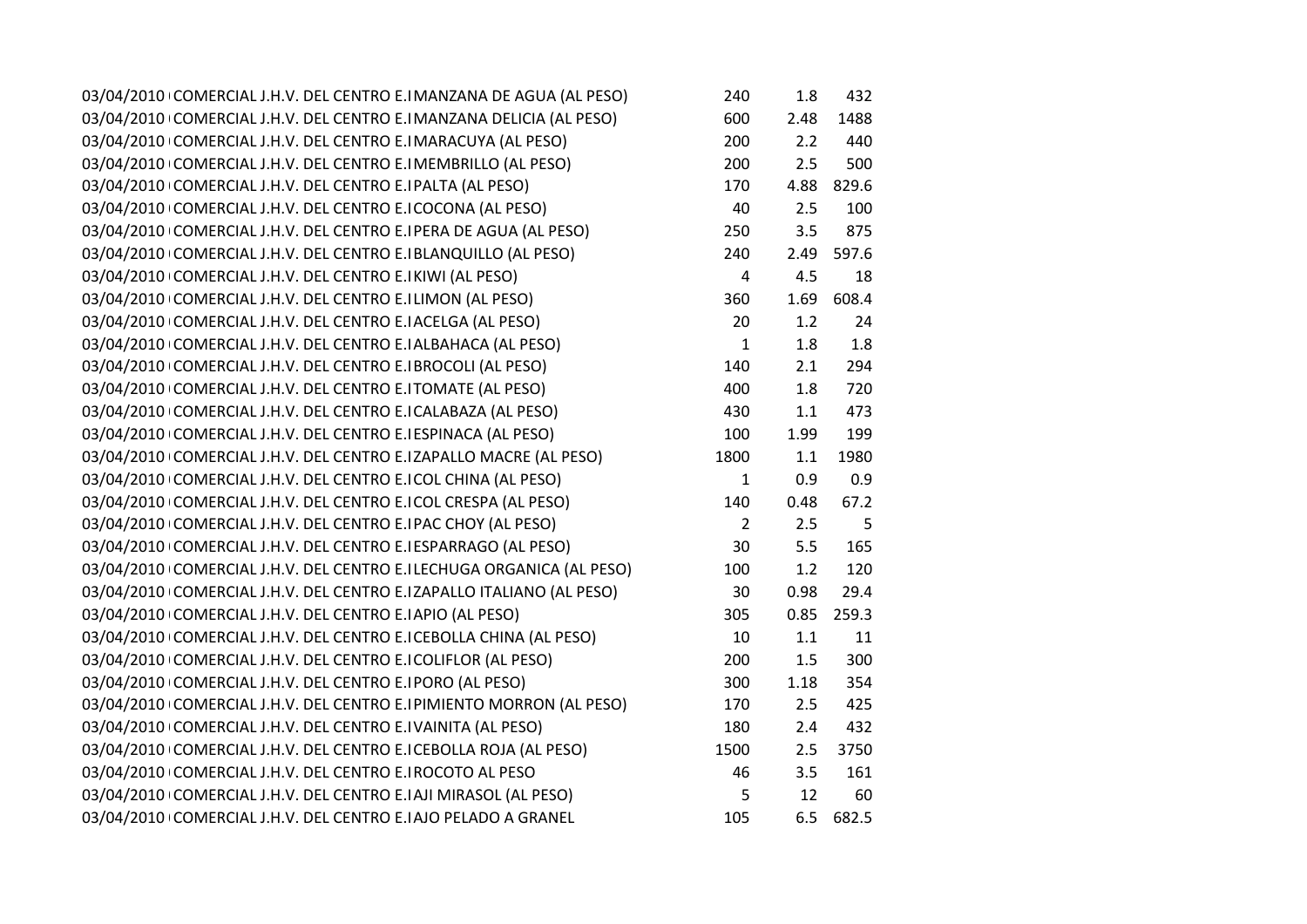| | | | | | |
|---|---|---|---|---|---|
| 03/04/2010 | COMERCIAL J.H.V. DEL CENTRO E.I | MANZANA DE AGUA (AL PESO) | 240 | 1.8 | 432 |
| 03/04/2010 | COMERCIAL J.H.V. DEL CENTRO E.I | MANZANA DELICIA (AL PESO) | 600 | 2.48 | 1488 |
| 03/04/2010 | COMERCIAL J.H.V. DEL CENTRO E.I | MARACUYA (AL PESO) | 200 | 2.2 | 440 |
| 03/04/2010 | COMERCIAL J.H.V. DEL CENTRO E.I | MEMBRILLO (AL PESO) | 200 | 2.5 | 500 |
| 03/04/2010 | COMERCIAL J.H.V. DEL CENTRO E.I | PALTA (AL PESO) | 170 | 4.88 | 829.6 |
| 03/04/2010 | COMERCIAL J.H.V. DEL CENTRO E.I | COCONA (AL PESO) | 40 | 2.5 | 100 |
| 03/04/2010 | COMERCIAL J.H.V. DEL CENTRO E.I | PERA DE AGUA (AL PESO) | 250 | 3.5 | 875 |
| 03/04/2010 | COMERCIAL J.H.V. DEL CENTRO E.I | BLANQUILLO (AL PESO) | 240 | 2.49 | 597.6 |
| 03/04/2010 | COMERCIAL J.H.V. DEL CENTRO E.I | KIWI (AL PESO) | 4 | 4.5 | 18 |
| 03/04/2010 | COMERCIAL J.H.V. DEL CENTRO E.I | LIMON (AL PESO) | 360 | 1.69 | 608.4 |
| 03/04/2010 | COMERCIAL J.H.V. DEL CENTRO E.I | ACELGA (AL PESO) | 20 | 1.2 | 24 |
| 03/04/2010 | COMERCIAL J.H.V. DEL CENTRO E.I | ALBAHACA (AL PESO) | 1 | 1.8 | 1.8 |
| 03/04/2010 | COMERCIAL J.H.V. DEL CENTRO E.I | BROCOLI (AL PESO) | 140 | 2.1 | 294 |
| 03/04/2010 | COMERCIAL J.H.V. DEL CENTRO E.I | TOMATE (AL PESO) | 400 | 1.8 | 720 |
| 03/04/2010 | COMERCIAL J.H.V. DEL CENTRO E.I | CALABAZA (AL PESO) | 430 | 1.1 | 473 |
| 03/04/2010 | COMERCIAL J.H.V. DEL CENTRO E.I | ESPINACA (AL PESO) | 100 | 1.99 | 199 |
| 03/04/2010 | COMERCIAL J.H.V. DEL CENTRO E.I | ZAPALLO MACRE (AL PESO) | 1800 | 1.1 | 1980 |
| 03/04/2010 | COMERCIAL J.H.V. DEL CENTRO E.I | COL CHINA (AL PESO) | 1 | 0.9 | 0.9 |
| 03/04/2010 | COMERCIAL J.H.V. DEL CENTRO E.I | COL CRESPA (AL PESO) | 140 | 0.48 | 67.2 |
| 03/04/2010 | COMERCIAL J.H.V. DEL CENTRO E.I | PAC CHOY (AL PESO) | 2 | 2.5 | 5 |
| 03/04/2010 | COMERCIAL J.H.V. DEL CENTRO E.I | ESPARRAGO (AL PESO) | 30 | 5.5 | 165 |
| 03/04/2010 | COMERCIAL J.H.V. DEL CENTRO E.I | LECHUGA ORGANICA (AL PESO) | 100 | 1.2 | 120 |
| 03/04/2010 | COMERCIAL J.H.V. DEL CENTRO E.I | ZAPALLO ITALIANO (AL PESO) | 30 | 0.98 | 29.4 |
| 03/04/2010 | COMERCIAL J.H.V. DEL CENTRO E.I | APIO (AL PESO) | 305 | 0.85 | 259.3 |
| 03/04/2010 | COMERCIAL J.H.V. DEL CENTRO E.I | CEBOLLA CHINA (AL PESO) | 10 | 1.1 | 11 |
| 03/04/2010 | COMERCIAL J.H.V. DEL CENTRO E.I | COLIFLOR (AL PESO) | 200 | 1.5 | 300 |
| 03/04/2010 | COMERCIAL J.H.V. DEL CENTRO E.I | PORO (AL PESO) | 300 | 1.18 | 354 |
| 03/04/2010 | COMERCIAL J.H.V. DEL CENTRO E.I | PIMIENTO MORRON (AL PESO) | 170 | 2.5 | 425 |
| 03/04/2010 | COMERCIAL J.H.V. DEL CENTRO E.I | VAINITA (AL PESO) | 180 | 2.4 | 432 |
| 03/04/2010 | COMERCIAL J.H.V. DEL CENTRO E.I | CEBOLLA ROJA (AL PESO) | 1500 | 2.5 | 3750 |
| 03/04/2010 | COMERCIAL J.H.V. DEL CENTRO E.I | ROCOTO AL PESO | 46 | 3.5 | 161 |
| 03/04/2010 | COMERCIAL J.H.V. DEL CENTRO E.I | AJI MIRASOL (AL PESO) | 5 | 12 | 60 |
| 03/04/2010 | COMERCIAL J.H.V. DEL CENTRO E.I | AJO PELADO A GRANEL | 105 | 6.5 | 682.5 |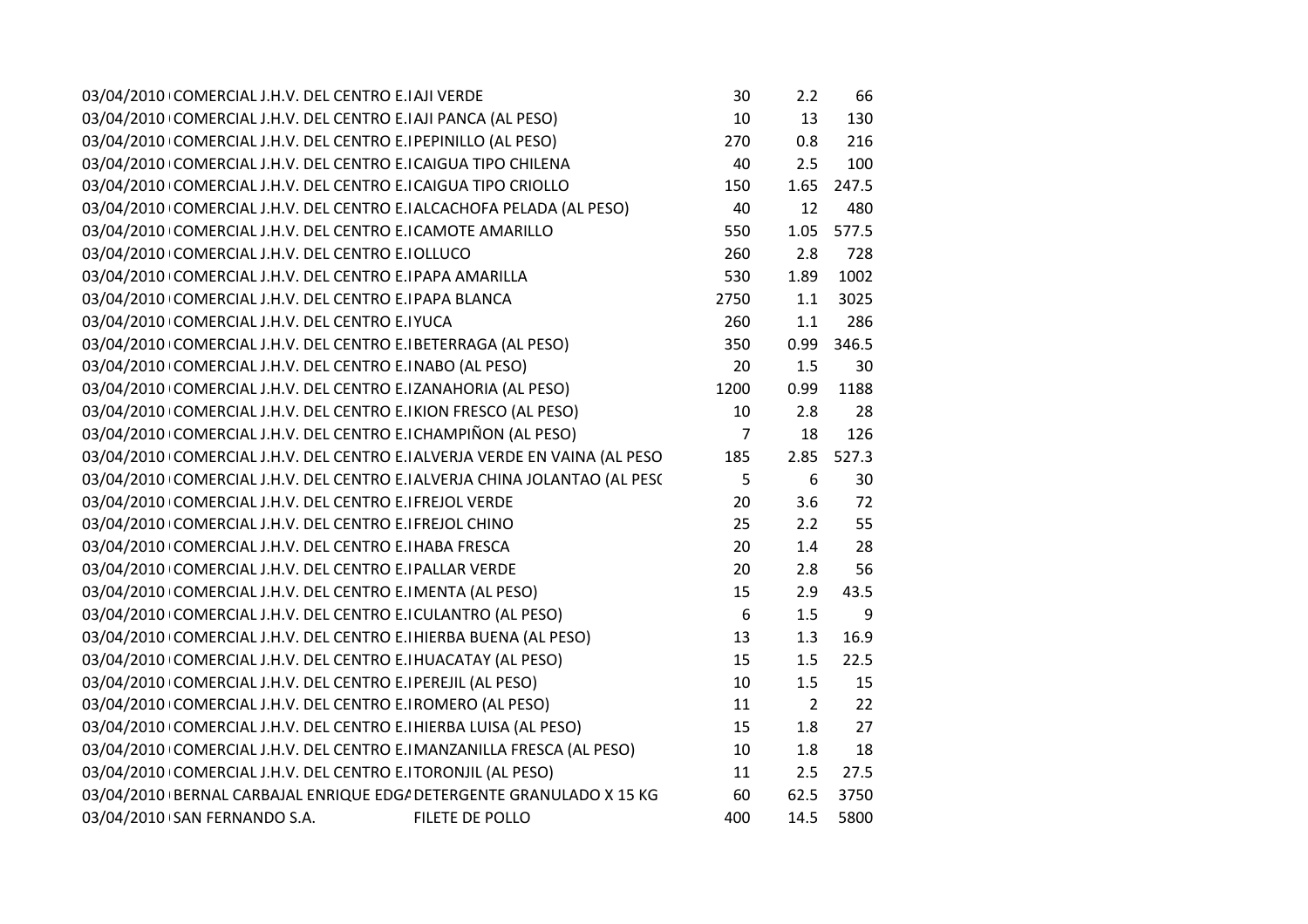| | | | | | |
|---|---|---|---|---|---|
| 03/04/2010 | COMERCIAL J.H.V. DEL CENTRO E.I | AJI VERDE | 30 | 2.2 | 66 |
| 03/04/2010 | COMERCIAL J.H.V. DEL CENTRO E.I | AJI PANCA (AL PESO) | 10 | 13 | 130 |
| 03/04/2010 | COMERCIAL J.H.V. DEL CENTRO E.I | PEPINILLO (AL PESO) | 270 | 0.8 | 216 |
| 03/04/2010 | COMERCIAL J.H.V. DEL CENTRO E.I | CAIGUA TIPO CHILENA | 40 | 2.5 | 100 |
| 03/04/2010 | COMERCIAL J.H.V. DEL CENTRO E.I | CAIGUA TIPO CRIOLLO | 150 | 1.65 | 247.5 |
| 03/04/2010 | COMERCIAL J.H.V. DEL CENTRO E.I | ALCACHOFA PELADA (AL PESO) | 40 | 12 | 480 |
| 03/04/2010 | COMERCIAL J.H.V. DEL CENTRO E.I | CAMOTE AMARILLO | 550 | 1.05 | 577.5 |
| 03/04/2010 | COMERCIAL J.H.V. DEL CENTRO E.I | OLLUCO | 260 | 2.8 | 728 |
| 03/04/2010 | COMERCIAL J.H.V. DEL CENTRO E.I | PAPA AMARILLA | 530 | 1.89 | 1002 |
| 03/04/2010 | COMERCIAL J.H.V. DEL CENTRO E.I | PAPA BLANCA | 2750 | 1.1 | 3025 |
| 03/04/2010 | COMERCIAL J.H.V. DEL CENTRO E.I | YUCA | 260 | 1.1 | 286 |
| 03/04/2010 | COMERCIAL J.H.V. DEL CENTRO E.I | BETERRAGA (AL PESO) | 350 | 0.99 | 346.5 |
| 03/04/2010 | COMERCIAL J.H.V. DEL CENTRO E.I | NABO (AL PESO) | 20 | 1.5 | 30 |
| 03/04/2010 | COMERCIAL J.H.V. DEL CENTRO E.I | ZANAHORIA (AL PESO) | 1200 | 0.99 | 1188 |
| 03/04/2010 | COMERCIAL J.H.V. DEL CENTRO E.I | KION FRESCO (AL PESO) | 10 | 2.8 | 28 |
| 03/04/2010 | COMERCIAL J.H.V. DEL CENTRO E.I | CHAMPIÑON (AL PESO) | 7 | 18 | 126 |
| 03/04/2010 | COMERCIAL J.H.V. DEL CENTRO E.I | ALVERJA VERDE EN VAINA (AL PESO | 185 | 2.85 | 527.3 |
| 03/04/2010 | COMERCIAL J.H.V. DEL CENTRO E.I | ALVERJA CHINA JOLANTAO (AL PESC | 5 | 6 | 30 |
| 03/04/2010 | COMERCIAL J.H.V. DEL CENTRO E.I | FREJOL VERDE | 20 | 3.6 | 72 |
| 03/04/2010 | COMERCIAL J.H.V. DEL CENTRO E.I | FREJOL CHINO | 25 | 2.2 | 55 |
| 03/04/2010 | COMERCIAL J.H.V. DEL CENTRO E.I | HABA FRESCA | 20 | 1.4 | 28 |
| 03/04/2010 | COMERCIAL J.H.V. DEL CENTRO E.I | PALLAR VERDE | 20 | 2.8 | 56 |
| 03/04/2010 | COMERCIAL J.H.V. DEL CENTRO E.I | MENTA (AL PESO) | 15 | 2.9 | 43.5 |
| 03/04/2010 | COMERCIAL J.H.V. DEL CENTRO E.I | CULANTRO (AL PESO) | 6 | 1.5 | 9 |
| 03/04/2010 | COMERCIAL J.H.V. DEL CENTRO E.I | HIERBA BUENA (AL PESO) | 13 | 1.3 | 16.9 |
| 03/04/2010 | COMERCIAL J.H.V. DEL CENTRO E.I | HUACATAY (AL PESO) | 15 | 1.5 | 22.5 |
| 03/04/2010 | COMERCIAL J.H.V. DEL CENTRO E.I | PEREJIL (AL PESO) | 10 | 1.5 | 15 |
| 03/04/2010 | COMERCIAL J.H.V. DEL CENTRO E.I | ROMERO (AL PESO) | 11 | 2 | 22 |
| 03/04/2010 | COMERCIAL J.H.V. DEL CENTRO E.I | HIERBA LUISA (AL PESO) | 15 | 1.8 | 27 |
| 03/04/2010 | COMERCIAL J.H.V. DEL CENTRO E.I | MANZANILLA FRESCA (AL PESO) | 10 | 1.8 | 18 |
| 03/04/2010 | COMERCIAL J.H.V. DEL CENTRO E.I | TORONJIL (AL PESO) | 11 | 2.5 | 27.5 |
| 03/04/2010 | BERNAL CARBAJAL ENRIQUE EDGA | DETERGENTE GRANULADO X 15 KG | 60 | 62.5 | 3750 |
| 03/04/2010 | SAN FERNANDO S.A. | FILETE DE POLLO | 400 | 14.5 | 5800 |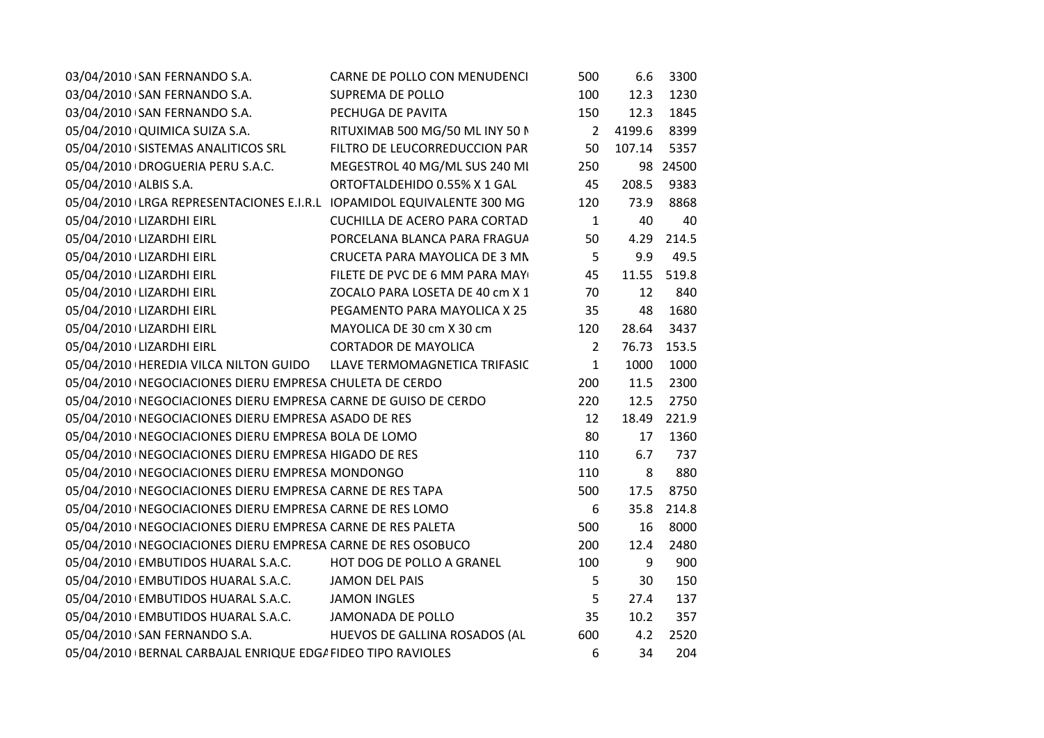| | | | | | |
|---|---|---|---|---|---|
| 03/04/2010 | SAN FERNANDO S.A. | CARNE DE POLLO CON MENUDENCI | 500 | 6.6 | 3300 |
| 03/04/2010 | SAN FERNANDO S.A. | SUPREMA DE POLLO | 100 | 12.3 | 1230 |
| 03/04/2010 | SAN FERNANDO S.A. | PECHUGA DE PAVITA | 150 | 12.3 | 1845 |
| 05/04/2010 | QUIMICA SUIZA S.A. | RITUXIMAB 500 MG/50 ML INY 50 M | 2 | 4199.6 | 8399 |
| 05/04/2010 | SISTEMAS ANALITICOS SRL | FILTRO DE LEUCORREDUCCION PAR | 50 | 107.14 | 5357 |
| 05/04/2010 | DROGUERIA PERU S.A.C. | MEGESTROL 40 MG/ML SUS 240 ML | 250 | 98 | 24500 |
| 05/04/2010 | ALBIS S.A. | ORTOFTALDEHIDO 0.55% X 1 GAL | 45 | 208.5 | 9383 |
| 05/04/2010 | LRGA REPRESENTACIONES E.I.R.L | IOPAMIDOL EQUIVALENTE 300 MG | 120 | 73.9 | 8868 |
| 05/04/2010 | LIZARDHI EIRL | CUCHILLA DE ACERO PARA CORTAD | 1 | 40 | 40 |
| 05/04/2010 | LIZARDHI EIRL | PORCELANA BLANCA PARA FRAGUA | 50 | 4.29 | 214.5 |
| 05/04/2010 | LIZARDHI EIRL | CRUCETA PARA MAYOLICA DE 3 MM | 5 | 9.9 | 49.5 |
| 05/04/2010 | LIZARDHI EIRL | FILETE DE PVC DE 6 MM PARA MAY | 45 | 11.55 | 519.8 |
| 05/04/2010 | LIZARDHI EIRL | ZOCALO PARA LOSETA DE 40 cm X 1 | 70 | 12 | 840 |
| 05/04/2010 | LIZARDHI EIRL | PEGAMENTO PARA MAYOLICA X 25 | 35 | 48 | 1680 |
| 05/04/2010 | LIZARDHI EIRL | MAYOLICA DE 30 cm X 30 cm | 120 | 28.64 | 3437 |
| 05/04/2010 | LIZARDHI EIRL | CORTADOR DE MAYOLICA | 2 | 76.73 | 153.5 |
| 05/04/2010 | HEREDIA VILCA NILTON GUIDO | LLAVE TERMOMAGNETICA TRIFASIC | 1 | 1000 | 1000 |
| 05/04/2010 | NEGOCIACIONES DIERU EMPRESA | CHULETA DE CERDO | 200 | 11.5 | 2300 |
| 05/04/2010 | NEGOCIACIONES DIERU EMPRESA | CARNE DE GUISO DE CERDO | 220 | 12.5 | 2750 |
| 05/04/2010 | NEGOCIACIONES DIERU EMPRESA | ASADO DE RES | 12 | 18.49 | 221.9 |
| 05/04/2010 | NEGOCIACIONES DIERU EMPRESA | BOLA DE LOMO | 80 | 17 | 1360 |
| 05/04/2010 | NEGOCIACIONES DIERU EMPRESA | HIGADO DE RES | 110 | 6.7 | 737 |
| 05/04/2010 | NEGOCIACIONES DIERU EMPRESA | MONDONGO | 110 | 8 | 880 |
| 05/04/2010 | NEGOCIACIONES DIERU EMPRESA | CARNE DE RES TAPA | 500 | 17.5 | 8750 |
| 05/04/2010 | NEGOCIACIONES DIERU EMPRESA | CARNE DE RES LOMO | 6 | 35.8 | 214.8 |
| 05/04/2010 | NEGOCIACIONES DIERU EMPRESA | CARNE DE RES PALETA | 500 | 16 | 8000 |
| 05/04/2010 | NEGOCIACIONES DIERU EMPRESA | CARNE DE RES OSOBUCO | 200 | 12.4 | 2480 |
| 05/04/2010 | EMBUTIDOS HUARAL S.A.C. | HOT DOG DE POLLO A GRANEL | 100 | 9 | 900 |
| 05/04/2010 | EMBUTIDOS HUARAL S.A.C. | JAMON DEL PAIS | 5 | 30 | 150 |
| 05/04/2010 | EMBUTIDOS HUARAL S.A.C. | JAMON INGLES | 5 | 27.4 | 137 |
| 05/04/2010 | EMBUTIDOS HUARAL S.A.C. | JAMONADA DE POLLO | 35 | 10.2 | 357 |
| 05/04/2010 | SAN FERNANDO S.A. | HUEVOS DE GALLINA ROSADOS (AL | 600 | 4.2 | 2520 |
| 05/04/2010 | BERNAL CARBAJAL ENRIQUE EDGA | FIDEO TIPO RAVIOLES | 6 | 34 | 204 |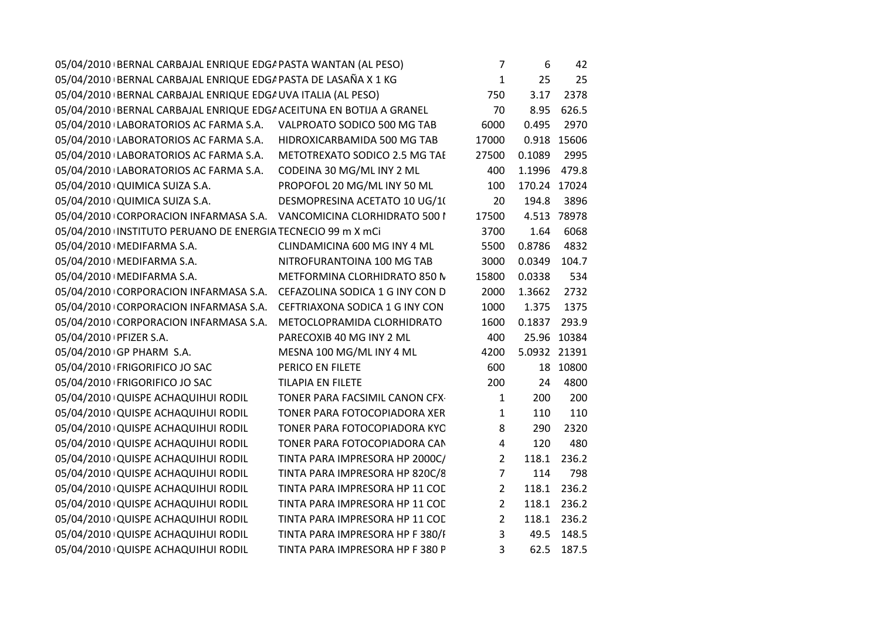| | | | | | |
|---|---|---|---|---|---|
| 05/04/2010 | BERNAL CARBAJAL ENRIQUE EDGA | PASTA WANTAN (AL PESO) | 7 | 6 | 42 |
| 05/04/2010 | BERNAL CARBAJAL ENRIQUE EDGA | PASTA DE LASAÑA X 1 KG | 1 | 25 | 25 |
| 05/04/2010 | BERNAL CARBAJAL ENRIQUE EDGA | UVA ITALIA (AL PESO) | 750 | 3.17 | 2378 |
| 05/04/2010 | BERNAL CARBAJAL ENRIQUE EDGA | ACEITUNA EN BOTIJA A GRANEL | 70 | 8.95 | 626.5 |
| 05/04/2010 | LABORATORIOS AC FARMA S.A. | VALPROATO SODICO 500 MG TAB | 6000 | 0.495 | 2970 |
| 05/04/2010 | LABORATORIOS AC FARMA S.A. | HIDROXICARBAMIDA 500 MG TAB | 17000 | 0.918 | 15606 |
| 05/04/2010 | LABORATORIOS AC FARMA S.A. | METOTREXATO SODICO 2.5 MG TAE | 27500 | 0.1089 | 2995 |
| 05/04/2010 | LABORATORIOS AC FARMA S.A. | CODEINA 30 MG/ML INY 2 ML | 400 | 1.1996 | 479.8 |
| 05/04/2010 | QUIMICA SUIZA S.A. | PROPOFOL 20 MG/ML INY 50 ML | 100 | 170.24 | 17024 |
| 05/04/2010 | QUIMICA SUIZA S.A. | DESMOPRESINA ACETATO 10 UG/1( | 20 | 194.8 | 3896 |
| 05/04/2010 | CORPORACION INFARMASA S.A. | VANCOMICINA CLORHIDRATO 500 I | 17500 | 4.513 | 78978 |
| 05/04/2010 | INSTITUTO PERUANO DE ENERGIA | TECNECIO 99 m X mCi | 3700 | 1.64 | 6068 |
| 05/04/2010 | MEDIFARMA S.A. | CLINDAMICINA 600 MG INY 4 ML | 5500 | 0.8786 | 4832 |
| 05/04/2010 | MEDIFARMA S.A. | NITROFURANTOINA 100 MG TAB | 3000 | 0.0349 | 104.7 |
| 05/04/2010 | MEDIFARMA S.A. | METFORMINA CLORHIDRATO 850 N | 15800 | 0.0338 | 534 |
| 05/04/2010 | CORPORACION INFARMASA S.A. | CEFAZOLINA SODICA 1 G INY CON D | 2000 | 1.3662 | 2732 |
| 05/04/2010 | CORPORACION INFARMASA S.A. | CEFTRIAXONA SODICA 1 G INY CON | 1000 | 1.375 | 1375 |
| 05/04/2010 | CORPORACION INFARMASA S.A. | METOCLOPRAMIDA CLORHIDRATO | 1600 | 0.1837 | 293.9 |
| 05/04/2010 | PFIZER S.A. | PARECOXIB 40 MG INY 2 ML | 400 | 25.96 | 10384 |
| 05/04/2010 | GP PHARM S.A. | MESNA 100 MG/ML INY 4 ML | 4200 | 5.0932 | 21391 |
| 05/04/2010 | FRIGORIFICO JO SAC | PERICO EN FILETE | 600 | 18 | 10800 |
| 05/04/2010 | FRIGORIFICO JO SAC | TILAPIA EN FILETE | 200 | 24 | 4800 |
| 05/04/2010 | QUISPE ACHAQUIHUI RODIL | TONER PARA FACSIMIL CANON CFX- | 1 | 200 | 200 |
| 05/04/2010 | QUISPE ACHAQUIHUI RODIL | TONER PARA FOTOCOPIADORA XER | 1 | 110 | 110 |
| 05/04/2010 | QUISPE ACHAQUIHUI RODIL | TONER PARA FOTOCOPIADORA KYC | 8 | 290 | 2320 |
| 05/04/2010 | QUISPE ACHAQUIHUI RODIL | TONER PARA FOTOCOPIADORA CAN | 4 | 120 | 480 |
| 05/04/2010 | QUISPE ACHAQUIHUI RODIL | TINTA PARA IMPRESORA HP 2000C/ | 2 | 118.1 | 236.2 |
| 05/04/2010 | QUISPE ACHAQUIHUI RODIL | TINTA PARA IMPRESORA HP 820C/8 | 7 | 114 | 798 |
| 05/04/2010 | QUISPE ACHAQUIHUI RODIL | TINTA PARA IMPRESORA HP 11 COD | 2 | 118.1 | 236.2 |
| 05/04/2010 | QUISPE ACHAQUIHUI RODIL | TINTA PARA IMPRESORA HP 11 COD | 2 | 118.1 | 236.2 |
| 05/04/2010 | QUISPE ACHAQUIHUI RODIL | TINTA PARA IMPRESORA HP 11 COD | 2 | 118.1 | 236.2 |
| 05/04/2010 | QUISPE ACHAQUIHUI RODIL | TINTA PARA IMPRESORA HP F 380/I | 3 | 49.5 | 148.5 |
| 05/04/2010 | QUISPE ACHAQUIHUI RODIL | TINTA PARA IMPRESORA HP F 380 P | 3 | 62.5 | 187.5 |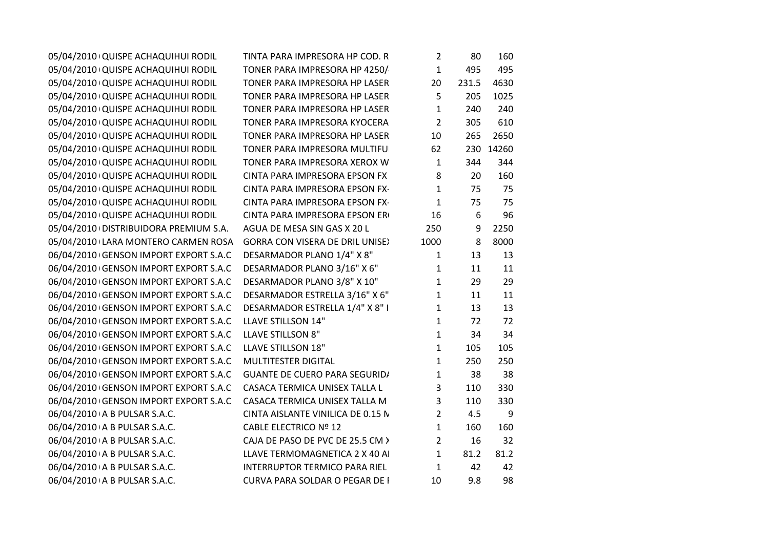| | | | | | |
|---|---|---|---|---|---|
| 05/04/2010 | QUISPE ACHAQUIHUI RODIL | TINTA PARA IMPRESORA HP COD. R | 2 | 80 | 160 |
| 05/04/2010 | QUISPE ACHAQUIHUI RODIL | TONER PARA IMPRESORA HP 4250/ | 1 | 495 | 495 |
| 05/04/2010 | QUISPE ACHAQUIHUI RODIL | TONER PARA IMPRESORA HP LASER | 20 | 231.5 | 4630 |
| 05/04/2010 | QUISPE ACHAQUIHUI RODIL | TONER PARA IMPRESORA HP LASER | 5 | 205 | 1025 |
| 05/04/2010 | QUISPE ACHAQUIHUI RODIL | TONER PARA IMPRESORA HP LASER | 1 | 240 | 240 |
| 05/04/2010 | QUISPE ACHAQUIHUI RODIL | TONER PARA IMPRESORA KYOCERA | 2 | 305 | 610 |
| 05/04/2010 | QUISPE ACHAQUIHUI RODIL | TONER PARA IMPRESORA HP LASER | 10 | 265 | 2650 |
| 05/04/2010 | QUISPE ACHAQUIHUI RODIL | TONER PARA IMPRESORA MULTIFU | 62 | 230 | 14260 |
| 05/04/2010 | QUISPE ACHAQUIHUI RODIL | TONER PARA IMPRESORA XEROX W | 1 | 344 | 344 |
| 05/04/2010 | QUISPE ACHAQUIHUI RODIL | CINTA PARA IMPRESORA EPSON FX | 8 | 20 | 160 |
| 05/04/2010 | QUISPE ACHAQUIHUI RODIL | CINTA PARA IMPRESORA EPSON FX- | 1 | 75 | 75 |
| 05/04/2010 | QUISPE ACHAQUIHUI RODIL | CINTA PARA IMPRESORA EPSON FX- | 1 | 75 | 75 |
| 05/04/2010 | QUISPE ACHAQUIHUI RODIL | CINTA PARA IMPRESORA EPSON ER | 16 | 6 | 96 |
| 05/04/2010 | DISTRIBUIDORA PREMIUM S.A. | AGUA DE MESA SIN GAS X 20 L | 250 | 9 | 2250 |
| 05/04/2010 | LARA MONTERO CARMEN ROSA | GORRA CON VISERA DE DRIL UNISE) | 1000 | 8 | 8000 |
| 06/04/2010 | GENSON IMPORT EXPORT S.A.C | DESARMADOR PLANO 1/4" X 8" | 1 | 13 | 13 |
| 06/04/2010 | GENSON IMPORT EXPORT S.A.C | DESARMADOR PLANO 3/16" X 6" | 1 | 11 | 11 |
| 06/04/2010 | GENSON IMPORT EXPORT S.A.C | DESARMADOR PLANO 3/8" X 10" | 1 | 29 | 29 |
| 06/04/2010 | GENSON IMPORT EXPORT S.A.C | DESARMADOR ESTRELLA 3/16" X 6" | 1 | 11 | 11 |
| 06/04/2010 | GENSON IMPORT EXPORT S.A.C | DESARMADOR ESTRELLA 1/4" X 8" I | 1 | 13 | 13 |
| 06/04/2010 | GENSON IMPORT EXPORT S.A.C | LLAVE STILLSON 14" | 1 | 72 | 72 |
| 06/04/2010 | GENSON IMPORT EXPORT S.A.C | LLAVE STILLSON 8" | 1 | 34 | 34 |
| 06/04/2010 | GENSON IMPORT EXPORT S.A.C | LLAVE STILLSON 18" | 1 | 105 | 105 |
| 06/04/2010 | GENSON IMPORT EXPORT S.A.C | MULTITESTER DIGITAL | 1 | 250 | 250 |
| 06/04/2010 | GENSON IMPORT EXPORT S.A.C | GUANTE DE CUERO PARA SEGURID/ | 1 | 38 | 38 |
| 06/04/2010 | GENSON IMPORT EXPORT S.A.C | CASACA TERMICA UNISEX TALLA L | 3 | 110 | 330 |
| 06/04/2010 | GENSON IMPORT EXPORT S.A.C | CASACA TERMICA UNISEX TALLA M | 3 | 110 | 330 |
| 06/04/2010 | A B PULSAR S.A.C. | CINTA AISLANTE VINILICA DE 0.15 N | 2 | 4.5 | 9 |
| 06/04/2010 | A B PULSAR S.A.C. | CABLE ELECTRICO Nº 12 | 1 | 160 | 160 |
| 06/04/2010 | A B PULSAR S.A.C. | CAJA DE PASO DE PVC DE 25.5 CM X | 2 | 16 | 32 |
| 06/04/2010 | A B PULSAR S.A.C. | LLAVE TERMOMAGNETICA 2 X 40 A | 1 | 81.2 | 81.2 |
| 06/04/2010 | A B PULSAR S.A.C. | INTERRUPTOR TERMICO PARA RIEL | 1 | 42 | 42 |
| 06/04/2010 | A B PULSAR S.A.C. | CURVA PARA SOLDAR O PEGAR DE I | 10 | 9.8 | 98 |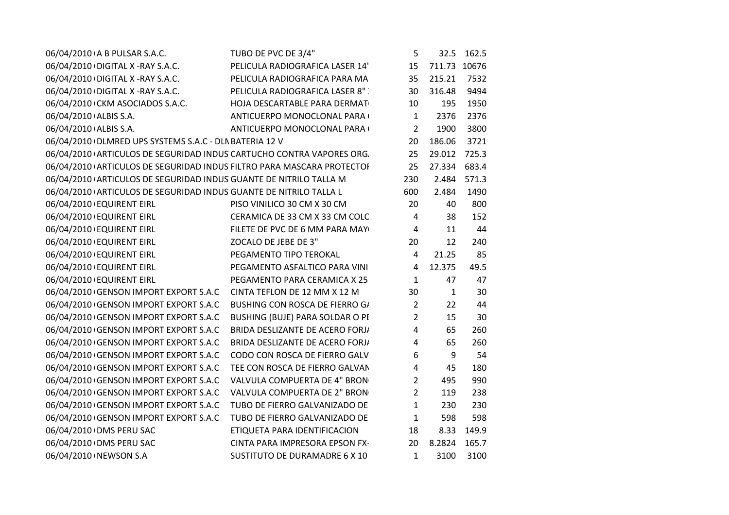| | | | | | |
|---|---|---|---|---|---|
| 06/04/2010 | A B PULSAR S.A.C. | TUBO DE PVC DE 3/4" | 5 | 32.5 | 162.5 |
| 06/04/2010 | DIGITAL X -RAY S.A.C. | PELICULA RADIOGRAFICA LASER 14' | 15 | 711.73 | 10676 |
| 06/04/2010 | DIGITAL X -RAY S.A.C. | PELICULA RADIOGRAFICA PARA MA | 35 | 215.21 | 7532 |
| 06/04/2010 | DIGITAL X -RAY S.A.C. | PELICULA RADIOGRAFICA LASER 8" | 30 | 316.48 | 9494 |
| 06/04/2010 | CKM ASOCIADOS S.A.C. | HOJA DESCARTABLE PARA DERMAT | 10 | 195 | 1950 |
| 06/04/2010 | ALBIS S.A. | ANTICUERPO MONOCLONAL PARA | 1 | 2376 | 2376 |
| 06/04/2010 | ALBIS S.A. | ANTICUERPO MONOCLONAL PARA | 2 | 1900 | 3800 |
| 06/04/2010 | DLMRED UPS SYSTEMS S.A.C - DLN | BATERIA 12 V | 20 | 186.06 | 3721 |
| 06/04/2010 | ARTICULOS DE SEGURIDAD INDUS | CARTUCHO CONTRA VAPORES ORG. | 25 | 29.012 | 725.3 |
| 06/04/2010 | ARTICULOS DE SEGURIDAD INDUS | FILTRO PARA MASCARA PROTECTOI | 25 | 27.334 | 683.4 |
| 06/04/2010 | ARTICULOS DE SEGURIDAD INDUS | GUANTE DE NITRILO TALLA M | 230 | 2.484 | 571.3 |
| 06/04/2010 | ARTICULOS DE SEGURIDAD INDUS | GUANTE DE NITRILO TALLA L | 600 | 2.484 | 1490 |
| 06/04/2010 | EQUIRENT EIRL | PISO VINILICO 30 CM X 30 CM | 20 | 40 | 800 |
| 06/04/2010 | EQUIRENT EIRL | CERAMICA DE 33 CM X 33 CM COLC | 4 | 38 | 152 |
| 06/04/2010 | EQUIRENT EIRL | FILETE DE PVC DE 6 MM PARA MAY | 4 | 11 | 44 |
| 06/04/2010 | EQUIRENT EIRL | ZOCALO DE JEBE DE 3" | 20 | 12 | 240 |
| 06/04/2010 | EQUIRENT EIRL | PEGAMENTO TIPO TEROKAL | 4 | 21.25 | 85 |
| 06/04/2010 | EQUIRENT EIRL | PEGAMENTO ASFALTICO PARA VINI | 4 | 12.375 | 49.5 |
| 06/04/2010 | EQUIRENT EIRL | PEGAMENTO PARA CERAMICA X 25 | 1 | 47 | 47 |
| 06/04/2010 | GENSON IMPORT EXPORT S.A.C | CINTA TEFLON DE 12 MM X 12 M | 30 | 1 | 30 |
| 06/04/2010 | GENSON IMPORT EXPORT S.A.C | BUSHING CON ROSCA DE FIERRO G/ | 2 | 22 | 44 |
| 06/04/2010 | GENSON IMPORT EXPORT S.A.C | BUSHING (BUJE) PARA SOLDAR O PE | 2 | 15 | 30 |
| 06/04/2010 | GENSON IMPORT EXPORT S.A.C | BRIDA DESLIZANTE DE ACERO FORJ/ | 4 | 65 | 260 |
| 06/04/2010 | GENSON IMPORT EXPORT S.A.C | BRIDA DESLIZANTE DE ACERO FORJ/ | 4 | 65 | 260 |
| 06/04/2010 | GENSON IMPORT EXPORT S.A.C | CODO CON ROSCA DE FIERRO GALV | 6 | 9 | 54 |
| 06/04/2010 | GENSON IMPORT EXPORT S.A.C | TEE CON ROSCA DE FIERRO GALVAN | 4 | 45 | 180 |
| 06/04/2010 | GENSON IMPORT EXPORT S.A.C | VALVULA COMPUERTA DE 4" BRON | 2 | 495 | 990 |
| 06/04/2010 | GENSON IMPORT EXPORT S.A.C | VALVULA COMPUERTA DE 2" BRON | 2 | 119 | 238 |
| 06/04/2010 | GENSON IMPORT EXPORT S.A.C | TUBO DE FIERRO GALVANIZADO DE | 1 | 230 | 230 |
| 06/04/2010 | GENSON IMPORT EXPORT S.A.C | TUBO DE FIERRO GALVANIZADO DE | 1 | 598 | 598 |
| 06/04/2010 | DMS PERU SAC | ETIQUETA PARA IDENTIFICACION | 18 | 8.33 | 149.9 |
| 06/04/2010 | DMS PERU SAC | CINTA PARA IMPRESORA EPSON FX- | 20 | 8.2824 | 165.7 |
| 06/04/2010 | NEWSON S.A | SUSTITUTO DE DURAMADRE 6 X 10 | 1 | 3100 | 3100 |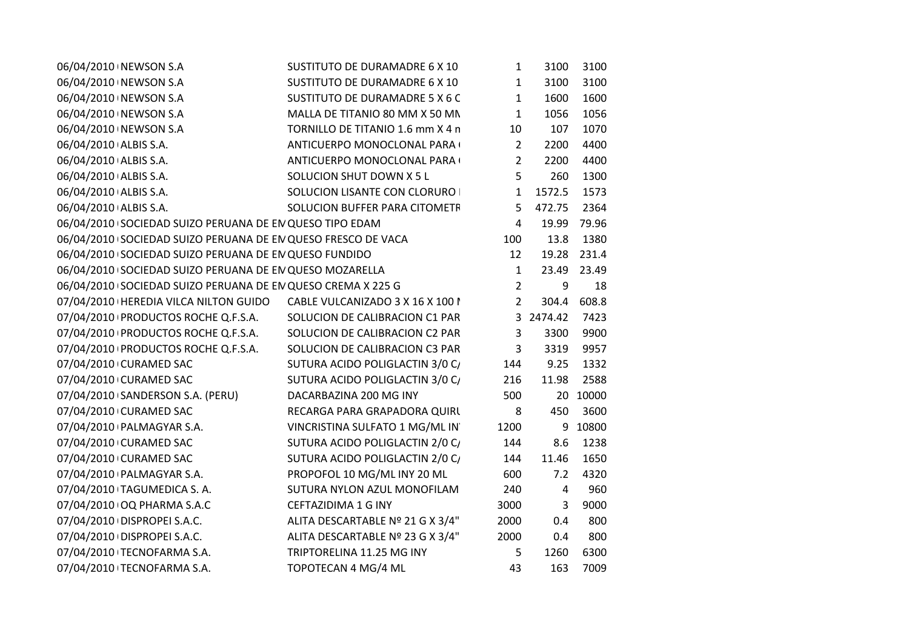| | | | | | |
|---|---|---|---|---|---|
| 06/04/2010 | NEWSON S.A | SUSTITUTO DE DURAMADRE 6 X 10 | 1 | 3100 | 3100 |
| 06/04/2010 | NEWSON S.A | SUSTITUTO DE DURAMADRE 6 X 10 | 1 | 3100 | 3100 |
| 06/04/2010 | NEWSON S.A | SUSTITUTO DE DURAMADRE 5 X 6 C | 1 | 1600 | 1600 |
| 06/04/2010 | NEWSON S.A | MALLA DE TITANIO 80 MM X 50 MN | 1 | 1056 | 1056 |
| 06/04/2010 | NEWSON S.A | TORNILLO DE TITANIO 1.6 mm X 4 n | 10 | 107 | 1070 |
| 06/04/2010 | ALBIS S.A. | ANTICUERPO MONOCLONAL PARA | 2 | 2200 | 4400 |
| 06/04/2010 | ALBIS S.A. | ANTICUERPO MONOCLONAL PARA | 2 | 2200 | 4400 |
| 06/04/2010 | ALBIS S.A. | SOLUCION SHUT DOWN X 5 L | 5 | 260 | 1300 |
| 06/04/2010 | ALBIS S.A. | SOLUCION LISANTE CON CLORURO | 1 | 1572.5 | 1573 |
| 06/04/2010 | ALBIS S.A. | SOLUCION BUFFER PARA CITOMETR | 5 | 472.75 | 2364 |
| 06/04/2010 | SOCIEDAD SUIZO PERUANA DE EN | QUESO TIPO EDAM | 4 | 19.99 | 79.96 |
| 06/04/2010 | SOCIEDAD SUIZO PERUANA DE EN | QUESO FRESCO DE VACA | 100 | 13.8 | 1380 |
| 06/04/2010 | SOCIEDAD SUIZO PERUANA DE EN | QUESO FUNDIDO | 12 | 19.28 | 231.4 |
| 06/04/2010 | SOCIEDAD SUIZO PERUANA DE EN | QUESO MOZARELLA | 1 | 23.49 | 23.49 |
| 06/04/2010 | SOCIEDAD SUIZO PERUANA DE EN | QUESO CREMA X 225 G | 2 | 9 | 18 |
| 07/04/2010 | HEREDIA VILCA NILTON GUIDO | CABLE VULCANIZADO 3 X 16 X 100 N | 2 | 304.4 | 608.8 |
| 07/04/2010 | PRODUCTOS ROCHE Q.F.S.A. | SOLUCION DE CALIBRACION C1 PAR | 3 | 2474.42 | 7423 |
| 07/04/2010 | PRODUCTOS ROCHE Q.F.S.A. | SOLUCION DE CALIBRACION C2 PAR | 3 | 3300 | 9900 |
| 07/04/2010 | PRODUCTOS ROCHE Q.F.S.A. | SOLUCION DE CALIBRACION C3 PAR | 3 | 3319 | 9957 |
| 07/04/2010 | CURAMED SAC | SUTURA ACIDO POLIGLACTIN 3/0 C/ | 144 | 9.25 | 1332 |
| 07/04/2010 | CURAMED SAC | SUTURA ACIDO POLIGLACTIN 3/0 C/ | 216 | 11.98 | 2588 |
| 07/04/2010 | SANDERSON S.A. (PERU) | DACARBAZINA 200 MG INY | 500 | 20 | 10000 |
| 07/04/2010 | CURAMED SAC | RECARGA PARA GRAPADORA QUIRU | 8 | 450 | 3600 |
| 07/04/2010 | PALMAGYAR S.A. | VINCRISTINA SULFATO 1 MG/ML IN | 1200 | 9 | 10800 |
| 07/04/2010 | CURAMED SAC | SUTURA ACIDO POLIGLACTIN 2/0 C/ | 144 | 8.6 | 1238 |
| 07/04/2010 | CURAMED SAC | SUTURA ACIDO POLIGLACTIN 2/0 C/ | 144 | 11.46 | 1650 |
| 07/04/2010 | PALMAGYAR S.A. | PROPOFOL 10 MG/ML INY 20 ML | 600 | 7.2 | 4320 |
| 07/04/2010 | TAGUMEDICA S. A. | SUTURA NYLON AZUL MONOFILAM | 240 | 4 | 960 |
| 07/04/2010 | OQ PHARMA S.A.C | CEFTAZIDIMA 1 G INY | 3000 | 3 | 9000 |
| 07/04/2010 | DISPROPEI S.A.C. | ALITA DESCARTABLE Nº 21 G X 3/4" | 2000 | 0.4 | 800 |
| 07/04/2010 | DISPROPEI S.A.C. | ALITA DESCARTABLE Nº 23 G X 3/4" | 2000 | 0.4 | 800 |
| 07/04/2010 | TECNOFARMA S.A. | TRIPTORELINA 11.25 MG INY | 5 | 1260 | 6300 |
| 07/04/2010 | TECNOFARMA S.A. | TOPOTECAN 4 MG/4 ML | 43 | 163 | 7009 |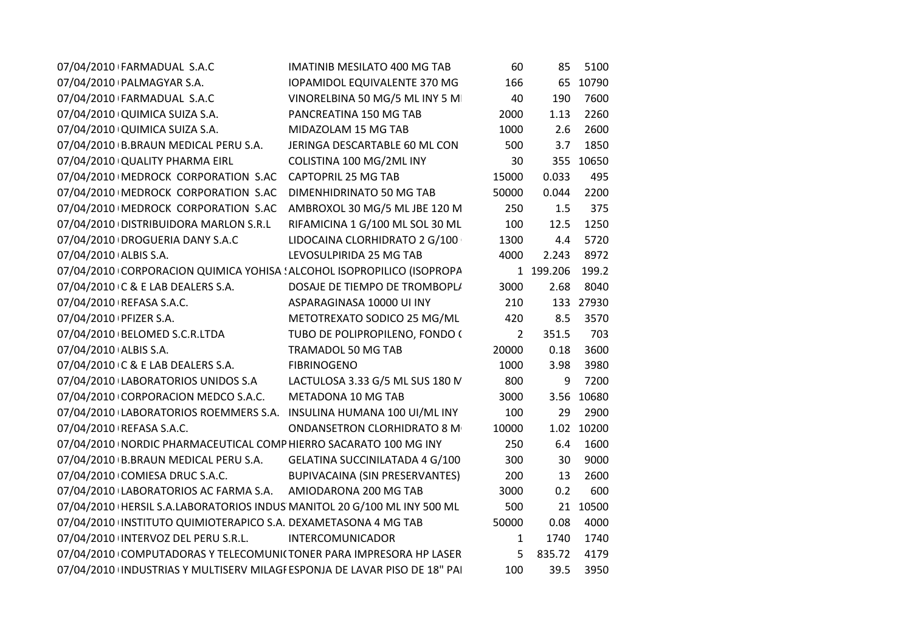| | | | | | |
|---|---|---|---|---|---|
| 07/04/2010 | FARMADUAL S.A.C | IMATINIB MESILATO 400 MG TAB | 60 | 85 | 5100 |
| 07/04/2010 | PALMAGYAR S.A. | IOPAMIDOL EQUIVALENTE 370 MG | 166 | 65 | 10790 |
| 07/04/2010 | FARMADUAL S.A.C | VINORELBINA 50 MG/5 ML INY 5 M | 40 | 190 | 7600 |
| 07/04/2010 | QUIMICA SUIZA S.A. | PANCREATINA 150 MG TAB | 2000 | 1.13 | 2260 |
| 07/04/2010 | QUIMICA SUIZA S.A. | MIDAZOLAM 15 MG TAB | 1000 | 2.6 | 2600 |
| 07/04/2010 | B.BRAUN MEDICAL PERU S.A. | JERINGA DESCARTABLE 60 ML CON | 500 | 3.7 | 1850 |
| 07/04/2010 | QUALITY PHARMA EIRL | COLISTINA 100 MG/2ML INY | 30 | 355 | 10650 |
| 07/04/2010 | MEDROCK CORPORATION S.AC | CAPTOPRIL 25 MG TAB | 15000 | 0.033 | 495 |
| 07/04/2010 | MEDROCK CORPORATION S.AC | DIMENHIDRINATO 50 MG TAB | 50000 | 0.044 | 2200 |
| 07/04/2010 | MEDROCK CORPORATION S.AC | AMBROXOL 30 MG/5 ML JBE 120 M | 250 | 1.5 | 375 |
| 07/04/2010 | DISTRIBUIDORA MARLON S.R.L | RIFAMICINA 1 G/100 ML SOL 30 ML | 100 | 12.5 | 1250 |
| 07/04/2010 | DROGUERIA DANY S.A.C | LIDOCAINA CLORHIDRATO 2 G/100 | 1300 | 4.4 | 5720 |
| 07/04/2010 | ALBIS S.A. | LEVOSULPIRIDA 25 MG TAB | 4000 | 2.243 | 8972 |
| 07/04/2010 | CORPORACION QUIMICA YOHISA S | ALCOHOL ISOPROPILICO (ISOPROPA | 1 | 199.206 | 199.2 |
| 07/04/2010 | C & E LAB DEALERS S.A. | DOSAJE DE TIEMPO DE TROMBOPL/ | 3000 | 2.68 | 8040 |
| 07/04/2010 | REFASA S.A.C. | ASPARAGINASA 10000 UI INY | 210 | 133 | 27930 |
| 07/04/2010 | PFIZER S.A. | METOTREXATO SODICO 25 MG/ML | 420 | 8.5 | 3570 |
| 07/04/2010 | BELOMED S.C.R.LTDA | TUBO DE POLIPROPILENO, FONDO ( | 2 | 351.5 | 703 |
| 07/04/2010 | ALBIS S.A. | TRAMADOL 50 MG TAB | 20000 | 0.18 | 3600 |
| 07/04/2010 | C & E LAB DEALERS S.A. | FIBRINOGENO | 1000 | 3.98 | 3980 |
| 07/04/2010 | LABORATORIOS UNIDOS S.A | LACTULOSA 3.33 G/5 ML SUS 180 M | 800 | 9 | 7200 |
| 07/04/2010 | CORPORACION MEDCO S.A.C. | METADONA 10 MG TAB | 3000 | 3.56 | 10680 |
| 07/04/2010 | LABORATORIOS ROEMMERS S.A. | INSULINA HUMANA 100 UI/ML INY | 100 | 29 | 2900 |
| 07/04/2010 | REFASA S.A.C. | ONDANSETRON CLORHIDRATO 8 M | 10000 | 1.02 | 10200 |
| 07/04/2010 | NORDIC PHARMACEUTICAL COMP | HIERRO SACARATO 100 MG INY | 250 | 6.4 | 1600 |
| 07/04/2010 | B.BRAUN MEDICAL PERU S.A. | GELATINA SUCCINILATADA 4 G/100 | 300 | 30 | 9000 |
| 07/04/2010 | COMIESA DRUC S.A.C. | BUPIVACAINA (SIN PRESERVANTES) | 200 | 13 | 2600 |
| 07/04/2010 | LABORATORIOS AC FARMA S.A. | AMIODARONA 200 MG TAB | 3000 | 0.2 | 600 |
| 07/04/2010 | HERSIL S.A.LABORATORIOS INDUS | MANITOL 20 G/100 ML INY 500 ML | 500 | 21 | 10500 |
| 07/04/2010 | INSTITUTO QUIMIOTERAPICO S.A. | DEXAMETASONA 4 MG TAB | 50000 | 0.08 | 4000 |
| 07/04/2010 | INTERVOZ DEL PERU S.R.L. | INTERCOMUNICADOR | 1 | 1740 | 1740 |
| 07/04/2010 | COMPUTADORAS Y TELECOMUNI( | TONER PARA IMPRESORA HP LASER | 5 | 835.72 | 4179 |
| 07/04/2010 | INDUSTRIAS Y MULTISERV MILAGI | ESPONJA DE LAVAR PISO DE 18" PAI | 100 | 39.5 | 3950 |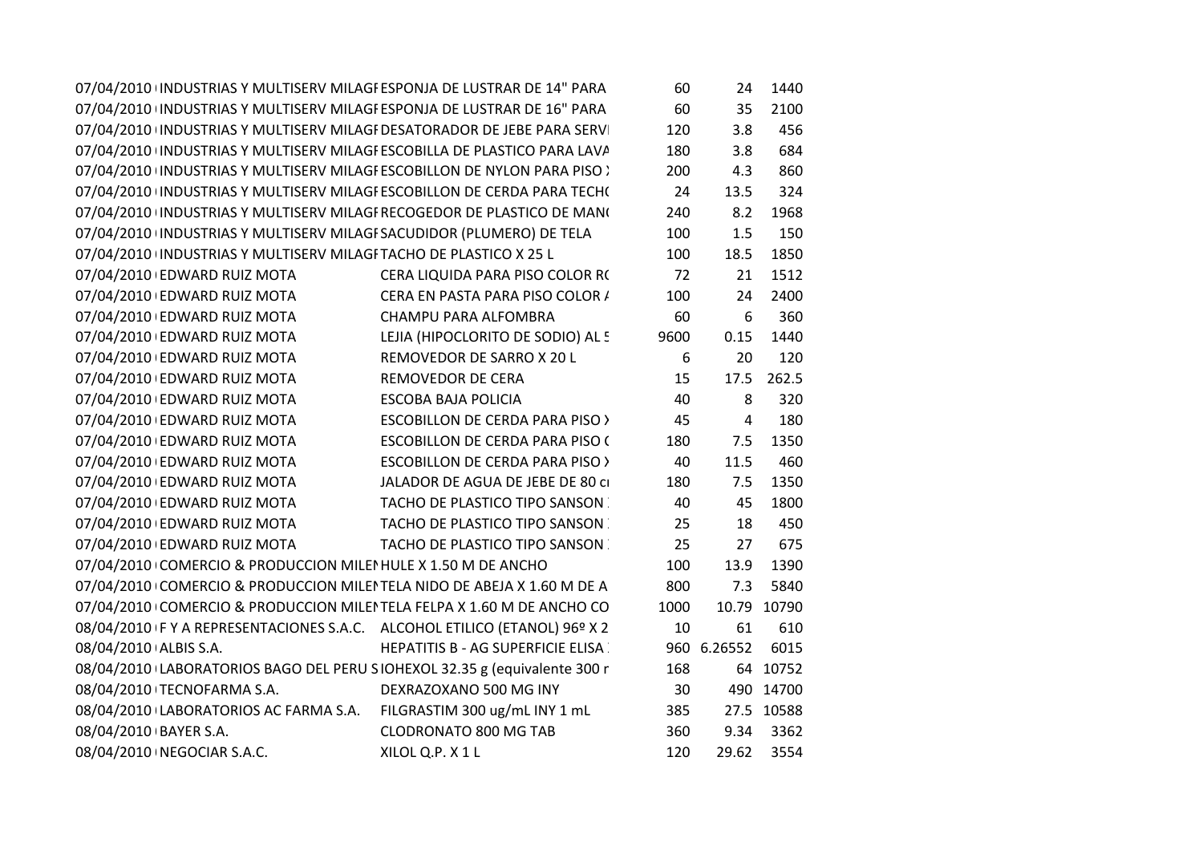| | | | | | |
|---|---|---|---|---|---|
| 07/04/2010 | INDUSTRIAS Y MULTISERV MILAGI | ESPONJA DE LUSTRAR DE 14" PARA | 60 | 24 | 1440 |
| 07/04/2010 | INDUSTRIAS Y MULTISERV MILAGI | ESPONJA DE LUSTRAR DE 16" PARA | 60 | 35 | 2100 |
| 07/04/2010 | INDUSTRIAS Y MULTISERV MILAGI | DESATORADOR DE JEBE PARA SERVI | 120 | 3.8 | 456 |
| 07/04/2010 | INDUSTRIAS Y MULTISERV MILAGI | ESCOBILLA DE PLASTICO PARA LAVA | 180 | 3.8 | 684 |
| 07/04/2010 | INDUSTRIAS Y MULTISERV MILAGI | ESCOBILLON DE NYLON PARA PISO X | 200 | 4.3 | 860 |
| 07/04/2010 | INDUSTRIAS Y MULTISERV MILAGI | ESCOBILLON DE CERDA PARA TECHO | 24 | 13.5 | 324 |
| 07/04/2010 | INDUSTRIAS Y MULTISERV MILAGI | RECOGEDOR DE PLASTICO DE MANO | 240 | 8.2 | 1968 |
| 07/04/2010 | INDUSTRIAS Y MULTISERV MILAGI | SACUDIDOR (PLUMERO) DE TELA | 100 | 1.5 | 150 |
| 07/04/2010 | INDUSTRIAS Y MULTISERV MILAGI | TACHO DE PLASTICO X 25 L | 100 | 18.5 | 1850 |
| 07/04/2010 | EDWARD RUIZ MOTA | CERA LIQUIDA PARA PISO COLOR RO | 72 | 21 | 1512 |
| 07/04/2010 | EDWARD RUIZ MOTA | CERA EN PASTA PARA PISO COLOR A | 100 | 24 | 2400 |
| 07/04/2010 | EDWARD RUIZ MOTA | CHAMPU PARA ALFOMBRA | 60 | 6 | 360 |
| 07/04/2010 | EDWARD RUIZ MOTA | LEJIA (HIPOCLORITO DE SODIO) AL 5 | 9600 | 0.15 | 1440 |
| 07/04/2010 | EDWARD RUIZ MOTA | REMOVEDOR DE SARRO X 20 L | 6 | 20 | 120 |
| 07/04/2010 | EDWARD RUIZ MOTA | REMOVEDOR DE CERA | 15 | 17.5 | 262.5 |
| 07/04/2010 | EDWARD RUIZ MOTA | ESCOBA BAJA POLICIA | 40 | 8 | 320 |
| 07/04/2010 | EDWARD RUIZ MOTA | ESCOBILLON DE CERDA PARA PISO X | 45 | 4 | 180 |
| 07/04/2010 | EDWARD RUIZ MOTA | ESCOBILLON DE CERDA PARA PISO ( | 180 | 7.5 | 1350 |
| 07/04/2010 | EDWARD RUIZ MOTA | ESCOBILLON DE CERDA PARA PISO X | 40 | 11.5 | 460 |
| 07/04/2010 | EDWARD RUIZ MOTA | JALADOR DE AGUA DE JEBE DE 80 cm | 180 | 7.5 | 1350 |
| 07/04/2010 | EDWARD RUIZ MOTA | TACHO DE PLASTICO TIPO SANSON | 40 | 45 | 1800 |
| 07/04/2010 | EDWARD RUIZ MOTA | TACHO DE PLASTICO TIPO SANSON | 25 | 18 | 450 |
| 07/04/2010 | EDWARD RUIZ MOTA | TACHO DE PLASTICO TIPO SANSON | 25 | 27 | 675 |
| 07/04/2010 | COMERCIO & PRODUCCION MILEN | HULE X 1.50 M DE ANCHO | 100 | 13.9 | 1390 |
| 07/04/2010 | COMERCIO & PRODUCCION MILEN | TELA NIDO DE ABEJA X 1.60 M DE A | 800 | 7.3 | 5840 |
| 07/04/2010 | COMERCIO & PRODUCCION MILEN | TELA FELPA X 1.60 M DE ANCHO CO | 1000 | 10.79 | 10790 |
| 08/04/2010 | F Y A REPRESENTACIONES S.A.C. | ALCOHOL ETILICO (ETANOL) 96º X 2 | 10 | 61 | 610 |
| 08/04/2010 | ALBIS S.A. | HEPATITIS B - AG SUPERFICIE ELISA | 960 | 6.26552 | 6015 |
| 08/04/2010 | LABORATORIOS BAGO DEL PERU S | IOHEXOL 32.35 g (equivalente 300 r | 168 | 64 | 10752 |
| 08/04/2010 | TECNOFARMA S.A. | DEXRAZOXANO 500 MG INY | 30 | 490 | 14700 |
| 08/04/2010 | LABORATORIOS AC FARMA S.A. | FILGRASTIM 300 ug/mL INY 1 mL | 385 | 27.5 | 10588 |
| 08/04/2010 | BAYER S.A. | CLODRONATO 800 MG TAB | 360 | 9.34 | 3362 |
| 08/04/2010 | NEGOCIAR S.A.C. | XILOL Q.P. X 1 L | 120 | 29.62 | 3554 |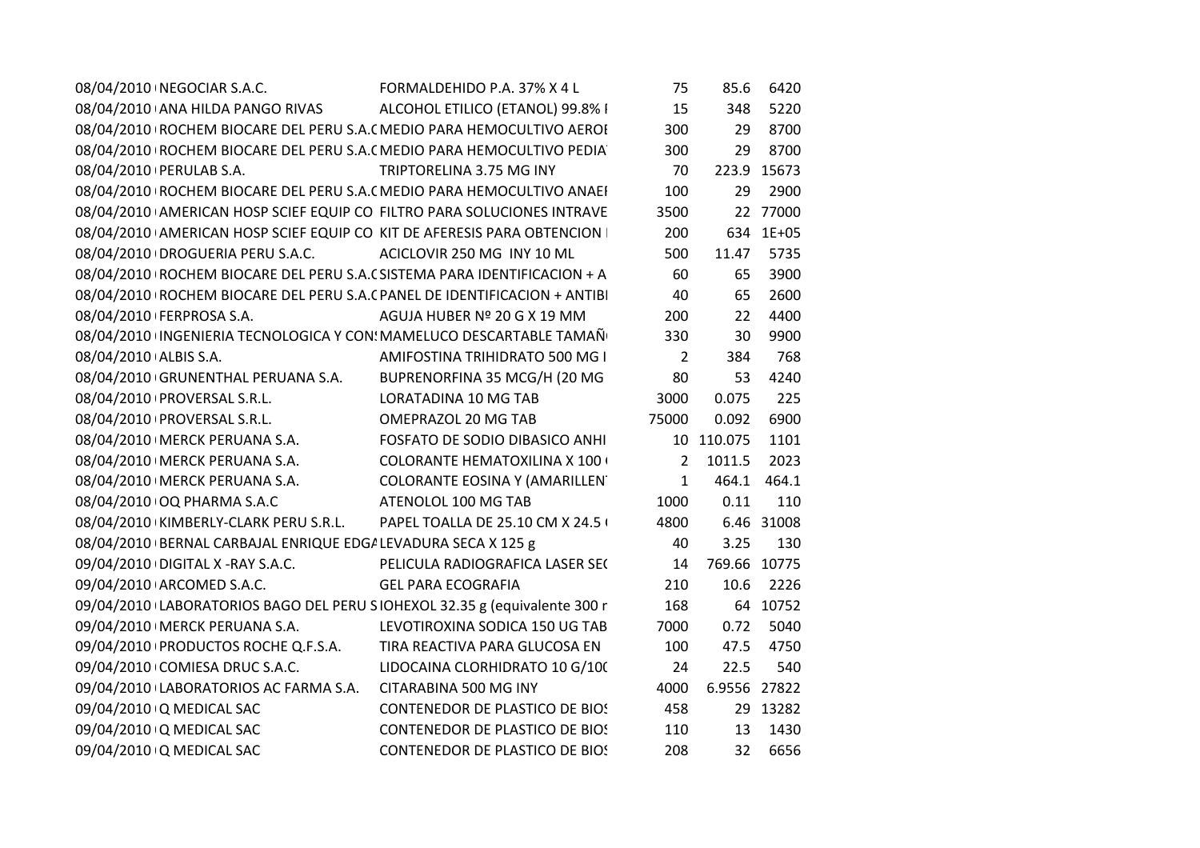| | | | | | |
|---|---|---|---|---|---|
| 08/04/2010 | NEGOCIAR S.A.C. | FORMALDEHIDO P.A. 37% X 4 L | 75 | 85.6 | 6420 |
| 08/04/2010 | ANA HILDA PANGO RIVAS | ALCOHOL ETILICO (ETANOL) 99.8% I | 15 | 348 | 5220 |
| 08/04/2010 | ROCHEM BIOCARE DEL PERU S.A.C | MEDIO PARA HEMOCULTIVO AEROI | 300 | 29 | 8700 |
| 08/04/2010 | ROCHEM BIOCARE DEL PERU S.A.C | MEDIO PARA HEMOCULTIVO PEDIA | 300 | 29 | 8700 |
| 08/04/2010 | PERULAB S.A. | TRIPTORELINA 3.75 MG INY | 70 | 223.9 | 15673 |
| 08/04/2010 | ROCHEM BIOCARE DEL PERU S.A.C | MEDIO PARA HEMOCULTIVO ANAEI | 100 | 29 | 2900 |
| 08/04/2010 | AMERICAN HOSP SCIEF EQUIP CO | FILTRO PARA SOLUCIONES INTRAVE | 3500 | 22 | 77000 |
| 08/04/2010 | AMERICAN HOSP SCIEF EQUIP CO | KIT DE AFERESIS PARA OBTENCION I | 200 | 634 | 1E+05 |
| 08/04/2010 | DROGUERIA PERU S.A.C. | ACICLOVIR 250 MG INY 10 ML | 500 | 11.47 | 5735 |
| 08/04/2010 | ROCHEM BIOCARE DEL PERU S.A.C | SISTEMA PARA IDENTIFICACION + A | 60 | 65 | 3900 |
| 08/04/2010 | ROCHEM BIOCARE DEL PERU S.A.C | PANEL DE IDENTIFICACION + ANTIBI | 40 | 65 | 2600 |
| 08/04/2010 | FERPROSA S.A. | AGUJA HUBER Nº 20 G X 19 MM | 200 | 22 | 4400 |
| 08/04/2010 | INGENIERIA TECNOLOGICA Y CONS | MAMELUCO DESCARTABLE TAMAÑ | 330 | 30 | 9900 |
| 08/04/2010 | ALBIS S.A. | AMIFOSTINA TRIHIDRATO 500 MG I | 2 | 384 | 768 |
| 08/04/2010 | GRUNENTHAL PERUANA S.A. | BUPRENORFINA 35 MCG/H (20 MG | 80 | 53 | 4240 |
| 08/04/2010 | PROVERSAL S.R.L. | LORATADINA 10 MG TAB | 3000 | 0.075 | 225 |
| 08/04/2010 | PROVERSAL S.R.L. | OMEPRAZOL 20 MG TAB | 75000 | 0.092 | 6900 |
| 08/04/2010 | MERCK PERUANA S.A. | FOSFATO DE SODIO DIBASICO ANHI | 10 | 110.075 | 1101 |
| 08/04/2010 | MERCK PERUANA S.A. | COLORANTE HEMATOXILINA X 100 | 2 | 1011.5 | 2023 |
| 08/04/2010 | MERCK PERUANA S.A. | COLORANTE EOSINA Y (AMARILLEN | 1 | 464.1 | 464.1 |
| 08/04/2010 | OQ PHARMA S.A.C | ATENOLOL 100 MG TAB | 1000 | 0.11 | 110 |
| 08/04/2010 | KIMBERLY-CLARK PERU S.R.L. | PAPEL TOALLA DE 25.10 CM X 24.5 | 4800 | 6.46 | 31008 |
| 08/04/2010 | BERNAL CARBAJAL ENRIQUE EDGA | LEVADURA SECA X 125 g | 40 | 3.25 | 130 |
| 09/04/2010 | DIGITAL X -RAY S.A.C. | PELICULA RADIOGRAFICA LASER SE | 14 | 769.66 | 10775 |
| 09/04/2010 | ARCOMED S.A.C. | GEL PARA ECOGRAFIA | 210 | 10.6 | 2226 |
| 09/04/2010 | LABORATORIOS BAGO DEL PERU S | IOHEXOL 32.35 g (equivalente 300 r | 168 | 64 | 10752 |
| 09/04/2010 | MERCK PERUANA S.A. | LEVOTIROXINA SODICA 150 UG TAB | 7000 | 0.72 | 5040 |
| 09/04/2010 | PRODUCTOS ROCHE Q.F.S.A. | TIRA REACTIVA PARA GLUCOSA EN | 100 | 47.5 | 4750 |
| 09/04/2010 | COMIESA DRUC S.A.C. | LIDOCAINA CLORHIDRATO 10 G/10( | 24 | 22.5 | 540 |
| 09/04/2010 | LABORATORIOS AC FARMA S.A. | CITARABINA 500 MG INY | 4000 | 6.9556 | 27822 |
| 09/04/2010 | Q MEDICAL SAC | CONTENEDOR DE PLASTICO DE BIOS | 458 | 29 | 13282 |
| 09/04/2010 | Q MEDICAL SAC | CONTENEDOR DE PLASTICO DE BIOS | 110 | 13 | 1430 |
| 09/04/2010 | Q MEDICAL SAC | CONTENEDOR DE PLASTICO DE BIOS | 208 | 32 | 6656 |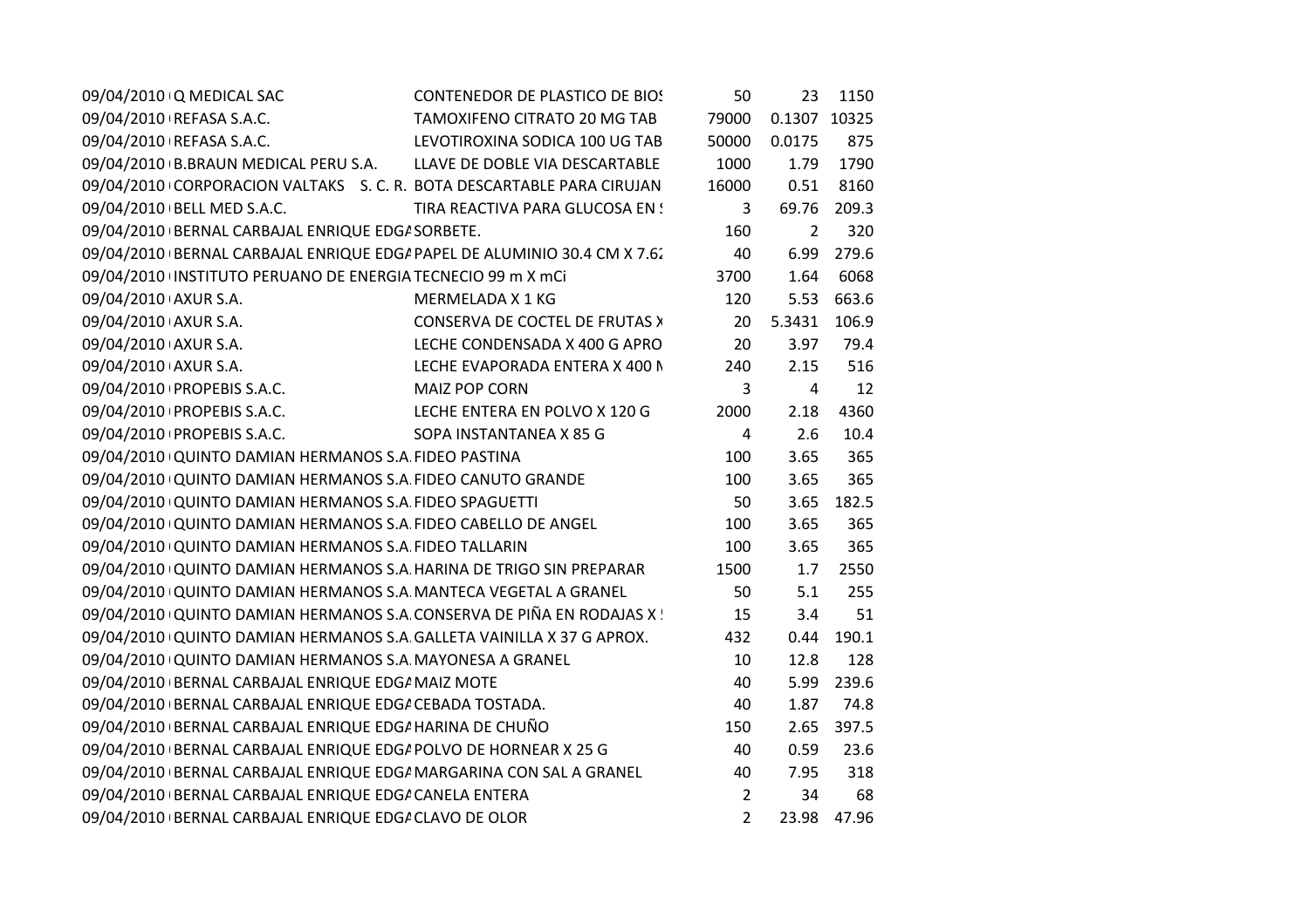| | | | | | |
|---|---|---|---|---|---|
| 09/04/2010 | Q MEDICAL SAC | CONTENEDOR DE PLASTICO DE BIOS | 50 | 23 | 1150 |
| 09/04/2010 | REFASA S.A.C. | TAMOXIFENO CITRATO 20 MG TAB | 79000 | 0.1307 | 10325 |
| 09/04/2010 | REFASA S.A.C. | LEVOTIROXINA SODICA 100 UG TAB | 50000 | 0.0175 | 875 |
| 09/04/2010 | B.BRAUN MEDICAL PERU S.A. | LLAVE DE DOBLE VIA DESCARTABLE | 1000 | 1.79 | 1790 |
| 09/04/2010 | CORPORACION VALTAKS S. C. R. | BOTA DESCARTABLE PARA CIRUJAN | 16000 | 0.51 | 8160 |
| 09/04/2010 | BELL MED S.A.C. | TIRA REACTIVA PARA GLUCOSA EN S | 3 | 69.76 | 209.3 |
| 09/04/2010 | BERNAL CARBAJAL ENRIQUE EDGA | SORBETE. | 160 | 2 | 320 |
| 09/04/2010 | BERNAL CARBAJAL ENRIQUE EDGA | PAPEL DE ALUMINIO 30.4 CM X 7.62 | 40 | 6.99 | 279.6 |
| 09/04/2010 | INSTITUTO PERUANO DE ENERGIA | TECNECIO 99 m X mCi | 3700 | 1.64 | 6068 |
| 09/04/2010 | AXUR S.A. | MERMELADA X 1 KG | 120 | 5.53 | 663.6 |
| 09/04/2010 | AXUR S.A. | CONSERVA DE COCTEL DE FRUTAS X | 20 | 5.3431 | 106.9 |
| 09/04/2010 | AXUR S.A. | LECHE CONDENSADA X 400 G APRO | 20 | 3.97 | 79.4 |
| 09/04/2010 | AXUR S.A. | LECHE EVAPORADA ENTERA X 400 M | 240 | 2.15 | 516 |
| 09/04/2010 | PROPEBIS S.A.C. | MAIZ POP CORN | 3 | 4 | 12 |
| 09/04/2010 | PROPEBIS S.A.C. | LECHE ENTERA EN POLVO X 120 G | 2000 | 2.18 | 4360 |
| 09/04/2010 | PROPEBIS S.A.C. | SOPA INSTANTANEA X 85 G | 4 | 2.6 | 10.4 |
| 09/04/2010 | QUINTO DAMIAN HERMANOS S.A. | FIDEO PASTINA | 100 | 3.65 | 365 |
| 09/04/2010 | QUINTO DAMIAN HERMANOS S.A. | FIDEO CANUTO GRANDE | 100 | 3.65 | 365 |
| 09/04/2010 | QUINTO DAMIAN HERMANOS S.A. | FIDEO SPAGUETTI | 50 | 3.65 | 182.5 |
| 09/04/2010 | QUINTO DAMIAN HERMANOS S.A. | FIDEO CABELLO DE ANGEL | 100 | 3.65 | 365 |
| 09/04/2010 | QUINTO DAMIAN HERMANOS S.A. | FIDEO TALLARIN | 100 | 3.65 | 365 |
| 09/04/2010 | QUINTO DAMIAN HERMANOS S.A. | HARINA DE TRIGO SIN PREPARAR | 1500 | 1.7 | 2550 |
| 09/04/2010 | QUINTO DAMIAN HERMANOS S.A. | MANTECA VEGETAL A GRANEL | 50 | 5.1 | 255 |
| 09/04/2010 | QUINTO DAMIAN HERMANOS S.A. | CONSERVA DE PIÑA EN RODAJAS X | 15 | 3.4 | 51 |
| 09/04/2010 | QUINTO DAMIAN HERMANOS S.A. | GALLETA VAINILLA X 37 G APROX. | 432 | 0.44 | 190.1 |
| 09/04/2010 | QUINTO DAMIAN HERMANOS S.A. | MAYONESA A GRANEL | 10 | 12.8 | 128 |
| 09/04/2010 | BERNAL CARBAJAL ENRIQUE EDGA | MAIZ MOTE | 40 | 5.99 | 239.6 |
| 09/04/2010 | BERNAL CARBAJAL ENRIQUE EDGA | CEBADA TOSTADA. | 40 | 1.87 | 74.8 |
| 09/04/2010 | BERNAL CARBAJAL ENRIQUE EDGA | HARINA DE CHUÑO | 150 | 2.65 | 397.5 |
| 09/04/2010 | BERNAL CARBAJAL ENRIQUE EDGA | POLVO DE HORNEAR X 25 G | 40 | 0.59 | 23.6 |
| 09/04/2010 | BERNAL CARBAJAL ENRIQUE EDGA | MARGARINA CON SAL A GRANEL | 40 | 7.95 | 318 |
| 09/04/2010 | BERNAL CARBAJAL ENRIQUE EDGA | CANELA ENTERA | 2 | 34 | 68 |
| 09/04/2010 | BERNAL CARBAJAL ENRIQUE EDGA | CLAVO DE OLOR | 2 | 23.98 | 47.96 |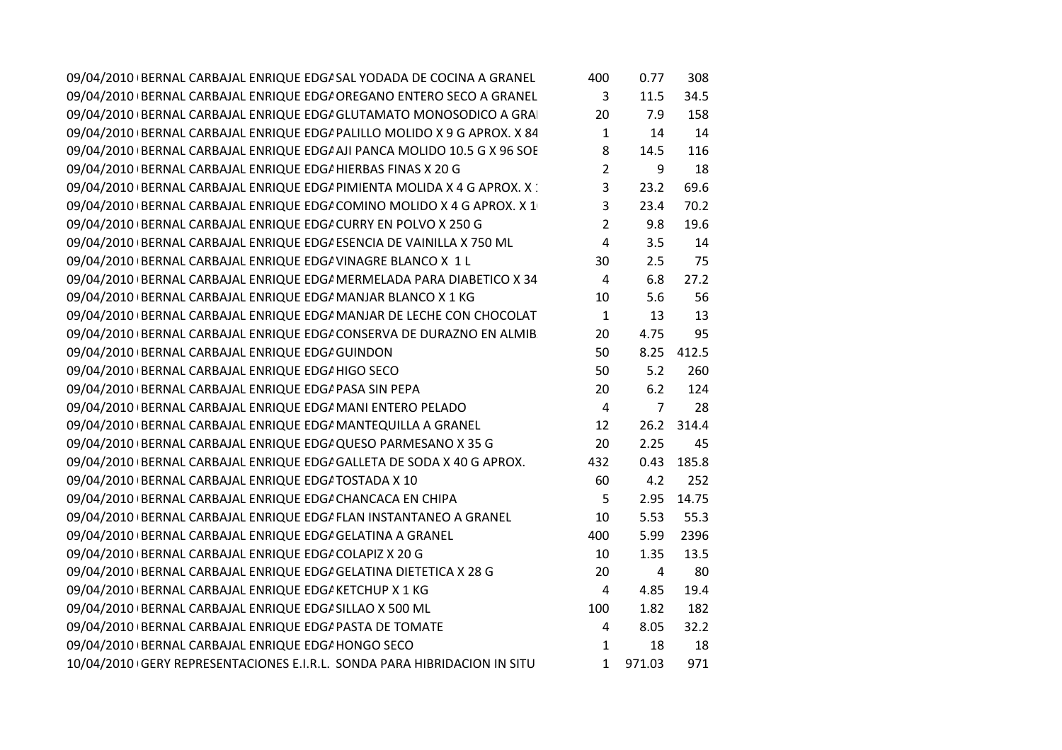| | | | | | |
|---|---|---|---|---|---|
| 09/04/2010 | BERNAL CARBAJAL ENRIQUE EDGA | SAL YODADA DE COCINA A GRANEL | 400 | 0.77 | 308 |
| 09/04/2010 | BERNAL CARBAJAL ENRIQUE EDGA | OREGANO ENTERO SECO A GRANEL | 3 | 11.5 | 34.5 |
| 09/04/2010 | BERNAL CARBAJAL ENRIQUE EDGA | GLUTAMATO MONOSODICO A GRA | 20 | 7.9 | 158 |
| 09/04/2010 | BERNAL CARBAJAL ENRIQUE EDGA | PALILLO MOLIDO X 9 G APROX. X 84 | 1 | 14 | 14 |
| 09/04/2010 | BERNAL CARBAJAL ENRIQUE EDGA | AJI PANCA MOLIDO 10.5 G X 96 SOE | 8 | 14.5 | 116 |
| 09/04/2010 | BERNAL CARBAJAL ENRIQUE EDGA | HIERBAS FINAS X 20 G | 2 | 9 | 18 |
| 09/04/2010 | BERNAL CARBAJAL ENRIQUE EDGA | PIMIENTA MOLIDA X 4 G APROX. X 1 | 3 | 23.2 | 69.6 |
| 09/04/2010 | BERNAL CARBAJAL ENRIQUE EDGA | COMINO MOLIDO X 4 G APROX. X 1 | 3 | 23.4 | 70.2 |
| 09/04/2010 | BERNAL CARBAJAL ENRIQUE EDGA | CURRY EN POLVO X 250 G | 2 | 9.8 | 19.6 |
| 09/04/2010 | BERNAL CARBAJAL ENRIQUE EDGA | ESENCIA DE VAINILLA X 750 ML | 4 | 3.5 | 14 |
| 09/04/2010 | BERNAL CARBAJAL ENRIQUE EDGA | VINAGRE BLANCO X 1 L | 30 | 2.5 | 75 |
| 09/04/2010 | BERNAL CARBAJAL ENRIQUE EDGA | MERMELADA PARA DIABETICO X 34 | 4 | 6.8 | 27.2 |
| 09/04/2010 | BERNAL CARBAJAL ENRIQUE EDGA | MANJAR BLANCO X 1 KG | 10 | 5.6 | 56 |
| 09/04/2010 | BERNAL CARBAJAL ENRIQUE EDGA | MANJAR DE LECHE CON CHOCOLAT | 1 | 13 | 13 |
| 09/04/2010 | BERNAL CARBAJAL ENRIQUE EDGA | CONSERVA DE DURAZNO EN ALMIB | 20 | 4.75 | 95 |
| 09/04/2010 | BERNAL CARBAJAL ENRIQUE EDGA | GUINDON | 50 | 8.25 | 412.5 |
| 09/04/2010 | BERNAL CARBAJAL ENRIQUE EDGA | HIGO SECO | 50 | 5.2 | 260 |
| 09/04/2010 | BERNAL CARBAJAL ENRIQUE EDGA | PASA SIN PEPA | 20 | 6.2 | 124 |
| 09/04/2010 | BERNAL CARBAJAL ENRIQUE EDGA | MANI ENTERO PELADO | 4 | 7 | 28 |
| 09/04/2010 | BERNAL CARBAJAL ENRIQUE EDGA | MANTEQUILLA A GRANEL | 12 | 26.2 | 314.4 |
| 09/04/2010 | BERNAL CARBAJAL ENRIQUE EDGA | QUESO PARMESANO X 35 G | 20 | 2.25 | 45 |
| 09/04/2010 | BERNAL CARBAJAL ENRIQUE EDGA | GALLETA DE SODA X 40 G APROX. | 432 | 0.43 | 185.8 |
| 09/04/2010 | BERNAL CARBAJAL ENRIQUE EDGA | TOSTADA X 10 | 60 | 4.2 | 252 |
| 09/04/2010 | BERNAL CARBAJAL ENRIQUE EDGA | CHANCACA EN CHIPA | 5 | 2.95 | 14.75 |
| 09/04/2010 | BERNAL CARBAJAL ENRIQUE EDGA | FLAN INSTANTANEO A GRANEL | 10 | 5.53 | 55.3 |
| 09/04/2010 | BERNAL CARBAJAL ENRIQUE EDGA | GELATINA A GRANEL | 400 | 5.99 | 2396 |
| 09/04/2010 | BERNAL CARBAJAL ENRIQUE EDGA | COLAPIZ X 20 G | 10 | 1.35 | 13.5 |
| 09/04/2010 | BERNAL CARBAJAL ENRIQUE EDGA | GELATINA DIETETICA X 28 G | 20 | 4 | 80 |
| 09/04/2010 | BERNAL CARBAJAL ENRIQUE EDGA | KETCHUP X 1 KG | 4 | 4.85 | 19.4 |
| 09/04/2010 | BERNAL CARBAJAL ENRIQUE EDGA | SILLAO X 500 ML | 100 | 1.82 | 182 |
| 09/04/2010 | BERNAL CARBAJAL ENRIQUE EDGA | PASTA DE TOMATE | 4 | 8.05 | 32.2 |
| 09/04/2010 | BERNAL CARBAJAL ENRIQUE EDGA | HONGO SECO | 1 | 18 | 18 |
| 10/04/2010 | GERY REPRESENTACIONES E.I.R.L. | SONDA PARA HIBRIDACION IN SITU | 1 | 971.03 | 971 |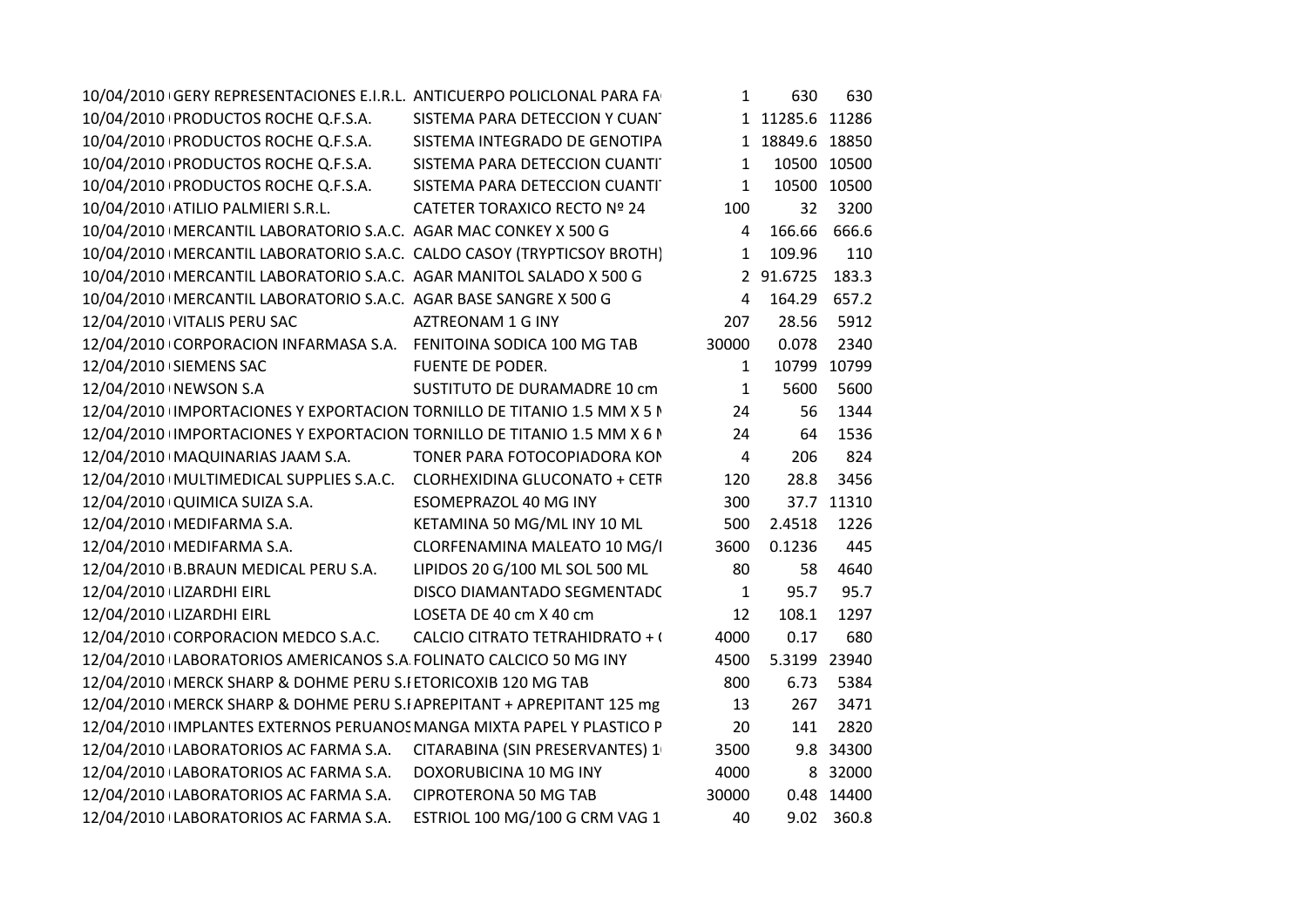| | | | | | |
|---|---|---|---|---|---|
| 10/04/2010 | GERY REPRESENTACIONES E.I.R.L. | ANTICUERPO POLICLONAL PARA FA | 1 | 630 | 630 |
| 10/04/2010 | PRODUCTOS ROCHE Q.F.S.A. | SISTEMA PARA DETECCION Y CUANT | 1 | 11285.6 | 11286 |
| 10/04/2010 | PRODUCTOS ROCHE Q.F.S.A. | SISTEMA INTEGRADO DE GENOTIPA | 1 | 18849.6 | 18850 |
| 10/04/2010 | PRODUCTOS ROCHE Q.F.S.A. | SISTEMA PARA DETECCION CUANTI | 1 | 10500 | 10500 |
| 10/04/2010 | PRODUCTOS ROCHE Q.F.S.A. | SISTEMA PARA DETECCION CUANTI | 1 | 10500 | 10500 |
| 10/04/2010 | ATILIO PALMIERI S.R.L. | CATETER TORAXICO RECTO Nº 24 | 100 | 32 | 3200 |
| 10/04/2010 | MERCANTIL LABORATORIO S.A.C. | AGAR MAC CONKEY X 500 G | 4 | 166.66 | 666.6 |
| 10/04/2010 | MERCANTIL LABORATORIO S.A.C. | CALDO CASOY (TRYPTICSOY BROTH) | 1 | 109.96 | 110 |
| 10/04/2010 | MERCANTIL LABORATORIO S.A.C. | AGAR MANITOL SALADO X 500 G | 2 | 91.6725 | 183.3 |
| 10/04/2010 | MERCANTIL LABORATORIO S.A.C. | AGAR BASE SANGRE X 500 G | 4 | 164.29 | 657.2 |
| 12/04/2010 | VITALIS PERU SAC | AZTREONAM 1 G INY | 207 | 28.56 | 5912 |
| 12/04/2010 | CORPORACION INFARMASA S.A. | FENITOINA SODICA 100 MG TAB | 30000 | 0.078 | 2340 |
| 12/04/2010 | SIEMENS SAC | FUENTE DE PODER. | 1 | 10799 | 10799 |
| 12/04/2010 | NEWSON S.A | SUSTITUTO DE DURAMADRE 10 cm | 1 | 5600 | 5600 |
| 12/04/2010 | IMPORTACIONES Y EXPORTACION | TORNILLO DE TITANIO 1.5 MM X 5 M | 24 | 56 | 1344 |
| 12/04/2010 | IMPORTACIONES Y EXPORTACION | TORNILLO DE TITANIO 1.5 MM X 6 M | 24 | 64 | 1536 |
| 12/04/2010 | MAQUINARIAS JAAM S.A. | TONER PARA FOTOCOPIADORA KON | 4 | 206 | 824 |
| 12/04/2010 | MULTIMEDICAL SUPPLIES S.A.C. | CLORHEXIDINA GLUCONATO + CETR | 120 | 28.8 | 3456 |
| 12/04/2010 | QUIMICA SUIZA S.A. | ESOMEPRAZOL 40 MG INY | 300 | 37.7 | 11310 |
| 12/04/2010 | MEDIFARMA S.A. | KETAMINA 50 MG/ML INY 10 ML | 500 | 2.4518 | 1226 |
| 12/04/2010 | MEDIFARMA S.A. | CLORFENAMINA MALEATO 10 MG/I | 3600 | 0.1236 | 445 |
| 12/04/2010 | B.BRAUN MEDICAL PERU S.A. | LIPIDOS 20 G/100 ML SOL 500 ML | 80 | 58 | 4640 |
| 12/04/2010 | LIZARDHI EIRL | DISCO DIAMANTADO SEGMENTADO | 1 | 95.7 | 95.7 |
| 12/04/2010 | LIZARDHI EIRL | LOSETA DE 40 cm X 40 cm | 12 | 108.1 | 1297 |
| 12/04/2010 | CORPORACION MEDCO S.A.C. | CALCIO CITRATO TETRAHIDRATO + ( | 4000 | 0.17 | 680 |
| 12/04/2010 | LABORATORIOS AMERICANOS S.A. | FOLINATO CALCICO 50 MG INY | 4500 | 5.3199 | 23940 |
| 12/04/2010 | MERCK SHARP & DOHME PERU S.I | ETORICOXIB 120 MG TAB | 800 | 6.73 | 5384 |
| 12/04/2010 | MERCK SHARP & DOHME PERU S.I | APREPITANT + APREPITANT 125 mg | 13 | 267 | 3471 |
| 12/04/2010 | IMPLANTES EXTERNOS PERUANOS | MANGA MIXTA PAPEL Y PLASTICO P | 20 | 141 | 2820 |
| 12/04/2010 | LABORATORIOS AC FARMA S.A. | CITARABINA (SIN PRESERVANTES) 1 | 3500 | 9.8 | 34300 |
| 12/04/2010 | LABORATORIOS AC FARMA S.A. | DOXORUBICINA 10 MG INY | 4000 | 8 | 32000 |
| 12/04/2010 | LABORATORIOS AC FARMA S.A. | CIPROTERONA 50 MG TAB | 30000 | 0.48 | 14400 |
| 12/04/2010 | LABORATORIOS AC FARMA S.A. | ESTRIOL 100 MG/100 G CRM VAG 1 | 40 | 9.02 | 360.8 |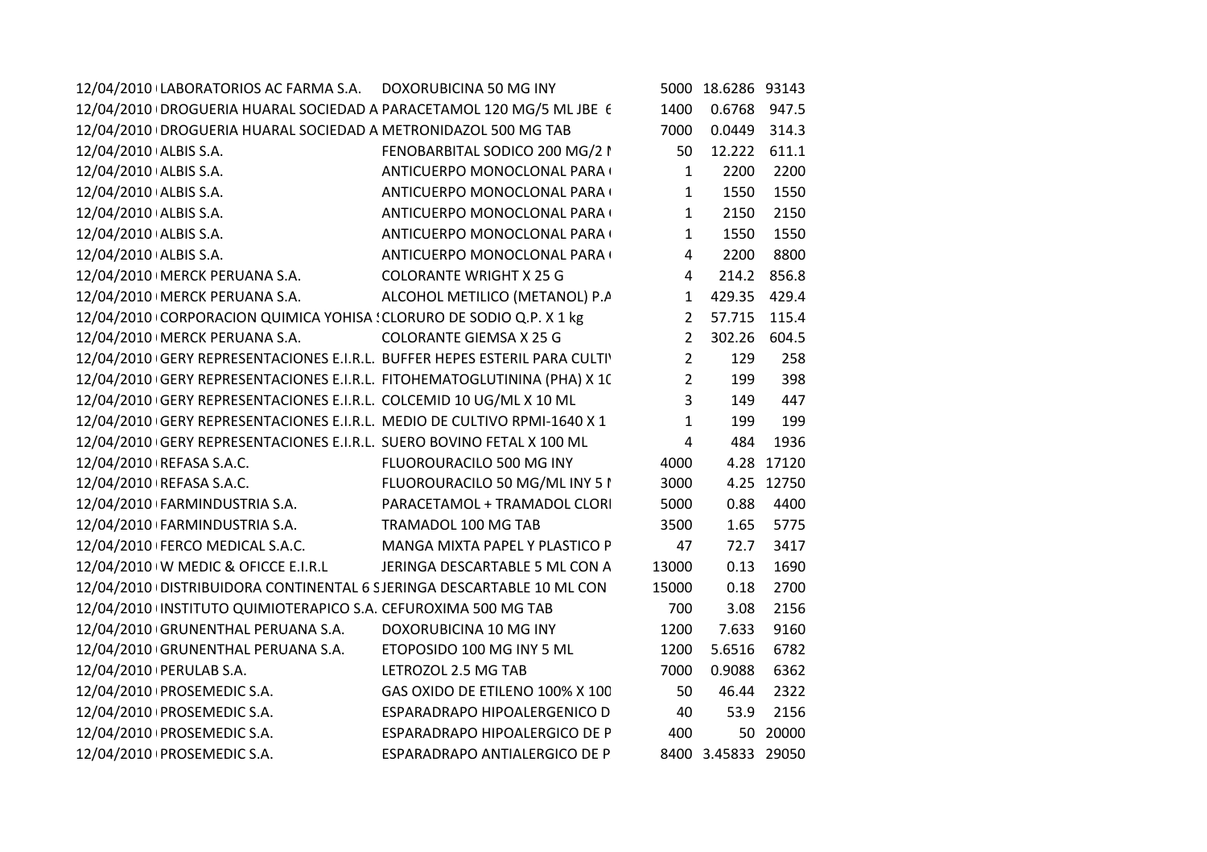| | | | | | |
|---|---|---|---|---|---|
| 12/04/2010 | LABORATORIOS AC FARMA S.A. | DOXORUBICINA 50 MG INY | 5000 | 18.6286 | 93143 |
| 12/04/2010 | DROGUERIA HUARAL SOCIEDAD A | PARACETAMOL 120 MG/5 ML JBE 6 | 1400 | 0.6768 | 947.5 |
| 12/04/2010 | DROGUERIA HUARAL SOCIEDAD A | METRONIDAZOL 500 MG TAB | 7000 | 0.0449 | 314.3 |
| 12/04/2010 | ALBIS S.A. | FENOBARBITAL SODICO 200 MG/2 I | 50 | 12.222 | 611.1 |
| 12/04/2010 | ALBIS S.A. | ANTICUERPO MONOCLONAL PARA | 1 | 2200 | 2200 |
| 12/04/2010 | ALBIS S.A. | ANTICUERPO MONOCLONAL PARA | 1 | 1550 | 1550 |
| 12/04/2010 | ALBIS S.A. | ANTICUERPO MONOCLONAL PARA | 1 | 2150 | 2150 |
| 12/04/2010 | ALBIS S.A. | ANTICUERPO MONOCLONAL PARA | 1 | 1550 | 1550 |
| 12/04/2010 | ALBIS S.A. | ANTICUERPO MONOCLONAL PARA | 4 | 2200 | 8800 |
| 12/04/2010 | MERCK PERUANA S.A. | COLORANTE WRIGHT X 25 G | 4 | 214.2 | 856.8 |
| 12/04/2010 | MERCK PERUANA S.A. | ALCOHOL METILICO (METANOL) P.A | 1 | 429.35 | 429.4 |
| 12/04/2010 | CORPORACION QUIMICA YOHISA S | CLORURO DE SODIO Q.P. X 1 kg | 2 | 57.715 | 115.4 |
| 12/04/2010 | MERCK PERUANA S.A. | COLORANTE GIEMSA X 25 G | 2 | 302.26 | 604.5 |
| 12/04/2010 | GERY REPRESENTACIONES E.I.R.L. | BUFFER HEPES ESTERIL PARA CULTI | 2 | 129 | 258 |
| 12/04/2010 | GERY REPRESENTACIONES E.I.R.L. | FITOHEMATOGLUTININA (PHA) X 10 | 2 | 199 | 398 |
| 12/04/2010 | GERY REPRESENTACIONES E.I.R.L. | COLCEMID 10 UG/ML X 10 ML | 3 | 149 | 447 |
| 12/04/2010 | GERY REPRESENTACIONES E.I.R.L. | MEDIO DE CULTIVO RPMI-1640 X 1 | 1 | 199 | 199 |
| 12/04/2010 | GERY REPRESENTACIONES E.I.R.L. | SUERO BOVINO FETAL X 100 ML | 4 | 484 | 1936 |
| 12/04/2010 | REFASA S.A.C. | FLUOROURACILO 500 MG INY | 4000 | 4.28 | 17120 |
| 12/04/2010 | REFASA S.A.C. | FLUOROURACILO 50 MG/ML INY 5 I | 3000 | 4.25 | 12750 |
| 12/04/2010 | FARMINDUSTRIA S.A. | PARACETAMOL + TRAMADOL CLORI | 5000 | 0.88 | 4400 |
| 12/04/2010 | FARMINDUSTRIA S.A. | TRAMADOL 100 MG TAB | 3500 | 1.65 | 5775 |
| 12/04/2010 | FERCO MEDICAL S.A.C. | MANGA MIXTA PAPEL Y PLASTICO P | 47 | 72.7 | 3417 |
| 12/04/2010 | W MEDIC & OFICCE E.I.R.L | JERINGA DESCARTABLE 5 ML CON A | 13000 | 0.13 | 1690 |
| 12/04/2010 | DISTRIBUIDORA CONTINENTAL 6 S | JERINGA DESCARTABLE 10 ML CON | 15000 | 0.18 | 2700 |
| 12/04/2010 | INSTITUTO QUIMIOTERAPICO S.A. | CEFUROXIMA 500 MG TAB | 700 | 3.08 | 2156 |
| 12/04/2010 | GRUNENTHAL PERUANA S.A. | DOXORUBICINA 10 MG INY | 1200 | 7.633 | 9160 |
| 12/04/2010 | GRUNENTHAL PERUANA S.A. | ETOPOSIDO 100 MG INY 5 ML | 1200 | 5.6516 | 6782 |
| 12/04/2010 | PERULAB S.A. | LETROZOL 2.5 MG TAB | 7000 | 0.9088 | 6362 |
| 12/04/2010 | PROSEMEDIC S.A. | GAS OXIDO DE ETILENO 100% X 100 | 50 | 46.44 | 2322 |
| 12/04/2010 | PROSEMEDIC S.A. | ESPARADRAPO HIPOALERGENICO D | 40 | 53.9 | 2156 |
| 12/04/2010 | PROSEMEDIC S.A. | ESPARADRAPO HIPOALERGICO DE P | 400 | 50 | 20000 |
| 12/04/2010 | PROSEMEDIC S.A. | ESPARADRAPO ANTIALERGICO DE P | 8400 | 3.45833 | 29050 |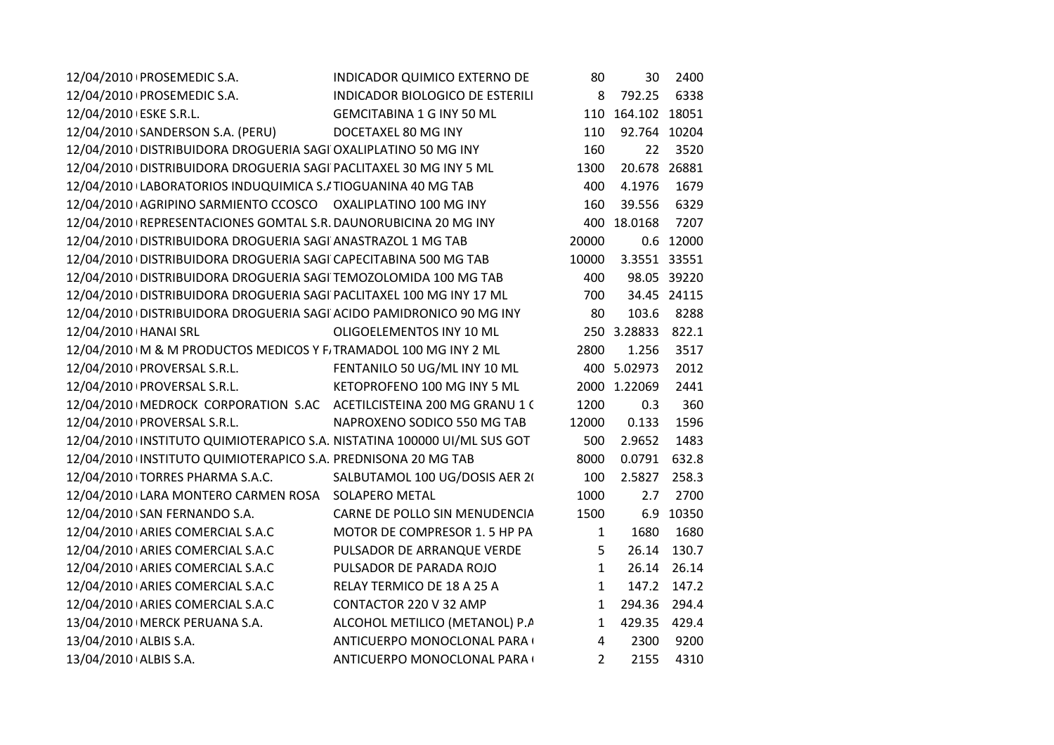| | | | | | |
|---|---|---|---|---|---|
| 12/04/2010 | PROSEMEDIC S.A. | INDICADOR QUIMICO EXTERNO DE | 80 | 30 | 2400 |
| 12/04/2010 | PROSEMEDIC S.A. | INDICADOR BIOLOGICO DE ESTERILI | 8 | 792.25 | 6338 |
| 12/04/2010 | ESKE S.R.L. | GEMCITABINA 1 G INY 50 ML | 110 | 164.102 | 18051 |
| 12/04/2010 | SANDERSON S.A. (PERU) | DOCETAXEL 80 MG INY | 110 | 92.764 | 10204 |
| 12/04/2010 | DISTRIBUIDORA DROGUERIA SAGI | OXALIPLATINO 50 MG INY | 160 | 22 | 3520 |
| 12/04/2010 | DISTRIBUIDORA DROGUERIA SAGI | PACLITAXEL 30 MG INY 5 ML | 1300 | 20.678 | 26881 |
| 12/04/2010 | LABORATORIOS INDUQUIMICA S.A | TIOGUANINA 40 MG TAB | 400 | 4.1976 | 1679 |
| 12/04/2010 | AGRIPINO SARMIENTO CCOSCO | OXALIPLATINO 100 MG INY | 160 | 39.556 | 6329 |
| 12/04/2010 | REPRESENTACIONES GOMTAL S.R. | DAUNORUBICINA 20 MG INY | 400 | 18.0168 | 7207 |
| 12/04/2010 | DISTRIBUIDORA DROGUERIA SAGI | ANASTRAZOL 1 MG TAB | 20000 | 0.6 | 12000 |
| 12/04/2010 | DISTRIBUIDORA DROGUERIA SAGI | CAPECITABINA 500 MG TAB | 10000 | 3.3551 | 33551 |
| 12/04/2010 | DISTRIBUIDORA DROGUERIA SAGI | TEMOZOLOMIDA 100 MG TAB | 400 | 98.05 | 39220 |
| 12/04/2010 | DISTRIBUIDORA DROGUERIA SAGI | PACLITAXEL 100 MG INY 17 ML | 700 | 34.45 | 24115 |
| 12/04/2010 | DISTRIBUIDORA DROGUERIA SAGI | ACIDO PAMIDRONICO 90 MG INY | 80 | 103.6 | 8288 |
| 12/04/2010 | HANAI SRL | OLIGOELEMENTOS INY 10 ML | 250 | 3.28833 | 822.1 |
| 12/04/2010 | M & M PRODUCTOS MEDICOS Y F | TRAMADOL 100 MG INY 2 ML | 2800 | 1.256 | 3517 |
| 12/04/2010 | PROVERSAL S.R.L. | FENTANILO 50 UG/ML INY 10 ML | 400 | 5.02973 | 2012 |
| 12/04/2010 | PROVERSAL S.R.L. | KETOPROFENO 100 MG INY 5 ML | 2000 | 1.22069 | 2441 |
| 12/04/2010 | MEDROCK CORPORATION S.AC | ACETILCISTEINA 200 MG GRANU 1 ( | 1200 | 0.3 | 360 |
| 12/04/2010 | PROVERSAL S.R.L. | NAPROXENO SODICO 550 MG TAB | 12000 | 0.133 | 1596 |
| 12/04/2010 | INSTITUTO QUIMIOTERAPICO S.A. | NISTATINA 100000 UI/ML SUS GOT | 500 | 2.9652 | 1483 |
| 12/04/2010 | INSTITUTO QUIMIOTERAPICO S.A. | PREDNISONA 20 MG TAB | 8000 | 0.0791 | 632.8 |
| 12/04/2010 | TORRES PHARMA S.A.C. | SALBUTAMOL 100 UG/DOSIS AER 2( | 100 | 2.5827 | 258.3 |
| 12/04/2010 | LARA MONTERO CARMEN ROSA | SOLAPERO METAL | 1000 | 2.7 | 2700 |
| 12/04/2010 | SAN FERNANDO S.A. | CARNE DE POLLO SIN MENUDENCIA | 1500 | 6.9 | 10350 |
| 12/04/2010 | ARIES COMERCIAL S.A.C | MOTOR DE COMPRESOR 1. 5 HP PA | 1 | 1680 | 1680 |
| 12/04/2010 | ARIES COMERCIAL S.A.C | PULSADOR DE ARRANQUE VERDE | 5 | 26.14 | 130.7 |
| 12/04/2010 | ARIES COMERCIAL S.A.C | PULSADOR DE PARADA ROJO | 1 | 26.14 | 26.14 |
| 12/04/2010 | ARIES COMERCIAL S.A.C | RELAY TERMICO DE 18 A 25 A | 1 | 147.2 | 147.2 |
| 12/04/2010 | ARIES COMERCIAL S.A.C | CONTACTOR 220 V 32 AMP | 1 | 294.36 | 294.4 |
| 13/04/2010 | MERCK PERUANA S.A. | ALCOHOL METILICO (METANOL) P.A | 1 | 429.35 | 429.4 |
| 13/04/2010 | ALBIS S.A. | ANTICUERPO MONOCLONAL PARA ( | 4 | 2300 | 9200 |
| 13/04/2010 | ALBIS S.A. | ANTICUERPO MONOCLONAL PARA ( | 2 | 2155 | 4310 |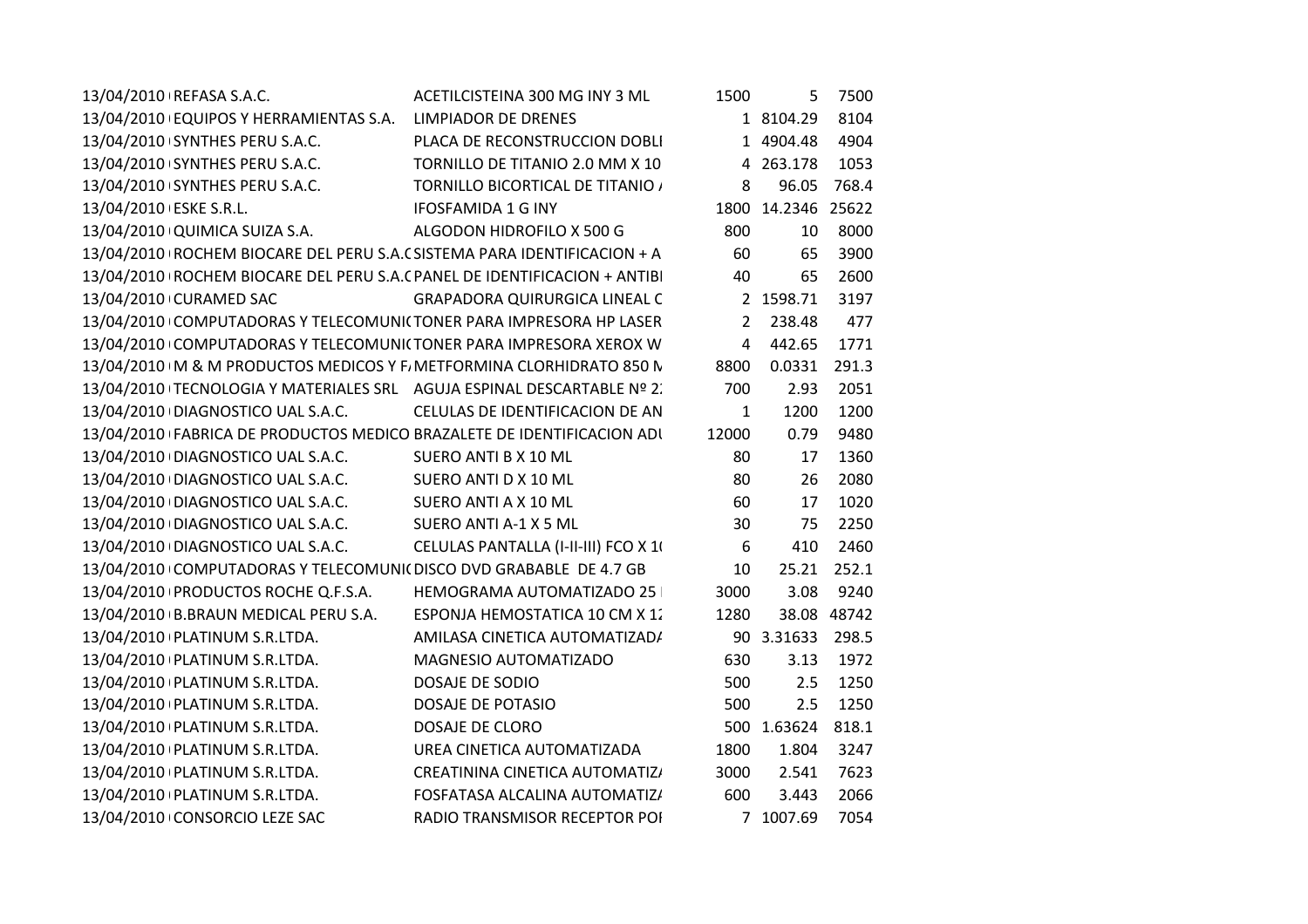| | | | | | |
|---|---|---|---|---|---|
| 13/04/2010 | REFASA S.A.C. | ACETILCISTEINA 300 MG INY 3 ML | 1500 | 5 | 7500 |
| 13/04/2010 | EQUIPOS Y HERRAMIENTAS S.A. | LIMPIADOR DE DRENES | 1 | 8104.29 | 8104 |
| 13/04/2010 | SYNTHES PERU S.A.C. | PLACA DE RECONSTRUCCION DOBLI | 1 | 4904.48 | 4904 |
| 13/04/2010 | SYNTHES PERU S.A.C. | TORNILLO DE TITANIO 2.0 MM X 10 | 4 | 263.178 | 1053 |
| 13/04/2010 | SYNTHES PERU S.A.C. | TORNILLO BICORTICAL DE TITANIO / | 8 | 96.05 | 768.4 |
| 13/04/2010 | ESKE S.R.L. | IFOSFAMIDA 1 G INY | 1800 | 14.2346 | 25622 |
| 13/04/2010 | QUIMICA SUIZA S.A. | ALGODON HIDROFILO X 500 G | 800 | 10 | 8000 |
| 13/04/2010 | ROCHEM BIOCARE DEL PERU S.A.C | SISTEMA PARA IDENTIFICACION + A | 60 | 65 | 3900 |
| 13/04/2010 | ROCHEM BIOCARE DEL PERU S.A.C | PANEL DE IDENTIFICACION + ANTIBI | 40 | 65 | 2600 |
| 13/04/2010 | CURAMED SAC | GRAPADORA QUIRURGICA LINEAL C | 2 | 1598.71 | 3197 |
| 13/04/2010 | COMPUTADORAS Y TELECOMUNI( | TONER PARA IMPRESORA HP LASER | 2 | 238.48 | 477 |
| 13/04/2010 | COMPUTADORAS Y TELECOMUNI( | TONER PARA IMPRESORA XEROX W | 4 | 442.65 | 1771 |
| 13/04/2010 | M & M PRODUCTOS MEDICOS Y F/ | METFORMINA CLORHIDRATO 850 N | 8800 | 0.0331 | 291.3 |
| 13/04/2010 | TECNOLOGIA Y MATERIALES SRL | AGUJA ESPINAL DESCARTABLE Nº 2: | 700 | 2.93 | 2051 |
| 13/04/2010 | DIAGNOSTICO UAL S.A.C. | CELULAS DE IDENTIFICACION DE AN | 1 | 1200 | 1200 |
| 13/04/2010 | FABRICA DE PRODUCTOS MEDICO | BRAZALETE DE IDENTIFICACION ADU | 12000 | 0.79 | 9480 |
| 13/04/2010 | DIAGNOSTICO UAL S.A.C. | SUERO ANTI B X 10 ML | 80 | 17 | 1360 |
| 13/04/2010 | DIAGNOSTICO UAL S.A.C. | SUERO ANTI D X 10 ML | 80 | 26 | 2080 |
| 13/04/2010 | DIAGNOSTICO UAL S.A.C. | SUERO ANTI A X 10 ML | 60 | 17 | 1020 |
| 13/04/2010 | DIAGNOSTICO UAL S.A.C. | SUERO ANTI A-1 X 5 ML | 30 | 75 | 2250 |
| 13/04/2010 | DIAGNOSTICO UAL S.A.C. | CELULAS PANTALLA (I-II-III) FCO X 1( | 6 | 410 | 2460 |
| 13/04/2010 | COMPUTADORAS Y TELECOMUNI( | DISCO DVD GRABABLE DE 4.7 GB | 10 | 25.21 | 252.1 |
| 13/04/2010 | PRODUCTOS ROCHE Q.F.S.A. | HEMOGRAMA AUTOMATIZADO 25 | 3000 | 3.08 | 9240 |
| 13/04/2010 | B.BRAUN MEDICAL PERU S.A. | ESPONJA HEMOSTATICA 10 CM X 1: | 1280 | 38.08 | 48742 |
| 13/04/2010 | PLATINUM S.R.LTDA. | AMILASA CINETICA AUTOMATIZAD/ | 90 | 3.31633 | 298.5 |
| 13/04/2010 | PLATINUM S.R.LTDA. | MAGNESIO AUTOMATIZADO | 630 | 3.13 | 1972 |
| 13/04/2010 | PLATINUM S.R.LTDA. | DOSAJE DE SODIO | 500 | 2.5 | 1250 |
| 13/04/2010 | PLATINUM S.R.LTDA. | DOSAJE DE POTASIO | 500 | 2.5 | 1250 |
| 13/04/2010 | PLATINUM S.R.LTDA. | DOSAJE DE CLORO | 500 | 1.63624 | 818.1 |
| 13/04/2010 | PLATINUM S.R.LTDA. | UREA CINETICA AUTOMATIZADA | 1800 | 1.804 | 3247 |
| 13/04/2010 | PLATINUM S.R.LTDA. | CREATININA CINETICA AUTOMATIZ/ | 3000 | 2.541 | 7623 |
| 13/04/2010 | PLATINUM S.R.LTDA. | FOSFATASA ALCALINA AUTOMATIZ/ | 600 | 3.443 | 2066 |
| 13/04/2010 | CONSORCIO LEZE SAC | RADIO TRANSMISOR RECEPTOR POI | 7 | 1007.69 | 7054 |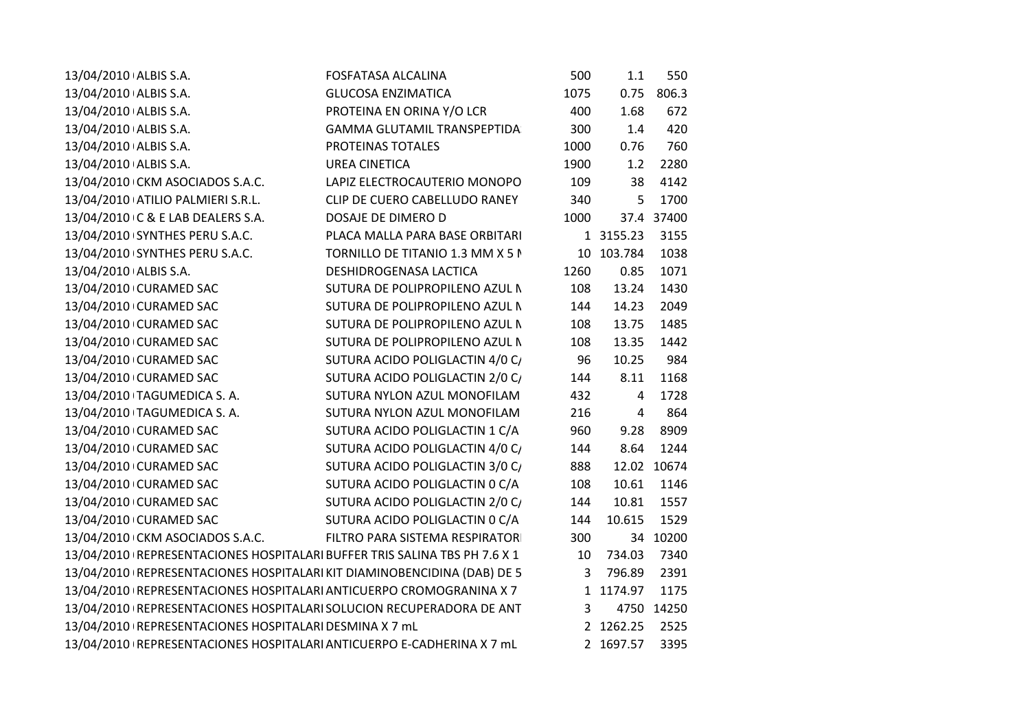| | | | | | |
|---|---|---|---|---|---|
| 13/04/2010 | ALBIS S.A. | FOSFATASA ALCALINA | 500 | 1.1 | 550 |
| 13/04/2010 | ALBIS S.A. | GLUCOSA ENZIMATICA | 1075 | 0.75 | 806.3 |
| 13/04/2010 | ALBIS S.A. | PROTEINA EN ORINA Y/O LCR | 400 | 1.68 | 672 |
| 13/04/2010 | ALBIS S.A. | GAMMA GLUTAMIL TRANSPEPTIDA | 300 | 1.4 | 420 |
| 13/04/2010 | ALBIS S.A. | PROTEINAS TOTALES | 1000 | 0.76 | 760 |
| 13/04/2010 | ALBIS S.A. | UREA CINETICA | 1900 | 1.2 | 2280 |
| 13/04/2010 | CKM ASOCIADOS S.A.C. | LAPIZ ELECTROCAUTERIO MONOPO | 109 | 38 | 4142 |
| 13/04/2010 | ATILIO PALMIERI S.R.L. | CLIP DE CUERO CABELLUDO RANEY | 340 | 5 | 1700 |
| 13/04/2010 | C & E LAB DEALERS S.A. | DOSAJE DE DIMERO D | 1000 | 37.4 | 37400 |
| 13/04/2010 | SYNTHES PERU S.A.C. | PLACA MALLA PARA BASE ORBITARI | 1 | 3155.23 | 3155 |
| 13/04/2010 | SYNTHES PERU S.A.C. | TORNILLO DE TITANIO 1.3 MM X 5 M | 10 | 103.784 | 1038 |
| 13/04/2010 | ALBIS S.A. | DESHIDROGENASA LACTICA | 1260 | 0.85 | 1071 |
| 13/04/2010 | CURAMED SAC | SUTURA DE POLIPROPILENO AZUL N | 108 | 13.24 | 1430 |
| 13/04/2010 | CURAMED SAC | SUTURA DE POLIPROPILENO AZUL N | 144 | 14.23 | 2049 |
| 13/04/2010 | CURAMED SAC | SUTURA DE POLIPROPILENO AZUL N | 108 | 13.75 | 1485 |
| 13/04/2010 | CURAMED SAC | SUTURA DE POLIPROPILENO AZUL N | 108 | 13.35 | 1442 |
| 13/04/2010 | CURAMED SAC | SUTURA ACIDO POLIGLACTIN 4/0 C/ | 96 | 10.25 | 984 |
| 13/04/2010 | CURAMED SAC | SUTURA ACIDO POLIGLACTIN 2/0 C/ | 144 | 8.11 | 1168 |
| 13/04/2010 | TAGUMEDICA S. A. | SUTURA NYLON AZUL MONOFILAM | 432 | 4 | 1728 |
| 13/04/2010 | TAGUMEDICA S. A. | SUTURA NYLON AZUL MONOFILAM | 216 | 4 | 864 |
| 13/04/2010 | CURAMED SAC | SUTURA ACIDO POLIGLACTIN 1 C/A | 960 | 9.28 | 8909 |
| 13/04/2010 | CURAMED SAC | SUTURA ACIDO POLIGLACTIN 4/0 C/ | 144 | 8.64 | 1244 |
| 13/04/2010 | CURAMED SAC | SUTURA ACIDO POLIGLACTIN 3/0 C/ | 888 | 12.02 | 10674 |
| 13/04/2010 | CURAMED SAC | SUTURA ACIDO POLIGLACTIN 0 C/A | 108 | 10.61 | 1146 |
| 13/04/2010 | CURAMED SAC | SUTURA ACIDO POLIGLACTIN 2/0 C/ | 144 | 10.81 | 1557 |
| 13/04/2010 | CURAMED SAC | SUTURA ACIDO POLIGLACTIN 0 C/A | 144 | 10.615 | 1529 |
| 13/04/2010 | CKM ASOCIADOS S.A.C. | FILTRO PARA SISTEMA RESPIRATORI | 300 | 34 | 10200 |
| 13/04/2010 | REPRESENTACIONES HOSPITALARI | BUFFER TRIS SALINA TBS PH 7.6 X 1 | 10 | 734.03 | 7340 |
| 13/04/2010 | REPRESENTACIONES HOSPITALARI | KIT DIAMINOBENCIDINA (DAB) DE 5 | 3 | 796.89 | 2391 |
| 13/04/2010 | REPRESENTACIONES HOSPITALARI | ANTICUERPO CROMOGRANINA X 7 | 1 | 1174.97 | 1175 |
| 13/04/2010 | REPRESENTACIONES HOSPITALARI | SOLUCION RECUPERADORA DE ANT | 3 | 4750 | 14250 |
| 13/04/2010 | REPRESENTACIONES HOSPITALARI | DESMINA X 7 mL | 2 | 1262.25 | 2525 |
| 13/04/2010 | REPRESENTACIONES HOSPITALARI | ANTICUERPO E-CADHERINA X 7 mL | 2 | 1697.57 | 3395 |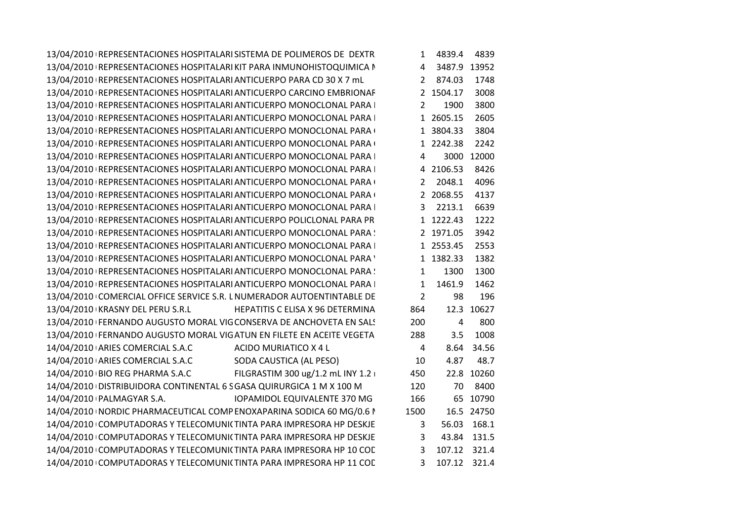| | | | | | |
|---|---|---|---|---|---|
| 13/04/2010 | REPRESENTACIONES HOSPITALARI | SISTEMA DE POLIMEROS DE DEXTR | 1 | 4839.4 | 4839 |
| 13/04/2010 | REPRESENTACIONES HOSPITALARI | KIT PARA INMUNOHISTOQUIMICA N | 4 | 3487.9 | 13952 |
| 13/04/2010 | REPRESENTACIONES HOSPITALARI | ANTICUERPO PARA CD 30 X 7 mL | 2 | 874.03 | 1748 |
| 13/04/2010 | REPRESENTACIONES HOSPITALARI | ANTICUERPO CARCINO EMBRIONAR | 2 | 1504.17 | 3008 |
| 13/04/2010 | REPRESENTACIONES HOSPITALARI | ANTICUERPO MONOCLONAL PARA | 2 | 1900 | 3800 |
| 13/04/2010 | REPRESENTACIONES HOSPITALARI | ANTICUERPO MONOCLONAL PARA | 1 | 2605.15 | 2605 |
| 13/04/2010 | REPRESENTACIONES HOSPITALARI | ANTICUERPO MONOCLONAL PARA | 1 | 3804.33 | 3804 |
| 13/04/2010 | REPRESENTACIONES HOSPITALARI | ANTICUERPO MONOCLONAL PARA | 1 | 2242.38 | 2242 |
| 13/04/2010 | REPRESENTACIONES HOSPITALARI | ANTICUERPO MONOCLONAL PARA | 4 | 3000 | 12000 |
| 13/04/2010 | REPRESENTACIONES HOSPITALARI | ANTICUERPO MONOCLONAL PARA | 4 | 2106.53 | 8426 |
| 13/04/2010 | REPRESENTACIONES HOSPITALARI | ANTICUERPO MONOCLONAL PARA | 2 | 2048.1 | 4096 |
| 13/04/2010 | REPRESENTACIONES HOSPITALARI | ANTICUERPO MONOCLONAL PARA | 2 | 2068.55 | 4137 |
| 13/04/2010 | REPRESENTACIONES HOSPITALARI | ANTICUERPO MONOCLONAL PARA | 3 | 2213.1 | 6639 |
| 13/04/2010 | REPRESENTACIONES HOSPITALARI | ANTICUERPO POLICLONAL PARA PR | 1 | 1222.43 | 1222 |
| 13/04/2010 | REPRESENTACIONES HOSPITALARI | ANTICUERPO MONOCLONAL PARA | 2 | 1971.05 | 3942 |
| 13/04/2010 | REPRESENTACIONES HOSPITALARI | ANTICUERPO MONOCLONAL PARA | 1 | 2553.45 | 2553 |
| 13/04/2010 | REPRESENTACIONES HOSPITALARI | ANTICUERPO MONOCLONAL PARA | 1 | 1382.33 | 1382 |
| 13/04/2010 | REPRESENTACIONES HOSPITALARI | ANTICUERPO MONOCLONAL PARA | 1 | 1300 | 1300 |
| 13/04/2010 | REPRESENTACIONES HOSPITALARI | ANTICUERPO MONOCLONAL PARA | 1 | 1461.9 | 1462 |
| 13/04/2010 | COMERCIAL OFFICE SERVICE S.R. L | NUMERADOR AUTOENTINTABLE DE | 2 | 98 | 196 |
| 13/04/2010 | KRASNY DEL PERU S.R.L | HEPATITIS C ELISA X 96 DETERMINA | 864 | 12.3 | 10627 |
| 13/04/2010 | FERNANDO AUGUSTO MORAL VIG | CONSERVA DE ANCHOVETA EN SALS | 200 | 4 | 800 |
| 13/04/2010 | FERNANDO AUGUSTO MORAL VIG | ATUN EN FILETE EN ACEITE VEGETA | 288 | 3.5 | 1008 |
| 14/04/2010 | ARIES COMERCIAL S.A.C | ACIDO MURIATICO X 4 L | 4 | 8.64 | 34.56 |
| 14/04/2010 | ARIES COMERCIAL S.A.C | SODA CAUSTICA (AL PESO) | 10 | 4.87 | 48.7 |
| 14/04/2010 | BIO REG PHARMA S.A.C | FILGRASTIM 300 ug/1.2 mL INY 1.2 | 450 | 22.8 | 10260 |
| 14/04/2010 | DISTRIBUIDORA CONTINENTAL 6 S | GASA QUIRURGICA 1 M X 100 M | 120 | 70 | 8400 |
| 14/04/2010 | PALMAGYAR S.A. | IOPAMIDOL EQUIVALENTE 370 MG | 166 | 65 | 10790 |
| 14/04/2010 | NORDIC PHARMACEUTICAL COMP | ENOXAPARINA SODICA 60 MG/0.6 N | 1500 | 16.5 | 24750 |
| 14/04/2010 | COMPUTADORAS Y TELECOMUNIC | TINTA PARA IMPRESORA HP DESKJE | 3 | 56.03 | 168.1 |
| 14/04/2010 | COMPUTADORAS Y TELECOMUNIC | TINTA PARA IMPRESORA HP DESKJE | 3 | 43.84 | 131.5 |
| 14/04/2010 | COMPUTADORAS Y TELECOMUNIC | TINTA PARA IMPRESORA HP 10 COD | 3 | 107.12 | 321.4 |
| 14/04/2010 | COMPUTADORAS Y TELECOMUNIC | TINTA PARA IMPRESORA HP 11 COD | 3 | 107.12 | 321.4 |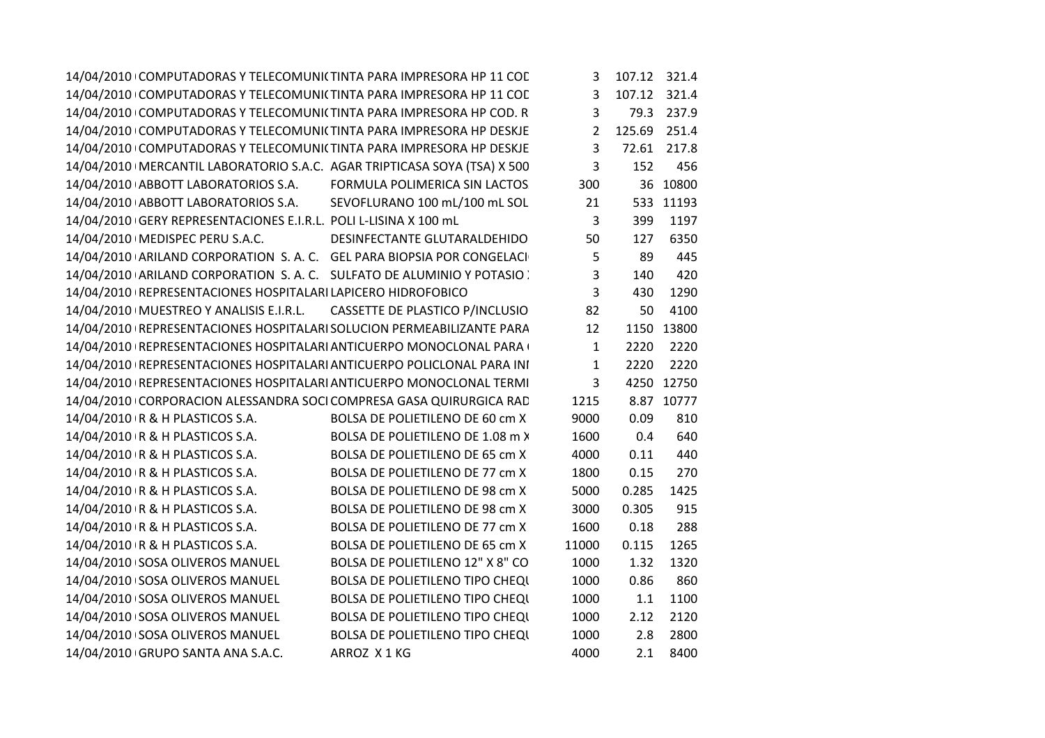| | | | | | |
|---|---|---|---|---|---|
| 14/04/2010 | COMPUTADORAS Y TELECOMUNIC | TINTA PARA IMPRESORA HP 11 COD | 3 | 107.12 | 321.4 |
| 14/04/2010 | COMPUTADORAS Y TELECOMUNIC | TINTA PARA IMPRESORA HP 11 COD | 3 | 107.12 | 321.4 |
| 14/04/2010 | COMPUTADORAS Y TELECOMUNIC | TINTA PARA IMPRESORA HP COD. R | 3 | 79.3 | 237.9 |
| 14/04/2010 | COMPUTADORAS Y TELECOMUNIC | TINTA PARA IMPRESORA HP DESKJE | 2 | 125.69 | 251.4 |
| 14/04/2010 | COMPUTADORAS Y TELECOMUNIC | TINTA PARA IMPRESORA HP DESKJE | 3 | 72.61 | 217.8 |
| 14/04/2010 | MERCANTIL LABORATORIO S.A.C. | AGAR TRIPTICASA SOYA (TSA) X 500 | 3 | 152 | 456 |
| 14/04/2010 | ABBOTT LABORATORIOS S.A. | FORMULA POLIMERICA SIN LACTOS | 300 | 36 | 10800 |
| 14/04/2010 | ABBOTT LABORATORIOS S.A. | SEVOFLURANO 100 mL/100 mL SOL | 21 | 533 | 11193 |
| 14/04/2010 | GERY REPRESENTACIONES E.I.R.L. | POLI L-LISINA X 100 mL | 3 | 399 | 1197 |
| 14/04/2010 | MEDISPEC PERU S.A.C. | DESINFECTANTE GLUTARALDEHIDO | 50 | 127 | 6350 |
| 14/04/2010 | ARILAND CORPORATION S. A. C. | GEL PARA BIOPSIA POR CONGELACI | 5 | 89 | 445 |
| 14/04/2010 | ARILAND CORPORATION S. A. C. | SULFATO DE ALUMINIO Y POTASIO | 3 | 140 | 420 |
| 14/04/2010 | REPRESENTACIONES HOSPITALARI | LAPICERO HIDROFOBICO | 3 | 430 | 1290 |
| 14/04/2010 | MUESTREO Y ANALISIS E.I.R.L. | CASSETTE DE PLASTICO P/INCLUSIO | 82 | 50 | 4100 |
| 14/04/2010 | REPRESENTACIONES HOSPITALARI | SOLUCION PERMEABILIZANTE PARA | 12 | 1150 | 13800 |
| 14/04/2010 | REPRESENTACIONES HOSPITALARI | ANTICUERPO MONOCLONAL PARA | 1 | 2220 | 2220 |
| 14/04/2010 | REPRESENTACIONES HOSPITALARI | ANTICUERPO POLICLONAL PARA INI | 1 | 2220 | 2220 |
| 14/04/2010 | REPRESENTACIONES HOSPITALARI | ANTICUERPO MONOCLONAL TERMI | 3 | 4250 | 12750 |
| 14/04/2010 | CORPORACION ALESSANDRA SOCI | COMPRESA GASA QUIRURGICA RAD | 1215 | 8.87 | 10777 |
| 14/04/2010 | R & H PLASTICOS S.A. | BOLSA DE POLIETILENO DE 60 cm X | 9000 | 0.09 | 810 |
| 14/04/2010 | R & H PLASTICOS S.A. | BOLSA DE POLIETILENO DE 1.08 m X | 1600 | 0.4 | 640 |
| 14/04/2010 | R & H PLASTICOS S.A. | BOLSA DE POLIETILENO DE 65 cm X | 4000 | 0.11 | 440 |
| 14/04/2010 | R & H PLASTICOS S.A. | BOLSA DE POLIETILENO DE 77 cm X | 1800 | 0.15 | 270 |
| 14/04/2010 | R & H PLASTICOS S.A. | BOLSA DE POLIETILENO DE 98 cm X | 5000 | 0.285 | 1425 |
| 14/04/2010 | R & H PLASTICOS S.A. | BOLSA DE POLIETILENO DE 98 cm X | 3000 | 0.305 | 915 |
| 14/04/2010 | R & H PLASTICOS S.A. | BOLSA DE POLIETILENO DE 77 cm X | 1600 | 0.18 | 288 |
| 14/04/2010 | R & H PLASTICOS S.A. | BOLSA DE POLIETILENO DE 65 cm X | 11000 | 0.115 | 1265 |
| 14/04/2010 | SOSA OLIVEROS MANUEL | BOLSA DE POLIETILENO 12" X 8" CO | 1000 | 1.32 | 1320 |
| 14/04/2010 | SOSA OLIVEROS MANUEL | BOLSA DE POLIETILENO TIPO CHEQU | 1000 | 0.86 | 860 |
| 14/04/2010 | SOSA OLIVEROS MANUEL | BOLSA DE POLIETILENO TIPO CHEQU | 1000 | 1.1 | 1100 |
| 14/04/2010 | SOSA OLIVEROS MANUEL | BOLSA DE POLIETILENO TIPO CHEQU | 1000 | 2.12 | 2120 |
| 14/04/2010 | SOSA OLIVEROS MANUEL | BOLSA DE POLIETILENO TIPO CHEQU | 1000 | 2.8 | 2800 |
| 14/04/2010 | GRUPO SANTA ANA S.A.C. | ARROZ X 1 KG | 4000 | 2.1 | 8400 |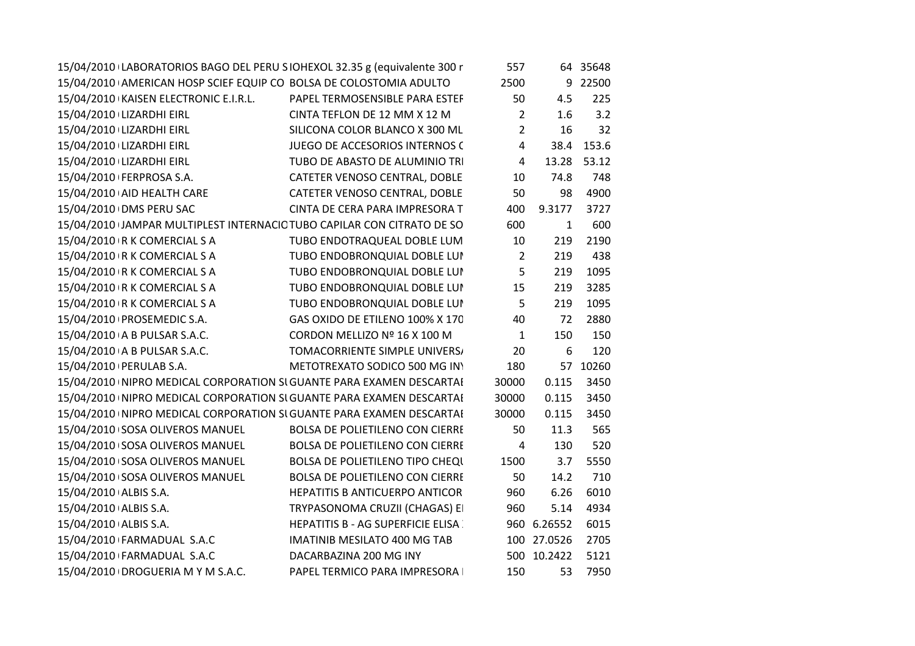| | | | | | |
|---|---|---|---|---|---|
| 15/04/2010 | LABORATORIOS BAGO DEL PERU S | IOHEXOL 32.35 g (equivalente 300 r | 557 | 64 | 35648 |
| 15/04/2010 | AMERICAN HOSP SCIEF EQUIP CO | BOLSA DE COLOSTOMIA ADULTO | 2500 | 9 | 22500 |
| 15/04/2010 | KAISEN ELECTRONIC E.I.R.L. | PAPEL TERMOSENSIBLE PARA ESTEF | 50 | 4.5 | 225 |
| 15/04/2010 | LIZARDHI EIRL | CINTA TEFLON DE 12 MM X 12 M | 2 | 1.6 | 3.2 |
| 15/04/2010 | LIZARDHI EIRL | SILICONA COLOR BLANCO X 300 ML | 2 | 16 | 32 |
| 15/04/2010 | LIZARDHI EIRL | JUEGO DE ACCESORIOS INTERNOS ( | 4 | 38.4 | 153.6 |
| 15/04/2010 | LIZARDHI EIRL | TUBO DE ABASTO DE ALUMINIO TRI | 4 | 13.28 | 53.12 |
| 15/04/2010 | FERPROSA S.A. | CATETER VENOSO CENTRAL, DOBLE | 10 | 74.8 | 748 |
| 15/04/2010 | AID HEALTH CARE | CATETER VENOSO CENTRAL, DOBLE | 50 | 98 | 4900 |
| 15/04/2010 | DMS PERU SAC | CINTA DE CERA PARA IMPRESORA T | 400 | 9.3177 | 3727 |
| 15/04/2010 | JAMPAR MULTIPLEST INTERNACIO | TUBO CAPILAR CON CITRATO DE SO | 600 | 1 | 600 |
| 15/04/2010 | R K COMERCIAL S A | TUBO ENDOTRAQUEAL DOBLE LUM | 10 | 219 | 2190 |
| 15/04/2010 | R K COMERCIAL S A | TUBO ENDOBRONQUIAL DOBLE LUI | 2 | 219 | 438 |
| 15/04/2010 | R K COMERCIAL S A | TUBO ENDOBRONQUIAL DOBLE LUI | 5 | 219 | 1095 |
| 15/04/2010 | R K COMERCIAL S A | TUBO ENDOBRONQUIAL DOBLE LUI | 15 | 219 | 3285 |
| 15/04/2010 | R K COMERCIAL S A | TUBO ENDOBRONQUIAL DOBLE LUI | 5 | 219 | 1095 |
| 15/04/2010 | PROSEMEDIC S.A. | GAS OXIDO DE ETILENO 100% X 170 | 40 | 72 | 2880 |
| 15/04/2010 | A B PULSAR S.A.C. | CORDON MELLIZO Nº 16 X 100 M | 1 | 150 | 150 |
| 15/04/2010 | A B PULSAR S.A.C. | TOMACORRIENTE SIMPLE UNIVERS/ | 20 | 6 | 120 |
| 15/04/2010 | PERULAB S.A. | METOTREXATO SODICO 500 MG IN\ | 180 | 57 | 10260 |
| 15/04/2010 | NIPRO MEDICAL CORPORATION SU | GUANTE PARA EXAMEN DESCARTAI | 30000 | 0.115 | 3450 |
| 15/04/2010 | NIPRO MEDICAL CORPORATION SU | GUANTE PARA EXAMEN DESCARTAI | 30000 | 0.115 | 3450 |
| 15/04/2010 | NIPRO MEDICAL CORPORATION SU | GUANTE PARA EXAMEN DESCARTAI | 30000 | 0.115 | 3450 |
| 15/04/2010 | SOSA OLIVEROS MANUEL | BOLSA DE POLIETILENO CON CIERRE | 50 | 11.3 | 565 |
| 15/04/2010 | SOSA OLIVEROS MANUEL | BOLSA DE POLIETILENO CON CIERRE | 4 | 130 | 520 |
| 15/04/2010 | SOSA OLIVEROS MANUEL | BOLSA DE POLIETILENO TIPO CHEQU | 1500 | 3.7 | 5550 |
| 15/04/2010 | SOSA OLIVEROS MANUEL | BOLSA DE POLIETILENO CON CIERRE | 50 | 14.2 | 710 |
| 15/04/2010 | ALBIS S.A. | HEPATITIS B ANTICUERPO ANTICOR | 960 | 6.26 | 6010 |
| 15/04/2010 | ALBIS S.A. | TRYPASONOMA CRUZII (CHAGAS) EI | 960 | 5.14 | 4934 |
| 15/04/2010 | ALBIS S.A. | HEPATITIS B - AG SUPERFICIE ELISA | 960 | 6.26552 | 6015 |
| 15/04/2010 | FARMADUAL S.A.C | IMATINIB MESILATO 400 MG TAB | 100 | 27.0526 | 2705 |
| 15/04/2010 | FARMADUAL S.A.C | DACARBAZINA 200 MG INY | 500 | 10.2422 | 5121 |
| 15/04/2010 | DROGUERIA M Y M S.A.C. | PAPEL TERMICO PARA IMPRESORA I | 150 | 53 | 7950 |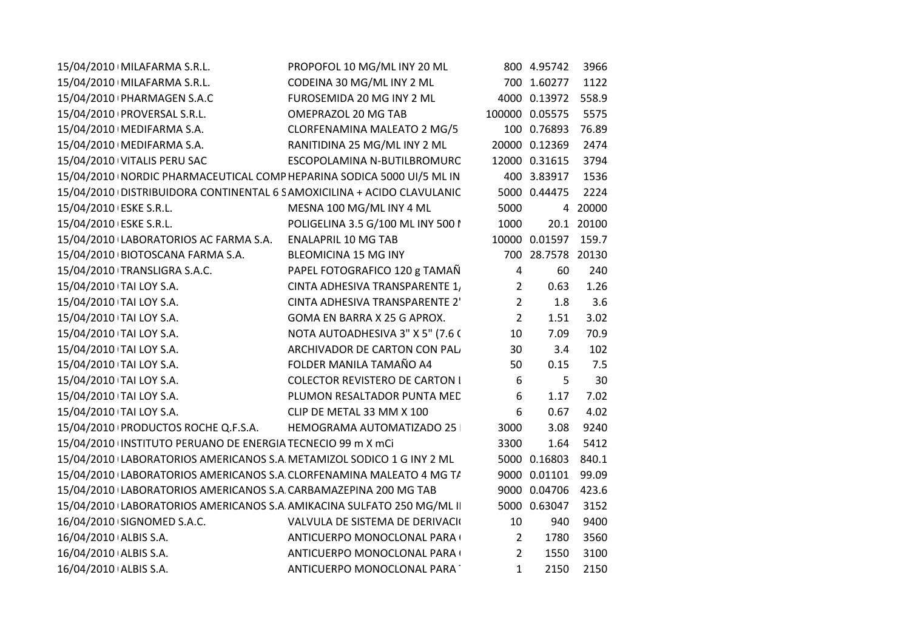| | | | | | |
|---|---|---|---|---|---|
| 15/04/2010 | MILAFARMA S.R.L. | PROPOFOL 10 MG/ML INY 20 ML | 800 | 4.95742 | 3966 |
| 15/04/2010 | MILAFARMA S.R.L. | CODEINA 30 MG/ML INY 2 ML | 700 | 1.60277 | 1122 |
| 15/04/2010 | PHARMAGEN S.A.C | FUROSEMIDA 20 MG INY 2 ML | 4000 | 0.13972 | 558.9 |
| 15/04/2010 | PROVERSAL S.R.L. | OMEPRAZOL 20 MG TAB | 100000 | 0.05575 | 5575 |
| 15/04/2010 | MEDIFARMA S.A. | CLORFENAMINA MALEATO 2 MG/5 | 100 | 0.76893 | 76.89 |
| 15/04/2010 | MEDIFARMA S.A. | RANITIDINA 25 MG/ML INY 2 ML | 20000 | 0.12369 | 2474 |
| 15/04/2010 | VITALIS PERU SAC | ESCOPOLAMINA N-BUTILBROMURO | 12000 | 0.31615 | 3794 |
| 15/04/2010 | NORDIC PHARMACEUTICAL COMP | HEPARINA SODICA 5000 UI/5 ML IN | 400 | 3.83917 | 1536 |
| 15/04/2010 | DISTRIBUIDORA CONTINENTAL 6 S | AMOXICILINA + ACIDO CLAVULANIC | 5000 | 0.44475 | 2224 |
| 15/04/2010 | ESKE S.R.L. | MESNA 100 MG/ML INY 4 ML | 5000 | 4 | 20000 |
| 15/04/2010 | ESKE S.R.L. | POLIGELINA 3.5 G/100 ML INY 500 M | 1000 | 20.1 | 20100 |
| 15/04/2010 | LABORATORIOS AC FARMA S.A. | ENALAPRIL 10 MG TAB | 10000 | 0.01597 | 159.7 |
| 15/04/2010 | BIOTOSCANA FARMA S.A. | BLEOMICINA 15 MG INY | 700 | 28.7578 | 20130 |
| 15/04/2010 | TRANSLIGRA S.A.C. | PAPEL FOTOGRAFICO 120 g TAMAÑ | 4 | 60 | 240 |
| 15/04/2010 | TAI LOY S.A. | CINTA ADHESIVA TRANSPARENTE 1/ | 2 | 0.63 | 1.26 |
| 15/04/2010 | TAI LOY S.A. | CINTA ADHESIVA TRANSPARENTE 2' | 2 | 1.8 | 3.6 |
| 15/04/2010 | TAI LOY S.A. | GOMA EN BARRA X 25 G APROX. | 2 | 1.51 | 3.02 |
| 15/04/2010 | TAI LOY S.A. | NOTA AUTOADHESIVA 3" X 5" (7.6 ( | 10 | 7.09 | 70.9 |
| 15/04/2010 | TAI LOY S.A. | ARCHIVADOR DE CARTON CON PAL/ | 30 | 3.4 | 102 |
| 15/04/2010 | TAI LOY S.A. | FOLDER MANILA TAMAÑO A4 | 50 | 0.15 | 7.5 |
| 15/04/2010 | TAI LOY S.A. | COLECTOR REVISTERO DE CARTON I | 6 | 5 | 30 |
| 15/04/2010 | TAI LOY S.A. | PLUMON RESALTADOR PUNTA MED | 6 | 1.17 | 7.02 |
| 15/04/2010 | TAI LOY S.A. | CLIP DE METAL 33 MM X 100 | 6 | 0.67 | 4.02 |
| 15/04/2010 | PRODUCTOS ROCHE Q.F.S.A. | HEMOGRAMA AUTOMATIZADO 25 | 3000 | 3.08 | 9240 |
| 15/04/2010 | INSTITUTO PERUANO DE ENERGIA | TECNECIO 99 m X mCi | 3300 | 1.64 | 5412 |
| 15/04/2010 | LABORATORIOS AMERICANOS S.A. | METAMIZOL SODICO 1 G INY 2 ML | 5000 | 0.16803 | 840.1 |
| 15/04/2010 | LABORATORIOS AMERICANOS S.A. | CLORFENAMINA MALEATO 4 MG TA | 9000 | 0.01101 | 99.09 |
| 15/04/2010 | LABORATORIOS AMERICANOS S.A. | CARBAMAZEPINA 200 MG TAB | 9000 | 0.04706 | 423.6 |
| 15/04/2010 | LABORATORIOS AMERICANOS S.A. | AMIKACINA SULFATO 250 MG/ML II | 5000 | 0.63047 | 3152 |
| 16/04/2010 | SIGNOMED S.A.C. | VALVULA DE SISTEMA DE DERIVACI( | 10 | 940 | 9400 |
| 16/04/2010 | ALBIS S.A. | ANTICUERPO MONOCLONAL PARA ( | 2 | 1780 | 3560 |
| 16/04/2010 | ALBIS S.A. | ANTICUERPO MONOCLONAL PARA ( | 2 | 1550 | 3100 |
| 16/04/2010 | ALBIS S.A. | ANTICUERPO MONOCLONAL PARA | 1 | 2150 | 2150 |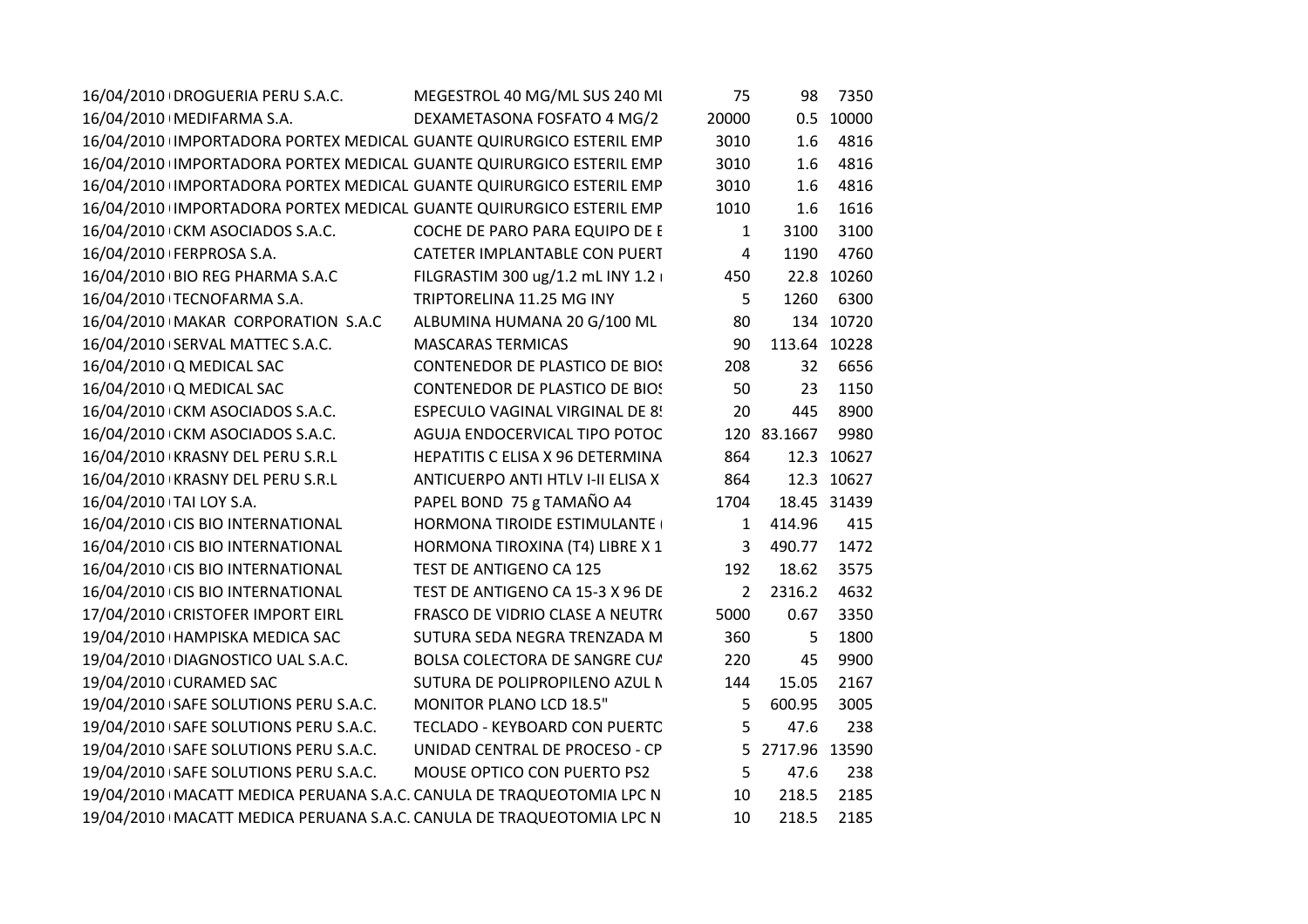| | | | | | |
|---|---|---|---|---|---|
| 16/04/2010 | DROGUERIA PERU S.A.C. | MEGESTROL 40 MG/ML SUS 240 ML | 75 | 98 | 7350 |
| 16/04/2010 | MEDIFARMA S.A. | DEXAMETASONA FOSFATO 4 MG/2 | 20000 | 0.5 | 10000 |
| 16/04/2010 | IMPORTADORA PORTEX MEDICAL | GUANTE QUIRURGICO ESTERIL EMP | 3010 | 1.6 | 4816 |
| 16/04/2010 | IMPORTADORA PORTEX MEDICAL | GUANTE QUIRURGICO ESTERIL EMP | 3010 | 1.6 | 4816 |
| 16/04/2010 | IMPORTADORA PORTEX MEDICAL | GUANTE QUIRURGICO ESTERIL EMP | 3010 | 1.6 | 4816 |
| 16/04/2010 | IMPORTADORA PORTEX MEDICAL | GUANTE QUIRURGICO ESTERIL EMP | 1010 | 1.6 | 1616 |
| 16/04/2010 | CKM ASOCIADOS S.A.C. | COCHE DE PARO PARA EQUIPO DE E | 1 | 3100 | 3100 |
| 16/04/2010 | FERPROSA S.A. | CATETER IMPLANTABLE CON PUERT | 4 | 1190 | 4760 |
| 16/04/2010 | BIO REG PHARMA S.A.C | FILGRASTIM 300 ug/1.2 mL INY 1.2 r | 450 | 22.8 | 10260 |
| 16/04/2010 | TECNOFARMA S.A. | TRIPTORELINA 11.25 MG INY | 5 | 1260 | 6300 |
| 16/04/2010 | MAKAR CORPORATION S.A.C | ALBUMINA HUMANA 20 G/100 ML | 80 | 134 | 10720 |
| 16/04/2010 | SERVAL MATTEC S.A.C. | MASCARAS TERMICAS | 90 | 113.64 | 10228 |
| 16/04/2010 | Q MEDICAL SAC | CONTENEDOR DE PLASTICO DE BIOS | 208 | 32 | 6656 |
| 16/04/2010 | Q MEDICAL SAC | CONTENEDOR DE PLASTICO DE BIOS | 50 | 23 | 1150 |
| 16/04/2010 | CKM ASOCIADOS S.A.C. | ESPECULO VAGINAL VIRGINAL DE 8 | 20 | 445 | 8900 |
| 16/04/2010 | CKM ASOCIADOS S.A.C. | AGUJA ENDOCERVICAL TIPO POTOC | 120 | 83.1667 | 9980 |
| 16/04/2010 | KRASNY DEL PERU S.R.L | HEPATITIS C ELISA X 96 DETERMINA | 864 | 12.3 | 10627 |
| 16/04/2010 | KRASNY DEL PERU S.R.L | ANTICUERPO ANTI HTLV I-II ELISA X | 864 | 12.3 | 10627 |
| 16/04/2010 | TAI LOY S.A. | PAPEL BOND 75 g TAMAÑO A4 | 1704 | 18.45 | 31439 |
| 16/04/2010 | CIS BIO INTERNATIONAL | HORMONA TIROIDE ESTIMULANTE | 1 | 414.96 | 415 |
| 16/04/2010 | CIS BIO INTERNATIONAL | HORMONA TIROXINA (T4) LIBRE X 1 | 3 | 490.77 | 1472 |
| 16/04/2010 | CIS BIO INTERNATIONAL | TEST DE ANTIGENO CA 125 | 192 | 18.62 | 3575 |
| 16/04/2010 | CIS BIO INTERNATIONAL | TEST DE ANTIGENO CA 15-3 X 96 DE | 2 | 2316.2 | 4632 |
| 17/04/2010 | CRISTOFER IMPORT EIRL | FRASCO DE VIDRIO CLASE A NEUTR | 5000 | 0.67 | 3350 |
| 19/04/2010 | HAMPISKA MEDICA SAC | SUTURA SEDA NEGRA TRENZADA M | 360 | 5 | 1800 |
| 19/04/2010 | DIAGNOSTICO UAL S.A.C. | BOLSA COLECTORA DE SANGRE CUA | 220 | 45 | 9900 |
| 19/04/2010 | CURAMED SAC | SUTURA DE POLIPROPILENO AZUL N | 144 | 15.05 | 2167 |
| 19/04/2010 | SAFE SOLUTIONS PERU S.A.C. | MONITOR PLANO LCD 18.5" | 5 | 600.95 | 3005 |
| 19/04/2010 | SAFE SOLUTIONS PERU S.A.C. | TECLADO - KEYBOARD CON PUERTO | 5 | 47.6 | 238 |
| 19/04/2010 | SAFE SOLUTIONS PERU S.A.C. | UNIDAD CENTRAL DE PROCESO - CP | 5 | 2717.96 | 13590 |
| 19/04/2010 | SAFE SOLUTIONS PERU S.A.C. | MOUSE OPTICO CON PUERTO PS2 | 5 | 47.6 | 238 |
| 19/04/2010 | MACATT MEDICA PERUANA S.A.C. | CANULA DE TRAQUEOTOMIA LPC N | 10 | 218.5 | 2185 |
| 19/04/2010 | MACATT MEDICA PERUANA S.A.C. | CANULA DE TRAQUEOTOMIA LPC N | 10 | 218.5 | 2185 |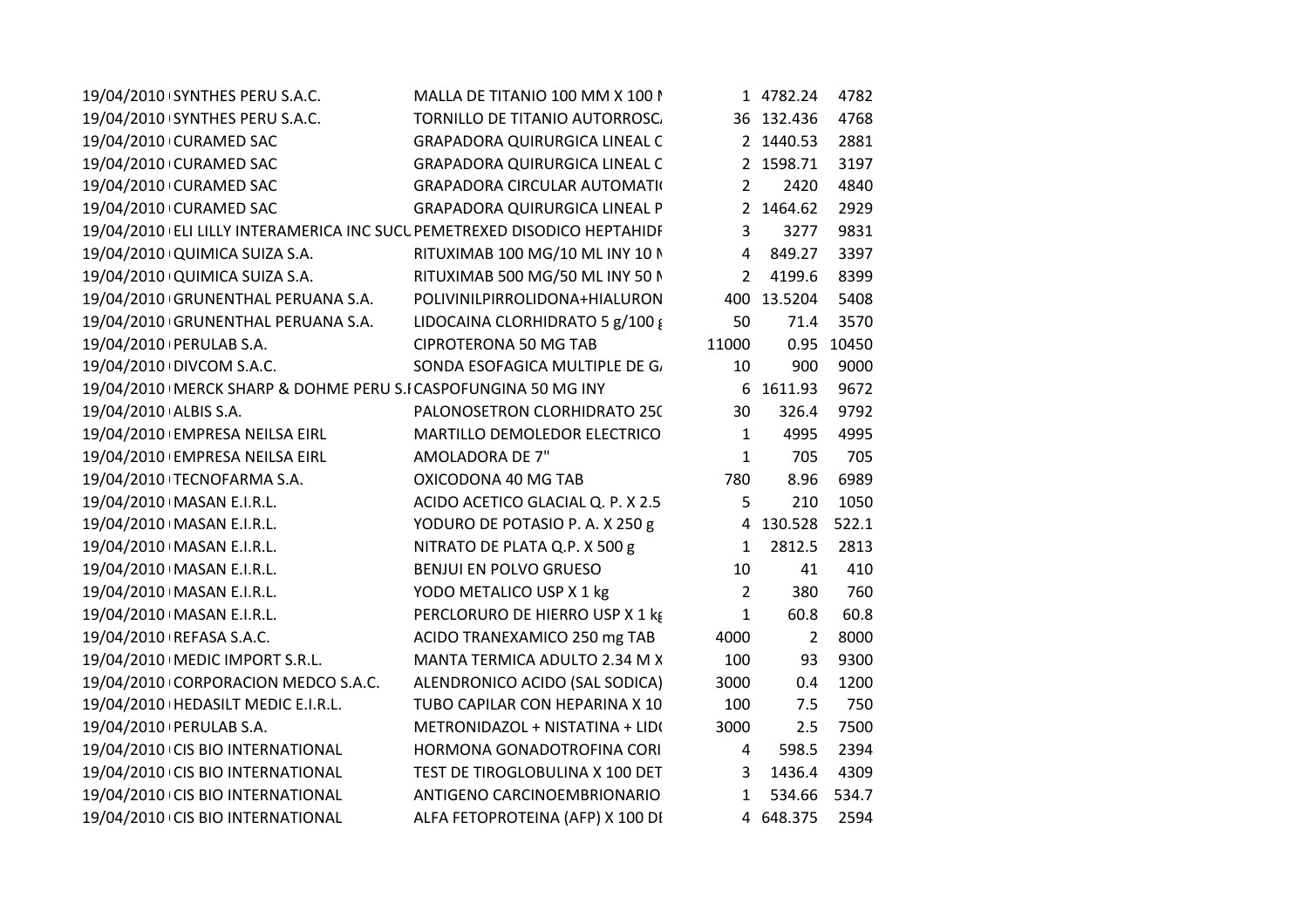| | | | | | |
|---|---|---|---|---|---|
| 19/04/2010 | SYNTHES PERU S.A.C. | MALLA DE TITANIO 100 MM X 100 M | 1 | 4782.24 | 4782 |
| 19/04/2010 | SYNTHES PERU S.A.C. | TORNILLO DE TITANIO AUTORROSC. | 36 | 132.436 | 4768 |
| 19/04/2010 | CURAMED SAC | GRAPADORA QUIRURGICA LINEAL C | 2 | 1440.53 | 2881 |
| 19/04/2010 | CURAMED SAC | GRAPADORA QUIRURGICA LINEAL C | 2 | 1598.71 | 3197 |
| 19/04/2010 | CURAMED SAC | GRAPADORA CIRCULAR AUTOMATI | 2 | 2420 | 4840 |
| 19/04/2010 | CURAMED SAC | GRAPADORA QUIRURGICA LINEAL P | 2 | 1464.62 | 2929 |
| 19/04/2010 | ELI LILLY INTERAMERICA INC SUCU | PEMETREXED DISODICO HEPTAHIDF | 3 | 3277 | 9831 |
| 19/04/2010 | QUIMICA SUIZA S.A. | RITUXIMAB 100 MG/10 ML INY 10 M | 4 | 849.27 | 3397 |
| 19/04/2010 | QUIMICA SUIZA S.A. | RITUXIMAB 500 MG/50 ML INY 50 M | 2 | 4199.6 | 8399 |
| 19/04/2010 | GRUNENTHAL PERUANA S.A. | POLIVINILPIRROLIDONA+HIALURON | 400 | 13.5204 | 5408 |
| 19/04/2010 | GRUNENTHAL PERUANA S.A. | LIDOCAINA CLORHIDRATO 5 g/100 g | 50 | 71.4 | 3570 |
| 19/04/2010 | PERULAB S.A. | CIPROTERONA 50 MG TAB | 11000 | 0.95 | 10450 |
| 19/04/2010 | DIVCOM S.A.C. | SONDA ESOFAGICA MULTIPLE DE GA | 10 | 900 | 9000 |
| 19/04/2010 | MERCK SHARP & DOHME PERU S.I | CASPOFUNGINA 50 MG INY | 6 | 1611.93 | 9672 |
| 19/04/2010 | ALBIS S.A. | PALONOSETRON CLORHIDRATO 250 | 30 | 326.4 | 9792 |
| 19/04/2010 | EMPRESA NEILSA EIRL | MARTILLO DEMOLEDOR ELECTRICO | 1 | 4995 | 4995 |
| 19/04/2010 | EMPRESA NEILSA EIRL | AMOLADORA DE 7" | 1 | 705 | 705 |
| 19/04/2010 | TECNOFARMA S.A. | OXICODONA 40 MG TAB | 780 | 8.96 | 6989 |
| 19/04/2010 | MASAN E.I.R.L. | ACIDO ACETICO GLACIAL Q. P. X 2.5 | 5 | 210 | 1050 |
| 19/04/2010 | MASAN E.I.R.L. | YODURO DE POTASIO P. A. X 250 g | 4 | 130.528 | 522.1 |
| 19/04/2010 | MASAN E.I.R.L. | NITRATO DE PLATA Q.P. X 500 g | 1 | 2812.5 | 2813 |
| 19/04/2010 | MASAN E.I.R.L. | BENJUI EN POLVO GRUESO | 10 | 41 | 410 |
| 19/04/2010 | MASAN E.I.R.L. | YODO METALICO USP X 1 kg | 2 | 380 | 760 |
| 19/04/2010 | MASAN E.I.R.L. | PERCLORURO DE HIERRO USP X 1 kg | 1 | 60.8 | 60.8 |
| 19/04/2010 | REFASA S.A.C. | ACIDO TRANEXAMICO 250 mg TAB | 4000 | 2 | 8000 |
| 19/04/2010 | MEDIC IMPORT S.R.L. | MANTA TERMICA ADULTO 2.34 M X | 100 | 93 | 9300 |
| 19/04/2010 | CORPORACION MEDCO S.A.C. | ALENDRONICO ACIDO (SAL SODICA) | 3000 | 0.4 | 1200 |
| 19/04/2010 | HEDASILT MEDIC E.I.R.L. | TUBO CAPILAR CON HEPARINA X 10 | 100 | 7.5 | 750 |
| 19/04/2010 | PERULAB S.A. | METRONIDAZOL + NISTATINA + LIDO | 3000 | 2.5 | 7500 |
| 19/04/2010 | CIS BIO INTERNATIONAL | HORMONA GONADOTROFINA CORI | 4 | 598.5 | 2394 |
| 19/04/2010 | CIS BIO INTERNATIONAL | TEST DE TIROGLOBULINA X 100 DET | 3 | 1436.4 | 4309 |
| 19/04/2010 | CIS BIO INTERNATIONAL | ANTIGENO CARCINOEMBRIONARIO | 1 | 534.66 | 534.7 |
| 19/04/2010 | CIS BIO INTERNATIONAL | ALFA FETOPROTEINA (AFP) X 100 DI | 4 | 648.375 | 2594 |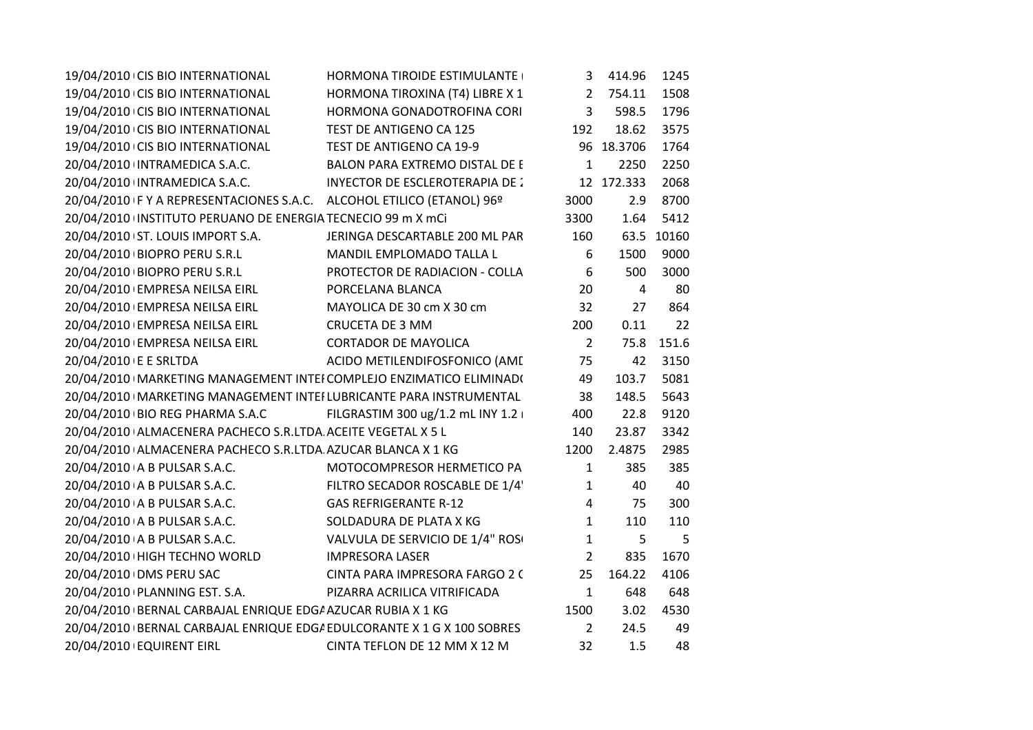| | | | | | |
|---|---|---|---|---|---|
| 19/04/2010 | CIS BIO INTERNATIONAL | HORMONA TIROIDE ESTIMULANTE | 3 | 414.96 | 1245 |
| 19/04/2010 | CIS BIO INTERNATIONAL | HORMONA TIROXINA (T4) LIBRE X 1 | 2 | 754.11 | 1508 |
| 19/04/2010 | CIS BIO INTERNATIONAL | HORMONA GONADOTROFINA CORI | 3 | 598.5 | 1796 |
| 19/04/2010 | CIS BIO INTERNATIONAL | TEST DE ANTIGENO CA 125 | 192 | 18.62 | 3575 |
| 19/04/2010 | CIS BIO INTERNATIONAL | TEST DE ANTIGENO CA 19-9 | 96 | 18.3706 | 1764 |
| 20/04/2010 | INTRAMEDICA S.A.C. | BALON PARA EXTREMO DISTAL DE E | 1 | 2250 | 2250 |
| 20/04/2010 | INTRAMEDICA S.A.C. | INYECTOR DE ESCLEROTERAPIA DE 2 | 12 | 172.333 | 2068 |
| 20/04/2010 | F Y A REPRESENTACIONES S.A.C. | ALCOHOL ETILICO (ETANOL) 96º | 3000 | 2.9 | 8700 |
| 20/04/2010 | INSTITUTO PERUANO DE ENERGIA | TECNECIO 99 m X mCi | 3300 | 1.64 | 5412 |
| 20/04/2010 | ST. LOUIS IMPORT S.A. | JERINGA DESCARTABLE 200 ML PAR | 160 | 63.5 | 10160 |
| 20/04/2010 | BIOPRO PERU S.R.L | MANDIL EMPLOMADO TALLA L | 6 | 1500 | 9000 |
| 20/04/2010 | BIOPRO PERU S.R.L | PROTECTOR DE RADIACION - COLLA | 6 | 500 | 3000 |
| 20/04/2010 | EMPRESA NEILSA EIRL | PORCELANA BLANCA | 20 | 4 | 80 |
| 20/04/2010 | EMPRESA NEILSA EIRL | MAYOLICA DE 30 cm X 30 cm | 32 | 27 | 864 |
| 20/04/2010 | EMPRESA NEILSA EIRL | CRUCETA DE 3 MM | 200 | 0.11 | 22 |
| 20/04/2010 | EMPRESA NEILSA EIRL | CORTADOR DE MAYOLICA | 2 | 75.8 | 151.6 |
| 20/04/2010 | E E SRLTDA | ACIDO METILENDIFOSFONICO (AMD | 75 | 42 | 3150 |
| 20/04/2010 | MARKETING MANAGEMENT INTEI | COMPLEJO ENZIMATICO ELIMINAD( | 49 | 103.7 | 5081 |
| 20/04/2010 | MARKETING MANAGEMENT INTEI | LUBRICANTE PARA INSTRUMENTAL | 38 | 148.5 | 5643 |
| 20/04/2010 | BIO REG PHARMA S.A.C | FILGRASTIM 300 ug/1.2 mL INY 1.2 | 400 | 22.8 | 9120 |
| 20/04/2010 | ALMACENERA PACHECO S.R.LTDA. | ACEITE VEGETAL X 5 L | 140 | 23.87 | 3342 |
| 20/04/2010 | ALMACENERA PACHECO S.R.LTDA. | AZUCAR BLANCA X 1 KG | 1200 | 2.4875 | 2985 |
| 20/04/2010 | A B PULSAR S.A.C. | MOTOCOMPRESOR HERMETICO PA | 1 | 385 | 385 |
| 20/04/2010 | A B PULSAR S.A.C. | FILTRO SECADOR ROSCABLE DE 1/4' | 1 | 40 | 40 |
| 20/04/2010 | A B PULSAR S.A.C. | GAS REFRIGERANTE R-12 | 4 | 75 | 300 |
| 20/04/2010 | A B PULSAR S.A.C. | SOLDADURA DE PLATA X KG | 1 | 110 | 110 |
| 20/04/2010 | A B PULSAR S.A.C. | VALVULA DE SERVICIO DE 1/4" ROS( | 1 | 5 | 5 |
| 20/04/2010 | HIGH TECHNO WORLD | IMPRESORA LASER | 2 | 835 | 1670 |
| 20/04/2010 | DMS PERU SAC | CINTA PARA IMPRESORA FARGO 2 ( | 25 | 164.22 | 4106 |
| 20/04/2010 | PLANNING EST. S.A. | PIZARRA ACRILICA VITRIFICADA | 1 | 648 | 648 |
| 20/04/2010 | BERNAL CARBAJAL ENRIQUE EDGA | AZUCAR RUBIA X 1 KG | 1500 | 3.02 | 4530 |
| 20/04/2010 | BERNAL CARBAJAL ENRIQUE EDGA | EDULCORANTE X 1 G X 100 SOBRES | 2 | 24.5 | 49 |
| 20/04/2010 | EQUIRENT EIRL | CINTA TEFLON DE 12 MM X 12 M | 32 | 1.5 | 48 |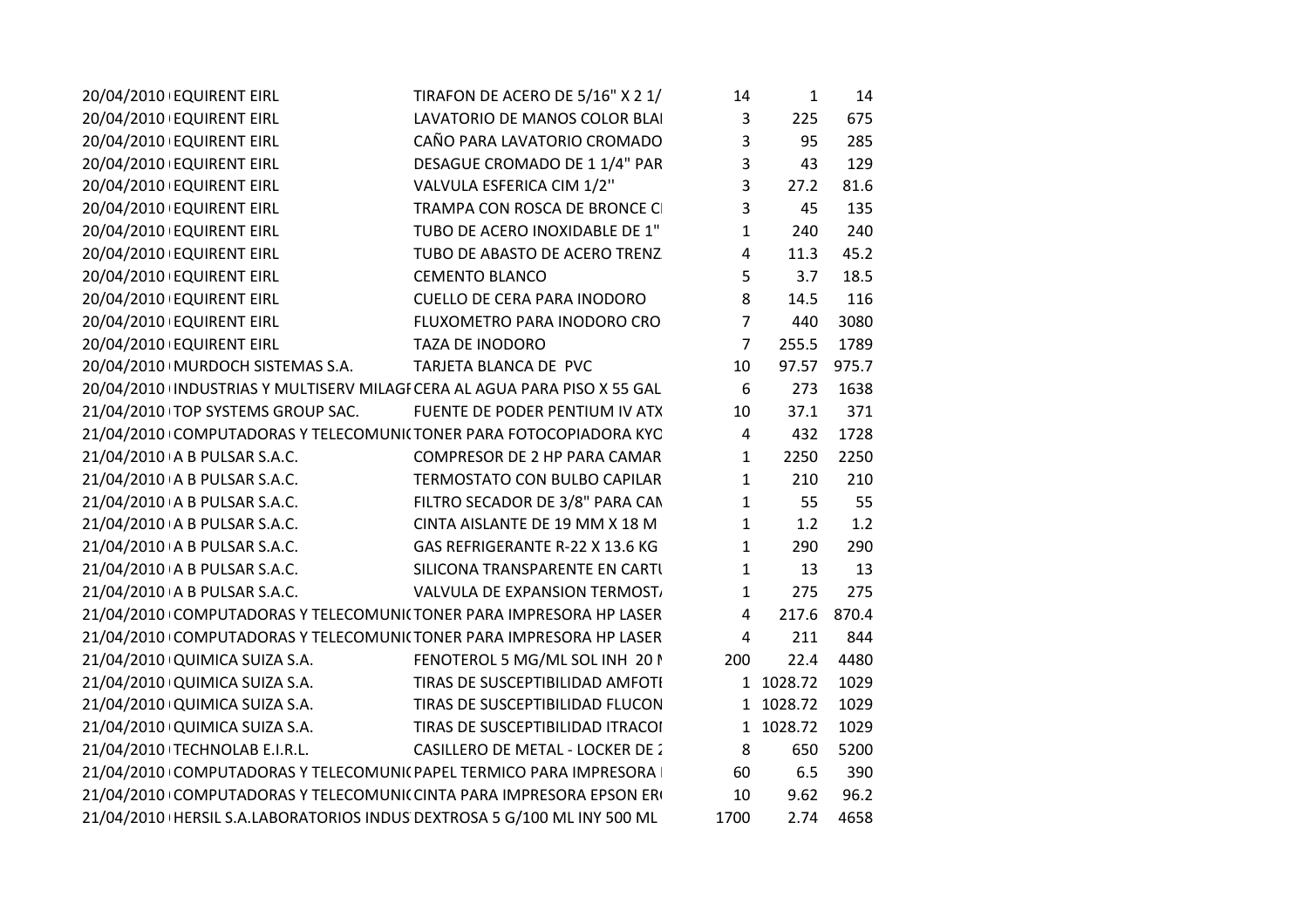| | | | | | |
|---|---|---|---|---|---|
| 20/04/2010 | EQUIRENT EIRL | TIRAFON DE ACERO DE 5/16" X 2 1/ | 14 | 1 | 14 |
| 20/04/2010 | EQUIRENT EIRL | LAVATORIO DE MANOS COLOR BLAI | 3 | 225 | 675 |
| 20/04/2010 | EQUIRENT EIRL | CAÑO PARA LAVATORIO CROMADO | 3 | 95 | 285 |
| 20/04/2010 | EQUIRENT EIRL | DESAGUE CROMADO DE 1 1/4" PAR | 3 | 43 | 129 |
| 20/04/2010 | EQUIRENT EIRL | VALVULA ESFERICA CIM 1/2'' | 3 | 27.2 | 81.6 |
| 20/04/2010 | EQUIRENT EIRL | TRAMPA CON ROSCA DE BRONCE CI | 3 | 45 | 135 |
| 20/04/2010 | EQUIRENT EIRL | TUBO DE ACERO INOXIDABLE DE 1" | 1 | 240 | 240 |
| 20/04/2010 | EQUIRENT EIRL | TUBO DE ABASTO DE ACERO TRENZ | 4 | 11.3 | 45.2 |
| 20/04/2010 | EQUIRENT EIRL | CEMENTO BLANCO | 5 | 3.7 | 18.5 |
| 20/04/2010 | EQUIRENT EIRL | CUELLO DE CERA PARA INODORO | 8 | 14.5 | 116 |
| 20/04/2010 | EQUIRENT EIRL | FLUXOMETRO PARA INODORO CRO | 7 | 440 | 3080 |
| 20/04/2010 | EQUIRENT EIRL | TAZA DE INODORO | 7 | 255.5 | 1789 |
| 20/04/2010 | MURDOCH SISTEMAS S.A. | TARJETA BLANCA DE PVC | 10 | 97.57 | 975.7 |
| 20/04/2010 | INDUSTRIAS Y MULTISERV MILAGI | CERA AL AGUA PARA PISO X 55 GAL | 6 | 273 | 1638 |
| 21/04/2010 | TOP SYSTEMS GROUP SAC. | FUENTE DE PODER PENTIUM IV ATX | 10 | 37.1 | 371 |
| 21/04/2010 | COMPUTADORAS Y TELECOMUNI( | TONER PARA FOTOCOPIADORA KYC | 4 | 432 | 1728 |
| 21/04/2010 | A B PULSAR S.A.C. | COMPRESOR DE 2 HP PARA CAMAR | 1 | 2250 | 2250 |
| 21/04/2010 | A B PULSAR S.A.C. | TERMOSTATO CON BULBO CAPILAR | 1 | 210 | 210 |
| 21/04/2010 | A B PULSAR S.A.C. | FILTRO SECADOR DE 3/8" PARA CAN | 1 | 55 | 55 |
| 21/04/2010 | A B PULSAR S.A.C. | CINTA AISLANTE DE 19 MM X 18 M | 1 | 1.2 | 1.2 |
| 21/04/2010 | A B PULSAR S.A.C. | GAS REFRIGERANTE R-22 X 13.6 KG | 1 | 290 | 290 |
| 21/04/2010 | A B PULSAR S.A.C. | SILICONA TRANSPARENTE EN CARTU | 1 | 13 | 13 |
| 21/04/2010 | A B PULSAR S.A.C. | VALVULA DE EXPANSION TERMOST/ | 1 | 275 | 275 |
| 21/04/2010 | COMPUTADORAS Y TELECOMUNI( | TONER PARA IMPRESORA HP LASER | 4 | 217.6 | 870.4 |
| 21/04/2010 | COMPUTADORAS Y TELECOMUNI( | TONER PARA IMPRESORA HP LASER | 4 | 211 | 844 |
| 21/04/2010 | QUIMICA SUIZA S.A. | FENOTEROL 5 MG/ML SOL INH 20 I | 200 | 22.4 | 4480 |
| 21/04/2010 | QUIMICA SUIZA S.A. | TIRAS DE SUSCEPTIBILIDAD AMFOTI | 1 | 1028.72 | 1029 |
| 21/04/2010 | QUIMICA SUIZA S.A. | TIRAS DE SUSCEPTIBILIDAD FLUCON | 1 | 1028.72 | 1029 |
| 21/04/2010 | QUIMICA SUIZA S.A. | TIRAS DE SUSCEPTIBILIDAD ITRACOI | 1 | 1028.72 | 1029 |
| 21/04/2010 | TECHNOLAB E.I.R.L. | CASILLERO DE METAL - LOCKER DE 2 | 8 | 650 | 5200 |
| 21/04/2010 | COMPUTADORAS Y TELECOMUNI( | PAPEL TERMICO PARA IMPRESORA I | 60 | 6.5 | 390 |
| 21/04/2010 | COMPUTADORAS Y TELECOMUNI( | CINTA PARA IMPRESORA EPSON ER( | 10 | 9.62 | 96.2 |
| 21/04/2010 | HERSIL S.A.LABORATORIOS INDUS | DEXTROSA 5 G/100 ML INY 500 ML | 1700 | 2.74 | 4658 |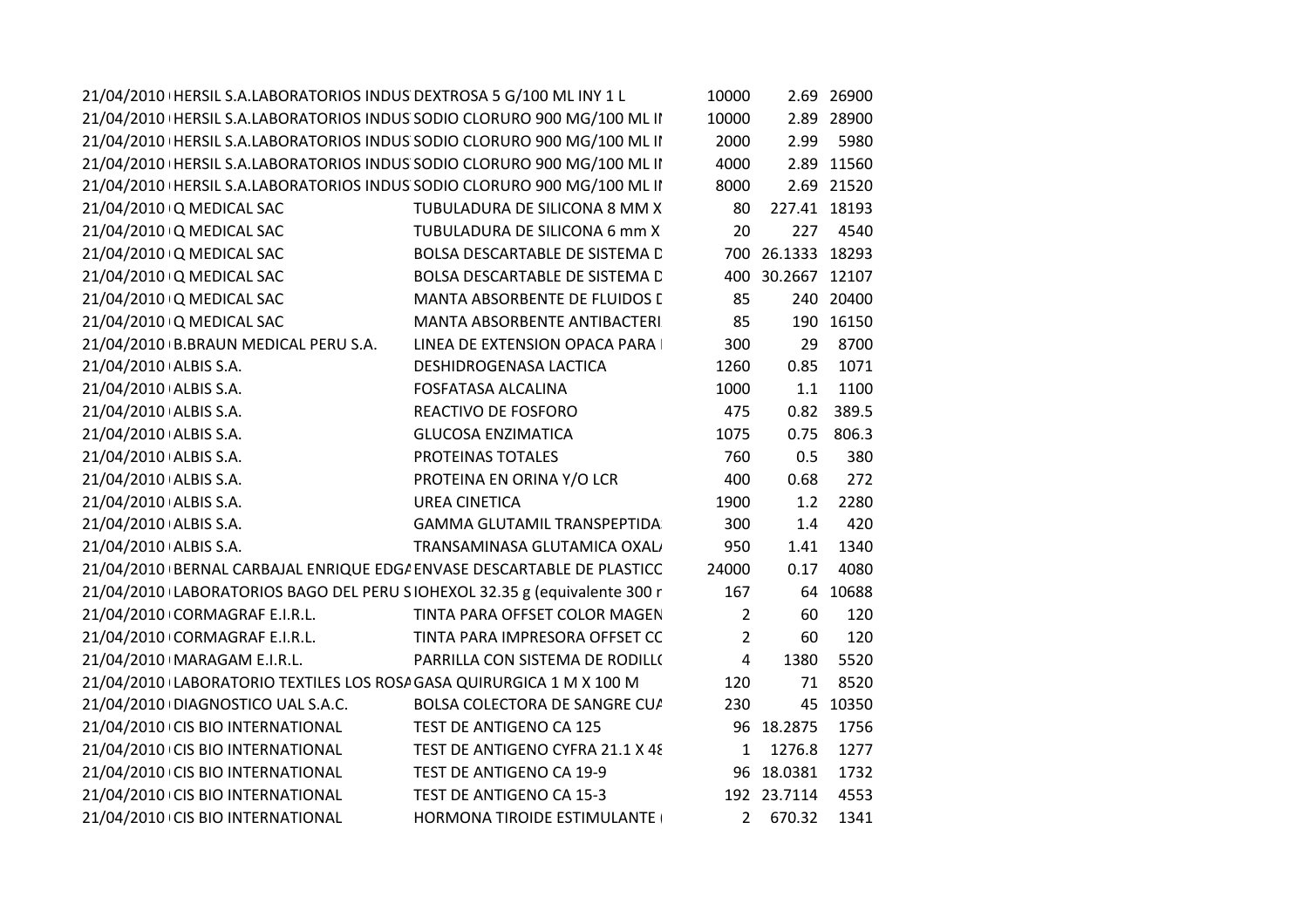| | | | | | |
|---|---|---|---|---|---|
| 21/04/2010 | HERSIL S.A.LABORATORIOS INDUS | DEXTROSA 5 G/100 ML INY 1 L | 10000 | 2.69 | 26900 |
| 21/04/2010 | HERSIL S.A.LABORATORIOS INDUS | SODIO CLORURO 900 MG/100 ML II | 10000 | 2.89 | 28900 |
| 21/04/2010 | HERSIL S.A.LABORATORIOS INDUS | SODIO CLORURO 900 MG/100 ML II | 2000 | 2.99 | 5980 |
| 21/04/2010 | HERSIL S.A.LABORATORIOS INDUS | SODIO CLORURO 900 MG/100 ML II | 4000 | 2.89 | 11560 |
| 21/04/2010 | HERSIL S.A.LABORATORIOS INDUS | SODIO CLORURO 900 MG/100 ML II | 8000 | 2.69 | 21520 |
| 21/04/2010 | Q MEDICAL SAC | TUBULADURA DE SILICONA 8 MM X | 80 | 227.41 | 18193 |
| 21/04/2010 | Q MEDICAL SAC | TUBULADURA DE SILICONA 6 mm X | 20 | 227 | 4540 |
| 21/04/2010 | Q MEDICAL SAC | BOLSA DESCARTABLE DE SISTEMA D | 700 | 26.1333 | 18293 |
| 21/04/2010 | Q MEDICAL SAC | BOLSA DESCARTABLE DE SISTEMA D | 400 | 30.2667 | 12107 |
| 21/04/2010 | Q MEDICAL SAC | MANTA ABSORBENTE DE FLUIDOS D | 85 | 240 | 20400 |
| 21/04/2010 | Q MEDICAL SAC | MANTA ABSORBENTE ANTIBACTERI | 85 | 190 | 16150 |
| 21/04/2010 | B.BRAUN MEDICAL PERU S.A. | LINEA DE EXTENSION OPACA PARA | 300 | 29 | 8700 |
| 21/04/2010 | ALBIS S.A. | DESHIDROGENASA LACTICA | 1260 | 0.85 | 1071 |
| 21/04/2010 | ALBIS S.A. | FOSFATASA ALCALINA | 1000 | 1.1 | 1100 |
| 21/04/2010 | ALBIS S.A. | REACTIVO DE FOSFORO | 475 | 0.82 | 389.5 |
| 21/04/2010 | ALBIS S.A. | GLUCOSA ENZIMATICA | 1075 | 0.75 | 806.3 |
| 21/04/2010 | ALBIS S.A. | PROTEINAS TOTALES | 760 | 0.5 | 380 |
| 21/04/2010 | ALBIS S.A. | PROTEINA EN ORINA Y/O LCR | 400 | 0.68 | 272 |
| 21/04/2010 | ALBIS S.A. | UREA CINETICA | 1900 | 1.2 | 2280 |
| 21/04/2010 | ALBIS S.A. | GAMMA GLUTAMIL TRANSPEPTIDA | 300 | 1.4 | 420 |
| 21/04/2010 | ALBIS S.A. | TRANSAMINASA GLUTAMICA OXAL | 950 | 1.41 | 1340 |
| 21/04/2010 | BERNAL CARBAJAL ENRIQUE EDGA | ENVASE DESCARTABLE DE PLASTICO | 24000 | 0.17 | 4080 |
| 21/04/2010 | LABORATORIOS BAGO DEL PERU S | IOHEXOL 32.35 g (equivalente 300 r | 167 | 64 | 10688 |
| 21/04/2010 | CORMAGRAF E.I.R.L. | TINTA PARA OFFSET COLOR MAGEN | 2 | 60 | 120 |
| 21/04/2010 | CORMAGRAF E.I.R.L. | TINTA PARA IMPRESORA OFFSET CC | 2 | 60 | 120 |
| 21/04/2010 | MARAGAM E.I.R.L. | PARRILLA CON SISTEMA DE RODILL | 4 | 1380 | 5520 |
| 21/04/2010 | LABORATORIO TEXTILES LOS ROSA | GASA QUIRURGICA 1 M X 100 M | 120 | 71 | 8520 |
| 21/04/2010 | DIAGNOSTICO UAL S.A.C. | BOLSA COLECTORA DE SANGRE CUA | 230 | 45 | 10350 |
| 21/04/2010 | CIS BIO INTERNATIONAL | TEST DE ANTIGENO CA 125 | 96 | 18.2875 | 1756 |
| 21/04/2010 | CIS BIO INTERNATIONAL | TEST DE ANTIGENO CYFRA 21.1 X 48 | 1 | 1276.8 | 1277 |
| 21/04/2010 | CIS BIO INTERNATIONAL | TEST DE ANTIGENO CA 19-9 | 96 | 18.0381 | 1732 |
| 21/04/2010 | CIS BIO INTERNATIONAL | TEST DE ANTIGENO CA 15-3 | 192 | 23.7114 | 4553 |
| 21/04/2010 | CIS BIO INTERNATIONAL | HORMONA TIROIDE ESTIMULANTE | 2 | 670.32 | 1341 |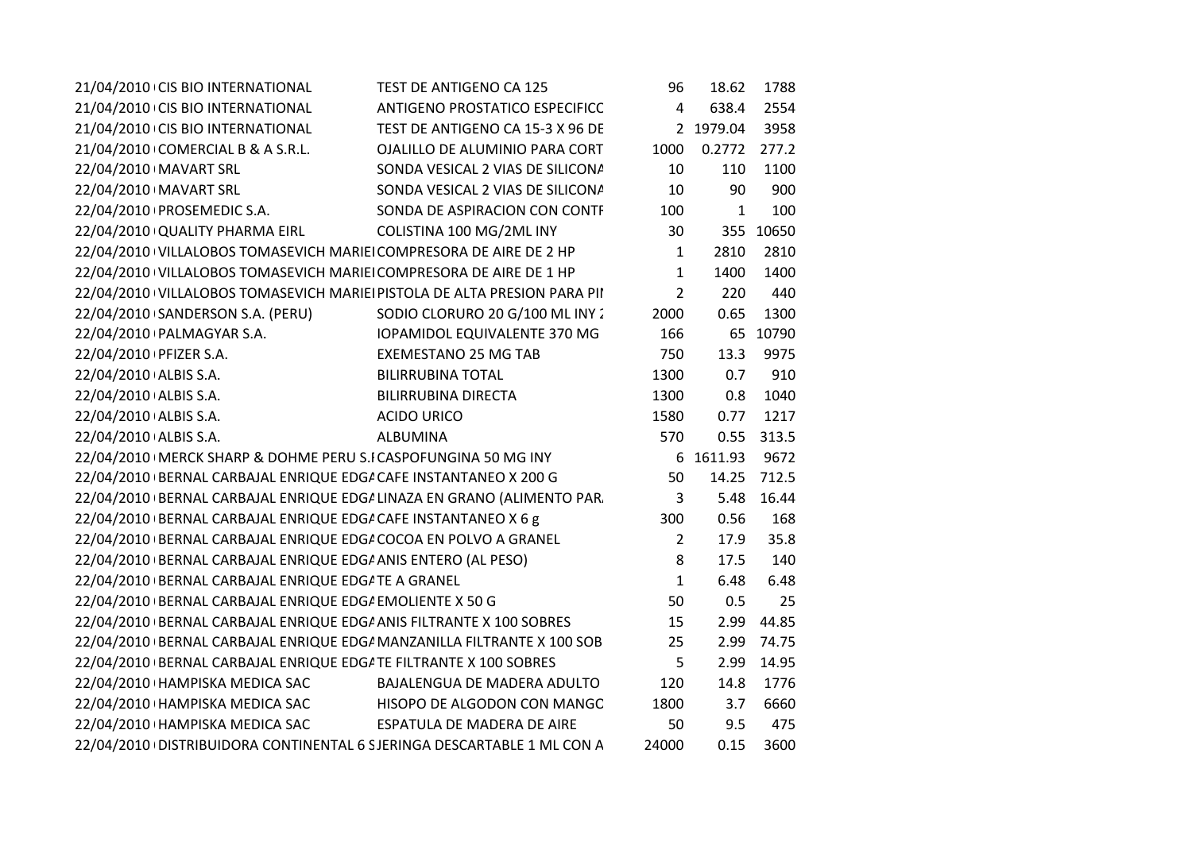| | | | | | |
|---|---|---|---|---|---|
| 21/04/2010 | CIS BIO INTERNATIONAL | TEST DE ANTIGENO CA 125 | 96 | 18.62 | 1788 |
| 21/04/2010 | CIS BIO INTERNATIONAL | ANTIGENO PROSTATICO ESPECIFICO | 4 | 638.4 | 2554 |
| 21/04/2010 | CIS BIO INTERNATIONAL | TEST DE ANTIGENO CA 15-3 X 96 DE | 2 | 1979.04 | 3958 |
| 21/04/2010 | COMERCIAL B & A S.R.L. | OJALILLO DE ALUMINIO PARA CORT | 1000 | 0.2772 | 277.2 |
| 22/04/2010 | MAVART SRL | SONDA VESICAL 2 VIAS DE SILICONA | 10 | 110 | 1100 |
| 22/04/2010 | MAVART SRL | SONDA VESICAL 2 VIAS DE SILICONA | 10 | 90 | 900 |
| 22/04/2010 | PROSEMEDIC S.A. | SONDA DE ASPIRACION CON CONTR | 100 | 1 | 100 |
| 22/04/2010 | QUALITY PHARMA EIRL | COLISTINA 100 MG/2ML INY | 30 | 355 | 10650 |
| 22/04/2010 | VILLALOBOS TOMASEVICH MARIEL | COMPRESORA DE AIRE DE 2 HP | 1 | 2810 | 2810 |
| 22/04/2010 | VILLALOBOS TOMASEVICH MARIEL | COMPRESORA DE AIRE DE 1 HP | 1 | 1400 | 1400 |
| 22/04/2010 | VILLALOBOS TOMASEVICH MARIEL | PISTOLA DE ALTA PRESION PARA PIN | 2 | 220 | 440 |
| 22/04/2010 | SANDERSON S.A. (PERU) | SODIO CLORURO 20 G/100 ML INY 2 | 2000 | 0.65 | 1300 |
| 22/04/2010 | PALMAGYAR S.A. | IOPAMIDOL EQUIVALENTE 370 MG | 166 | 65 | 10790 |
| 22/04/2010 | PFIZER S.A. | EXEMESTANO 25 MG TAB | 750 | 13.3 | 9975 |
| 22/04/2010 | ALBIS S.A. | BILIRRUBINA TOTAL | 1300 | 0.7 | 910 |
| 22/04/2010 | ALBIS S.A. | BILIRRUBINA DIRECTA | 1300 | 0.8 | 1040 |
| 22/04/2010 | ALBIS S.A. | ACIDO URICO | 1580 | 0.77 | 1217 |
| 22/04/2010 | ALBIS S.A. | ALBUMINA | 570 | 0.55 | 313.5 |
| 22/04/2010 | MERCK SHARP & DOHME PERU S.R | CASPOFUNGINA 50 MG INY | 6 | 1611.93 | 9672 |
| 22/04/2010 | BERNAL CARBAJAL ENRIQUE EDGA | CAFE INSTANTANEO X 200 G | 50 | 14.25 | 712.5 |
| 22/04/2010 | BERNAL CARBAJAL ENRIQUE EDGA | LINAZA EN GRANO (ALIMENTO PARA | 3 | 5.48 | 16.44 |
| 22/04/2010 | BERNAL CARBAJAL ENRIQUE EDGA | CAFE INSTANTANEO X 6 g | 300 | 0.56 | 168 |
| 22/04/2010 | BERNAL CARBAJAL ENRIQUE EDGA | COCOA EN POLVO A GRANEL | 2 | 17.9 | 35.8 |
| 22/04/2010 | BERNAL CARBAJAL ENRIQUE EDGA | ANIS ENTERO (AL PESO) | 8 | 17.5 | 140 |
| 22/04/2010 | BERNAL CARBAJAL ENRIQUE EDGA | TE A GRANEL | 1 | 6.48 | 6.48 |
| 22/04/2010 | BERNAL CARBAJAL ENRIQUE EDGA | EMOLIENTE X 50 G | 50 | 0.5 | 25 |
| 22/04/2010 | BERNAL CARBAJAL ENRIQUE EDGA | ANIS FILTRANTE X 100 SOBRES | 15 | 2.99 | 44.85 |
| 22/04/2010 | BERNAL CARBAJAL ENRIQUE EDGA | MANZANILLA FILTRANTE X 100 SOB | 25 | 2.99 | 74.75 |
| 22/04/2010 | BERNAL CARBAJAL ENRIQUE EDGA | TE FILTRANTE X 100 SOBRES | 5 | 2.99 | 14.95 |
| 22/04/2010 | HAMPISKA MEDICA SAC | BAJALENGUA DE MADERA ADULTO | 120 | 14.8 | 1776 |
| 22/04/2010 | HAMPISKA MEDICA SAC | HISOPO DE ALGODON CON MANGO | 1800 | 3.7 | 6660 |
| 22/04/2010 | HAMPISKA MEDICA SAC | ESPATULA DE MADERA DE AIRE | 50 | 9.5 | 475 |
| 22/04/2010 | DISTRIBUIDORA CONTINENTAL 6 S | JERINGA DESCARTABLE 1 ML CON A | 24000 | 0.15 | 3600 |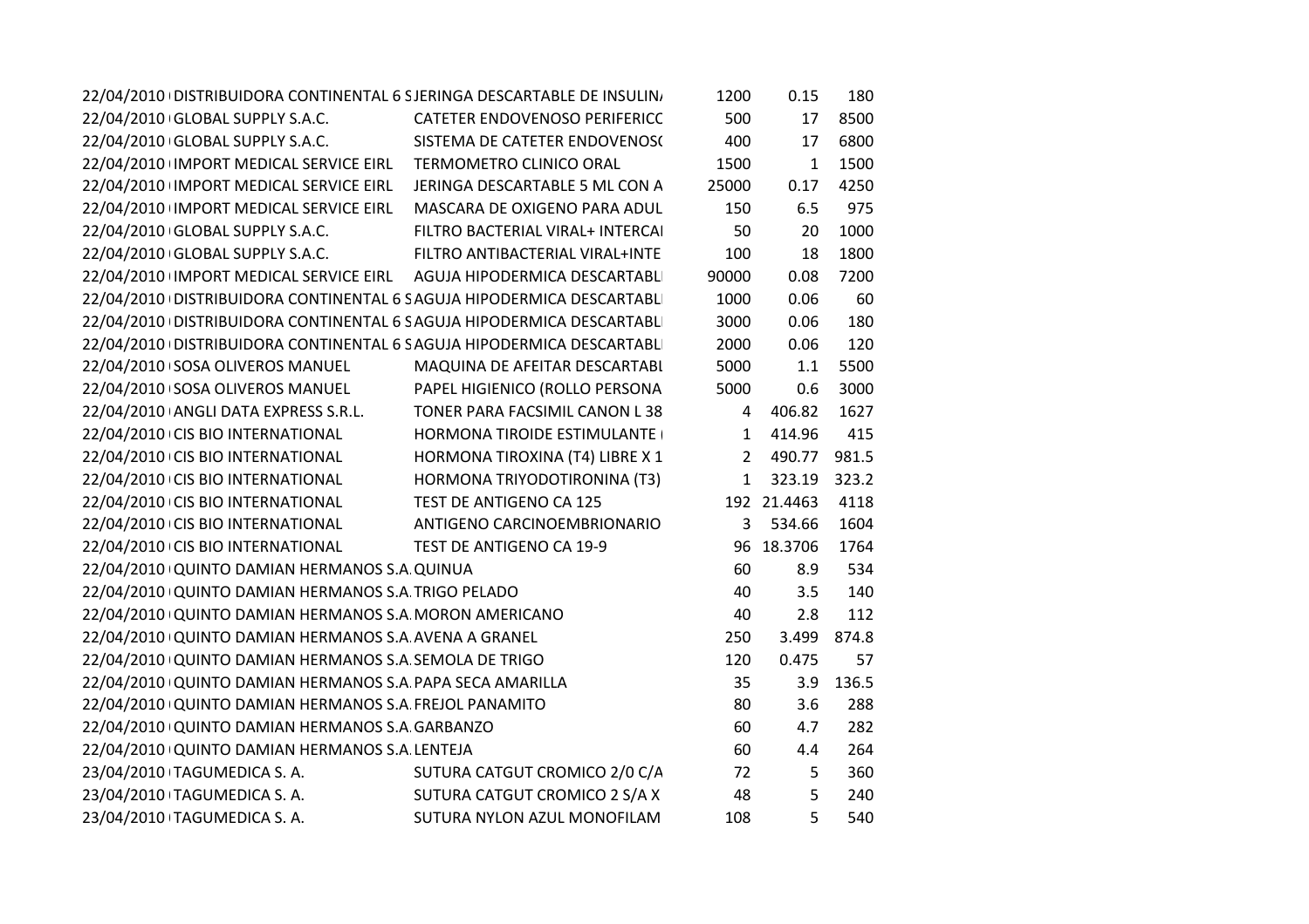| | | | | | |
|---|---|---|---|---|---|
| 22/04/2010 | DISTRIBUIDORA CONTINENTAL 6 S | JERINGA DESCARTABLE DE INSULIN/ | 1200 | 0.15 | 180 |
| 22/04/2010 | GLOBAL SUPPLY S.A.C. | CATETER ENDOVENOSO PERIFERICC | 500 | 17 | 8500 |
| 22/04/2010 | GLOBAL SUPPLY S.A.C. | SISTEMA DE CATETER ENDOVENOS( | 400 | 17 | 6800 |
| 22/04/2010 | IMPORT MEDICAL SERVICE EIRL | TERMOMETRO CLINICO ORAL | 1500 | 1 | 1500 |
| 22/04/2010 | IMPORT MEDICAL SERVICE EIRL | JERINGA DESCARTABLE 5 ML CON A | 25000 | 0.17 | 4250 |
| 22/04/2010 | IMPORT MEDICAL SERVICE EIRL | MASCARA DE OXIGENO PARA ADUL | 150 | 6.5 | 975 |
| 22/04/2010 | GLOBAL SUPPLY S.A.C. | FILTRO BACTERIAL VIRAL+ INTERCAI | 50 | 20 | 1000 |
| 22/04/2010 | GLOBAL SUPPLY S.A.C. | FILTRO ANTIBACTERIAL VIRAL+INTE | 100 | 18 | 1800 |
| 22/04/2010 | IMPORT MEDICAL SERVICE EIRL | AGUJA HIPODERMICA DESCARTABLI | 90000 | 0.08 | 7200 |
| 22/04/2010 | DISTRIBUIDORA CONTINENTAL 6 S | AGUJA HIPODERMICA DESCARTABLI | 1000 | 0.06 | 60 |
| 22/04/2010 | DISTRIBUIDORA CONTINENTAL 6 S | AGUJA HIPODERMICA DESCARTABLI | 3000 | 0.06 | 180 |
| 22/04/2010 | DISTRIBUIDORA CONTINENTAL 6 S | AGUJA HIPODERMICA DESCARTABLI | 2000 | 0.06 | 120 |
| 22/04/2010 | SOSA OLIVEROS MANUEL | MAQUINA DE AFEITAR DESCARTABL | 5000 | 1.1 | 5500 |
| 22/04/2010 | SOSA OLIVEROS MANUEL | PAPEL HIGIENICO (ROLLO PERSONA | 5000 | 0.6 | 3000 |
| 22/04/2010 | ANGLI DATA EXPRESS S.R.L. | TONER PARA FACSIMIL CANON L 38 | 4 | 406.82 | 1627 |
| 22/04/2010 | CIS BIO INTERNATIONAL | HORMONA TIROIDE ESTIMULANTE ( | 1 | 414.96 | 415 |
| 22/04/2010 | CIS BIO INTERNATIONAL | HORMONA TIROXINA (T4) LIBRE X 1 | 2 | 490.77 | 981.5 |
| 22/04/2010 | CIS BIO INTERNATIONAL | HORMONA TRIYODOTIRONINA (T3) | 1 | 323.19 | 323.2 |
| 22/04/2010 | CIS BIO INTERNATIONAL | TEST DE ANTIGENO CA 125 | 192 | 21.4463 | 4118 |
| 22/04/2010 | CIS BIO INTERNATIONAL | ANTIGENO CARCINOEMBRIONARIO | 3 | 534.66 | 1604 |
| 22/04/2010 | CIS BIO INTERNATIONAL | TEST DE ANTIGENO CA 19-9 | 96 | 18.3706 | 1764 |
| 22/04/2010 | QUINTO DAMIAN HERMANOS S.A. | QUINUA | 60 | 8.9 | 534 |
| 22/04/2010 | QUINTO DAMIAN HERMANOS S.A. | TRIGO PELADO | 40 | 3.5 | 140 |
| 22/04/2010 | QUINTO DAMIAN HERMANOS S.A. | MORON AMERICANO | 40 | 2.8 | 112 |
| 22/04/2010 | QUINTO DAMIAN HERMANOS S.A. | AVENA A GRANEL | 250 | 3.499 | 874.8 |
| 22/04/2010 | QUINTO DAMIAN HERMANOS S.A. | SEMOLA DE TRIGO | 120 | 0.475 | 57 |
| 22/04/2010 | QUINTO DAMIAN HERMANOS S.A. | PAPA SECA AMARILLA | 35 | 3.9 | 136.5 |
| 22/04/2010 | QUINTO DAMIAN HERMANOS S.A. | FREJOL PANAMITO | 80 | 3.6 | 288 |
| 22/04/2010 | QUINTO DAMIAN HERMANOS S.A. | GARBANZO | 60 | 4.7 | 282 |
| 22/04/2010 | QUINTO DAMIAN HERMANOS S.A. | LENTEJA | 60 | 4.4 | 264 |
| 23/04/2010 | TAGUMEDICA S. A. | SUTURA CATGUT CROMICO 2/0 C/A | 72 | 5 | 360 |
| 23/04/2010 | TAGUMEDICA S. A. | SUTURA CATGUT CROMICO 2 S/A X | 48 | 5 | 240 |
| 23/04/2010 | TAGUMEDICA S. A. | SUTURA NYLON AZUL MONOFILAM | 108 | 5 | 540 |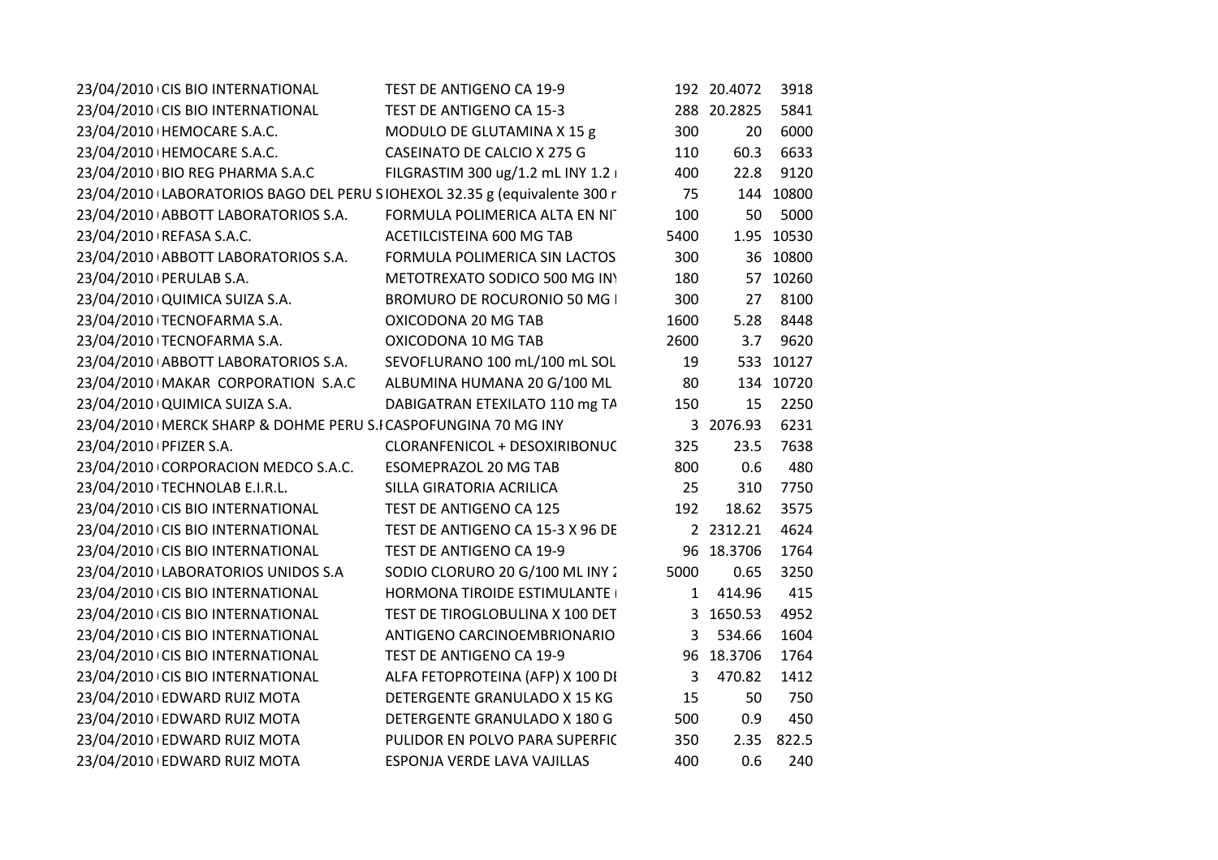| | | | | | |
|---|---|---|---|---|---|
| 23/04/2010 | CIS BIO INTERNATIONAL | TEST DE ANTIGENO CA 19-9 | 192 | 20.4072 | 3918 |
| 23/04/2010 | CIS BIO INTERNATIONAL | TEST DE ANTIGENO CA 15-3 | 288 | 20.2825 | 5841 |
| 23/04/2010 | HEMOCARE S.A.C. | MODULO DE GLUTAMINA X 15 g | 300 | 20 | 6000 |
| 23/04/2010 | HEMOCARE S.A.C. | CASEINATO DE CALCIO X 275 G | 110 | 60.3 | 6633 |
| 23/04/2010 | BIO REG PHARMA S.A.C | FILGRASTIM 300 ug/1.2 mL INY 1.2 | 400 | 22.8 | 9120 |
| 23/04/2010 | LABORATORIOS BAGO DEL PERU S | IOHEXOL 32.35 g (equivalente 300 r | 75 | 144 | 10800 |
| 23/04/2010 | ABBOTT LABORATORIOS S.A. | FORMULA POLIMERICA ALTA EN NI | 100 | 50 | 5000 |
| 23/04/2010 | REFASA S.A.C. | ACETILCISTEINA 600 MG TAB | 5400 | 1.95 | 10530 |
| 23/04/2010 | ABBOTT LABORATORIOS S.A. | FORMULA POLIMERICA SIN LACTOS | 300 | 36 | 10800 |
| 23/04/2010 | PERULAB S.A. | METOTREXATO SODICO 500 MG IN | 180 | 57 | 10260 |
| 23/04/2010 | QUIMICA SUIZA S.A. | BROMURO DE ROCURONIO 50 MG | 300 | 27 | 8100 |
| 23/04/2010 | TECNOFARMA S.A. | OXICODONA 20 MG TAB | 1600 | 5.28 | 8448 |
| 23/04/2010 | TECNOFARMA S.A. | OXICODONA 10 MG TAB | 2600 | 3.7 | 9620 |
| 23/04/2010 | ABBOTT LABORATORIOS S.A. | SEVOFLURANO 100 mL/100 mL SOL | 19 | 533 | 10127 |
| 23/04/2010 | MAKAR CORPORATION S.A.C | ALBUMINA HUMANA 20 G/100 ML | 80 | 134 | 10720 |
| 23/04/2010 | QUIMICA SUIZA S.A. | DABIGATRAN ETEXILATO 110 mg TA | 150 | 15 | 2250 |
| 23/04/2010 | MERCK SHARP & DOHME PERU S. | CASPOFUNGINA 70 MG INY | 3 | 2076.93 | 6231 |
| 23/04/2010 | PFIZER S.A. | CLORANFENICOL + DESOXIRIBONU | 325 | 23.5 | 7638 |
| 23/04/2010 | CORPORACION MEDCO S.A.C. | ESOMEPRAZOL 20 MG TAB | 800 | 0.6 | 480 |
| 23/04/2010 | TECHNOLAB E.I.R.L. | SILLA GIRATORIA ACRILICA | 25 | 310 | 7750 |
| 23/04/2010 | CIS BIO INTERNATIONAL | TEST DE ANTIGENO CA 125 | 192 | 18.62 | 3575 |
| 23/04/2010 | CIS BIO INTERNATIONAL | TEST DE ANTIGENO CA 15-3 X 96 DE | 2 | 2312.21 | 4624 |
| 23/04/2010 | CIS BIO INTERNATIONAL | TEST DE ANTIGENO CA 19-9 | 96 | 18.3706 | 1764 |
| 23/04/2010 | LABORATORIOS UNIDOS S.A | SODIO CLORURO 20 G/100 ML INY 2 | 5000 | 0.65 | 3250 |
| 23/04/2010 | CIS BIO INTERNATIONAL | HORMONA TIROIDE ESTIMULANTE | 1 | 414.96 | 415 |
| 23/04/2010 | CIS BIO INTERNATIONAL | TEST DE TIROGLOBULINA X 100 DET | 3 | 1650.53 | 4952 |
| 23/04/2010 | CIS BIO INTERNATIONAL | ANTIGENO CARCINOEMBRIONARIO | 3 | 534.66 | 1604 |
| 23/04/2010 | CIS BIO INTERNATIONAL | TEST DE ANTIGENO CA 19-9 | 96 | 18.3706 | 1764 |
| 23/04/2010 | CIS BIO INTERNATIONAL | ALFA FETOPROTEINA (AFP) X 100 DE | 3 | 470.82 | 1412 |
| 23/04/2010 | EDWARD RUIZ MOTA | DETERGENTE GRANULADO X 15 KG | 15 | 50 | 750 |
| 23/04/2010 | EDWARD RUIZ MOTA | DETERGENTE GRANULADO X 180 G | 500 | 0.9 | 450 |
| 23/04/2010 | EDWARD RUIZ MOTA | PULIDOR EN POLVO PARA SUPERFIC | 350 | 2.35 | 822.5 |
| 23/04/2010 | EDWARD RUIZ MOTA | ESPONJA VERDE LAVA VAJILLAS | 400 | 0.6 | 240 |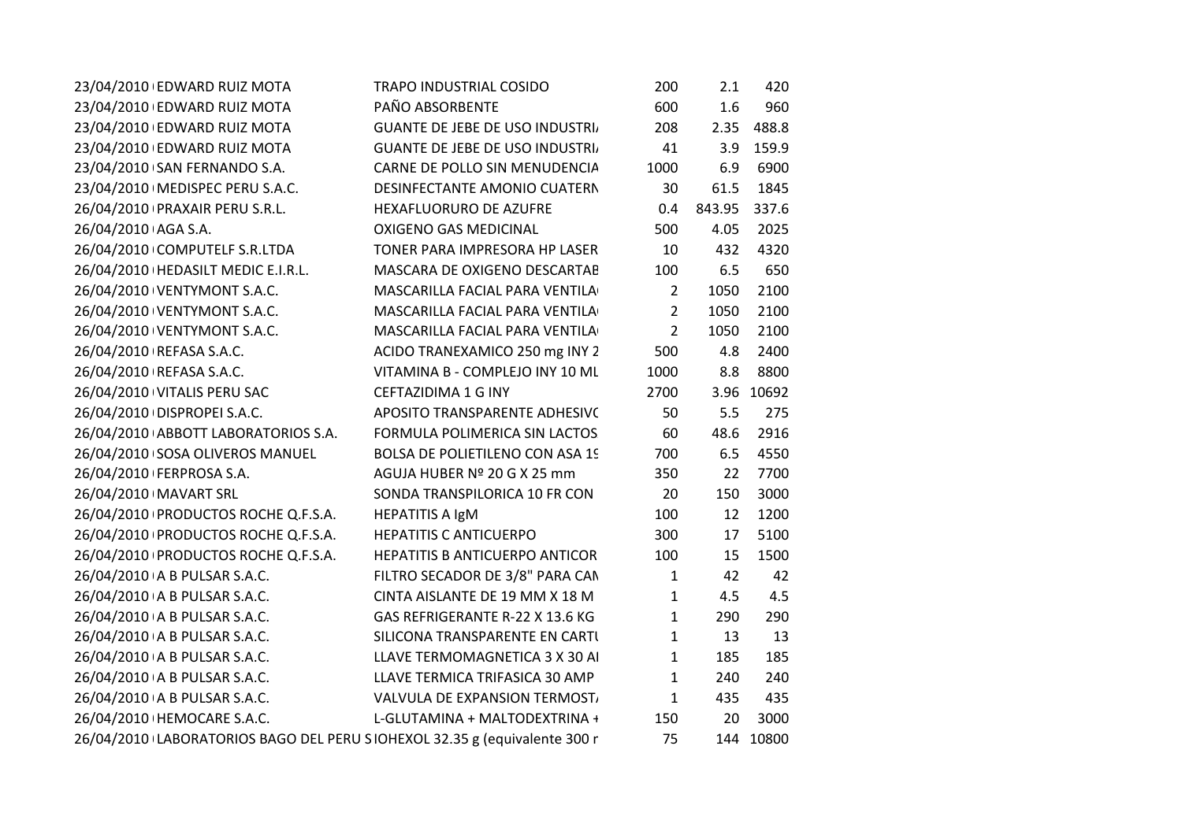| | | | | | |
|---|---|---|---|---|---|
| 23/04/2010 | EDWARD RUIZ MOTA | TRAPO INDUSTRIAL COSIDO | 200 | 2.1 | 420 |
| 23/04/2010 | EDWARD RUIZ MOTA | PAÑO ABSORBENTE | 600 | 1.6 | 960 |
| 23/04/2010 | EDWARD RUIZ MOTA | GUANTE DE JEBE DE USO INDUSTRI | 208 | 2.35 | 488.8 |
| 23/04/2010 | EDWARD RUIZ MOTA | GUANTE DE JEBE DE USO INDUSTRI | 41 | 3.9 | 159.9 |
| 23/04/2010 | SAN FERNANDO S.A. | CARNE DE POLLO SIN MENUDENCIA | 1000 | 6.9 | 6900 |
| 23/04/2010 | MEDISPEC PERU S.A.C. | DESINFECTANTE AMONIO CUATERN | 30 | 61.5 | 1845 |
| 26/04/2010 | PRAXAIR PERU S.R.L. | HEXAFLUORURO DE AZUFRE | 0.4 | 843.95 | 337.6 |
| 26/04/2010 | AGA S.A. | OXIGENO GAS MEDICINAL | 500 | 4.05 | 2025 |
| 26/04/2010 | COMPUTELF S.R.LTDA | TONER PARA IMPRESORA HP LASER | 10 | 432 | 4320 |
| 26/04/2010 | HEDASILT MEDIC E.I.R.L. | MASCARA DE OXIGENO DESCARTAB | 100 | 6.5 | 650 |
| 26/04/2010 | VENTYMONT S.A.C. | MASCARILLA FACIAL PARA VENTILA | 2 | 1050 | 2100 |
| 26/04/2010 | VENTYMONT S.A.C. | MASCARILLA FACIAL PARA VENTILA | 2 | 1050 | 2100 |
| 26/04/2010 | VENTYMONT S.A.C. | MASCARILLA FACIAL PARA VENTILA | 2 | 1050 | 2100 |
| 26/04/2010 | REFASA S.A.C. | ACIDO TRANEXAMICO 250 mg INY 2 | 500 | 4.8 | 2400 |
| 26/04/2010 | REFASA S.A.C. | VITAMINA B - COMPLEJO INY 10 ML | 1000 | 8.8 | 8800 |
| 26/04/2010 | VITALIS PERU SAC | CEFTAZIDIMA 1 G INY | 2700 | 3.96 | 10692 |
| 26/04/2010 | DISPROPEI S.A.C. | APOSITO TRANSPARENTE ADHESIVO | 50 | 5.5 | 275 |
| 26/04/2010 | ABBOTT LABORATORIOS S.A. | FORMULA POLIMERICA SIN LACTOS | 60 | 48.6 | 2916 |
| 26/04/2010 | SOSA OLIVEROS MANUEL | BOLSA DE POLIETILENO CON ASA 19 | 700 | 6.5 | 4550 |
| 26/04/2010 | FERPROSA S.A. | AGUJA HUBER Nº 20 G X 25 mm | 350 | 22 | 7700 |
| 26/04/2010 | MAVART SRL | SONDA TRANSPILORICA 10 FR CON | 20 | 150 | 3000 |
| 26/04/2010 | PRODUCTOS ROCHE Q.F.S.A. | HEPATITIS A IgM | 100 | 12 | 1200 |
| 26/04/2010 | PRODUCTOS ROCHE Q.F.S.A. | HEPATITIS C ANTICUERPO | 300 | 17 | 5100 |
| 26/04/2010 | PRODUCTOS ROCHE Q.F.S.A. | HEPATITIS B ANTICUERPO ANTICOR | 100 | 15 | 1500 |
| 26/04/2010 | A B PULSAR S.A.C. | FILTRO SECADOR DE 3/8" PARA CAN | 1 | 42 | 42 |
| 26/04/2010 | A B PULSAR S.A.C. | CINTA AISLANTE DE 19 MM X 18 M | 1 | 4.5 | 4.5 |
| 26/04/2010 | A B PULSAR S.A.C. | GAS REFRIGERANTE R-22 X 13.6 KG | 1 | 290 | 290 |
| 26/04/2010 | A B PULSAR S.A.C. | SILICONA TRANSPARENTE EN CARTU | 1 | 13 | 13 |
| 26/04/2010 | A B PULSAR S.A.C. | LLAVE TERMOMAGNETICA 3 X 30 AI | 1 | 185 | 185 |
| 26/04/2010 | A B PULSAR S.A.C. | LLAVE TERMICA TRIFASICA 30 AMP | 1 | 240 | 240 |
| 26/04/2010 | A B PULSAR S.A.C. | VALVULA DE EXPANSION TERMOST | 1 | 435 | 435 |
| 26/04/2010 | HEMOCARE S.A.C. | L-GLUTAMINA + MALTODEXTRINA + | 150 | 20 | 3000 |
| 26/04/2010 | LABORATORIOS BAGO DEL PERU S | IOHEXOL 32.35 g (equivalente 300 r | 75 | 144 | 10800 |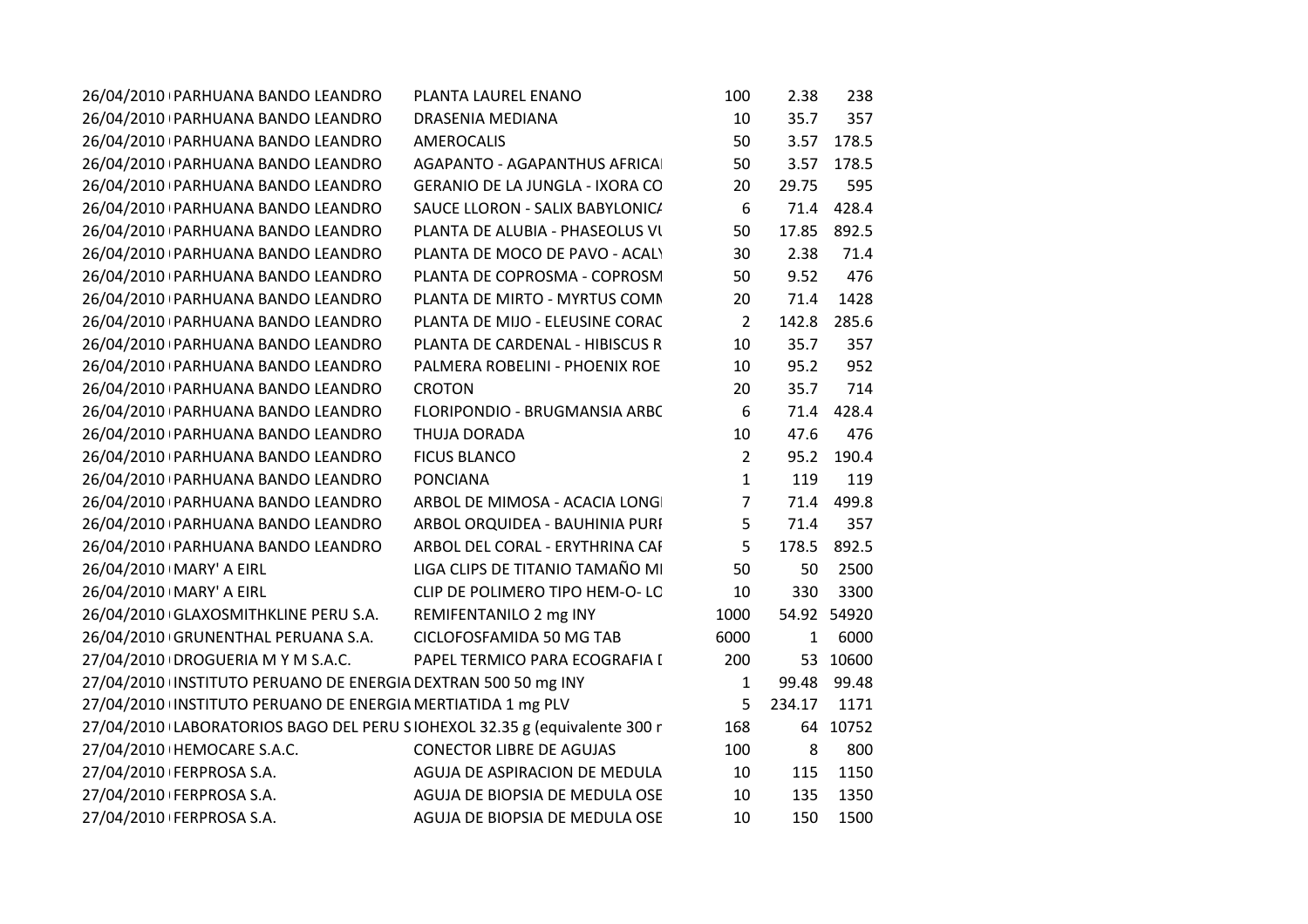| | | | | | |
|---|---|---|---|---|---|
| 26/04/2010 | PARHUANA BANDO LEANDRO | PLANTA LAUREL ENANO | 100 | 2.38 | 238 |
| 26/04/2010 | PARHUANA BANDO LEANDRO | DRASENIA MEDIANA | 10 | 35.7 | 357 |
| 26/04/2010 | PARHUANA BANDO LEANDRO | AMEROCALIS | 50 | 3.57 | 178.5 |
| 26/04/2010 | PARHUANA BANDO LEANDRO | AGAPANTO - AGAPANTHUS AFRICA | 50 | 3.57 | 178.5 |
| 26/04/2010 | PARHUANA BANDO LEANDRO | GERANIO DE LA JUNGLA - IXORA CO | 20 | 29.75 | 595 |
| 26/04/2010 | PARHUANA BANDO LEANDRO | SAUCE LLORON - SALIX BABYLONICA | 6 | 71.4 | 428.4 |
| 26/04/2010 | PARHUANA BANDO LEANDRO | PLANTA DE ALUBIA - PHASEOLUS VU | 50 | 17.85 | 892.5 |
| 26/04/2010 | PARHUANA BANDO LEANDRO | PLANTA DE MOCO DE PAVO - ACALY | 30 | 2.38 | 71.4 |
| 26/04/2010 | PARHUANA BANDO LEANDRO | PLANTA DE COPROSMA - COPROSM | 50 | 9.52 | 476 |
| 26/04/2010 | PARHUANA BANDO LEANDRO | PLANTA DE MIRTO - MYRTUS COMN | 20 | 71.4 | 1428 |
| 26/04/2010 | PARHUANA BANDO LEANDRO | PLANTA DE MIJO - ELEUSINE CORAC | 2 | 142.8 | 285.6 |
| 26/04/2010 | PARHUANA BANDO LEANDRO | PLANTA DE CARDENAL - HIBISCUS R | 10 | 35.7 | 357 |
| 26/04/2010 | PARHUANA BANDO LEANDRO | PALMERA ROBELINI - PHOENIX ROE | 10 | 95.2 | 952 |
| 26/04/2010 | PARHUANA BANDO LEANDRO | CROTON | 20 | 35.7 | 714 |
| 26/04/2010 | PARHUANA BANDO LEANDRO | FLORIPONDIO - BRUGMANSIA ARBC | 6 | 71.4 | 428.4 |
| 26/04/2010 | PARHUANA BANDO LEANDRO | THUJA DORADA | 10 | 47.6 | 476 |
| 26/04/2010 | PARHUANA BANDO LEANDRO | FICUS BLANCO | 2 | 95.2 | 190.4 |
| 26/04/2010 | PARHUANA BANDO LEANDRO | PONCIANA | 1 | 119 | 119 |
| 26/04/2010 | PARHUANA BANDO LEANDRO | ARBOL DE MIMOSA - ACACIA LONGI | 7 | 71.4 | 499.8 |
| 26/04/2010 | PARHUANA BANDO LEANDRO | ARBOL ORQUIDEA - BAUHINIA PURI | 5 | 71.4 | 357 |
| 26/04/2010 | PARHUANA BANDO LEANDRO | ARBOL DEL CORAL - ERYTHRINA CAI | 5 | 178.5 | 892.5 |
| 26/04/2010 | MARY' A EIRL | LIGA CLIPS DE TITANIO TAMAÑO MI | 50 | 50 | 2500 |
| 26/04/2010 | MARY' A EIRL | CLIP DE POLIMERO TIPO HEM-O- LO | 10 | 330 | 3300 |
| 26/04/2010 | GLAXOSMITHKLINE PERU S.A. | REMIFENTANILO 2 mg INY | 1000 | 54.92 | 54920 |
| 26/04/2010 | GRUNENTHAL PERUANA S.A. | CICLOFOSFAMIDA 50 MG TAB | 6000 | 1 | 6000 |
| 27/04/2010 | DROGUERIA M Y M S.A.C. | PAPEL TERMICO PARA ECOGRAFIA I | 200 | 53 | 10600 |
| 27/04/2010 | INSTITUTO PERUANO DE ENERGIA | DEXTRAN 500 50 mg INY | 1 | 99.48 | 99.48 |
| 27/04/2010 | INSTITUTO PERUANO DE ENERGIA | MERTIATIDA 1 mg PLV | 5 | 234.17 | 1171 |
| 27/04/2010 | LABORATORIOS BAGO DEL PERU S | IOHEXOL 32.35 g (equivalente 300 r | 168 | 64 | 10752 |
| 27/04/2010 | HEMOCARE S.A.C. | CONECTOR LIBRE DE AGUJAS | 100 | 8 | 800 |
| 27/04/2010 | FERPROSA S.A. | AGUJA DE ASPIRACION DE MEDULA | 10 | 115 | 1150 |
| 27/04/2010 | FERPROSA S.A. | AGUJA DE BIOPSIA DE MEDULA OSE | 10 | 135 | 1350 |
| 27/04/2010 | FERPROSA S.A. | AGUJA DE BIOPSIA DE MEDULA OSE | 10 | 150 | 1500 |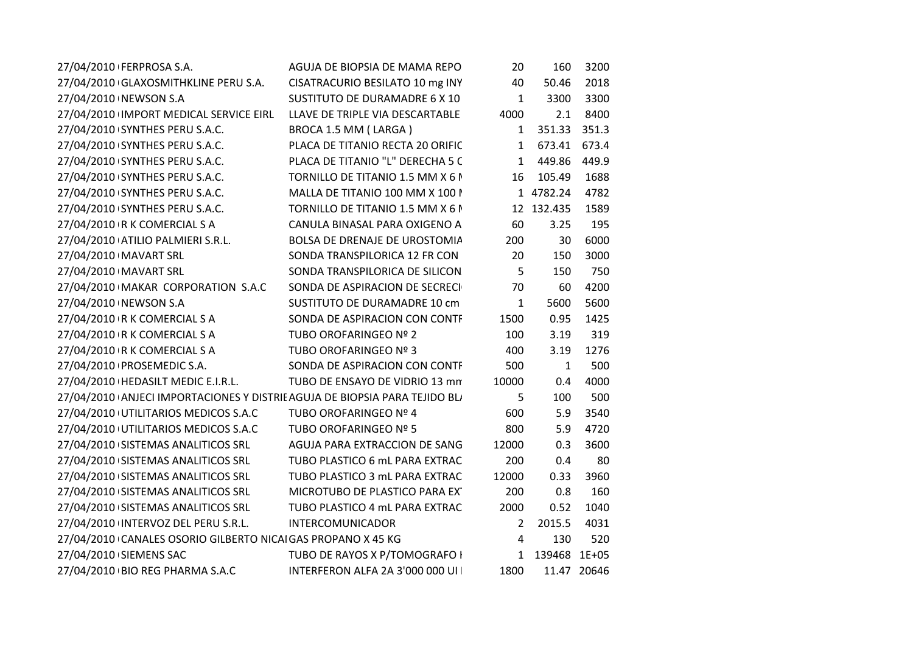| | | | | | |
|---|---|---|---|---|---|
| 27/04/2010 | FERPROSA S.A. | AGUJA DE BIOPSIA DE MAMA REPO | 20 | 160 | 3200 |
| 27/04/2010 | GLAXOSMITHKLINE PERU S.A. | CISATRACURIO BESILATO 10 mg INY | 40 | 50.46 | 2018 |
| 27/04/2010 | NEWSON S.A | SUSTITUTO DE DURAMADRE 6 X 10 | 1 | 3300 | 3300 |
| 27/04/2010 | IMPORT MEDICAL SERVICE EIRL | LLAVE DE TRIPLE VIA DESCARTABLE | 4000 | 2.1 | 8400 |
| 27/04/2010 | SYNTHES PERU S.A.C. | BROCA 1.5 MM ( LARGA ) | 1 | 351.33 | 351.3 |
| 27/04/2010 | SYNTHES PERU S.A.C. | PLACA DE TITANIO RECTA 20 ORIFIC | 1 | 673.41 | 673.4 |
| 27/04/2010 | SYNTHES PERU S.A.C. | PLACA DE TITANIO "L" DERECHA 5 C | 1 | 449.86 | 449.9 |
| 27/04/2010 | SYNTHES PERU S.A.C. | TORNILLO DE TITANIO 1.5 MM X 6 M | 16 | 105.49 | 1688 |
| 27/04/2010 | SYNTHES PERU S.A.C. | MALLA DE TITANIO 100 MM X 100 M | 1 | 4782.24 | 4782 |
| 27/04/2010 | SYNTHES PERU S.A.C. | TORNILLO DE TITANIO 1.5 MM X 6 M | 12 | 132.435 | 1589 |
| 27/04/2010 | R K COMERCIAL S A | CANULA BINASAL PARA OXIGENO A | 60 | 3.25 | 195 |
| 27/04/2010 | ATILIO PALMIERI S.R.L. | BOLSA DE DRENAJE DE UROSTOMIA | 200 | 30 | 6000 |
| 27/04/2010 | MAVART SRL | SONDA TRANSPILORICA 12 FR CON | 20 | 150 | 3000 |
| 27/04/2010 | MAVART SRL | SONDA TRANSPILORICA DE SILICON | 5 | 150 | 750 |
| 27/04/2010 | MAKAR CORPORATION S.A.C | SONDA DE ASPIRACION DE SECRECI | 70 | 60 | 4200 |
| 27/04/2010 | NEWSON S.A | SUSTITUTO DE DURAMADRE 10 cm | 1 | 5600 | 5600 |
| 27/04/2010 | R K COMERCIAL S A | SONDA DE ASPIRACION CON CONTF | 1500 | 0.95 | 1425 |
| 27/04/2010 | R K COMERCIAL S A | TUBO OROFARINGEO Nº 2 | 100 | 3.19 | 319 |
| 27/04/2010 | R K COMERCIAL S A | TUBO OROFARINGEO Nº 3 | 400 | 3.19 | 1276 |
| 27/04/2010 | PROSEMEDIC S.A. | SONDA DE ASPIRACION CON CONTF | 500 | 1 | 500 |
| 27/04/2010 | HEDASILT MEDIC E.I.R.L. | TUBO DE ENSAYO DE VIDRIO 13 mm | 10000 | 0.4 | 4000 |
| 27/04/2010 | ANJECI IMPORTACIONES Y DISTRIB | AGUJA DE BIOPSIA PARA TEJIDO BL | 5 | 100 | 500 |
| 27/04/2010 | UTILITARIOS MEDICOS S.A.C | TUBO OROFARINGEO Nº 4 | 600 | 5.9 | 3540 |
| 27/04/2010 | UTILITARIOS MEDICOS S.A.C | TUBO OROFARINGEO Nº 5 | 800 | 5.9 | 4720 |
| 27/04/2010 | SISTEMAS ANALITICOS SRL | AGUJA PARA EXTRACCION DE SANG | 12000 | 0.3 | 3600 |
| 27/04/2010 | SISTEMAS ANALITICOS SRL | TUBO PLASTICO 6 mL PARA EXTRAC | 200 | 0.4 | 80 |
| 27/04/2010 | SISTEMAS ANALITICOS SRL | TUBO PLASTICO 3 mL PARA EXTRAC | 12000 | 0.33 | 3960 |
| 27/04/2010 | SISTEMAS ANALITICOS SRL | MICROTUBO DE PLASTICO PARA EXT | 200 | 0.8 | 160 |
| 27/04/2010 | SISTEMAS ANALITICOS SRL | TUBO PLASTICO 4 mL PARA EXTRAC | 2000 | 0.52 | 1040 |
| 27/04/2010 | INTERVOZ DEL PERU S.R.L. | INTERCOMUNICADOR | 2 | 2015.5 | 4031 |
| 27/04/2010 | CANALES OSORIO GILBERTO NICA | GAS PROPANO X 45 KG | 4 | 130 | 520 |
| 27/04/2010 | SIEMENS SAC | TUBO DE RAYOS X P/TOMOGRAFO I | 1 | 139468 | 1E+05 |
| 27/04/2010 | BIO REG PHARMA S.A.C | INTERFERON ALFA 2A 3'000 000 UI | 1800 | 11.47 | 20646 |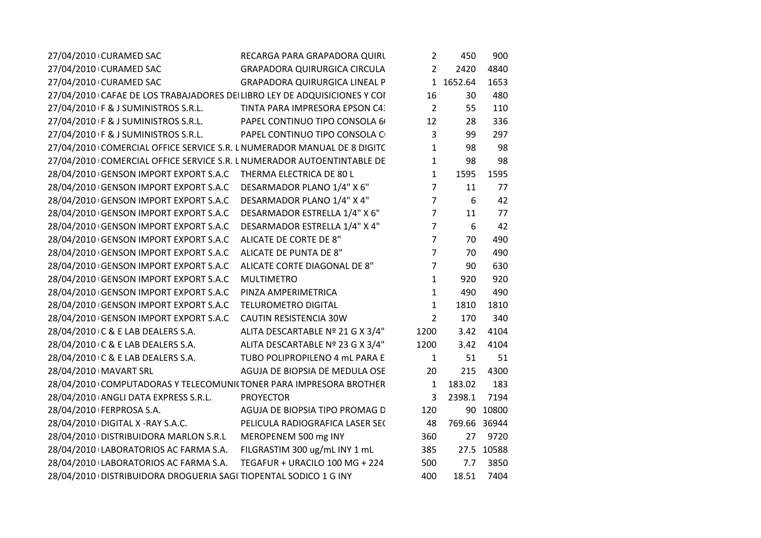| | | | | | |
|---|---|---|---|---|---|
| 27/04/2010 | CURAMED SAC | RECARGA PARA GRAPADORA QUIRU | 2 | 450 | 900 |
| 27/04/2010 | CURAMED SAC | GRAPADORA QUIRURGICA CIRCULA | 2 | 2420 | 4840 |
| 27/04/2010 | CURAMED SAC | GRAPADORA QUIRURGICA LINEAL P | 1 | 1652.64 | 1653 |
| 27/04/2010 | CAFAE DE LOS TRABAJADORES DEI | LIBRO LEY DE ADQUISICIONES Y COI | 16 | 30 | 480 |
| 27/04/2010 | F & J SUMINISTROS S.R.L. | TINTA PARA IMPRESORA EPSON C4: | 2 | 55 | 110 |
| 27/04/2010 | F & J SUMINISTROS S.R.L. | PAPEL CONTINUO TIPO CONSOLA 6 | 12 | 28 | 336 |
| 27/04/2010 | F & J SUMINISTROS S.R.L. | PAPEL CONTINUO TIPO CONSOLA C | 3 | 99 | 297 |
| 27/04/2010 | COMERCIAL OFFICE SERVICE S.R. L | NUMERADOR MANUAL DE 8 DIGITC | 1 | 98 | 98 |
| 27/04/2010 | COMERCIAL OFFICE SERVICE S.R. L | NUMERADOR AUTOENTINTABLE DE | 1 | 98 | 98 |
| 28/04/2010 | GENSON IMPORT EXPORT S.A.C | THERMA ELECTRICA DE 80 L | 1 | 1595 | 1595 |
| 28/04/2010 | GENSON IMPORT EXPORT S.A.C | DESARMADOR PLANO 1/4" X 6" | 7 | 11 | 77 |
| 28/04/2010 | GENSON IMPORT EXPORT S.A.C | DESARMADOR PLANO 1/4" X 4" | 7 | 6 | 42 |
| 28/04/2010 | GENSON IMPORT EXPORT S.A.C | DESARMADOR ESTRELLA 1/4" X 6" | 7 | 11 | 77 |
| 28/04/2010 | GENSON IMPORT EXPORT S.A.C | DESARMADOR ESTRELLA 1/4" X 4" | 7 | 6 | 42 |
| 28/04/2010 | GENSON IMPORT EXPORT S.A.C | ALICATE DE CORTE DE 8" | 7 | 70 | 490 |
| 28/04/2010 | GENSON IMPORT EXPORT S.A.C | ALICATE DE PUNTA DE 8" | 7 | 70 | 490 |
| 28/04/2010 | GENSON IMPORT EXPORT S.A.C | ALICATE CORTE DIAGONAL DE 8" | 7 | 90 | 630 |
| 28/04/2010 | GENSON IMPORT EXPORT S.A.C | MULTIMETRO | 1 | 920 | 920 |
| 28/04/2010 | GENSON IMPORT EXPORT S.A.C | PINZA AMPERIMETRICA | 1 | 490 | 490 |
| 28/04/2010 | GENSON IMPORT EXPORT S.A.C | TELUROMETRO DIGITAL | 1 | 1810 | 1810 |
| 28/04/2010 | GENSON IMPORT EXPORT S.A.C | CAUTIN RESISTENCIA 30W | 2 | 170 | 340 |
| 28/04/2010 | C & E LAB DEALERS S.A. | ALITA DESCARTABLE Nº 21 G X 3/4" | 1200 | 3.42 | 4104 |
| 28/04/2010 | C & E LAB DEALERS S.A. | ALITA DESCARTABLE Nº 23 G X 3/4" | 1200 | 3.42 | 4104 |
| 28/04/2010 | C & E LAB DEALERS S.A. | TUBO POLIPROPILENO 4 mL PARA E | 1 | 51 | 51 |
| 28/04/2010 | MAVART SRL | AGUJA DE BIOPSIA DE MEDULA OSE | 20 | 215 | 4300 |
| 28/04/2010 | COMPUTADORAS Y TELECOMUNI( | TONER PARA IMPRESORA BROTHER | 1 | 183.02 | 183 |
| 28/04/2010 | ANGLI DATA EXPRESS S.R.L. | PROYECTOR | 3 | 2398.1 | 7194 |
| 28/04/2010 | FERPROSA S.A. | AGUJA DE BIOPSIA TIPO PROMAG D | 120 | 90 | 10800 |
| 28/04/2010 | DIGITAL X -RAY S.A.C. | PELICULA RADIOGRAFICA LASER SE( | 48 | 769.66 | 36944 |
| 28/04/2010 | DISTRIBUIDORA MARLON S.R.L | MEROPENEM 500 mg INY | 360 | 27 | 9720 |
| 28/04/2010 | LABORATORIOS AC FARMA S.A. | FILGRASTIM 300 ug/mL INY 1 mL | 385 | 27.5 | 10588 |
| 28/04/2010 | LABORATORIOS AC FARMA S.A. | TEGAFUR + URACILO 100 MG + 224 | 500 | 7.7 | 3850 |
| 28/04/2010 | DISTRIBUIDORA DROGUERIA SAGI | TIOPENTAL SODICO 1 G INY | 400 | 18.51 | 7404 |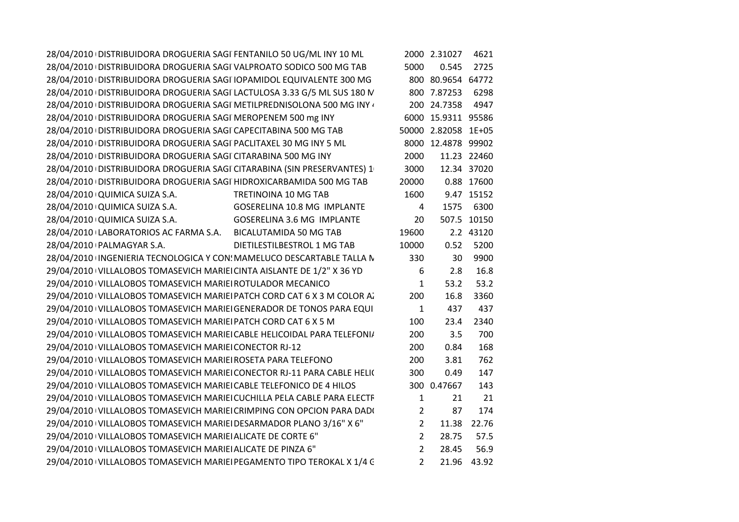| | | | | | |
|---|---|---|---|---|---|
| 28/04/2010 | DISTRIBUIDORA DROGUERIA SAGI | FENTANILO 50 UG/ML INY 10 ML | 2000 | 2.31027 | 4621 |
| 28/04/2010 | DISTRIBUIDORA DROGUERIA SAGI | VALPROATO SODICO 500 MG TAB | 5000 | 0.545 | 2725 |
| 28/04/2010 | DISTRIBUIDORA DROGUERIA SAGI | IOPAMIDOL EQUIVALENTE 300 MG | 800 | 80.9654 | 64772 |
| 28/04/2010 | DISTRIBUIDORA DROGUERIA SAGI | LACTULOSA 3.33 G/5 ML SUS 180 M | 800 | 7.87253 | 6298 |
| 28/04/2010 | DISTRIBUIDORA DROGUERIA SAGI | METILPREDNISOLONA 500 MG INY | 200 | 24.7358 | 4947 |
| 28/04/2010 | DISTRIBUIDORA DROGUERIA SAGI | MEROPENEM 500 mg INY | 6000 | 15.9311 | 95586 |
| 28/04/2010 | DISTRIBUIDORA DROGUERIA SAGI | CAPECITABINA 500 MG TAB | 50000 | 2.82058 | 1E+05 |
| 28/04/2010 | DISTRIBUIDORA DROGUERIA SAGI | PACLITAXEL 30 MG INY 5 ML | 8000 | 12.4878 | 99902 |
| 28/04/2010 | DISTRIBUIDORA DROGUERIA SAGI | CITARABINA 500 MG INY | 2000 | 11.23 | 22460 |
| 28/04/2010 | DISTRIBUIDORA DROGUERIA SAGI | CITARABINA (SIN PRESERVANTES) 1 | 3000 | 12.34 | 37020 |
| 28/04/2010 | DISTRIBUIDORA DROGUERIA SAGI | HIDROXICARBAMIDA 500 MG TAB | 20000 | 0.88 | 17600 |
| 28/04/2010 | QUIMICA SUIZA S.A. | TRETINOINA 10 MG TAB | 1600 | 9.47 | 15152 |
| 28/04/2010 | QUIMICA SUIZA S.A. | GOSERELINA 10.8 MG IMPLANTE | 4 | 1575 | 6300 |
| 28/04/2010 | QUIMICA SUIZA S.A. | GOSERELINA 3.6 MG IMPLANTE | 20 | 507.5 | 10150 |
| 28/04/2010 | LABORATORIOS AC FARMA S.A. | BICALUTAMIDA 50 MG TAB | 19600 | 2.2 | 43120 |
| 28/04/2010 | PALMAGYAR S.A. | DIETILESTILBESTROL 1 MG TAB | 10000 | 0.52 | 5200 |
| 28/04/2010 | INGENIERIA TECNOLOGICA Y CON | MAMELUCO DESCARTABLE TALLA M | 330 | 30 | 9900 |
| 29/04/2010 | VILLALOBOS TOMASEVICH MARIE | CINTA AISLANTE DE 1/2" X 36 YD | 6 | 2.8 | 16.8 |
| 29/04/2010 | VILLALOBOS TOMASEVICH MARIE | ROTULADOR MECANICO | 1 | 53.2 | 53.2 |
| 29/04/2010 | VILLALOBOS TOMASEVICH MARIE | PATCH CORD CAT 6 X 3 M COLOR A | 200 | 16.8 | 3360 |
| 29/04/2010 | VILLALOBOS TOMASEVICH MARIE | GENERADOR DE TONOS PARA EQUI | 1 | 437 | 437 |
| 29/04/2010 | VILLALOBOS TOMASEVICH MARIE | PATCH CORD CAT 6 X 5 M | 100 | 23.4 | 2340 |
| 29/04/2010 | VILLALOBOS TOMASEVICH MARIE | CABLE HELICOIDAL PARA TELEFONI | 200 | 3.5 | 700 |
| 29/04/2010 | VILLALOBOS TOMASEVICH MARIE | CONECTOR RJ-12 | 200 | 0.84 | 168 |
| 29/04/2010 | VILLALOBOS TOMASEVICH MARIE | ROSETA PARA TELEFONO | 200 | 3.81 | 762 |
| 29/04/2010 | VILLALOBOS TOMASEVICH MARIE | CONECTOR RJ-11 PARA CABLE HELI | 300 | 0.49 | 147 |
| 29/04/2010 | VILLALOBOS TOMASEVICH MARIE | CABLE TELEFONICO DE 4 HILOS | 300 | 0.47667 | 143 |
| 29/04/2010 | VILLALOBOS TOMASEVICH MARIE | CUCHILLA PELA CABLE PARA ELECTR | 1 | 21 | 21 |
| 29/04/2010 | VILLALOBOS TOMASEVICH MARIE | CRIMPING CON OPCION PARA DAD | 2 | 87 | 174 |
| 29/04/2010 | VILLALOBOS TOMASEVICH MARIE | DESARMADOR PLANO 3/16" X 6" | 2 | 11.38 | 22.76 |
| 29/04/2010 | VILLALOBOS TOMASEVICH MARIE | ALICATE DE CORTE 6" | 2 | 28.75 | 57.5 |
| 29/04/2010 | VILLALOBOS TOMASEVICH MARIE | ALICATE DE PINZA 6" | 2 | 28.45 | 56.9 |
| 29/04/2010 | VILLALOBOS TOMASEVICH MARIE | PEGAMENTO TIPO TEROKAL X 1/4 G | 2 | 21.96 | 43.92 |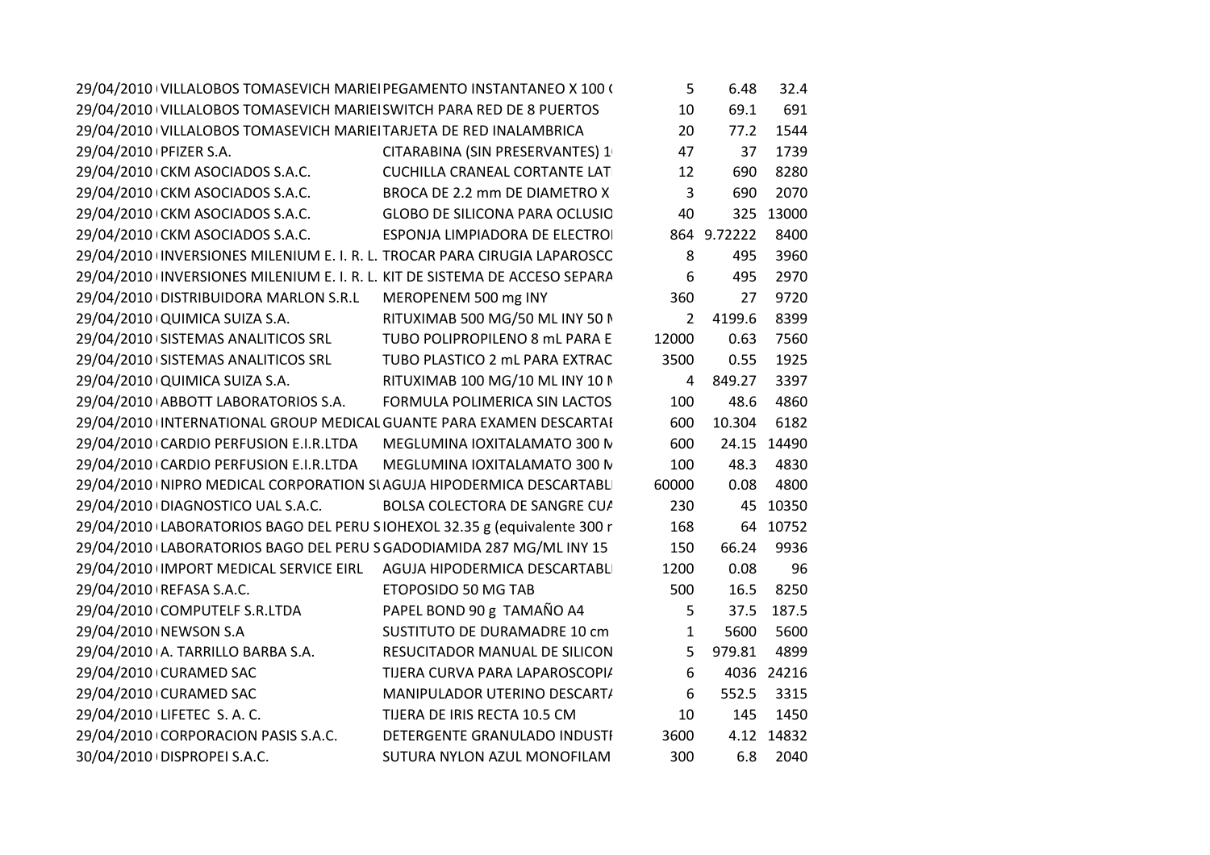| | | | | | |
|---|---|---|---|---|---|
| 29/04/2010 | VILLALOBOS TOMASEVICH MARIEI | PEGAMENTO INSTANTANEO X 100 ( | 5 | 6.48 | 32.4 |
| 29/04/2010 | VILLALOBOS TOMASEVICH MARIEI | SWITCH PARA RED DE 8 PUERTOS | 10 | 69.1 | 691 |
| 29/04/2010 | VILLALOBOS TOMASEVICH MARIEI | TARJETA DE RED INALAMBRICA | 20 | 77.2 | 1544 |
| 29/04/2010 | PFIZER S.A. | CITARABINA (SIN PRESERVANTES) 1 | 47 | 37 | 1739 |
| 29/04/2010 | CKM ASOCIADOS S.A.C. | CUCHILLA CRANEAL CORTANTE LAT | 12 | 690 | 8280 |
| 29/04/2010 | CKM ASOCIADOS S.A.C. | BROCA DE 2.2 mm DE DIAMETRO X | 3 | 690 | 2070 |
| 29/04/2010 | CKM ASOCIADOS S.A.C. | GLOBO DE SILICONA PARA OCLUSIO | 40 | 325 | 13000 |
| 29/04/2010 | CKM ASOCIADOS S.A.C. | ESPONJA LIMPIADORA DE ELECTRO | 864 | 9.72222 | 8400 |
| 29/04/2010 | INVERSIONES MILENIUM E. I. R. L. | TROCAR PARA CIRUGIA LAPAROSCC | 8 | 495 | 3960 |
| 29/04/2010 | INVERSIONES MILENIUM E. I. R. L. | KIT DE SISTEMA DE ACCESO SEPARA | 6 | 495 | 2970 |
| 29/04/2010 | DISTRIBUIDORA MARLON S.R.L | MEROPENEM 500 mg INY | 360 | 27 | 9720 |
| 29/04/2010 | QUIMICA SUIZA S.A. | RITUXIMAB 500 MG/50 ML INY 50 M | 2 | 4199.6 | 8399 |
| 29/04/2010 | SISTEMAS ANALITICOS SRL | TUBO POLIPROPILENO 8 mL PARA E | 12000 | 0.63 | 7560 |
| 29/04/2010 | SISTEMAS ANALITICOS SRL | TUBO PLASTICO 2 mL PARA EXTRAC | 3500 | 0.55 | 1925 |
| 29/04/2010 | QUIMICA SUIZA S.A. | RITUXIMAB 100 MG/10 ML INY 10 M | 4 | 849.27 | 3397 |
| 29/04/2010 | ABBOTT LABORATORIOS S.A. | FORMULA POLIMERICA SIN LACTOS | 100 | 48.6 | 4860 |
| 29/04/2010 | INTERNATIONAL GROUP MEDICAL | GUANTE PARA EXAMEN DESCARTAI | 600 | 10.304 | 6182 |
| 29/04/2010 | CARDIO PERFUSION E.I.R.LTDA | MEGLUMINA IOXITALAMATO 300 M | 600 | 24.15 | 14490 |
| 29/04/2010 | CARDIO PERFUSION E.I.R.LTDA | MEGLUMINA IOXITALAMATO 300 M | 100 | 48.3 | 4830 |
| 29/04/2010 | NIPRO MEDICAL CORPORATION SU | AGUJA HIPODERMICA DESCARTABLI | 60000 | 0.08 | 4800 |
| 29/04/2010 | DIAGNOSTICO UAL S.A.C. | BOLSA COLECTORA DE SANGRE CUA | 230 | 45 | 10350 |
| 29/04/2010 | LABORATORIOS BAGO DEL PERU S | IOHEXOL 32.35 g (equivalente 300 r | 168 | 64 | 10752 |
| 29/04/2010 | LABORATORIOS BAGO DEL PERU S | GADODIAMIDA 287 MG/ML INY 15 | 150 | 66.24 | 9936 |
| 29/04/2010 | IMPORT MEDICAL SERVICE EIRL | AGUJA HIPODERMICA DESCARTABLI | 1200 | 0.08 | 96 |
| 29/04/2010 | REFASA S.A.C. | ETOPOSIDO 50 MG TAB | 500 | 16.5 | 8250 |
| 29/04/2010 | COMPUTELF S.R.LTDA | PAPEL BOND 90 g TAMAÑO A4 | 5 | 37.5 | 187.5 |
| 29/04/2010 | NEWSON S.A | SUSTITUTO DE DURAMADRE 10 cm | 1 | 5600 | 5600 |
| 29/04/2010 | A. TARRILLO BARBA S.A. | RESUCITADOR MANUAL DE SILICON | 5 | 979.81 | 4899 |
| 29/04/2010 | CURAMED SAC | TIJERA CURVA PARA LAPAROSCOPIA | 6 | 4036 | 24216 |
| 29/04/2010 | CURAMED SAC | MANIPULADOR UTERINO DESCARTA | 6 | 552.5 | 3315 |
| 29/04/2010 | LIFETEC S. A. C. | TIJERA DE IRIS RECTA 10.5 CM | 10 | 145 | 1450 |
| 29/04/2010 | CORPORACION PASIS S.A.C. | DETERGENTE GRANULADO INDUSTI | 3600 | 4.12 | 14832 |
| 30/04/2010 | DISPROPEI S.A.C. | SUTURA NYLON AZUL MONOFILAM | 300 | 6.8 | 2040 |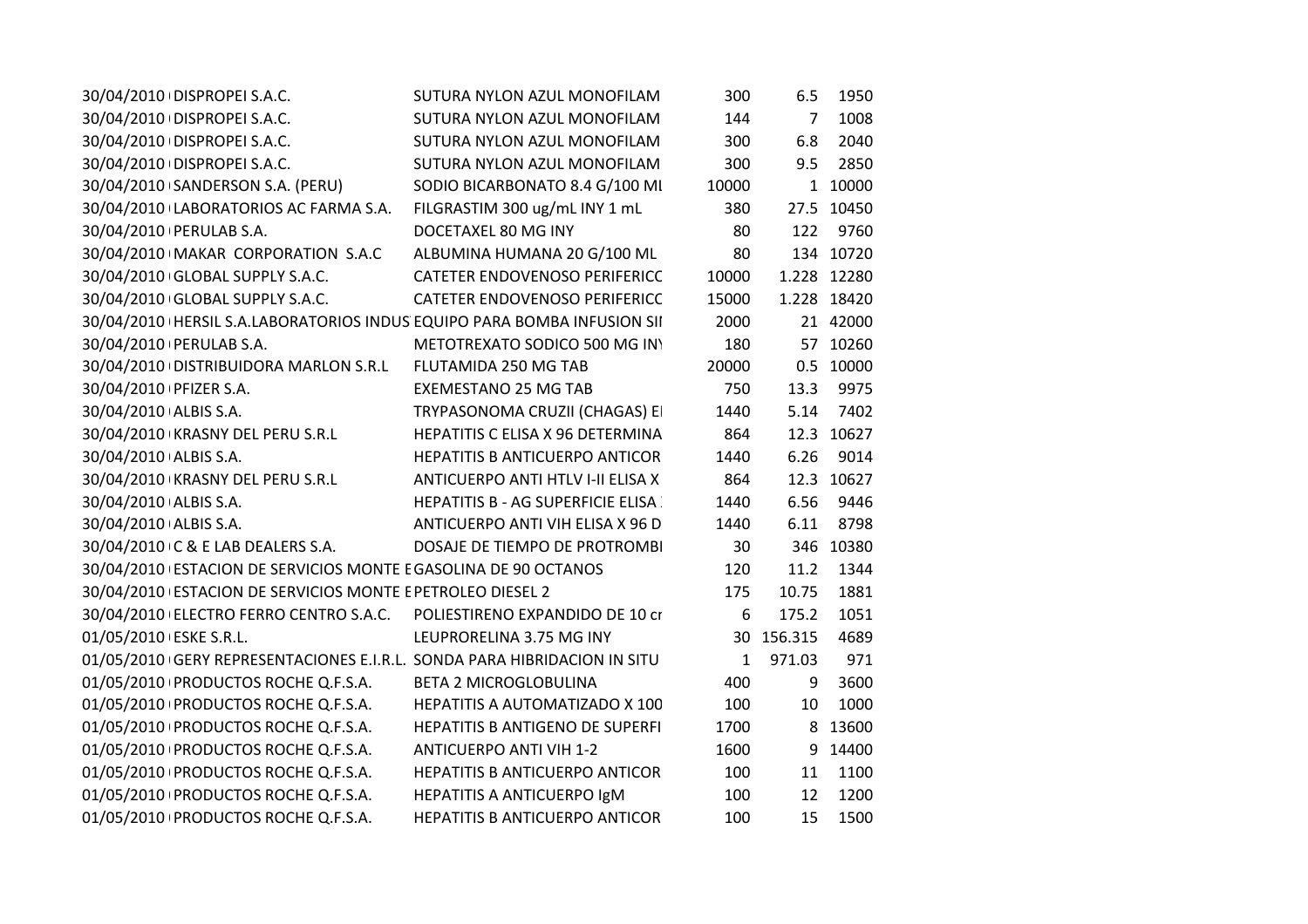| | | | | | |
|---|---|---|---|---|---|
| 30/04/2010 | DISPROPEI S.A.C. | SUTURA NYLON AZUL MONOFILAM | 300 | 6.5 | 1950 |
| 30/04/2010 | DISPROPEI S.A.C. | SUTURA NYLON AZUL MONOFILAM | 144 | 7 | 1008 |
| 30/04/2010 | DISPROPEI S.A.C. | SUTURA NYLON AZUL MONOFILAM | 300 | 6.8 | 2040 |
| 30/04/2010 | DISPROPEI S.A.C. | SUTURA NYLON AZUL MONOFILAM | 300 | 9.5 | 2850 |
| 30/04/2010 | SANDERSON S.A. (PERU) | SODIO BICARBONATO 8.4 G/100 ML | 10000 | 1 | 10000 |
| 30/04/2010 | LABORATORIOS AC FARMA S.A. | FILGRASTIM 300 ug/mL INY 1 mL | 380 | 27.5 | 10450 |
| 30/04/2010 | PERULAB S.A. | DOCETAXEL 80 MG INY | 80 | 122 | 9760 |
| 30/04/2010 | MAKAR CORPORATION S.A.C | ALBUMINA HUMANA 20 G/100 ML | 80 | 134 | 10720 |
| 30/04/2010 | GLOBAL SUPPLY S.A.C. | CATETER ENDOVENOSO PERIFERICO | 10000 | 1.228 | 12280 |
| 30/04/2010 | GLOBAL SUPPLY S.A.C. | CATETER ENDOVENOSO PERIFERICO | 15000 | 1.228 | 18420 |
| 30/04/2010 | HERSIL S.A.LABORATORIOS INDUS | EQUIPO PARA BOMBA INFUSION SI | 2000 | 21 | 42000 |
| 30/04/2010 | PERULAB S.A. | METOTREXATO SODICO 500 MG INY | 180 | 57 | 10260 |
| 30/04/2010 | DISTRIBUIDORA MARLON S.R.L | FLUTAMIDA 250 MG TAB | 20000 | 0.5 | 10000 |
| 30/04/2010 | PFIZER S.A. | EXEMESTANO 25 MG TAB | 750 | 13.3 | 9975 |
| 30/04/2010 | ALBIS S.A. | TRYPASONOMA CRUZII (CHAGAS) E | 1440 | 5.14 | 7402 |
| 30/04/2010 | KRASNY DEL PERU S.R.L | HEPATITIS C ELISA X 96 DETERMINA | 864 | 12.3 | 10627 |
| 30/04/2010 | ALBIS S.A. | HEPATITIS B ANTICUERPO ANTICOR | 1440 | 6.26 | 9014 |
| 30/04/2010 | KRASNY DEL PERU S.R.L | ANTICUERPO ANTI HTLV I-II ELISA X | 864 | 12.3 | 10627 |
| 30/04/2010 | ALBIS S.A. | HEPATITIS B - AG SUPERFICIE ELISA | 1440 | 6.56 | 9446 |
| 30/04/2010 | ALBIS S.A. | ANTICUERPO ANTI VIH ELISA X 96 D | 1440 | 6.11 | 8798 |
| 30/04/2010 | C & E LAB DEALERS S.A. | DOSAJE DE TIEMPO DE PROTROMBI | 30 | 346 | 10380 |
| 30/04/2010 | ESTACION DE SERVICIOS MONTE E | GASOLINA DE 90 OCTANOS | 120 | 11.2 | 1344 |
| 30/04/2010 | ESTACION DE SERVICIOS MONTE E | PETROLEO DIESEL 2 | 175 | 10.75 | 1881 |
| 30/04/2010 | ELECTRO FERRO CENTRO S.A.C. | POLIESTIRENO EXPANDIDO DE 10 cr | 6 | 175.2 | 1051 |
| 01/05/2010 | ESKE S.R.L. | LEUPRORELINA 3.75 MG INY | 30 | 156.315 | 4689 |
| 01/05/2010 | GERY REPRESENTACIONES E.I.R.L. | SONDA PARA HIBRIDACION IN SITU | 1 | 971.03 | 971 |
| 01/05/2010 | PRODUCTOS ROCHE Q.F.S.A. | BETA 2 MICROGLOBULINA | 400 | 9 | 3600 |
| 01/05/2010 | PRODUCTOS ROCHE Q.F.S.A. | HEPATITIS A AUTOMATIZADO X 100 | 100 | 10 | 1000 |
| 01/05/2010 | PRODUCTOS ROCHE Q.F.S.A. | HEPATITIS B ANTIGENO DE SUPERFI | 1700 | 8 | 13600 |
| 01/05/2010 | PRODUCTOS ROCHE Q.F.S.A. | ANTICUERPO ANTI VIH 1-2 | 1600 | 9 | 14400 |
| 01/05/2010 | PRODUCTOS ROCHE Q.F.S.A. | HEPATITIS B ANTICUERPO ANTICOR | 100 | 11 | 1100 |
| 01/05/2010 | PRODUCTOS ROCHE Q.F.S.A. | HEPATITIS A ANTICUERPO IgM | 100 | 12 | 1200 |
| 01/05/2010 | PRODUCTOS ROCHE Q.F.S.A. | HEPATITIS B ANTICUERPO ANTICOR | 100 | 15 | 1500 |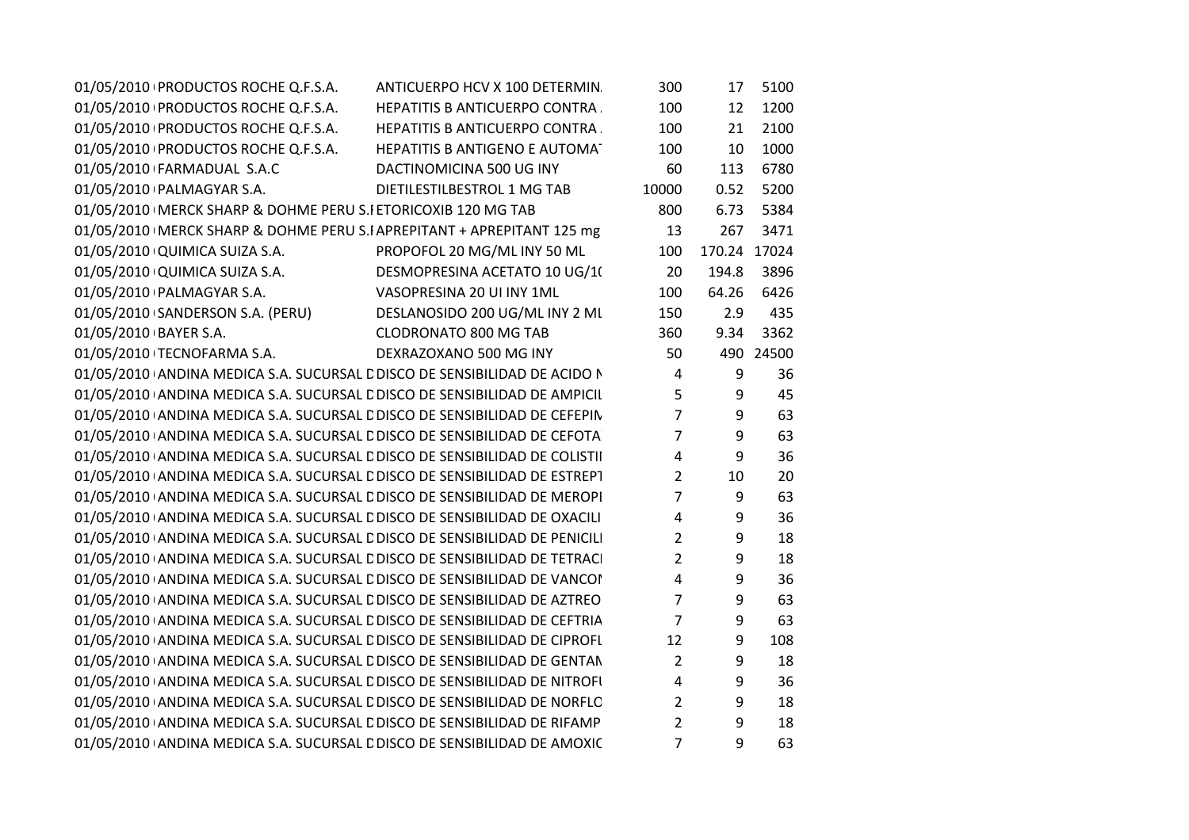| | | | | | |
|---|---|---|---|---|---|
| 01/05/2010 | PRODUCTOS ROCHE Q.F.S.A. | ANTICUERPO HCV X 100 DETERMIN. | 300 | 17 | 5100 |
| 01/05/2010 | PRODUCTOS ROCHE Q.F.S.A. | HEPATITIS B ANTICUERPO CONTRA . | 100 | 12 | 1200 |
| 01/05/2010 | PRODUCTOS ROCHE Q.F.S.A. | HEPATITIS B ANTICUERPO CONTRA . | 100 | 21 | 2100 |
| 01/05/2010 | PRODUCTOS ROCHE Q.F.S.A. | HEPATITIS B ANTIGENO E AUTOMAT | 100 | 10 | 1000 |
| 01/05/2010 | FARMADUAL S.A.C | DACTINOMICINA 500 UG INY | 60 | 113 | 6780 |
| 01/05/2010 | PALMAGYAR S.A. | DIETILESTILBESTROL 1 MG TAB | 10000 | 0.52 | 5200 |
| 01/05/2010 | MERCK SHARP & DOHME PERU S.I | ETORICOXIB 120 MG TAB | 800 | 6.73 | 5384 |
| 01/05/2010 | MERCK SHARP & DOHME PERU S.I | APREPITANT + APREPITANT 125 mg | 13 | 267 | 3471 |
| 01/05/2010 | QUIMICA SUIZA S.A. | PROPOFOL 20 MG/ML INY 50 ML | 100 | 170.24 | 17024 |
| 01/05/2010 | QUIMICA SUIZA S.A. | DESMOPRESINA ACETATO 10 UG/1( | 20 | 194.8 | 3896 |
| 01/05/2010 | PALMAGYAR S.A. | VASOPRESINA 20 UI INY 1ML | 100 | 64.26 | 6426 |
| 01/05/2010 | SANDERSON S.A. (PERU) | DESLANOSIDO 200 UG/ML INY 2 ML | 150 | 2.9 | 435 |
| 01/05/2010 | BAYER S.A. | CLODRONATO 800 MG TAB | 360 | 9.34 | 3362 |
| 01/05/2010 | TECNOFARMA S.A. | DEXRAZOXANO 500 MG INY | 50 | 490 | 24500 |
| 01/05/2010 | ANDINA MEDICA S.A. SUCURSAL D | DISCO DE SENSIBILIDAD DE ACIDO N | 4 | 9 | 36 |
| 01/05/2010 | ANDINA MEDICA S.A. SUCURSAL D | DISCO DE SENSIBILIDAD DE AMPICIL | 5 | 9 | 45 |
| 01/05/2010 | ANDINA MEDICA S.A. SUCURSAL D | DISCO DE SENSIBILIDAD DE CEFEPIN | 7 | 9 | 63 |
| 01/05/2010 | ANDINA MEDICA S.A. SUCURSAL D | DISCO DE SENSIBILIDAD DE CEFOTA | 7 | 9 | 63 |
| 01/05/2010 | ANDINA MEDICA S.A. SUCURSAL D | DISCO DE SENSIBILIDAD DE COLISTII | 4 | 9 | 36 |
| 01/05/2010 | ANDINA MEDICA S.A. SUCURSAL D | DISCO DE SENSIBILIDAD DE ESTREPT | 2 | 10 | 20 |
| 01/05/2010 | ANDINA MEDICA S.A. SUCURSAL D | DISCO DE SENSIBILIDAD DE MEROPI | 7 | 9 | 63 |
| 01/05/2010 | ANDINA MEDICA S.A. SUCURSAL D | DISCO DE SENSIBILIDAD DE OXACILI | 4 | 9 | 36 |
| 01/05/2010 | ANDINA MEDICA S.A. SUCURSAL D | DISCO DE SENSIBILIDAD DE PENICILI | 2 | 9 | 18 |
| 01/05/2010 | ANDINA MEDICA S.A. SUCURSAL D | DISCO DE SENSIBILIDAD DE TETRACI | 2 | 9 | 18 |
| 01/05/2010 | ANDINA MEDICA S.A. SUCURSAL D | DISCO DE SENSIBILIDAD DE VANCOI | 4 | 9 | 36 |
| 01/05/2010 | ANDINA MEDICA S.A. SUCURSAL D | DISCO DE SENSIBILIDAD DE AZTREO | 7 | 9 | 63 |
| 01/05/2010 | ANDINA MEDICA S.A. SUCURSAL D | DISCO DE SENSIBILIDAD DE CEFTRIA | 7 | 9 | 63 |
| 01/05/2010 | ANDINA MEDICA S.A. SUCURSAL D | DISCO DE SENSIBILIDAD DE CIPROFL | 12 | 9 | 108 |
| 01/05/2010 | ANDINA MEDICA S.A. SUCURSAL D | DISCO DE SENSIBILIDAD DE GENTAN | 2 | 9 | 18 |
| 01/05/2010 | ANDINA MEDICA S.A. SUCURSAL D | DISCO DE SENSIBILIDAD DE NITROFI | 4 | 9 | 36 |
| 01/05/2010 | ANDINA MEDICA S.A. SUCURSAL D | DISCO DE SENSIBILIDAD DE NORFLO | 2 | 9 | 18 |
| 01/05/2010 | ANDINA MEDICA S.A. SUCURSAL D | DISCO DE SENSIBILIDAD DE RIFAMP | 2 | 9 | 18 |
| 01/05/2010 | ANDINA MEDICA S.A. SUCURSAL D | DISCO DE SENSIBILIDAD DE AMOXIC | 7 | 9 | 63 |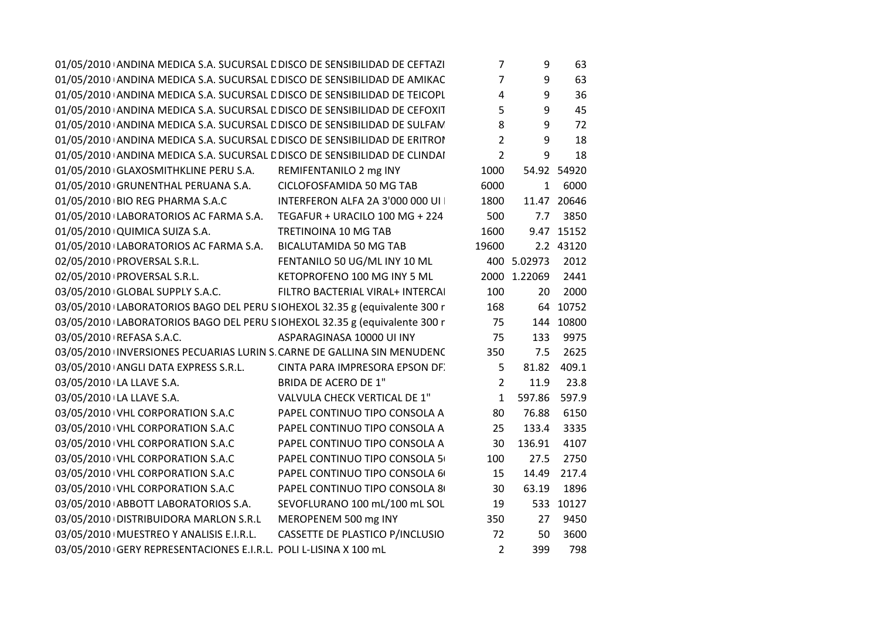| | | | | | |
|---|---|---|---|---|---|
| 01/05/2010 | ANDINA MEDICA S.A. SUCURSAL D | DISCO DE SENSIBILIDAD DE CEFTAZI | 7 | 9 | 63 |
| 01/05/2010 | ANDINA MEDICA S.A. SUCURSAL D | DISCO DE SENSIBILIDAD DE AMIKAC | 7 | 9 | 63 |
| 01/05/2010 | ANDINA MEDICA S.A. SUCURSAL D | DISCO DE SENSIBILIDAD DE TEICOPL | 4 | 9 | 36 |
| 01/05/2010 | ANDINA MEDICA S.A. SUCURSAL D | DISCO DE SENSIBILIDAD DE CEFOXIT | 5 | 9 | 45 |
| 01/05/2010 | ANDINA MEDICA S.A. SUCURSAL D | DISCO DE SENSIBILIDAD DE SULFAM | 8 | 9 | 72 |
| 01/05/2010 | ANDINA MEDICA S.A. SUCURSAL D | DISCO DE SENSIBILIDAD DE ERITROI | 2 | 9 | 18 |
| 01/05/2010 | ANDINA MEDICA S.A. SUCURSAL D | DISCO DE SENSIBILIDAD DE CLINDAI | 2 | 9 | 18 |
| 01/05/2010 | GLAXOSMITHKLINE PERU S.A. | REMIFENTANILO 2 mg INY | 1000 | 54.92 | 54920 |
| 01/05/2010 | GRUNENTHAL PERUANA S.A. | CICLOFOSFAMIDA 50 MG TAB | 6000 | 1 | 6000 |
| 01/05/2010 | BIO REG PHARMA S.A.C | INTERFERON ALFA 2A 3'000 000 UI I | 1800 | 11.47 | 20646 |
| 01/05/2010 | LABORATORIOS AC FARMA S.A. | TEGAFUR + URACILO 100 MG + 224 | 500 | 7.7 | 3850 |
| 01/05/2010 | QUIMICA SUIZA S.A. | TRETINOINA 10 MG TAB | 1600 | 9.47 | 15152 |
| 01/05/2010 | LABORATORIOS AC FARMA S.A. | BICALUTAMIDA 50 MG TAB | 19600 | 2.2 | 43120 |
| 02/05/2010 | PROVERSAL S.R.L. | FENTANILO 50 UG/ML INY 10 ML | 400 | 5.02973 | 2012 |
| 02/05/2010 | PROVERSAL S.R.L. | KETOPROFENO 100 MG INY 5 ML | 2000 | 1.22069 | 2441 |
| 03/05/2010 | GLOBAL SUPPLY S.A.C. | FILTRO BACTERIAL VIRAL+ INTERCAI | 100 | 20 | 2000 |
| 03/05/2010 | LABORATORIOS BAGO DEL PERU S | IOHEXOL 32.35 g (equivalente 300 r | 168 | 64 | 10752 |
| 03/05/2010 | LABORATORIOS BAGO DEL PERU S | IOHEXOL 32.35 g (equivalente 300 r | 75 | 144 | 10800 |
| 03/05/2010 | REFASA S.A.C. | ASPARAGINASA 10000 UI INY | 75 | 133 | 9975 |
| 03/05/2010 | INVERSIONES PECUARIAS LURIN S. | CARNE DE GALLINA SIN MENUDENC | 350 | 7.5 | 2625 |
| 03/05/2010 | ANGLI DATA EXPRESS S.R.L. | CINTA PARA IMPRESORA EPSON DF | 5 | 81.82 | 409.1 |
| 03/05/2010 | LA LLAVE S.A. | BRIDA DE ACERO DE 1" | 2 | 11.9 | 23.8 |
| 03/05/2010 | LA LLAVE S.A. | VALVULA CHECK VERTICAL DE 1" | 1 | 597.86 | 597.9 |
| 03/05/2010 | VHL CORPORATION S.A.C | PAPEL CONTINUO TIPO CONSOLA A | 80 | 76.88 | 6150 |
| 03/05/2010 | VHL CORPORATION S.A.C | PAPEL CONTINUO TIPO CONSOLA A | 25 | 133.4 | 3335 |
| 03/05/2010 | VHL CORPORATION S.A.C | PAPEL CONTINUO TIPO CONSOLA A | 30 | 136.91 | 4107 |
| 03/05/2010 | VHL CORPORATION S.A.C | PAPEL CONTINUO TIPO CONSOLA 5 | 100 | 27.5 | 2750 |
| 03/05/2010 | VHL CORPORATION S.A.C | PAPEL CONTINUO TIPO CONSOLA 6 | 15 | 14.49 | 217.4 |
| 03/05/2010 | VHL CORPORATION S.A.C | PAPEL CONTINUO TIPO CONSOLA 8 | 30 | 63.19 | 1896 |
| 03/05/2010 | ABBOTT LABORATORIOS S.A. | SEVOFLURANO 100 mL/100 mL SOL | 19 | 533 | 10127 |
| 03/05/2010 | DISTRIBUIDORA MARLON S.R.L | MEROPENEM 500 mg INY | 350 | 27 | 9450 |
| 03/05/2010 | MUESTREO Y ANALISIS E.I.R.L. | CASSETTE DE PLASTICO P/INCLUSIO | 72 | 50 | 3600 |
| 03/05/2010 | GERY REPRESENTACIONES E.I.R.L. | POLI L-LISINA X 100 mL | 2 | 399 | 798 |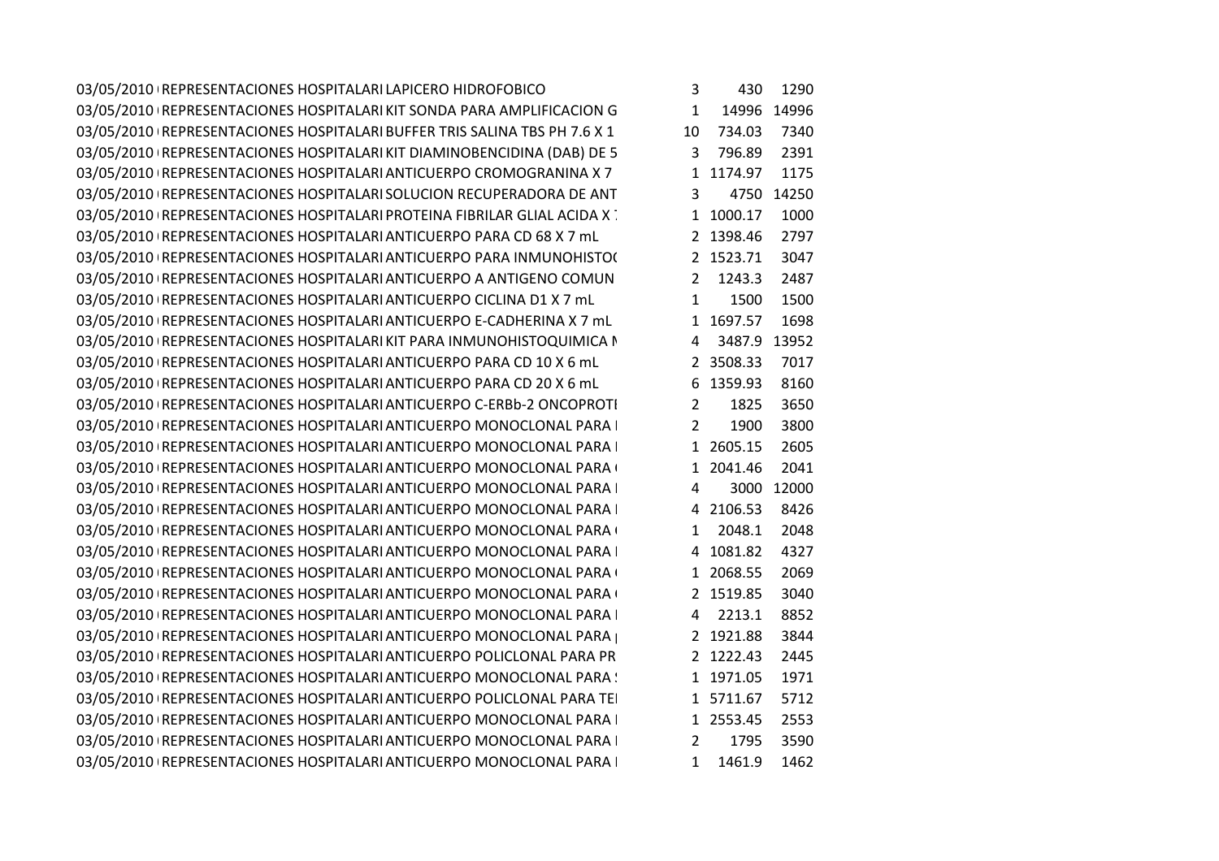| | | | | | |
|---|---|---|---|---|---|
| 03/05/2010 | REPRESENTACIONES HOSPITALARI | LAPICERO HIDROFOBICO | 3 | 430 | 1290 |
| 03/05/2010 | REPRESENTACIONES HOSPITALARI | KIT SONDA PARA AMPLIFICACION G | 1 | 14996 | 14996 |
| 03/05/2010 | REPRESENTACIONES HOSPITALARI | BUFFER TRIS SALINA TBS PH 7.6 X 1 | 10 | 734.03 | 7340 |
| 03/05/2010 | REPRESENTACIONES HOSPITALARI | KIT DIAMINOBENCIDINA (DAB) DE 5 | 3 | 796.89 | 2391 |
| 03/05/2010 | REPRESENTACIONES HOSPITALARI | ANTICUERPO CROMOGRANINA X 7 | 1 | 1174.97 | 1175 |
| 03/05/2010 | REPRESENTACIONES HOSPITALARI | SOLUCION RECUPERADORA DE ANT | 3 | 4750 | 14250 |
| 03/05/2010 | REPRESENTACIONES HOSPITALARI | PROTEINA FIBRILAR GLIAL ACIDA X 7 | 1 | 1000.17 | 1000 |
| 03/05/2010 | REPRESENTACIONES HOSPITALARI | ANTICUERPO PARA CD 68 X 7 mL | 2 | 1398.46 | 2797 |
| 03/05/2010 | REPRESENTACIONES HOSPITALARI | ANTICUERPO PARA INMUNOHISTO( | 2 | 1523.71 | 3047 |
| 03/05/2010 | REPRESENTACIONES HOSPITALARI | ANTICUERPO A ANTIGENO COMUN | 2 | 1243.3 | 2487 |
| 03/05/2010 | REPRESENTACIONES HOSPITALARI | ANTICUERPO CICLINA D1 X 7 mL | 1 | 1500 | 1500 |
| 03/05/2010 | REPRESENTACIONES HOSPITALARI | ANTICUERPO E-CADHERINA X 7 mL | 1 | 1697.57 | 1698 |
| 03/05/2010 | REPRESENTACIONES HOSPITALARI | KIT PARA INMUNOHISTOQUIMICA M | 4 | 3487.9 | 13952 |
| 03/05/2010 | REPRESENTACIONES HOSPITALARI | ANTICUERPO PARA CD 10 X 6 mL | 2 | 3508.33 | 7017 |
| 03/05/2010 | REPRESENTACIONES HOSPITALARI | ANTICUERPO PARA CD 20 X 6 mL | 6 | 1359.93 | 8160 |
| 03/05/2010 | REPRESENTACIONES HOSPITALARI | ANTICUERPO C-ERBb-2 ONCOPROTI | 2 | 1825 | 3650 |
| 03/05/2010 | REPRESENTACIONES HOSPITALARI | ANTICUERPO MONOCLONAL PARA I | 2 | 1900 | 3800 |
| 03/05/2010 | REPRESENTACIONES HOSPITALARI | ANTICUERPO MONOCLONAL PARA I | 1 | 2605.15 | 2605 |
| 03/05/2010 | REPRESENTACIONES HOSPITALARI | ANTICUERPO MONOCLONAL PARA ( | 1 | 2041.46 | 2041 |
| 03/05/2010 | REPRESENTACIONES HOSPITALARI | ANTICUERPO MONOCLONAL PARA I | 4 | 3000 | 12000 |
| 03/05/2010 | REPRESENTACIONES HOSPITALARI | ANTICUERPO MONOCLONAL PARA I | 4 | 2106.53 | 8426 |
| 03/05/2010 | REPRESENTACIONES HOSPITALARI | ANTICUERPO MONOCLONAL PARA ( | 1 | 2048.1 | 2048 |
| 03/05/2010 | REPRESENTACIONES HOSPITALARI | ANTICUERPO MONOCLONAL PARA I | 4 | 1081.82 | 4327 |
| 03/05/2010 | REPRESENTACIONES HOSPITALARI | ANTICUERPO MONOCLONAL PARA ( | 1 | 2068.55 | 2069 |
| 03/05/2010 | REPRESENTACIONES HOSPITALARI | ANTICUERPO MONOCLONAL PARA ( | 2 | 1519.85 | 3040 |
| 03/05/2010 | REPRESENTACIONES HOSPITALARI | ANTICUERPO MONOCLONAL PARA I | 4 | 2213.1 | 8852 |
| 03/05/2010 | REPRESENTACIONES HOSPITALARI | ANTICUERPO MONOCLONAL PARA p | 2 | 1921.88 | 3844 |
| 03/05/2010 | REPRESENTACIONES HOSPITALARI | ANTICUERPO POLICLONAL PARA PR | 2 | 1222.43 | 2445 |
| 03/05/2010 | REPRESENTACIONES HOSPITALARI | ANTICUERPO MONOCLONAL PARA S | 1 | 1971.05 | 1971 |
| 03/05/2010 | REPRESENTACIONES HOSPITALARI | ANTICUERPO POLICLONAL PARA TE | 1 | 5711.67 | 5712 |
| 03/05/2010 | REPRESENTACIONES HOSPITALARI | ANTICUERPO MONOCLONAL PARA I | 1 | 2553.45 | 2553 |
| 03/05/2010 | REPRESENTACIONES HOSPITALARI | ANTICUERPO MONOCLONAL PARA I | 2 | 1795 | 3590 |
| 03/05/2010 | REPRESENTACIONES HOSPITALARI | ANTICUERPO MONOCLONAL PARA I | 1 | 1461.9 | 1462 |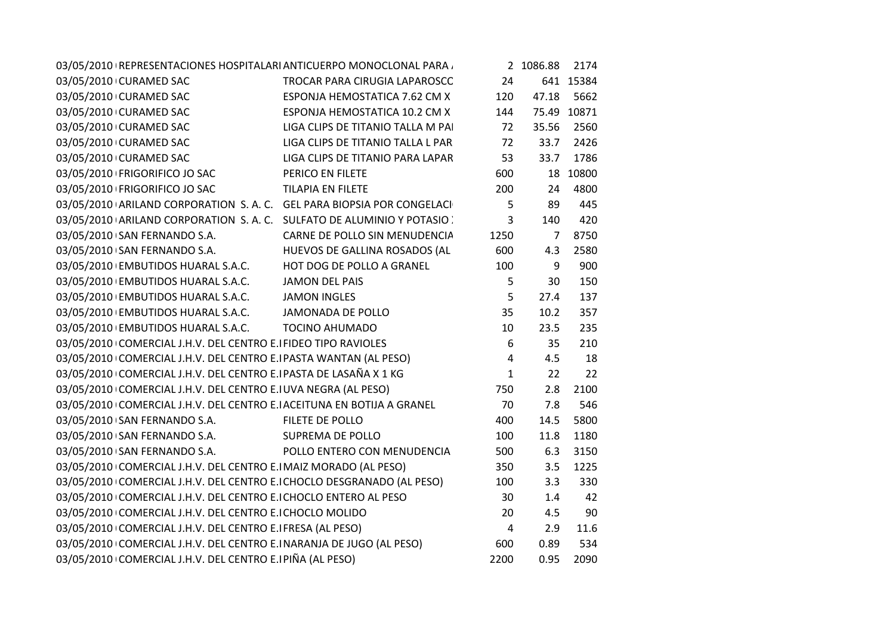| | | | | | |
|---|---|---|---|---|---|
| 03/05/2010 | REPRESENTACIONES HOSPITALARI | ANTICUERPO MONOCLONAL PARA | 2 | 1086.88 | 2174 |
| 03/05/2010 | CURAMED SAC | TROCAR PARA CIRUGIA LAPAROSCO | 24 | 641 | 15384 |
| 03/05/2010 | CURAMED SAC | ESPONJA HEMOSTATICA 7.62 CM X | 120 | 47.18 | 5662 |
| 03/05/2010 | CURAMED SAC | ESPONJA HEMOSTATICA 10.2 CM X | 144 | 75.49 | 10871 |
| 03/05/2010 | CURAMED SAC | LIGA CLIPS DE TITANIO TALLA M PA | 72 | 35.56 | 2560 |
| 03/05/2010 | CURAMED SAC | LIGA CLIPS DE TITANIO TALLA L PAR | 72 | 33.7 | 2426 |
| 03/05/2010 | CURAMED SAC | LIGA CLIPS DE TITANIO PARA LAPAR | 53 | 33.7 | 1786 |
| 03/05/2010 | FRIGORIFICO JO SAC | PERICO EN FILETE | 600 | 18 | 10800 |
| 03/05/2010 | FRIGORIFICO JO SAC | TILAPIA EN FILETE | 200 | 24 | 4800 |
| 03/05/2010 | ARILAND CORPORATION S. A. C. | GEL PARA BIOPSIA POR CONGELACI | 5 | 89 | 445 |
| 03/05/2010 | ARILAND CORPORATION S. A. C. | SULFATO DE ALUMINIO Y POTASIO | 3 | 140 | 420 |
| 03/05/2010 | SAN FERNANDO S.A. | CARNE DE POLLO SIN MENUDENCIA | 1250 | 7 | 8750 |
| 03/05/2010 | SAN FERNANDO S.A. | HUEVOS DE GALLINA ROSADOS (AL | 600 | 4.3 | 2580 |
| 03/05/2010 | EMBUTIDOS HUARAL S.A.C. | HOT DOG DE POLLO A GRANEL | 100 | 9 | 900 |
| 03/05/2010 | EMBUTIDOS HUARAL S.A.C. | JAMON DEL PAIS | 5 | 30 | 150 |
| 03/05/2010 | EMBUTIDOS HUARAL S.A.C. | JAMON INGLES | 5 | 27.4 | 137 |
| 03/05/2010 | EMBUTIDOS HUARAL S.A.C. | JAMONADA DE POLLO | 35 | 10.2 | 357 |
| 03/05/2010 | EMBUTIDOS HUARAL S.A.C. | TOCINO AHUMADO | 10 | 23.5 | 235 |
| 03/05/2010 | COMERCIAL J.H.V. DEL CENTRO E.I | FIDEO TIPO RAVIOLES | 6 | 35 | 210 |
| 03/05/2010 | COMERCIAL J.H.V. DEL CENTRO E.I | PASTA WANTAN (AL PESO) | 4 | 4.5 | 18 |
| 03/05/2010 | COMERCIAL J.H.V. DEL CENTRO E.I | PASTA DE LASAÑA X 1 KG | 1 | 22 | 22 |
| 03/05/2010 | COMERCIAL J.H.V. DEL CENTRO E.I | UVA NEGRA (AL PESO) | 750 | 2.8 | 2100 |
| 03/05/2010 | COMERCIAL J.H.V. DEL CENTRO E.I | ACEITUNA EN BOTIJA A GRANEL | 70 | 7.8 | 546 |
| 03/05/2010 | SAN FERNANDO S.A. | FILETE DE POLLO | 400 | 14.5 | 5800 |
| 03/05/2010 | SAN FERNANDO S.A. | SUPREMA DE POLLO | 100 | 11.8 | 1180 |
| 03/05/2010 | SAN FERNANDO S.A. | POLLO ENTERO CON MENUDENCIA | 500 | 6.3 | 3150 |
| 03/05/2010 | COMERCIAL J.H.V. DEL CENTRO E.I | MAIZ MORADO (AL PESO) | 350 | 3.5 | 1225 |
| 03/05/2010 | COMERCIAL J.H.V. DEL CENTRO E.I | CHOCLO DESGRANADO (AL PESO) | 100 | 3.3 | 330 |
| 03/05/2010 | COMERCIAL J.H.V. DEL CENTRO E.I | CHOCLO ENTERO AL PESO | 30 | 1.4 | 42 |
| 03/05/2010 | COMERCIAL J.H.V. DEL CENTRO E.I | CHOCLO MOLIDO | 20 | 4.5 | 90 |
| 03/05/2010 | COMERCIAL J.H.V. DEL CENTRO E.I | FRESA (AL PESO) | 4 | 2.9 | 11.6 |
| 03/05/2010 | COMERCIAL J.H.V. DEL CENTRO E.I | NARANJA DE JUGO (AL PESO) | 600 | 0.89 | 534 |
| 03/05/2010 | COMERCIAL J.H.V. DEL CENTRO E.I | PIÑA (AL PESO) | 2200 | 0.95 | 2090 |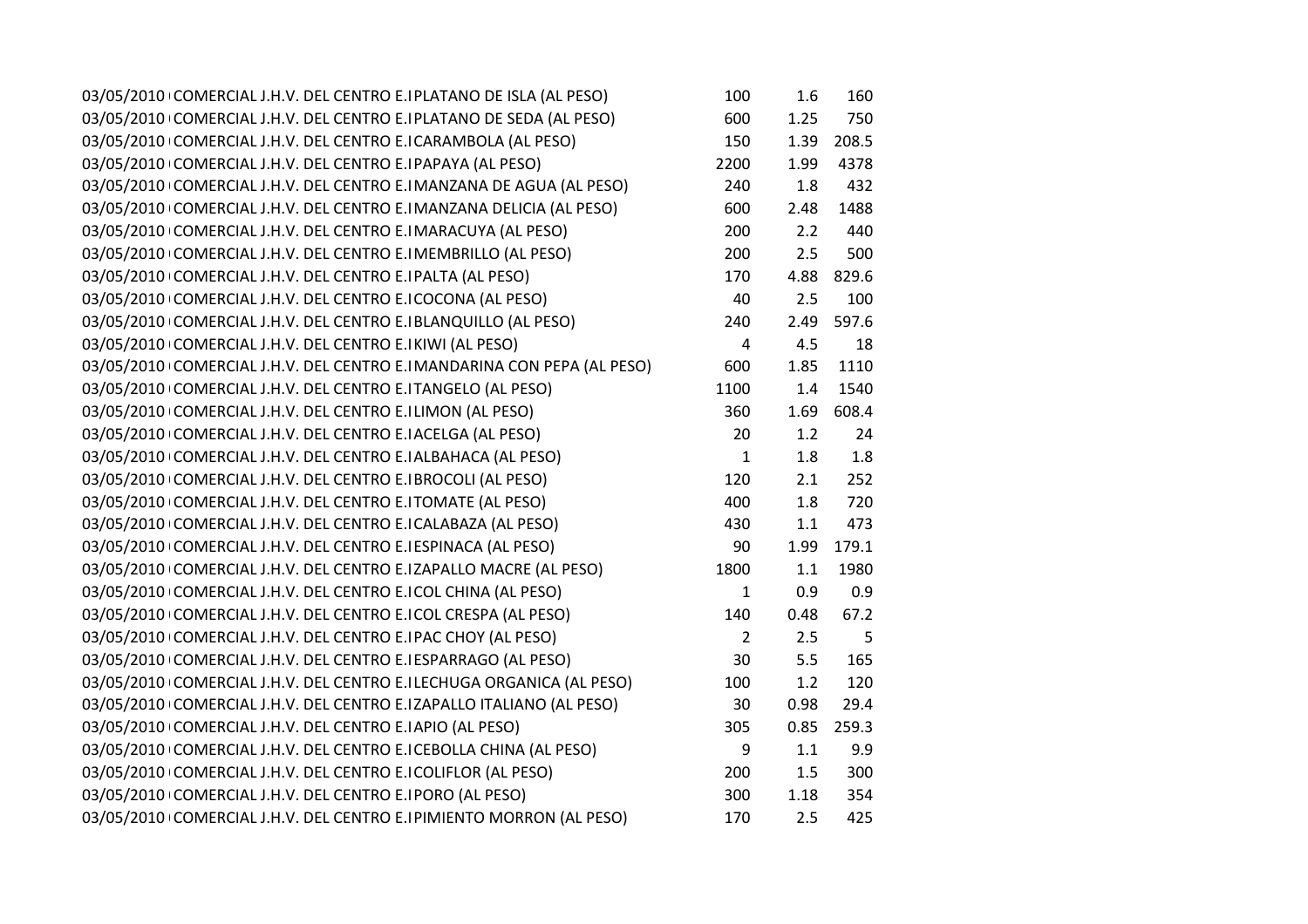| | | | | | |
|---|---|---|---|---|---|
| 03/05/2010 | COMERCIAL J.H.V. DEL CENTRO E.I | PLATANO DE ISLA (AL PESO) | 100 | 1.6 | 160 |
| 03/05/2010 | COMERCIAL J.H.V. DEL CENTRO E.I | PLATANO DE SEDA (AL PESO) | 600 | 1.25 | 750 |
| 03/05/2010 | COMERCIAL J.H.V. DEL CENTRO E.I | CARAMBOLA (AL PESO) | 150 | 1.39 | 208.5 |
| 03/05/2010 | COMERCIAL J.H.V. DEL CENTRO E.I | PAPAYA (AL PESO) | 2200 | 1.99 | 4378 |
| 03/05/2010 | COMERCIAL J.H.V. DEL CENTRO E.I | MANZANA DE AGUA (AL PESO) | 240 | 1.8 | 432 |
| 03/05/2010 | COMERCIAL J.H.V. DEL CENTRO E.I | MANZANA DELICIA (AL PESO) | 600 | 2.48 | 1488 |
| 03/05/2010 | COMERCIAL J.H.V. DEL CENTRO E.I | MARACUYA (AL PESO) | 200 | 2.2 | 440 |
| 03/05/2010 | COMERCIAL J.H.V. DEL CENTRO E.I | MEMBRILLO (AL PESO) | 200 | 2.5 | 500 |
| 03/05/2010 | COMERCIAL J.H.V. DEL CENTRO E.I | PALTA (AL PESO) | 170 | 4.88 | 829.6 |
| 03/05/2010 | COMERCIAL J.H.V. DEL CENTRO E.I | COCONA (AL PESO) | 40 | 2.5 | 100 |
| 03/05/2010 | COMERCIAL J.H.V. DEL CENTRO E.I | BLANQUILLO (AL PESO) | 240 | 2.49 | 597.6 |
| 03/05/2010 | COMERCIAL J.H.V. DEL CENTRO E.I | KIWI (AL PESO) | 4 | 4.5 | 18 |
| 03/05/2010 | COMERCIAL J.H.V. DEL CENTRO E.I | MANDARINA CON PEPA (AL PESO) | 600 | 1.85 | 1110 |
| 03/05/2010 | COMERCIAL J.H.V. DEL CENTRO E.I | TANGELO (AL PESO) | 1100 | 1.4 | 1540 |
| 03/05/2010 | COMERCIAL J.H.V. DEL CENTRO E.I | LIMON (AL PESO) | 360 | 1.69 | 608.4 |
| 03/05/2010 | COMERCIAL J.H.V. DEL CENTRO E.I | ACELGA (AL PESO) | 20 | 1.2 | 24 |
| 03/05/2010 | COMERCIAL J.H.V. DEL CENTRO E.I | ALBAHACA (AL PESO) | 1 | 1.8 | 1.8 |
| 03/05/2010 | COMERCIAL J.H.V. DEL CENTRO E.I | BROCOLI (AL PESO) | 120 | 2.1 | 252 |
| 03/05/2010 | COMERCIAL J.H.V. DEL CENTRO E.I | TOMATE (AL PESO) | 400 | 1.8 | 720 |
| 03/05/2010 | COMERCIAL J.H.V. DEL CENTRO E.I | CALABAZA (AL PESO) | 430 | 1.1 | 473 |
| 03/05/2010 | COMERCIAL J.H.V. DEL CENTRO E.I | ESPINACA (AL PESO) | 90 | 1.99 | 179.1 |
| 03/05/2010 | COMERCIAL J.H.V. DEL CENTRO E.I | ZAPALLO MACRE (AL PESO) | 1800 | 1.1 | 1980 |
| 03/05/2010 | COMERCIAL J.H.V. DEL CENTRO E.I | COL CHINA (AL PESO) | 1 | 0.9 | 0.9 |
| 03/05/2010 | COMERCIAL J.H.V. DEL CENTRO E.I | COL CRESPA (AL PESO) | 140 | 0.48 | 67.2 |
| 03/05/2010 | COMERCIAL J.H.V. DEL CENTRO E.I | PAC CHOY (AL PESO) | 2 | 2.5 | 5 |
| 03/05/2010 | COMERCIAL J.H.V. DEL CENTRO E.I | ESPARRAGO (AL PESO) | 30 | 5.5 | 165 |
| 03/05/2010 | COMERCIAL J.H.V. DEL CENTRO E.I | LECHUGA ORGANICA (AL PESO) | 100 | 1.2 | 120 |
| 03/05/2010 | COMERCIAL J.H.V. DEL CENTRO E.I | ZAPALLO ITALIANO (AL PESO) | 30 | 0.98 | 29.4 |
| 03/05/2010 | COMERCIAL J.H.V. DEL CENTRO E.I | APIO (AL PESO) | 305 | 0.85 | 259.3 |
| 03/05/2010 | COMERCIAL J.H.V. DEL CENTRO E.I | CEBOLLA CHINA (AL PESO) | 9 | 1.1 | 9.9 |
| 03/05/2010 | COMERCIAL J.H.V. DEL CENTRO E.I | COLIFLOR (AL PESO) | 200 | 1.5 | 300 |
| 03/05/2010 | COMERCIAL J.H.V. DEL CENTRO E.I | PORO (AL PESO) | 300 | 1.18 | 354 |
| 03/05/2010 | COMERCIAL J.H.V. DEL CENTRO E.I | PIMIENTO MORRON (AL PESO) | 170 | 2.5 | 425 |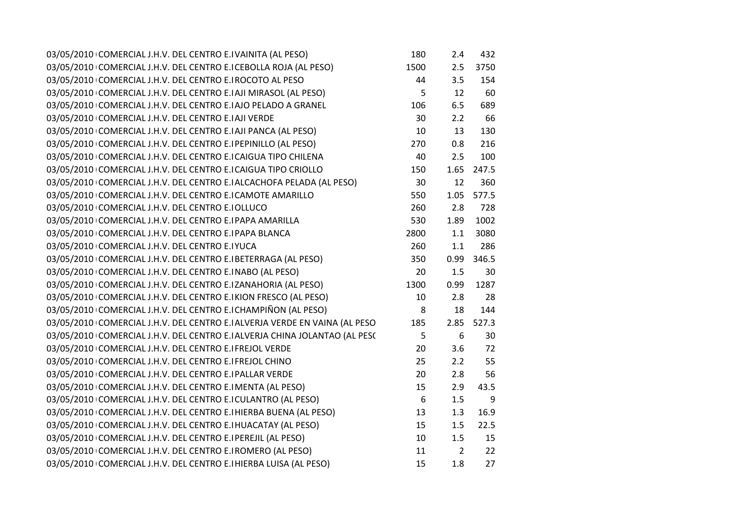| | | | | | |
|---|---|---|---|---|---|
| 03/05/2010 | COMERCIAL J.H.V. DEL CENTRO E.I | VAINITA (AL PESO) | 180 | 2.4 | 432 |
| 03/05/2010 | COMERCIAL J.H.V. DEL CENTRO E.I | CEBOLLA ROJA (AL PESO) | 1500 | 2.5 | 3750 |
| 03/05/2010 | COMERCIAL J.H.V. DEL CENTRO E.I | ROCOTO AL PESO | 44 | 3.5 | 154 |
| 03/05/2010 | COMERCIAL J.H.V. DEL CENTRO E.I | AJI MIRASOL (AL PESO) | 5 | 12 | 60 |
| 03/05/2010 | COMERCIAL J.H.V. DEL CENTRO E.I | AJO PELADO A GRANEL | 106 | 6.5 | 689 |
| 03/05/2010 | COMERCIAL J.H.V. DEL CENTRO E.I | AJI VERDE | 30 | 2.2 | 66 |
| 03/05/2010 | COMERCIAL J.H.V. DEL CENTRO E.I | AJI PANCA (AL PESO) | 10 | 13 | 130 |
| 03/05/2010 | COMERCIAL J.H.V. DEL CENTRO E.I | PEPINILLO (AL PESO) | 270 | 0.8 | 216 |
| 03/05/2010 | COMERCIAL J.H.V. DEL CENTRO E.I | CAIGUA TIPO CHILENA | 40 | 2.5 | 100 |
| 03/05/2010 | COMERCIAL J.H.V. DEL CENTRO E.I | CAIGUA TIPO CRIOLLO | 150 | 1.65 | 247.5 |
| 03/05/2010 | COMERCIAL J.H.V. DEL CENTRO E.I | ALCACHOFA PELADA (AL PESO) | 30 | 12 | 360 |
| 03/05/2010 | COMERCIAL J.H.V. DEL CENTRO E.I | CAMOTE AMARILLO | 550 | 1.05 | 577.5 |
| 03/05/2010 | COMERCIAL J.H.V. DEL CENTRO E.I | OLLUCO | 260 | 2.8 | 728 |
| 03/05/2010 | COMERCIAL J.H.V. DEL CENTRO E.I | PAPA AMARILLA | 530 | 1.89 | 1002 |
| 03/05/2010 | COMERCIAL J.H.V. DEL CENTRO E.I | PAPA BLANCA | 2800 | 1.1 | 3080 |
| 03/05/2010 | COMERCIAL J.H.V. DEL CENTRO E.I | YUCA | 260 | 1.1 | 286 |
| 03/05/2010 | COMERCIAL J.H.V. DEL CENTRO E.I | BETERRAGA (AL PESO) | 350 | 0.99 | 346.5 |
| 03/05/2010 | COMERCIAL J.H.V. DEL CENTRO E.I | NABO (AL PESO) | 20 | 1.5 | 30 |
| 03/05/2010 | COMERCIAL J.H.V. DEL CENTRO E.I | ZANAHORIA (AL PESO) | 1300 | 0.99 | 1287 |
| 03/05/2010 | COMERCIAL J.H.V. DEL CENTRO E.I | KION FRESCO (AL PESO) | 10 | 2.8 | 28 |
| 03/05/2010 | COMERCIAL J.H.V. DEL CENTRO E.I | CHAMPIÑON (AL PESO) | 8 | 18 | 144 |
| 03/05/2010 | COMERCIAL J.H.V. DEL CENTRO E.I | ALVERJA VERDE EN VAINA (AL PESO | 185 | 2.85 | 527.3 |
| 03/05/2010 | COMERCIAL J.H.V. DEL CENTRO E.I | ALVERJA CHINA JOLANTAO (AL PES( | 5 | 6 | 30 |
| 03/05/2010 | COMERCIAL J.H.V. DEL CENTRO E.I | FREJOL VERDE | 20 | 3.6 | 72 |
| 03/05/2010 | COMERCIAL J.H.V. DEL CENTRO E.I | FREJOL CHINO | 25 | 2.2 | 55 |
| 03/05/2010 | COMERCIAL J.H.V. DEL CENTRO E.I | PALLAR VERDE | 20 | 2.8 | 56 |
| 03/05/2010 | COMERCIAL J.H.V. DEL CENTRO E.I | MENTA (AL PESO) | 15 | 2.9 | 43.5 |
| 03/05/2010 | COMERCIAL J.H.V. DEL CENTRO E.I | CULANTRO (AL PESO) | 6 | 1.5 | 9 |
| 03/05/2010 | COMERCIAL J.H.V. DEL CENTRO E.I | HIERBA BUENA (AL PESO) | 13 | 1.3 | 16.9 |
| 03/05/2010 | COMERCIAL J.H.V. DEL CENTRO E.I | HUACATAY (AL PESO) | 15 | 1.5 | 22.5 |
| 03/05/2010 | COMERCIAL J.H.V. DEL CENTRO E.I | PEREJIL (AL PESO) | 10 | 1.5 | 15 |
| 03/05/2010 | COMERCIAL J.H.V. DEL CENTRO E.I | ROMERO (AL PESO) | 11 | 2 | 22 |
| 03/05/2010 | COMERCIAL J.H.V. DEL CENTRO E.I | HIERBA LUISA (AL PESO) | 15 | 1.8 | 27 |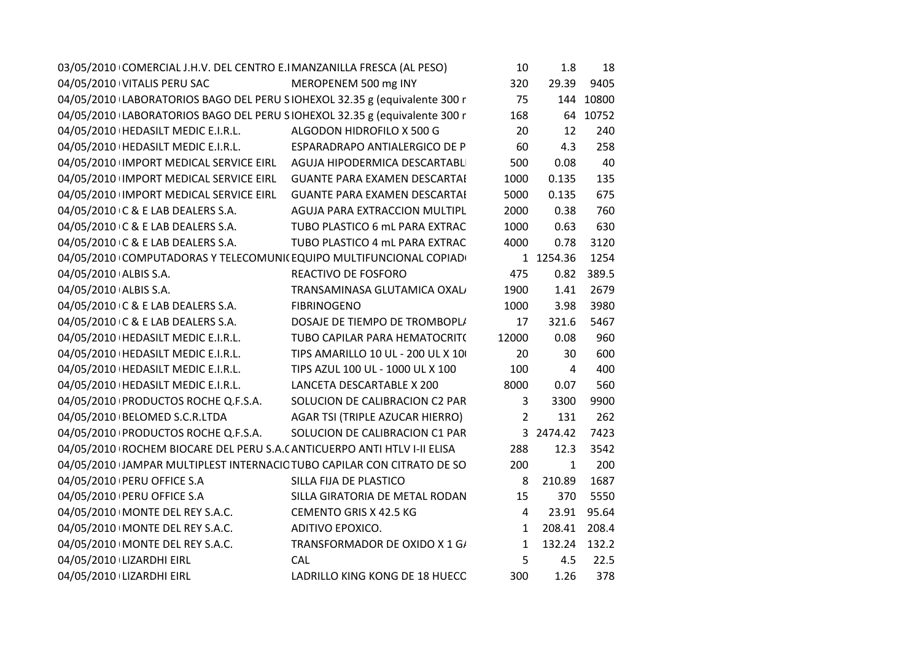| | | | | | |
|---|---|---|---|---|---|
| 03/05/2010 | COMERCIAL J.H.V. DEL CENTRO E.I | MANZANILLA FRESCA (AL PESO) | 10 | 1.8 | 18 |
| 04/05/2010 | VITALIS PERU SAC | MEROPENEM 500 mg INY | 320 | 29.39 | 9405 |
| 04/05/2010 | LABORATORIOS BAGO DEL PERU S | IOHEXOL 32.35 g (equivalente 300 r | 75 | 144 | 10800 |
| 04/05/2010 | LABORATORIOS BAGO DEL PERU S | IOHEXOL 32.35 g (equivalente 300 r | 168 | 64 | 10752 |
| 04/05/2010 | HEDASILT MEDIC E.I.R.L. | ALGODON HIDROFILO X 500 G | 20 | 12 | 240 |
| 04/05/2010 | HEDASILT MEDIC E.I.R.L. | ESPARADRAPO ANTIALERGICO DE P | 60 | 4.3 | 258 |
| 04/05/2010 | IMPORT MEDICAL SERVICE EIRL | AGUJA HIPODERMICA DESCARTABL | 500 | 0.08 | 40 |
| 04/05/2010 | IMPORT MEDICAL SERVICE EIRL | GUANTE PARA EXAMEN DESCARTAI | 1000 | 0.135 | 135 |
| 04/05/2010 | IMPORT MEDICAL SERVICE EIRL | GUANTE PARA EXAMEN DESCARTAI | 5000 | 0.135 | 675 |
| 04/05/2010 | C & E LAB DEALERS S.A. | AGUJA PARA EXTRACCION MULTIPL | 2000 | 0.38 | 760 |
| 04/05/2010 | C & E LAB DEALERS S.A. | TUBO PLASTICO 6 mL PARA EXTRAC | 1000 | 0.63 | 630 |
| 04/05/2010 | C & E LAB DEALERS S.A. | TUBO PLASTICO 4 mL PARA EXTRAC | 4000 | 0.78 | 3120 |
| 04/05/2010 | COMPUTADORAS Y TELECOMUNI( | EQUIPO MULTIFUNCIONAL COPIAD( | 1 | 1254.36 | 1254 |
| 04/05/2010 | ALBIS S.A. | REACTIVO DE FOSFORO | 475 | 0.82 | 389.5 |
| 04/05/2010 | ALBIS S.A. | TRANSAMINASA GLUTAMICA OXAL/ | 1900 | 1.41 | 2679 |
| 04/05/2010 | C & E LAB DEALERS S.A. | FIBRINOGENO | 1000 | 3.98 | 3980 |
| 04/05/2010 | C & E LAB DEALERS S.A. | DOSAJE DE TIEMPO DE TROMBOPL/ | 17 | 321.6 | 5467 |
| 04/05/2010 | HEDASILT MEDIC E.I.R.L. | TUBO CAPILAR PARA HEMATOCRIT( | 12000 | 0.08 | 960 |
| 04/05/2010 | HEDASILT MEDIC E.I.R.L. | TIPS AMARILLO 10 UL - 200 UL X 10( | 20 | 30 | 600 |
| 04/05/2010 | HEDASILT MEDIC E.I.R.L. | TIPS AZUL 100 UL - 1000 UL X 100 | 100 | 4 | 400 |
| 04/05/2010 | HEDASILT MEDIC E.I.R.L. | LANCETA DESCARTABLE X 200 | 8000 | 0.07 | 560 |
| 04/05/2010 | PRODUCTOS ROCHE Q.F.S.A. | SOLUCION DE CALIBRACION C2 PAR | 3 | 3300 | 9900 |
| 04/05/2010 | BELOMED S.C.R.LTDA | AGAR TSI (TRIPLE AZUCAR HIERRO) | 2 | 131 | 262 |
| 04/05/2010 | PRODUCTOS ROCHE Q.F.S.A. | SOLUCION DE CALIBRACION C1 PAR | 3 | 2474.42 | 7423 |
| 04/05/2010 | ROCHEM BIOCARE DEL PERU S.A.( | ANTICUERPO ANTI HTLV I-II ELISA | 288 | 12.3 | 3542 |
| 04/05/2010 | JAMPAR MULTIPLEST INTERNACIO | TUBO CAPILAR CON CITRATO DE SO | 200 | 1 | 200 |
| 04/05/2010 | PERU OFFICE S.A | SILLA FIJA DE PLASTICO | 8 | 210.89 | 1687 |
| 04/05/2010 | PERU OFFICE S.A | SILLA GIRATORIA DE METAL RODAN | 15 | 370 | 5550 |
| 04/05/2010 | MONTE DEL REY S.A.C. | CEMENTO GRIS X 42.5 KG | 4 | 23.91 | 95.64 |
| 04/05/2010 | MONTE DEL REY S.A.C. | ADITIVO EPOXICO. | 1 | 208.41 | 208.4 |
| 04/05/2010 | MONTE DEL REY S.A.C. | TRANSFORMADOR DE OXIDO X 1 G/ | 1 | 132.24 | 132.2 |
| 04/05/2010 | LIZARDHI EIRL | CAL | 5 | 4.5 | 22.5 |
| 04/05/2010 | LIZARDHI EIRL | LADRILLO KING KONG DE 18 HUECC | 300 | 1.26 | 378 |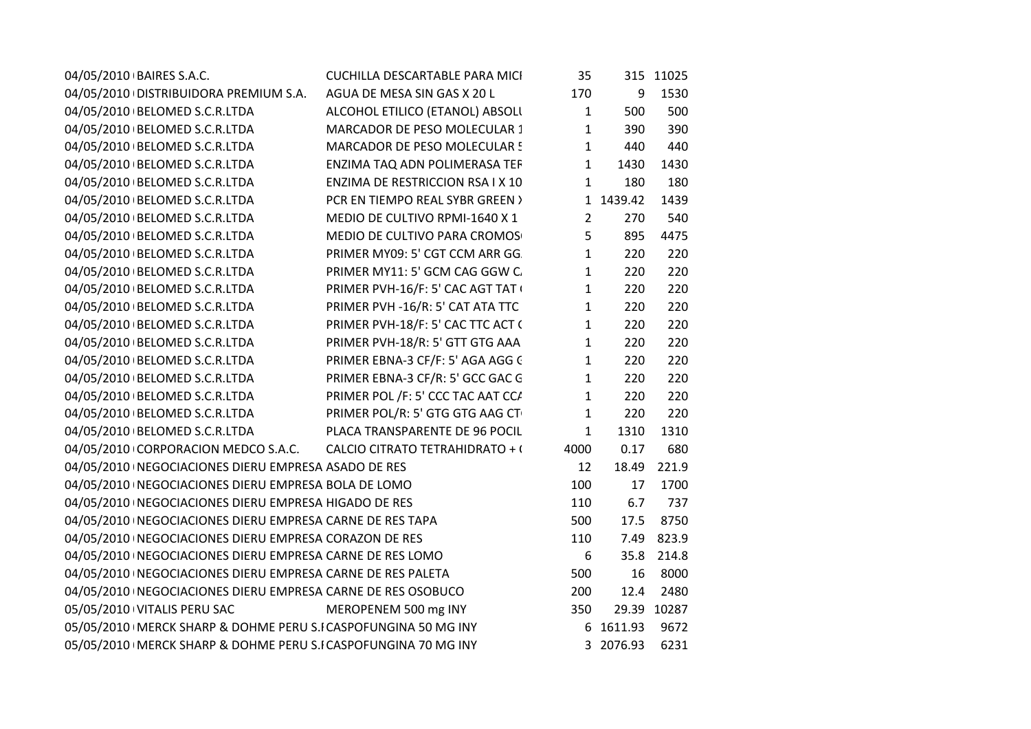| | | | | | |
|---|---|---|---|---|---|
| 04/05/2010 | BAIRES S.A.C. | CUCHILLA DESCARTABLE PARA MICI | 35 | 315 | 11025 |
| 04/05/2010 | DISTRIBUIDORA PREMIUM S.A. | AGUA DE MESA SIN GAS X 20 L | 170 | 9 | 1530 |
| 04/05/2010 | BELOMED S.C.R.LTDA | ALCOHOL ETILICO (ETANOL) ABSOLU | 1 | 500 | 500 |
| 04/05/2010 | BELOMED S.C.R.LTDA | MARCADOR DE PESO MOLECULAR 1 | 1 | 390 | 390 |
| 04/05/2010 | BELOMED S.C.R.LTDA | MARCADOR DE PESO MOLECULAR 5 | 1 | 440 | 440 |
| 04/05/2010 | BELOMED S.C.R.LTDA | ENZIMA TAQ ADN POLIMERASA TEF | 1 | 1430 | 1430 |
| 04/05/2010 | BELOMED S.C.R.LTDA | ENZIMA DE RESTRICCION RSA I X 10 | 1 | 180 | 180 |
| 04/05/2010 | BELOMED S.C.R.LTDA | PCR EN TIEMPO REAL SYBR GREEN X | 1 | 1439.42 | 1439 |
| 04/05/2010 | BELOMED S.C.R.LTDA | MEDIO DE CULTIVO RPMI-1640 X 1 | 2 | 270 | 540 |
| 04/05/2010 | BELOMED S.C.R.LTDA | MEDIO DE CULTIVO PARA CROMOS | 5 | 895 | 4475 |
| 04/05/2010 | BELOMED S.C.R.LTDA | PRIMER MY09: 5' CGT CCM ARR GG | 1 | 220 | 220 |
| 04/05/2010 | BELOMED S.C.R.LTDA | PRIMER MY11: 5' GCM CAG GGW C | 1 | 220 | 220 |
| 04/05/2010 | BELOMED S.C.R.LTDA | PRIMER PVH-16/F: 5' CAC AGT TAT | 1 | 220 | 220 |
| 04/05/2010 | BELOMED S.C.R.LTDA | PRIMER PVH -16/R: 5' CAT ATA TTC | 1 | 220 | 220 |
| 04/05/2010 | BELOMED S.C.R.LTDA | PRIMER PVH-18/F: 5' CAC TTC ACT C | 1 | 220 | 220 |
| 04/05/2010 | BELOMED S.C.R.LTDA | PRIMER PVH-18/R: 5' GTT GTG AAA | 1 | 220 | 220 |
| 04/05/2010 | BELOMED S.C.R.LTDA | PRIMER EBNA-3 CF/F: 5' AGA AGG G | 1 | 220 | 220 |
| 04/05/2010 | BELOMED S.C.R.LTDA | PRIMER EBNA-3 CF/R: 5' GCC GAC G | 1 | 220 | 220 |
| 04/05/2010 | BELOMED S.C.R.LTDA | PRIMER POL /F: 5' CCC TAC AAT CCA | 1 | 220 | 220 |
| 04/05/2010 | BELOMED S.C.R.LTDA | PRIMER POL/R: 5' GTG GTG AAG CT | 1 | 220 | 220 |
| 04/05/2010 | BELOMED S.C.R.LTDA | PLACA TRANSPARENTE DE 96 POCIL | 1 | 1310 | 1310 |
| 04/05/2010 | CORPORACION MEDCO S.A.C. | CALCIO CITRATO TETRAHIDRATO + ( | 4000 | 0.17 | 680 |
| 04/05/2010 | NEGOCIACIONES DIERU EMPRESA | ASADO DE RES | 12 | 18.49 | 221.9 |
| 04/05/2010 | NEGOCIACIONES DIERU EMPRESA | BOLA DE LOMO | 100 | 17 | 1700 |
| 04/05/2010 | NEGOCIACIONES DIERU EMPRESA | HIGADO DE RES | 110 | 6.7 | 737 |
| 04/05/2010 | NEGOCIACIONES DIERU EMPRESA | CARNE DE RES TAPA | 500 | 17.5 | 8750 |
| 04/05/2010 | NEGOCIACIONES DIERU EMPRESA | CORAZON DE RES | 110 | 7.49 | 823.9 |
| 04/05/2010 | NEGOCIACIONES DIERU EMPRESA | CARNE DE RES LOMO | 6 | 35.8 | 214.8 |
| 04/05/2010 | NEGOCIACIONES DIERU EMPRESA | CARNE DE RES PALETA | 500 | 16 | 8000 |
| 04/05/2010 | NEGOCIACIONES DIERU EMPRESA | CARNE DE RES OSOBUCO | 200 | 12.4 | 2480 |
| 05/05/2010 | VITALIS PERU SAC | MEROPENEM 500 mg INY | 350 | 29.39 | 10287 |
| 05/05/2010 | MERCK SHARP & DOHME PERU S.I | CASPOFUNGINA 50 MG INY | 6 | 1611.93 | 9672 |
| 05/05/2010 | MERCK SHARP & DOHME PERU S.I | CASPOFUNGINA 70 MG INY | 3 | 2076.93 | 6231 |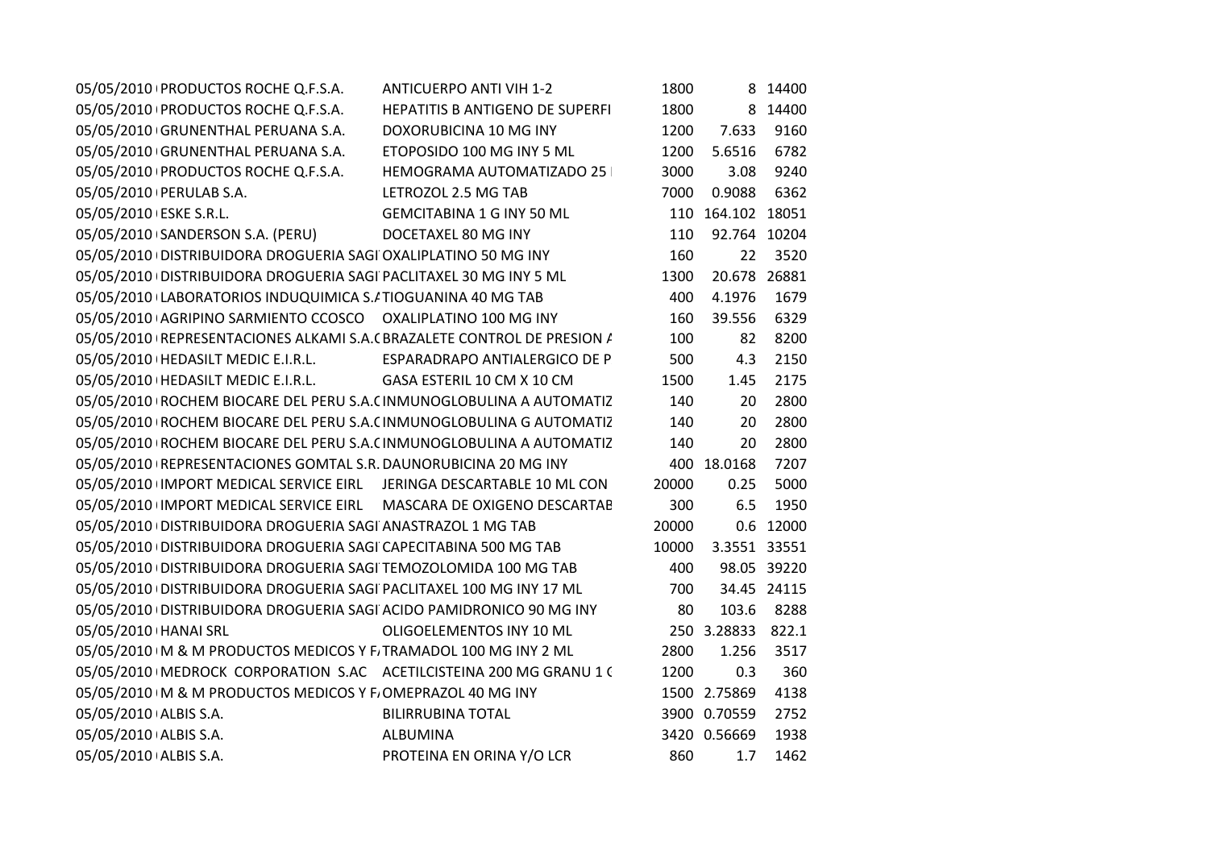| | | | | | |
|---|---|---|---|---|---|
| 05/05/2010 | PRODUCTOS ROCHE Q.F.S.A. | ANTICUERPO ANTI VIH 1-2 | 1800 | 8 | 14400 |
| 05/05/2010 | PRODUCTOS ROCHE Q.F.S.A. | HEPATITIS B ANTIGENO DE SUPERFI | 1800 | 8 | 14400 |
| 05/05/2010 | GRUNENTHAL PERUANA S.A. | DOXORUBICINA 10 MG INY | 1200 | 7.633 | 9160 |
| 05/05/2010 | GRUNENTHAL PERUANA S.A. | ETOPOSIDO 100 MG INY 5 ML | 1200 | 5.6516 | 6782 |
| 05/05/2010 | PRODUCTOS ROCHE Q.F.S.A. | HEMOGRAMA AUTOMATIZADO 25 | 3000 | 3.08 | 9240 |
| 05/05/2010 | PERULAB S.A. | LETROZOL 2.5 MG TAB | 7000 | 0.9088 | 6362 |
| 05/05/2010 | ESKE S.R.L. | GEMCITABINA 1 G INY 50 ML | 110 | 164.102 | 18051 |
| 05/05/2010 | SANDERSON S.A. (PERU) | DOCETAXEL 80 MG INY | 110 | 92.764 | 10204 |
| 05/05/2010 | DISTRIBUIDORA DROGUERIA SAGI | OXALIPLATINO 50 MG INY | 160 | 22 | 3520 |
| 05/05/2010 | DISTRIBUIDORA DROGUERIA SAGI | PACLITAXEL 30 MG INY 5 ML | 1300 | 20.678 | 26881 |
| 05/05/2010 | LABORATORIOS INDUQUIMICA S.A | TIOGUANINA 40 MG TAB | 400 | 4.1976 | 1679 |
| 05/05/2010 | AGRIPINO SARMIENTO CCOSCO | OXALIPLATINO 100 MG INY | 160 | 39.556 | 6329 |
| 05/05/2010 | REPRESENTACIONES ALKAMI S.A.C | BRAZALETE CONTROL DE PRESION A | 100 | 82 | 8200 |
| 05/05/2010 | HEDASILT MEDIC E.I.R.L. | ESPARADRAPO ANTIALERGICO DE P | 500 | 4.3 | 2150 |
| 05/05/2010 | HEDASILT MEDIC E.I.R.L. | GASA ESTERIL 10 CM X 10 CM | 1500 | 1.45 | 2175 |
| 05/05/2010 | ROCHEM BIOCARE DEL PERU S.A.C | INMUNOGLOBULINA A AUTOMATIZ | 140 | 20 | 2800 |
| 05/05/2010 | ROCHEM BIOCARE DEL PERU S.A.C | INMUNOGLOBULINA G AUTOMATIZ | 140 | 20 | 2800 |
| 05/05/2010 | ROCHEM BIOCARE DEL PERU S.A.C | INMUNOGLOBULINA A AUTOMATIZ | 140 | 20 | 2800 |
| 05/05/2010 | REPRESENTACIONES GOMTAL S.R. | DAUNORUBICINA 20 MG INY | 400 | 18.0168 | 7207 |
| 05/05/2010 | IMPORT MEDICAL SERVICE EIRL | JERINGA DESCARTABLE 10 ML CON | 20000 | 0.25 | 5000 |
| 05/05/2010 | IMPORT MEDICAL SERVICE EIRL | MASCARA DE OXIGENO DESCARTAB | 300 | 6.5 | 1950 |
| 05/05/2010 | DISTRIBUIDORA DROGUERIA SAGI | ANASTRAZOL 1 MG TAB | 20000 | 0.6 | 12000 |
| 05/05/2010 | DISTRIBUIDORA DROGUERIA SAGI | CAPECITABINA 500 MG TAB | 10000 | 3.3551 | 33551 |
| 05/05/2010 | DISTRIBUIDORA DROGUERIA SAGI | TEMOZOLOMIDA 100 MG TAB | 400 | 98.05 | 39220 |
| 05/05/2010 | DISTRIBUIDORA DROGUERIA SAGI | PACLITAXEL 100 MG INY 17 ML | 700 | 34.45 | 24115 |
| 05/05/2010 | DISTRIBUIDORA DROGUERIA SAGI | ACIDO PAMIDRONICO 90 MG INY | 80 | 103.6 | 8288 |
| 05/05/2010 | HANAI SRL | OLIGOELEMENTOS INY 10 ML | 250 | 3.28833 | 822.1 |
| 05/05/2010 | M & M PRODUCTOS MEDICOS Y F | TRAMADOL 100 MG INY 2 ML | 2800 | 1.256 | 3517 |
| 05/05/2010 | MEDROCK CORPORATION S.AC | ACETILCISTEINA 200 MG GRANU 1 C | 1200 | 0.3 | 360 |
| 05/05/2010 | M & M PRODUCTOS MEDICOS Y F | OMEPRAZOL 40 MG INY | 1500 | 2.75869 | 4138 |
| 05/05/2010 | ALBIS S.A. | BILIRRUBINA TOTAL | 3900 | 0.70559 | 2752 |
| 05/05/2010 | ALBIS S.A. | ALBUMINA | 3420 | 0.56669 | 1938 |
| 05/05/2010 | ALBIS S.A. | PROTEINA EN ORINA Y/O LCR | 860 | 1.7 | 1462 |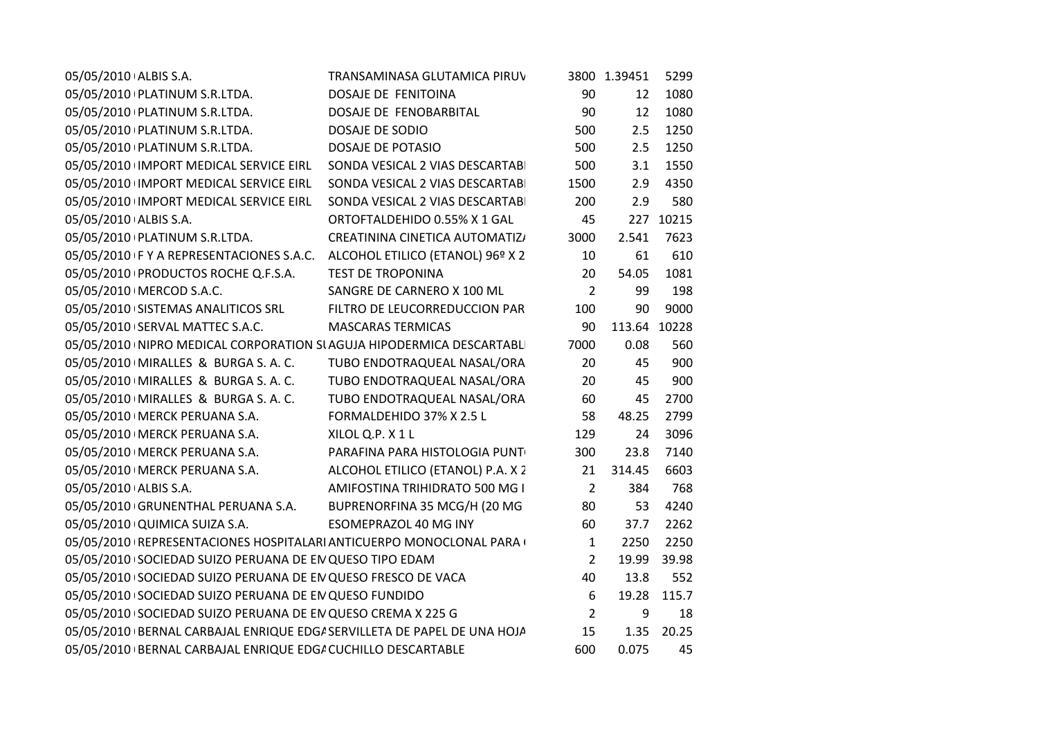| | | | | | |
|---|---|---|---|---|---|
| 05/05/2010 | ALBIS S.A. | TRANSAMINASA GLUTAMICA PIRUV | 3800 | 1.39451 | 5299 |
| 05/05/2010 | PLATINUM S.R.LTDA. | DOSAJE DE FENITOINA | 90 | 12 | 1080 |
| 05/05/2010 | PLATINUM S.R.LTDA. | DOSAJE DE FENOBARBITAL | 90 | 12 | 1080 |
| 05/05/2010 | PLATINUM S.R.LTDA. | DOSAJE DE SODIO | 500 | 2.5 | 1250 |
| 05/05/2010 | PLATINUM S.R.LTDA. | DOSAJE DE POTASIO | 500 | 2.5 | 1250 |
| 05/05/2010 | IMPORT MEDICAL SERVICE EIRL | SONDA VESICAL 2 VIAS DESCARTABI | 500 | 3.1 | 1550 |
| 05/05/2010 | IMPORT MEDICAL SERVICE EIRL | SONDA VESICAL 2 VIAS DESCARTABI | 1500 | 2.9 | 4350 |
| 05/05/2010 | IMPORT MEDICAL SERVICE EIRL | SONDA VESICAL 2 VIAS DESCARTABI | 200 | 2.9 | 580 |
| 05/05/2010 | ALBIS S.A. | ORTOFTALDEHIDO 0.55% X 1 GAL | 45 | 227 | 10215 |
| 05/05/2010 | PLATINUM S.R.LTDA. | CREATININA CINETICA AUTOMATIZ/ | 3000 | 2.541 | 7623 |
| 05/05/2010 | F Y A REPRESENTACIONES S.A.C. | ALCOHOL ETILICO (ETANOL) 96º X 2 | 10 | 61 | 610 |
| 05/05/2010 | PRODUCTOS ROCHE Q.F.S.A. | TEST DE TROPONINA | 20 | 54.05 | 1081 |
| 05/05/2010 | MERCOD S.A.C. | SANGRE DE CARNERO X 100 ML | 2 | 99 | 198 |
| 05/05/2010 | SISTEMAS ANALITICOS SRL | FILTRO DE LEUCORREDUCCION PAR | 100 | 90 | 9000 |
| 05/05/2010 | SERVAL MATTEC S.A.C. | MASCARAS TERMICAS | 90 | 113.64 | 10228 |
| 05/05/2010 | NIPRO MEDICAL CORPORATION SU | AGUJA HIPODERMICA DESCARTABL | 7000 | 0.08 | 560 |
| 05/05/2010 | MIRALLES & BURGA S. A. C. | TUBO ENDOTRAQUEAL NASAL/ORA | 20 | 45 | 900 |
| 05/05/2010 | MIRALLES & BURGA S. A. C. | TUBO ENDOTRAQUEAL NASAL/ORA | 20 | 45 | 900 |
| 05/05/2010 | MIRALLES & BURGA S. A. C. | TUBO ENDOTRAQUEAL NASAL/ORA | 60 | 45 | 2700 |
| 05/05/2010 | MERCK PERUANA S.A. | FORMALDEHIDO 37% X 2.5 L | 58 | 48.25 | 2799 |
| 05/05/2010 | MERCK PERUANA S.A. | XILOL Q.P. X 1 L | 129 | 24 | 3096 |
| 05/05/2010 | MERCK PERUANA S.A. | PARAFINA PARA HISTOLOGIA PUNT | 300 | 23.8 | 7140 |
| 05/05/2010 | MERCK PERUANA S.A. | ALCOHOL ETILICO (ETANOL) P.A. X 2 | 21 | 314.45 | 6603 |
| 05/05/2010 | ALBIS S.A. | AMIFOSTINA TRIHIDRATO 500 MG I | 2 | 384 | 768 |
| 05/05/2010 | GRUNENTHAL PERUANA S.A. | BUPRENORFINA 35 MCG/H (20 MG | 80 | 53 | 4240 |
| 05/05/2010 | QUIMICA SUIZA S.A. | ESOMEPRAZOL 40 MG INY | 60 | 37.7 | 2262 |
| 05/05/2010 | REPRESENTACIONES HOSPITALARI | ANTICUERPO MONOCLONAL PARA ( | 1 | 2250 | 2250 |
| 05/05/2010 | SOCIEDAD SUIZO PERUANA DE EN | QUESO TIPO EDAM | 2 | 19.99 | 39.98 |
| 05/05/2010 | SOCIEDAD SUIZO PERUANA DE EN | QUESO FRESCO DE VACA | 40 | 13.8 | 552 |
| 05/05/2010 | SOCIEDAD SUIZO PERUANA DE EN | QUESO FUNDIDO | 6 | 19.28 | 115.7 |
| 05/05/2010 | SOCIEDAD SUIZO PERUANA DE EN | QUESO CREMA X 225 G | 2 | 9 | 18 |
| 05/05/2010 | BERNAL CARBAJAL ENRIQUE EDGA | SERVILLETA DE PAPEL DE UNA HOJA | 15 | 1.35 | 20.25 |
| 05/05/2010 | BERNAL CARBAJAL ENRIQUE EDGA | CUCHILLO DESCARTABLE | 600 | 0.075 | 45 |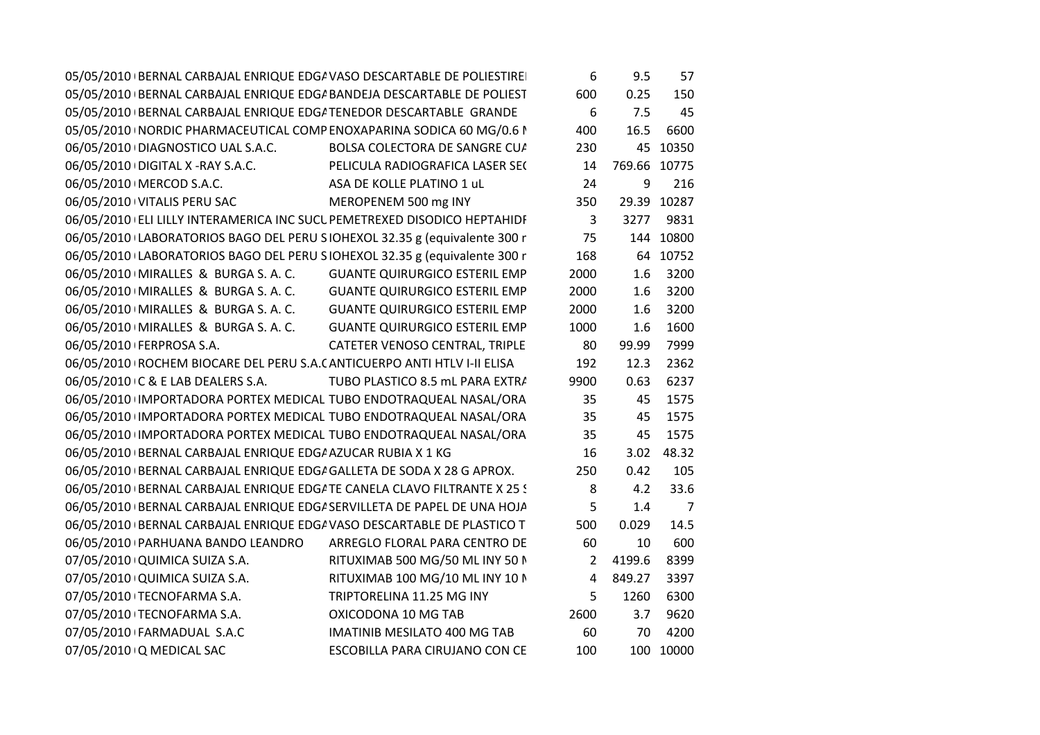| | | | | | |
|---|---|---|---|---|---|
| 05/05/2010 | BERNAL CARBAJAL ENRIQUE EDGA | VASO DESCARTABLE DE POLIESTIREI | 6 | 9.5 | 57 |
| 05/05/2010 | BERNAL CARBAJAL ENRIQUE EDGA | BANDEJA DESCARTABLE DE POLIEST | 600 | 0.25 | 150 |
| 05/05/2010 | BERNAL CARBAJAL ENRIQUE EDGA | TENEDOR DESCARTABLE GRANDE | 6 | 7.5 | 45 |
| 05/05/2010 | NORDIC PHARMACEUTICAL COMP | ENOXAPARINA SODICA 60 MG/0.6 M | 400 | 16.5 | 6600 |
| 06/05/2010 | DIAGNOSTICO UAL S.A.C. | BOLSA COLECTORA DE SANGRE CUA | 230 | 45 | 10350 |
| 06/05/2010 | DIGITAL X -RAY S.A.C. | PELICULA RADIOGRAFICA LASER SEC | 14 | 769.66 | 10775 |
| 06/05/2010 | MERCOD S.A.C. | ASA DE KOLLE PLATINO 1 uL | 24 | 9 | 216 |
| 06/05/2010 | VITALIS PERU SAC | MEROPENEM 500 mg INY | 350 | 29.39 | 10287 |
| 06/05/2010 | ELI LILLY INTERAMERICA INC SUCU | PEMETREXED DISODICO HEPTAHIDF | 3 | 3277 | 9831 |
| 06/05/2010 | LABORATORIOS BAGO DEL PERU S | IOHEXOL 32.35 g (equivalente 300 r | 75 | 144 | 10800 |
| 06/05/2010 | LABORATORIOS BAGO DEL PERU S | IOHEXOL 32.35 g (equivalente 300 r | 168 | 64 | 10752 |
| 06/05/2010 | MIRALLES & BURGA S. A. C. | GUANTE QUIRURGICO ESTERIL EMP | 2000 | 1.6 | 3200 |
| 06/05/2010 | MIRALLES & BURGA S. A. C. | GUANTE QUIRURGICO ESTERIL EMP | 2000 | 1.6 | 3200 |
| 06/05/2010 | MIRALLES & BURGA S. A. C. | GUANTE QUIRURGICO ESTERIL EMP | 2000 | 1.6 | 3200 |
| 06/05/2010 | MIRALLES & BURGA S. A. C. | GUANTE QUIRURGICO ESTERIL EMP | 1000 | 1.6 | 1600 |
| 06/05/2010 | FERPROSA S.A. | CATETER VENOSO CENTRAL, TRIPLE | 80 | 99.99 | 7999 |
| 06/05/2010 | ROCHEM BIOCARE DEL PERU S.A.C | ANTICUERPO ANTI HTLV I-II ELISA | 192 | 12.3 | 2362 |
| 06/05/2010 | C & E LAB DEALERS S.A. | TUBO PLASTICO 8.5 mL PARA EXTRA | 9900 | 0.63 | 6237 |
| 06/05/2010 | IMPORTADORA PORTEX MEDICAL | TUBO ENDOTRAQUEAL NASAL/ORA | 35 | 45 | 1575 |
| 06/05/2010 | IMPORTADORA PORTEX MEDICAL | TUBO ENDOTRAQUEAL NASAL/ORA | 35 | 45 | 1575 |
| 06/05/2010 | IMPORTADORA PORTEX MEDICAL | TUBO ENDOTRAQUEAL NASAL/ORA | 35 | 45 | 1575 |
| 06/05/2010 | BERNAL CARBAJAL ENRIQUE EDGA | AZUCAR RUBIA X 1 KG | 16 | 3.02 | 48.32 |
| 06/05/2010 | BERNAL CARBAJAL ENRIQUE EDGA | GALLETA DE SODA X 28 G APROX. | 250 | 0.42 | 105 |
| 06/05/2010 | BERNAL CARBAJAL ENRIQUE EDGA | TE CANELA CLAVO FILTRANTE X 25 S | 8 | 4.2 | 33.6 |
| 06/05/2010 | BERNAL CARBAJAL ENRIQUE EDGA | SERVILLETA DE PAPEL DE UNA HOJA | 5 | 1.4 | 7 |
| 06/05/2010 | BERNAL CARBAJAL ENRIQUE EDGA | VASO DESCARTABLE DE PLASTICO T | 500 | 0.029 | 14.5 |
| 06/05/2010 | PARHUANA BANDO LEANDRO | ARREGLO FLORAL PARA CENTRO DE | 60 | 10 | 600 |
| 07/05/2010 | QUIMICA SUIZA S.A. | RITUXIMAB 500 MG/50 ML INY 50 M | 2 | 4199.6 | 8399 |
| 07/05/2010 | QUIMICA SUIZA S.A. | RITUXIMAB 100 MG/10 ML INY 10 M | 4 | 849.27 | 3397 |
| 07/05/2010 | TECNOFARMA S.A. | TRIPTORELINA 11.25 MG INY | 5 | 1260 | 6300 |
| 07/05/2010 | TECNOFARMA S.A. | OXICODONA 10 MG TAB | 2600 | 3.7 | 9620 |
| 07/05/2010 | FARMADUAL S.A.C | IMATINIB MESILATO 400 MG TAB | 60 | 70 | 4200 |
| 07/05/2010 | Q MEDICAL SAC | ESCOBILLA PARA CIRUJANO CON CE | 100 | 100 | 10000 |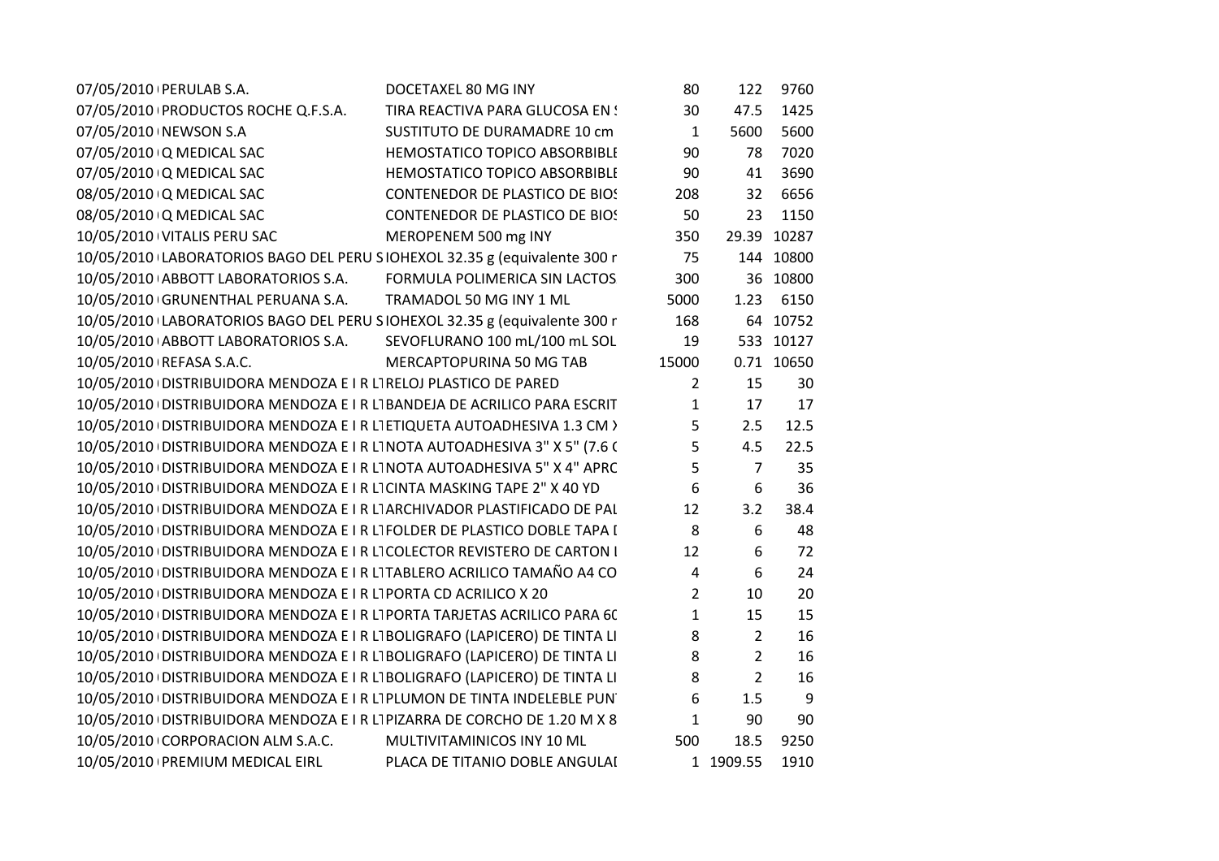| | | | | | |
|---|---|---|---|---|---|
| 07/05/2010 | PERULAB S.A. | DOCETAXEL 80 MG INY | 80 | 122 | 9760 |
| 07/05/2010 | PRODUCTOS ROCHE Q.F.S.A. | TIRA REACTIVA PARA GLUCOSA EN S | 30 | 47.5 | 1425 |
| 07/05/2010 | NEWSON S.A | SUSTITUTO DE DURAMADRE 10 cm | 1 | 5600 | 5600 |
| 07/05/2010 | Q MEDICAL SAC | HEMOSTATICO TOPICO ABSORBIBLE | 90 | 78 | 7020 |
| 07/05/2010 | Q MEDICAL SAC | HEMOSTATICO TOPICO ABSORBIBLE | 90 | 41 | 3690 |
| 08/05/2010 | Q MEDICAL SAC | CONTENEDOR DE PLASTICO DE BIOS | 208 | 32 | 6656 |
| 08/05/2010 | Q MEDICAL SAC | CONTENEDOR DE PLASTICO DE BIOS | 50 | 23 | 1150 |
| 10/05/2010 | VITALIS PERU SAC | MEROPENEM 500 mg INY | 350 | 29.39 | 10287 |
| 10/05/2010 | LABORATORIOS BAGO DEL PERU S | IOHEXOL 32.35 g (equivalente 300 r | 75 | 144 | 10800 |
| 10/05/2010 | ABBOTT LABORATORIOS S.A. | FORMULA POLIMERICA SIN LACTOS | 300 | 36 | 10800 |
| 10/05/2010 | GRUNENTHAL PERUANA S.A. | TRAMADOL 50 MG INY 1 ML | 5000 | 1.23 | 6150 |
| 10/05/2010 | LABORATORIOS BAGO DEL PERU S | IOHEXOL 32.35 g (equivalente 300 r | 168 | 64 | 10752 |
| 10/05/2010 | ABBOTT LABORATORIOS S.A. | SEVOFLURANO 100 mL/100 mL SOL | 19 | 533 | 10127 |
| 10/05/2010 | REFASA S.A.C. | MERCAPTOPURINA 50 MG TAB | 15000 | 0.71 | 10650 |
| 10/05/2010 | DISTRIBUIDORA MENDOZA E I R L | RELOJ PLASTICO DE PARED | 2 | 15 | 30 |
| 10/05/2010 | DISTRIBUIDORA MENDOZA E I R L | BANDEJA DE ACRILICO PARA ESCRIT | 1 | 17 | 17 |
| 10/05/2010 | DISTRIBUIDORA MENDOZA E I R L | ETIQUETA AUTOADHESIVA 1.3 CM X | 5 | 2.5 | 12.5 |
| 10/05/2010 | DISTRIBUIDORA MENDOZA E I R L | NOTA AUTOADHESIVA 3" X 5" (7.6 ( | 5 | 4.5 | 22.5 |
| 10/05/2010 | DISTRIBUIDORA MENDOZA E I R L | NOTA AUTOADHESIVA 5" X 4" APRC | 5 | 7 | 35 |
| 10/05/2010 | DISTRIBUIDORA MENDOZA E I R L | CINTA MASKING TAPE 2" X 40 YD | 6 | 6 | 36 |
| 10/05/2010 | DISTRIBUIDORA MENDOZA E I R L | ARCHIVADOR PLASTIFICADO DE PAL | 12 | 3.2 | 38.4 |
| 10/05/2010 | DISTRIBUIDORA MENDOZA E I R L | FOLDER DE PLASTICO DOBLE TAPA I | 8 | 6 | 48 |
| 10/05/2010 | DISTRIBUIDORA MENDOZA E I R L | COLECTOR REVISTERO DE CARTON I | 12 | 6 | 72 |
| 10/05/2010 | DISTRIBUIDORA MENDOZA E I R L | TABLERO ACRILICO TAMAÑO A4 CO | 4 | 6 | 24 |
| 10/05/2010 | DISTRIBUIDORA MENDOZA E I R L | PORTA CD ACRILICO X 20 | 2 | 10 | 20 |
| 10/05/2010 | DISTRIBUIDORA MENDOZA E I R L | PORTA TARJETAS ACRILICO PARA 6C | 1 | 15 | 15 |
| 10/05/2010 | DISTRIBUIDORA MENDOZA E I R L | BOLIGRAFO (LAPICERO) DE TINTA LI | 8 | 2 | 16 |
| 10/05/2010 | DISTRIBUIDORA MENDOZA E I R L | BOLIGRAFO (LAPICERO) DE TINTA LI | 8 | 2 | 16 |
| 10/05/2010 | DISTRIBUIDORA MENDOZA E I R L | BOLIGRAFO (LAPICERO) DE TINTA LI | 8 | 2 | 16 |
| 10/05/2010 | DISTRIBUIDORA MENDOZA E I R L | PLUMON DE TINTA INDELEBLE PUN | 6 | 1.5 | 9 |
| 10/05/2010 | DISTRIBUIDORA MENDOZA E I R L | PIZARRA DE CORCHO DE 1.20 M X 8 | 1 | 90 | 90 |
| 10/05/2010 | CORPORACION ALM S.A.C. | MULTIVITAMINICOS INY 10 ML | 500 | 18.5 | 9250 |
| 10/05/2010 | PREMIUM MEDICAL EIRL | PLACA DE TITANIO DOBLE ANGULAI | 1 | 1909.55 | 1910 |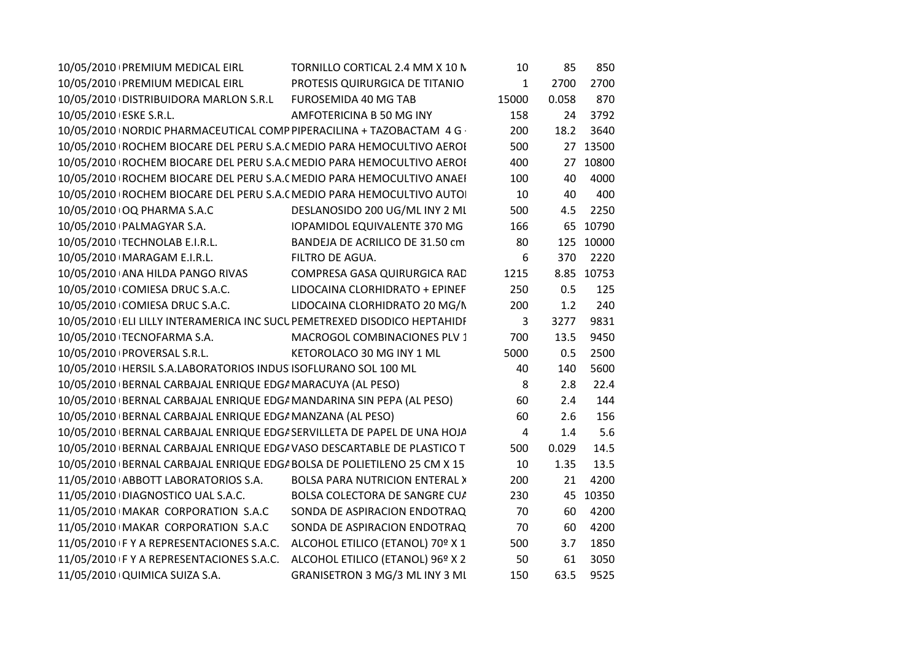| | | | | | |
|---|---|---|---|---|---|
| 10/05/2010 | PREMIUM MEDICAL EIRL | TORNILLO CORTICAL 2.4 MM X 10 M | 10 | 85 | 850 |
| 10/05/2010 | PREMIUM MEDICAL EIRL | PROTESIS QUIRURGICA DE TITANIO | 1 | 2700 | 2700 |
| 10/05/2010 | DISTRIBUIDORA MARLON S.R.L | FUROSEMIDA 40 MG TAB | 15000 | 0.058 | 870 |
| 10/05/2010 | ESKE S.R.L. | AMFOTERICINA B 50 MG INY | 158 | 24 | 3792 |
| 10/05/2010 | NORDIC PHARMACEUTICAL COMP | PIPERACILINA + TAZOBACTAM 4 G - | 200 | 18.2 | 3640 |
| 10/05/2010 | ROCHEM BIOCARE DEL PERU S.A.C | MEDIO PARA HEMOCULTIVO AEROI | 500 | 27 | 13500 |
| 10/05/2010 | ROCHEM BIOCARE DEL PERU S.A.C | MEDIO PARA HEMOCULTIVO AEROI | 400 | 27 | 10800 |
| 10/05/2010 | ROCHEM BIOCARE DEL PERU S.A.C | MEDIO PARA HEMOCULTIVO ANAEI | 100 | 40 | 4000 |
| 10/05/2010 | ROCHEM BIOCARE DEL PERU S.A.C | MEDIO PARA HEMOCULTIVO AUTOI | 10 | 40 | 400 |
| 10/05/2010 | OQ PHARMA S.A.C | DESLANOSIDO 200 UG/ML INY 2 ML | 500 | 4.5 | 2250 |
| 10/05/2010 | PALMAGYAR S.A. | IOPAMIDOL EQUIVALENTE 370 MG | 166 | 65 | 10790 |
| 10/05/2010 | TECHNOLAB E.I.R.L. | BANDEJA DE ACRILICO DE 31.50 cm | 80 | 125 | 10000 |
| 10/05/2010 | MARAGAM E.I.R.L. | FILTRO DE AGUA. | 6 | 370 | 2220 |
| 10/05/2010 | ANA HILDA PANGO RIVAS | COMPRESA GASA QUIRURGICA RAD | 1215 | 8.85 | 10753 |
| 10/05/2010 | COMIESA DRUC S.A.C. | LIDOCAINA CLORHIDRATO + EPINEF | 250 | 0.5 | 125 |
| 10/05/2010 | COMIESA DRUC S.A.C. | LIDOCAINA CLORHIDRATO 20 MG/M | 200 | 1.2 | 240 |
| 10/05/2010 | ELI LILLY INTERAMERICA INC SUCL | PEMETREXED DISODICO HEPTAHIDI | 3 | 3277 | 9831 |
| 10/05/2010 | TECNOFARMA S.A. | MACROGOL COMBINACIONES PLV 1 | 700 | 13.5 | 9450 |
| 10/05/2010 | PROVERSAL S.R.L. | KETOROLACO 30 MG INY 1 ML | 5000 | 0.5 | 2500 |
| 10/05/2010 | HERSIL S.A.LABORATORIOS INDUS | ISOFLURANO SOL 100 ML | 40 | 140 | 5600 |
| 10/05/2010 | BERNAL CARBAJAL ENRIQUE EDGA | MARACUYA (AL PESO) | 8 | 2.8 | 22.4 |
| 10/05/2010 | BERNAL CARBAJAL ENRIQUE EDGA | MANDARINA SIN PEPA (AL PESO) | 60 | 2.4 | 144 |
| 10/05/2010 | BERNAL CARBAJAL ENRIQUE EDGA | MANZANA (AL PESO) | 60 | 2.6 | 156 |
| 10/05/2010 | BERNAL CARBAJAL ENRIQUE EDGA | SERVILLETA DE PAPEL DE UNA HOJA | 4 | 1.4 | 5.6 |
| 10/05/2010 | BERNAL CARBAJAL ENRIQUE EDGA | VASO DESCARTABLE DE PLASTICO T | 500 | 0.029 | 14.5 |
| 10/05/2010 | BERNAL CARBAJAL ENRIQUE EDGA | BOLSA DE POLIETILENO 25 CM X 15 | 10 | 1.35 | 13.5 |
| 11/05/2010 | ABBOTT LABORATORIOS S.A. | BOLSA PARA NUTRICION ENTERAL X | 200 | 21 | 4200 |
| 11/05/2010 | DIAGNOSTICO UAL S.A.C. | BOLSA COLECTORA DE SANGRE CUA | 230 | 45 | 10350 |
| 11/05/2010 | MAKAR CORPORATION S.A.C | SONDA DE ASPIRACION ENDOTRAQ | 70 | 60 | 4200 |
| 11/05/2010 | MAKAR CORPORATION S.A.C | SONDA DE ASPIRACION ENDOTRAQ | 70 | 60 | 4200 |
| 11/05/2010 | F Y A REPRESENTACIONES S.A.C. | ALCOHOL ETILICO (ETANOL) 70º X 1 | 500 | 3.7 | 1850 |
| 11/05/2010 | F Y A REPRESENTACIONES S.A.C. | ALCOHOL ETILICO (ETANOL) 96º X 2 | 50 | 61 | 3050 |
| 11/05/2010 | QUIMICA SUIZA S.A. | GRANISETRON 3 MG/3 ML INY 3 ML | 150 | 63.5 | 9525 |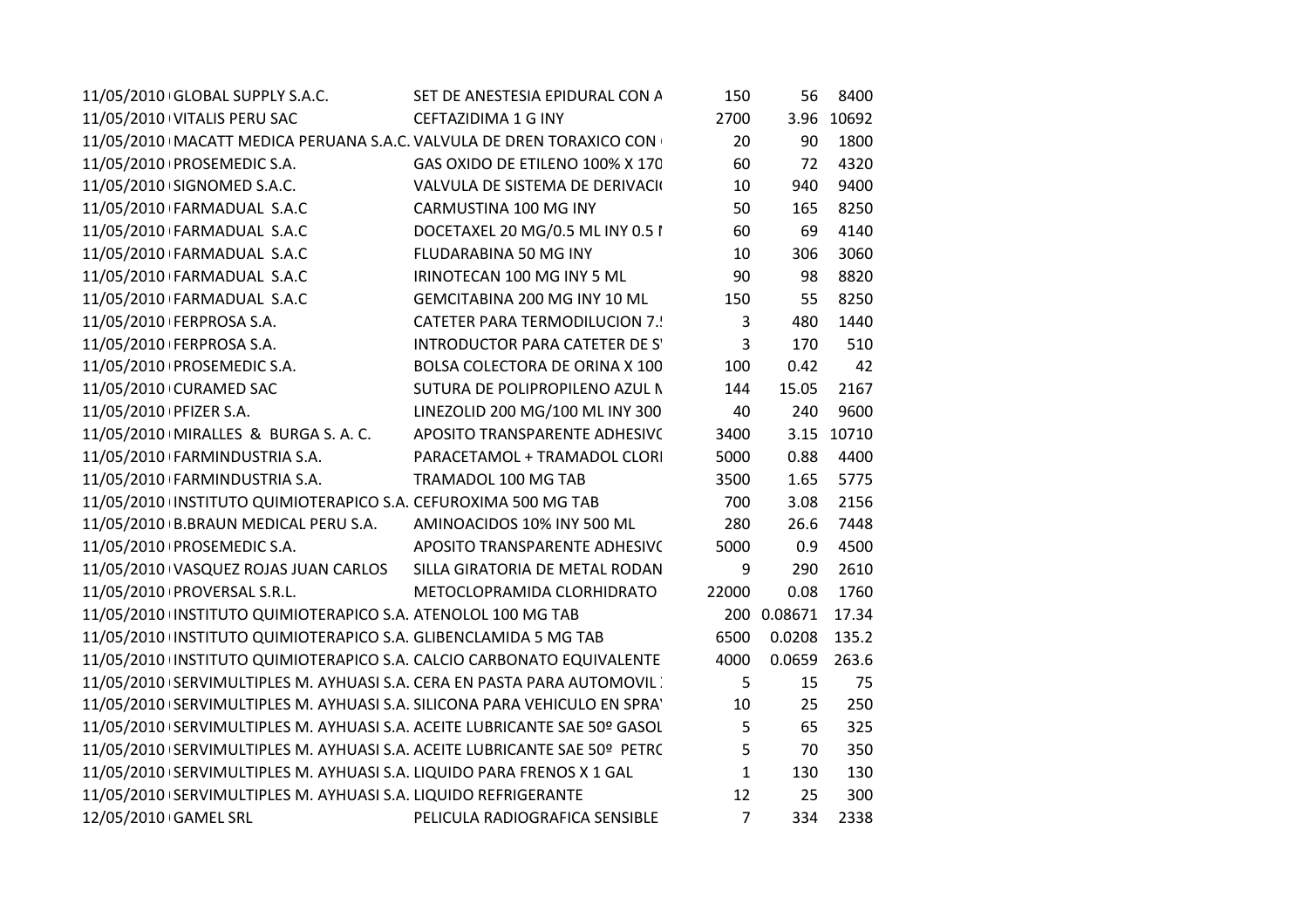| | | | | | |
|---|---|---|---|---|---|
| 11/05/2010 | GLOBAL SUPPLY S.A.C. | SET DE ANESTESIA EPIDURAL CON A | 150 | 56 | 8400 |
| 11/05/2010 | VITALIS PERU SAC | CEFTAZIDIMA 1 G INY | 2700 | 3.96 | 10692 |
| 11/05/2010 | MACATT MEDICA PERUANA S.A.C. | VALVULA DE DREN TORAXICO CON | 20 | 90 | 1800 |
| 11/05/2010 | PROSEMEDIC S.A. | GAS OXIDO DE ETILENO 100% X 170 | 60 | 72 | 4320 |
| 11/05/2010 | SIGNOMED S.A.C. | VALVULA DE SISTEMA DE DERIVACI | 10 | 940 | 9400 |
| 11/05/2010 | FARMADUAL S.A.C | CARMUSTINA 100 MG INY | 50 | 165 | 8250 |
| 11/05/2010 | FARMADUAL S.A.C | DOCETAXEL 20 MG/0.5 ML INY 0.5 I | 60 | 69 | 4140 |
| 11/05/2010 | FARMADUAL S.A.C | FLUDARABINA 50 MG INY | 10 | 306 | 3060 |
| 11/05/2010 | FARMADUAL S.A.C | IRINOTECAN 100 MG INY 5 ML | 90 | 98 | 8820 |
| 11/05/2010 | FARMADUAL S.A.C | GEMCITABINA 200 MG INY 10 ML | 150 | 55 | 8250 |
| 11/05/2010 | FERPROSA S.A. | CATETER PARA TERMODILUCION 7.! | 3 | 480 | 1440 |
| 11/05/2010 | FERPROSA S.A. | INTRODUCTOR PARA CATETER DE S' | 3 | 170 | 510 |
| 11/05/2010 | PROSEMEDIC S.A. | BOLSA COLECTORA DE ORINA X 100 | 100 | 0.42 | 42 |
| 11/05/2010 | CURAMED SAC | SUTURA DE POLIPROPILENO AZUL N | 144 | 15.05 | 2167 |
| 11/05/2010 | PFIZER S.A. | LINEZOLID 200 MG/100 ML INY 300 | 40 | 240 | 9600 |
| 11/05/2010 | MIRALLES & BURGA S. A. C. | APOSITO TRANSPARENTE ADHESIV( | 3400 | 3.15 | 10710 |
| 11/05/2010 | FARMINDUSTRIA S.A. | PARACETAMOL + TRAMADOL CLORI | 5000 | 0.88 | 4400 |
| 11/05/2010 | FARMINDUSTRIA S.A. | TRAMADOL 100 MG TAB | 3500 | 1.65 | 5775 |
| 11/05/2010 | INSTITUTO QUIMIOTERAPICO S.A. | CEFUROXIMA 500 MG TAB | 700 | 3.08 | 2156 |
| 11/05/2010 | B.BRAUN MEDICAL PERU S.A. | AMINOACIDOS 10% INY 500 ML | 280 | 26.6 | 7448 |
| 11/05/2010 | PROSEMEDIC S.A. | APOSITO TRANSPARENTE ADHESIV( | 5000 | 0.9 | 4500 |
| 11/05/2010 | VASQUEZ ROJAS JUAN CARLOS | SILLA GIRATORIA DE METAL RODAN | 9 | 290 | 2610 |
| 11/05/2010 | PROVERSAL S.R.L. | METOCLOPRAMIDA CLORHIDRATO | 22000 | 0.08 | 1760 |
| 11/05/2010 | INSTITUTO QUIMIOTERAPICO S.A. | ATENOLOL 100 MG TAB | 200 | 0.08671 | 17.34 |
| 11/05/2010 | INSTITUTO QUIMIOTERAPICO S.A. | GLIBENCLAMIDA 5 MG TAB | 6500 | 0.0208 | 135.2 |
| 11/05/2010 | INSTITUTO QUIMIOTERAPICO S.A. | CALCIO CARBONATO EQUIVALENTE | 4000 | 0.0659 | 263.6 |
| 11/05/2010 | SERVIMULTIPLES M. AYHUASI S.A. | CERA EN PASTA PARA AUTOMOVIL | 5 | 15 | 75 |
| 11/05/2010 | SERVIMULTIPLES M. AYHUASI S.A. | SILICONA PARA VEHICULO EN SPRA' | 10 | 25 | 250 |
| 11/05/2010 | SERVIMULTIPLES M. AYHUASI S.A. | ACEITE LUBRICANTE SAE 50º GASOL | 5 | 65 | 325 |
| 11/05/2010 | SERVIMULTIPLES M. AYHUASI S.A. | ACEITE LUBRICANTE SAE 50º PETR( | 5 | 70 | 350 |
| 11/05/2010 | SERVIMULTIPLES M. AYHUASI S.A. | LIQUIDO PARA FRENOS X 1 GAL | 1 | 130 | 130 |
| 11/05/2010 | SERVIMULTIPLES M. AYHUASI S.A. | LIQUIDO REFRIGERANTE | 12 | 25 | 300 |
| 12/05/2010 | GAMEL SRL | PELICULA RADIOGRAFICA SENSIBLE | 7 | 334 | 2338 |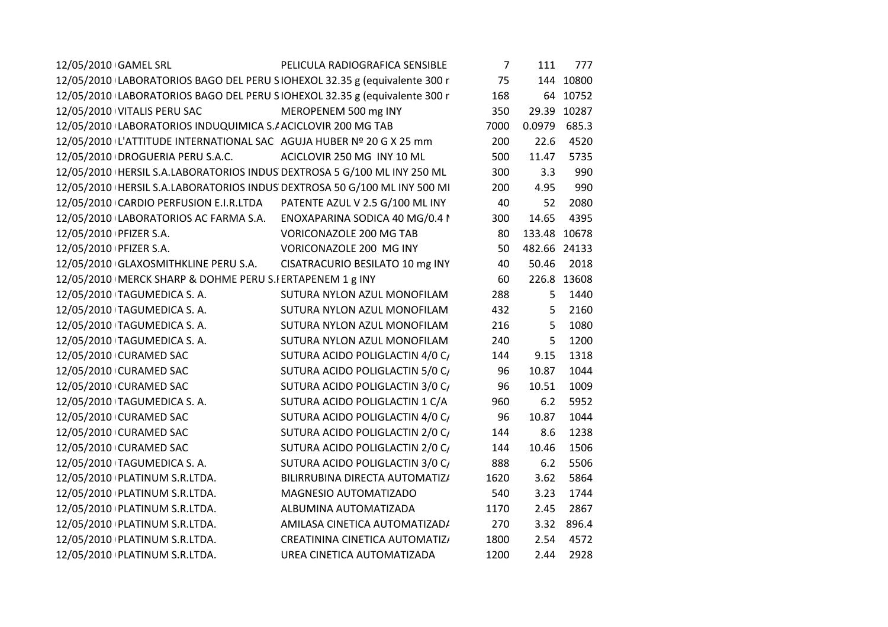| | | | | | |
|---|---|---|---|---|---|
| 12/05/2010 | GAMEL SRL | PELICULA RADIOGRAFICA SENSIBLE | 7 | 111 | 777 |
| 12/05/2010 | LABORATORIOS BAGO DEL PERU S | IOHEXOL 32.35 g (equivalente 300 r | 75 | 144 | 10800 |
| 12/05/2010 | LABORATORIOS BAGO DEL PERU S | IOHEXOL 32.35 g (equivalente 300 r | 168 | 64 | 10752 |
| 12/05/2010 | VITALIS PERU SAC | MEROPENEM 500 mg INY | 350 | 29.39 | 10287 |
| 12/05/2010 | LABORATORIOS INDUQUIMICA S.A | ACICLOVIR 200 MG TAB | 7000 | 0.0979 | 685.3 |
| 12/05/2010 | L'ATTITUDE INTERNATIONAL SAC | AGUJA HUBER Nº 20 G X 25 mm | 200 | 22.6 | 4520 |
| 12/05/2010 | DROGUERIA PERU S.A.C. | ACICLOVIR 250 MG INY 10 ML | 500 | 11.47 | 5735 |
| 12/05/2010 | HERSIL S.A.LABORATORIOS INDUS | DEXTROSA 5 G/100 ML INY 250 ML | 300 | 3.3 | 990 |
| 12/05/2010 | HERSIL S.A.LABORATORIOS INDUS | DEXTROSA 50 G/100 ML INY 500 MI | 200 | 4.95 | 990 |
| 12/05/2010 | CARDIO PERFUSION E.I.R.LTDA | PATENTE AZUL V 2.5 G/100 ML INY | 40 | 52 | 2080 |
| 12/05/2010 | LABORATORIOS AC FARMA S.A. | ENOXAPARINA SODICA 40 MG/0.4 M | 300 | 14.65 | 4395 |
| 12/05/2010 | PFIZER S.A. | VORICONAZOLE 200 MG TAB | 80 | 133.48 | 10678 |
| 12/05/2010 | PFIZER S.A. | VORICONAZOLE 200 MG INY | 50 | 482.66 | 24133 |
| 12/05/2010 | GLAXOSMITHKLINE PERU S.A. | CISATRACURIO BESILATO 10 mg INY | 40 | 50.46 | 2018 |
| 12/05/2010 | MERCK SHARP & DOHME PERU S.I | ERTAPENEM 1 g INY | 60 | 226.8 | 13608 |
| 12/05/2010 | TAGUMEDICA S. A. | SUTURA NYLON AZUL MONOFILAM | 288 | 5 | 1440 |
| 12/05/2010 | TAGUMEDICA S. A. | SUTURA NYLON AZUL MONOFILAM | 432 | 5 | 2160 |
| 12/05/2010 | TAGUMEDICA S. A. | SUTURA NYLON AZUL MONOFILAM | 216 | 5 | 1080 |
| 12/05/2010 | TAGUMEDICA S. A. | SUTURA NYLON AZUL MONOFILAM | 240 | 5 | 1200 |
| 12/05/2010 | CURAMED SAC | SUTURA ACIDO POLIGLACTIN 4/0 C/ | 144 | 9.15 | 1318 |
| 12/05/2010 | CURAMED SAC | SUTURA ACIDO POLIGLACTIN 5/0 C/ | 96 | 10.87 | 1044 |
| 12/05/2010 | CURAMED SAC | SUTURA ACIDO POLIGLACTIN 3/0 C/ | 96 | 10.51 | 1009 |
| 12/05/2010 | TAGUMEDICA S. A. | SUTURA ACIDO POLIGLACTIN 1 C/A | 960 | 6.2 | 5952 |
| 12/05/2010 | CURAMED SAC | SUTURA ACIDO POLIGLACTIN 4/0 C/ | 96 | 10.87 | 1044 |
| 12/05/2010 | CURAMED SAC | SUTURA ACIDO POLIGLACTIN 2/0 C/ | 144 | 8.6 | 1238 |
| 12/05/2010 | CURAMED SAC | SUTURA ACIDO POLIGLACTIN 2/0 C/ | 144 | 10.46 | 1506 |
| 12/05/2010 | TAGUMEDICA S. A. | SUTURA ACIDO POLIGLACTIN 3/0 C/ | 888 | 6.2 | 5506 |
| 12/05/2010 | PLATINUM S.R.LTDA. | BILIRRUBINA DIRECTA AUTOMATIZ/ | 1620 | 3.62 | 5864 |
| 12/05/2010 | PLATINUM S.R.LTDA. | MAGNESIO AUTOMATIZADO | 540 | 3.23 | 1744 |
| 12/05/2010 | PLATINUM S.R.LTDA. | ALBUMINA AUTOMATIZADA | 1170 | 2.45 | 2867 |
| 12/05/2010 | PLATINUM S.R.LTDA. | AMILASA CINETICA AUTOMATIZAD/ | 270 | 3.32 | 896.4 |
| 12/05/2010 | PLATINUM S.R.LTDA. | CREATININA CINETICA AUTOMATIZ/ | 1800 | 2.54 | 4572 |
| 12/05/2010 | PLATINUM S.R.LTDA. | UREA CINETICA AUTOMATIZADA | 1200 | 2.44 | 2928 |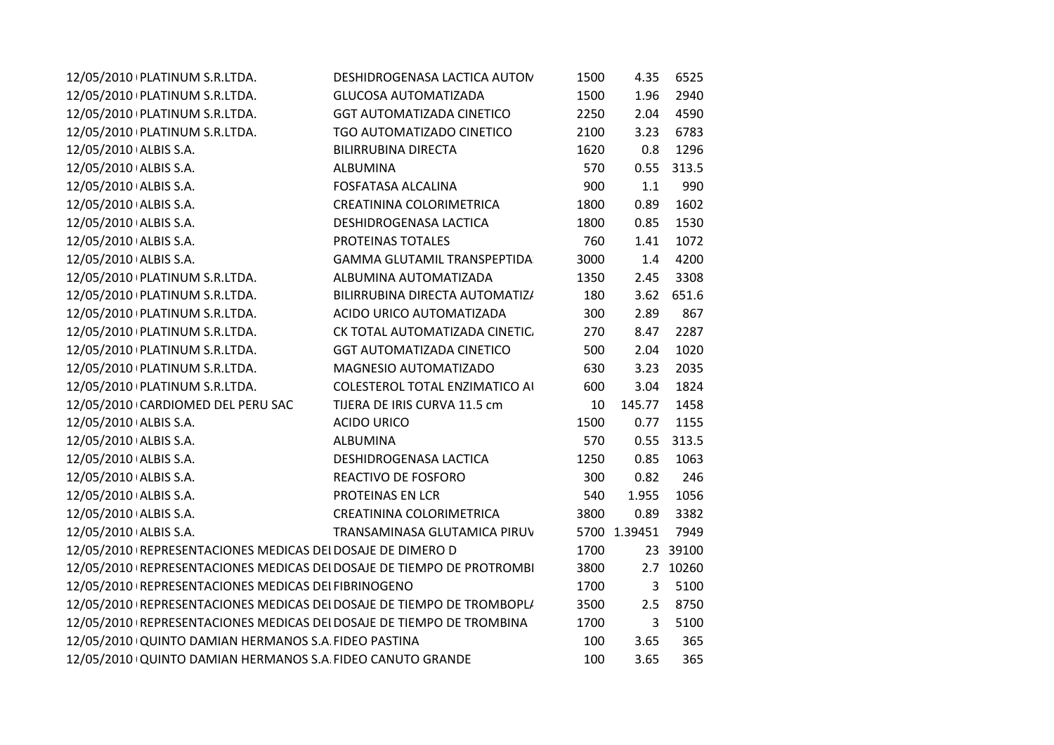| | | | | | |
|---|---|---|---|---|---|
| 12/05/2010 | PLATINUM S.R.LTDA. | DESHIDROGENASA LACTICA AUTOM | 1500 | 4.35 | 6525 |
| 12/05/2010 | PLATINUM S.R.LTDA. | GLUCOSA AUTOMATIZADA | 1500 | 1.96 | 2940 |
| 12/05/2010 | PLATINUM S.R.LTDA. | GGT AUTOMATIZADA CINETICO | 2250 | 2.04 | 4590 |
| 12/05/2010 | PLATINUM S.R.LTDA. | TGO AUTOMATIZADO CINETICO | 2100 | 3.23 | 6783 |
| 12/05/2010 | ALBIS S.A. | BILIRRUBINA DIRECTA | 1620 | 0.8 | 1296 |
| 12/05/2010 | ALBIS S.A. | ALBUMINA | 570 | 0.55 | 313.5 |
| 12/05/2010 | ALBIS S.A. | FOSFATASA ALCALINA | 900 | 1.1 | 990 |
| 12/05/2010 | ALBIS S.A. | CREATININA COLORIMETRICA | 1800 | 0.89 | 1602 |
| 12/05/2010 | ALBIS S.A. | DESHIDROGENASA LACTICA | 1800 | 0.85 | 1530 |
| 12/05/2010 | ALBIS S.A. | PROTEINAS TOTALES | 760 | 1.41 | 1072 |
| 12/05/2010 | ALBIS S.A. | GAMMA GLUTAMIL TRANSPEPTIDA | 3000 | 1.4 | 4200 |
| 12/05/2010 | PLATINUM S.R.LTDA. | ALBUMINA AUTOMATIZADA | 1350 | 2.45 | 3308 |
| 12/05/2010 | PLATINUM S.R.LTDA. | BILIRRUBINA DIRECTA AUTOMATIZA | 180 | 3.62 | 651.6 |
| 12/05/2010 | PLATINUM S.R.LTDA. | ACIDO URICO AUTOMATIZADA | 300 | 2.89 | 867 |
| 12/05/2010 | PLATINUM S.R.LTDA. | CK TOTAL AUTOMATIZADA CINETICA | 270 | 8.47 | 2287 |
| 12/05/2010 | PLATINUM S.R.LTDA. | GGT AUTOMATIZADA CINETICO | 500 | 2.04 | 1020 |
| 12/05/2010 | PLATINUM S.R.LTDA. | MAGNESIO AUTOMATIZADO | 630 | 3.23 | 2035 |
| 12/05/2010 | PLATINUM S.R.LTDA. | COLESTEROL TOTAL ENZIMATICO AU | 600 | 3.04 | 1824 |
| 12/05/2010 | CARDIOMED DEL PERU SAC | TIJERA DE IRIS CURVA 11.5 cm | 10 | 145.77 | 1458 |
| 12/05/2010 | ALBIS S.A. | ACIDO URICO | 1500 | 0.77 | 1155 |
| 12/05/2010 | ALBIS S.A. | ALBUMINA | 570 | 0.55 | 313.5 |
| 12/05/2010 | ALBIS S.A. | DESHIDROGENASA LACTICA | 1250 | 0.85 | 1063 |
| 12/05/2010 | ALBIS S.A. | REACTIVO DE FOSFORO | 300 | 0.82 | 246 |
| 12/05/2010 | ALBIS S.A. | PROTEINAS EN LCR | 540 | 1.955 | 1056 |
| 12/05/2010 | ALBIS S.A. | CREATININA COLORIMETRICA | 3800 | 0.89 | 3382 |
| 12/05/2010 | ALBIS S.A. | TRANSAMINASA GLUTAMICA PIRUV | 5700 | 1.39451 | 7949 |
| 12/05/2010 | REPRESENTACIONES MEDICAS DEL | DOSAJE DE DIMERO D | 1700 | 23 | 39100 |
| 12/05/2010 | REPRESENTACIONES MEDICAS DEL | DOSAJE DE TIEMPO DE PROTROMBI | 3800 | 2.7 | 10260 |
| 12/05/2010 | REPRESENTACIONES MEDICAS DEL | FIBRINOGENO | 1700 | 3 | 5100 |
| 12/05/2010 | REPRESENTACIONES MEDICAS DEL | DOSAJE DE TIEMPO DE TROMBOPLA | 3500 | 2.5 | 8750 |
| 12/05/2010 | REPRESENTACIONES MEDICAS DEL | DOSAJE DE TIEMPO DE TROMBINA | 1700 | 3 | 5100 |
| 12/05/2010 | QUINTO DAMIAN HERMANOS S.A. | FIDEO PASTINA | 100 | 3.65 | 365 |
| 12/05/2010 | QUINTO DAMIAN HERMANOS S.A. | FIDEO CANUTO GRANDE | 100 | 3.65 | 365 |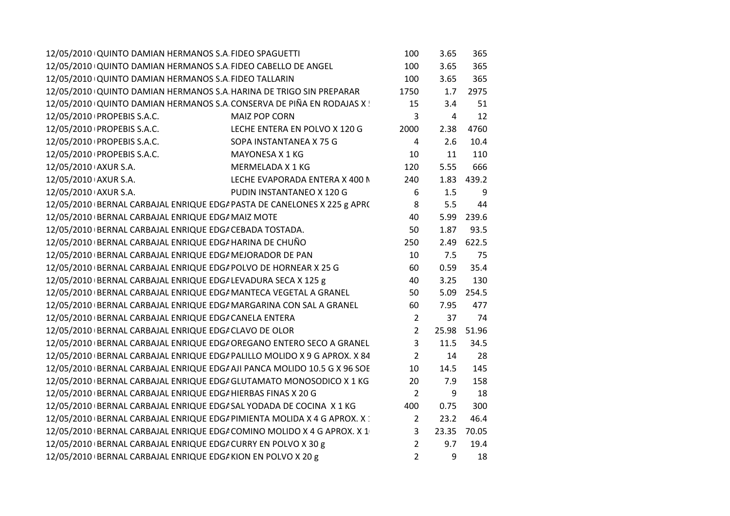| | | | | | |
|---|---|---|---|---|---|
| 12/05/2010 | QUINTO DAMIAN HERMANOS S.A. | FIDEO SPAGUETTI | 100 | 3.65 | 365 |
| 12/05/2010 | QUINTO DAMIAN HERMANOS S.A. | FIDEO CABELLO DE ANGEL | 100 | 3.65 | 365 |
| 12/05/2010 | QUINTO DAMIAN HERMANOS S.A. | FIDEO TALLARIN | 100 | 3.65 | 365 |
| 12/05/2010 | QUINTO DAMIAN HERMANOS S.A. | HARINA DE TRIGO SIN PREPARAR | 1750 | 1.7 | 2975 |
| 12/05/2010 | QUINTO DAMIAN HERMANOS S.A. | CONSERVA DE PIÑA EN RODAJAS X ! | 15 | 3.4 | 51 |
| 12/05/2010 | PROPEBIS S.A.C. | MAIZ POP CORN | 3 | 4 | 12 |
| 12/05/2010 | PROPEBIS S.A.C. | LECHE ENTERA EN POLVO X 120 G | 2000 | 2.38 | 4760 |
| 12/05/2010 | PROPEBIS S.A.C. | SOPA INSTANTANEA X 75 G | 4 | 2.6 | 10.4 |
| 12/05/2010 | PROPEBIS S.A.C. | MAYONESA X 1 KG | 10 | 11 | 110 |
| 12/05/2010 | AXUR S.A. | MERMELADA X 1 KG | 120 | 5.55 | 666 |
| 12/05/2010 | AXUR S.A. | LECHE EVAPORADA ENTERA X 400 N | 240 | 1.83 | 439.2 |
| 12/05/2010 | AXUR S.A. | PUDIN INSTANTANEO X 120 G | 6 | 1.5 | 9 |
| 12/05/2010 | BERNAL CARBAJAL ENRIQUE EDGA | PASTA DE CANELONES X 225 g APR( | 8 | 5.5 | 44 |
| 12/05/2010 | BERNAL CARBAJAL ENRIQUE EDGA | MAIZ MOTE | 40 | 5.99 | 239.6 |
| 12/05/2010 | BERNAL CARBAJAL ENRIQUE EDGA | CEBADA TOSTADA. | 50 | 1.87 | 93.5 |
| 12/05/2010 | BERNAL CARBAJAL ENRIQUE EDGA | HARINA DE CHUÑO | 250 | 2.49 | 622.5 |
| 12/05/2010 | BERNAL CARBAJAL ENRIQUE EDGA | MEJORADOR DE PAN | 10 | 7.5 | 75 |
| 12/05/2010 | BERNAL CARBAJAL ENRIQUE EDGA | POLVO DE HORNEAR X 25 G | 60 | 0.59 | 35.4 |
| 12/05/2010 | BERNAL CARBAJAL ENRIQUE EDGA | LEVADURA SECA X 125 g | 40 | 3.25 | 130 |
| 12/05/2010 | BERNAL CARBAJAL ENRIQUE EDGA | MANTECA VEGETAL A GRANEL | 50 | 5.09 | 254.5 |
| 12/05/2010 | BERNAL CARBAJAL ENRIQUE EDGA | MARGARINA CON SAL A GRANEL | 60 | 7.95 | 477 |
| 12/05/2010 | BERNAL CARBAJAL ENRIQUE EDGA | CANELA ENTERA | 2 | 37 | 74 |
| 12/05/2010 | BERNAL CARBAJAL ENRIQUE EDGA | CLAVO DE OLOR | 2 | 25.98 | 51.96 |
| 12/05/2010 | BERNAL CARBAJAL ENRIQUE EDGA | OREGANO ENTERO SECO A GRANEL | 3 | 11.5 | 34.5 |
| 12/05/2010 | BERNAL CARBAJAL ENRIQUE EDGA | PALILLO MOLIDO X 9 G APROX. X 84 | 2 | 14 | 28 |
| 12/05/2010 | BERNAL CARBAJAL ENRIQUE EDGA | AJI PANCA MOLIDO 10.5 G X 96 SOE | 10 | 14.5 | 145 |
| 12/05/2010 | BERNAL CARBAJAL ENRIQUE EDGA | GLUTAMATO MONOSODICO X 1 KG | 20 | 7.9 | 158 |
| 12/05/2010 | BERNAL CARBAJAL ENRIQUE EDGA | HIERBAS FINAS X 20 G | 2 | 9 | 18 |
| 12/05/2010 | BERNAL CARBAJAL ENRIQUE EDGA | SAL YODADA DE COCINA X 1 KG | 400 | 0.75 | 300 |
| 12/05/2010 | BERNAL CARBAJAL ENRIQUE EDGA | PIMIENTA MOLIDA X 4 G APROX. X : | 2 | 23.2 | 46.4 |
| 12/05/2010 | BERNAL CARBAJAL ENRIQUE EDGA | COMINO MOLIDO X 4 G APROX. X 1( | 3 | 23.35 | 70.05 |
| 12/05/2010 | BERNAL CARBAJAL ENRIQUE EDGA | CURRY EN POLVO X 30 g | 2 | 9.7 | 19.4 |
| 12/05/2010 | BERNAL CARBAJAL ENRIQUE EDGA | KION EN POLVO X 20 g | 2 | 9 | 18 |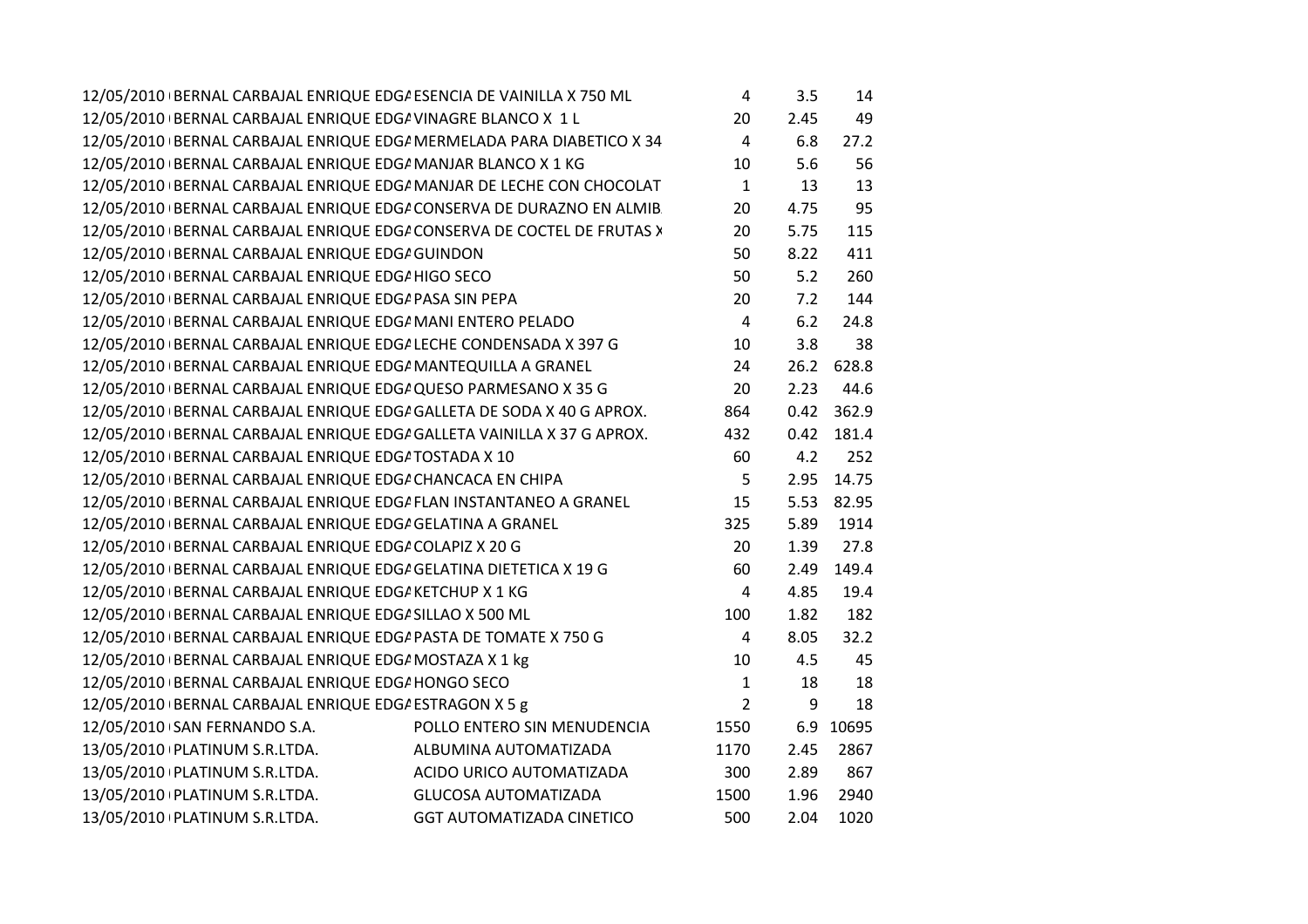| | | | | | |
|---|---|---|---|---|---|
| 12/05/2010 | BERNAL CARBAJAL ENRIQUE EDGA | ESENCIA DE VAINILLA X 750 ML | 4 | 3.5 | 14 |
| 12/05/2010 | BERNAL CARBAJAL ENRIQUE EDGA | VINAGRE BLANCO X 1 L | 20 | 2.45 | 49 |
| 12/05/2010 | BERNAL CARBAJAL ENRIQUE EDGA | MERMELADA PARA DIABETICO X 34 | 4 | 6.8 | 27.2 |
| 12/05/2010 | BERNAL CARBAJAL ENRIQUE EDGA | MANJAR BLANCO X 1 KG | 10 | 5.6 | 56 |
| 12/05/2010 | BERNAL CARBAJAL ENRIQUE EDGA | MANJAR DE LECHE CON CHOCOLAT | 1 | 13 | 13 |
| 12/05/2010 | BERNAL CARBAJAL ENRIQUE EDGA | CONSERVA DE DURAZNO EN ALMIB | 20 | 4.75 | 95 |
| 12/05/2010 | BERNAL CARBAJAL ENRIQUE EDGA | CONSERVA DE COCTEL DE FRUTAS X | 20 | 5.75 | 115 |
| 12/05/2010 | BERNAL CARBAJAL ENRIQUE EDGA | GUINDON | 50 | 8.22 | 411 |
| 12/05/2010 | BERNAL CARBAJAL ENRIQUE EDGA | HIGO SECO | 50 | 5.2 | 260 |
| 12/05/2010 | BERNAL CARBAJAL ENRIQUE EDGA | PASA SIN PEPA | 20 | 7.2 | 144 |
| 12/05/2010 | BERNAL CARBAJAL ENRIQUE EDGA | MANI ENTERO PELADO | 4 | 6.2 | 24.8 |
| 12/05/2010 | BERNAL CARBAJAL ENRIQUE EDGA | LECHE CONDENSADA X 397 G | 10 | 3.8 | 38 |
| 12/05/2010 | BERNAL CARBAJAL ENRIQUE EDGA | MANTEQUILLA A GRANEL | 24 | 26.2 | 628.8 |
| 12/05/2010 | BERNAL CARBAJAL ENRIQUE EDGA | QUESO PARMESANO X 35 G | 20 | 2.23 | 44.6 |
| 12/05/2010 | BERNAL CARBAJAL ENRIQUE EDGA | GALLETA DE SODA X 40 G APROX. | 864 | 0.42 | 362.9 |
| 12/05/2010 | BERNAL CARBAJAL ENRIQUE EDGA | GALLETA VAINILLA X 37 G APROX. | 432 | 0.42 | 181.4 |
| 12/05/2010 | BERNAL CARBAJAL ENRIQUE EDGA | TOSTADA X 10 | 60 | 4.2 | 252 |
| 12/05/2010 | BERNAL CARBAJAL ENRIQUE EDGA | CHANCACA EN CHIPA | 5 | 2.95 | 14.75 |
| 12/05/2010 | BERNAL CARBAJAL ENRIQUE EDGA | FLAN INSTANTANEO A GRANEL | 15 | 5.53 | 82.95 |
| 12/05/2010 | BERNAL CARBAJAL ENRIQUE EDGA | GELATINA A GRANEL | 325 | 5.89 | 1914 |
| 12/05/2010 | BERNAL CARBAJAL ENRIQUE EDGA | COLAPIZ X 20 G | 20 | 1.39 | 27.8 |
| 12/05/2010 | BERNAL CARBAJAL ENRIQUE EDGA | GELATINA DIETETICA X 19 G | 60 | 2.49 | 149.4 |
| 12/05/2010 | BERNAL CARBAJAL ENRIQUE EDGA | KETCHUP X 1 KG | 4 | 4.85 | 19.4 |
| 12/05/2010 | BERNAL CARBAJAL ENRIQUE EDGA | SILLAO X 500 ML | 100 | 1.82 | 182 |
| 12/05/2010 | BERNAL CARBAJAL ENRIQUE EDGA | PASTA DE TOMATE X 750 G | 4 | 8.05 | 32.2 |
| 12/05/2010 | BERNAL CARBAJAL ENRIQUE EDGA | MOSTAZA X 1 kg | 10 | 4.5 | 45 |
| 12/05/2010 | BERNAL CARBAJAL ENRIQUE EDGA | HONGO SECO | 1 | 18 | 18 |
| 12/05/2010 | BERNAL CARBAJAL ENRIQUE EDGA | ESTRAGON X 5 g | 2 | 9 | 18 |
| 12/05/2010 | SAN FERNANDO S.A. | POLLO ENTERO SIN MENUDENCIA | 1550 | 6.9 | 10695 |
| 13/05/2010 | PLATINUM S.R.LTDA. | ALBUMINA AUTOMATIZADA | 1170 | 2.45 | 2867 |
| 13/05/2010 | PLATINUM S.R.LTDA. | ACIDO URICO AUTOMATIZADA | 300 | 2.89 | 867 |
| 13/05/2010 | PLATINUM S.R.LTDA. | GLUCOSA AUTOMATIZADA | 1500 | 1.96 | 2940 |
| 13/05/2010 | PLATINUM S.R.LTDA. | GGT AUTOMATIZADA CINETICO | 500 | 2.04 | 1020 |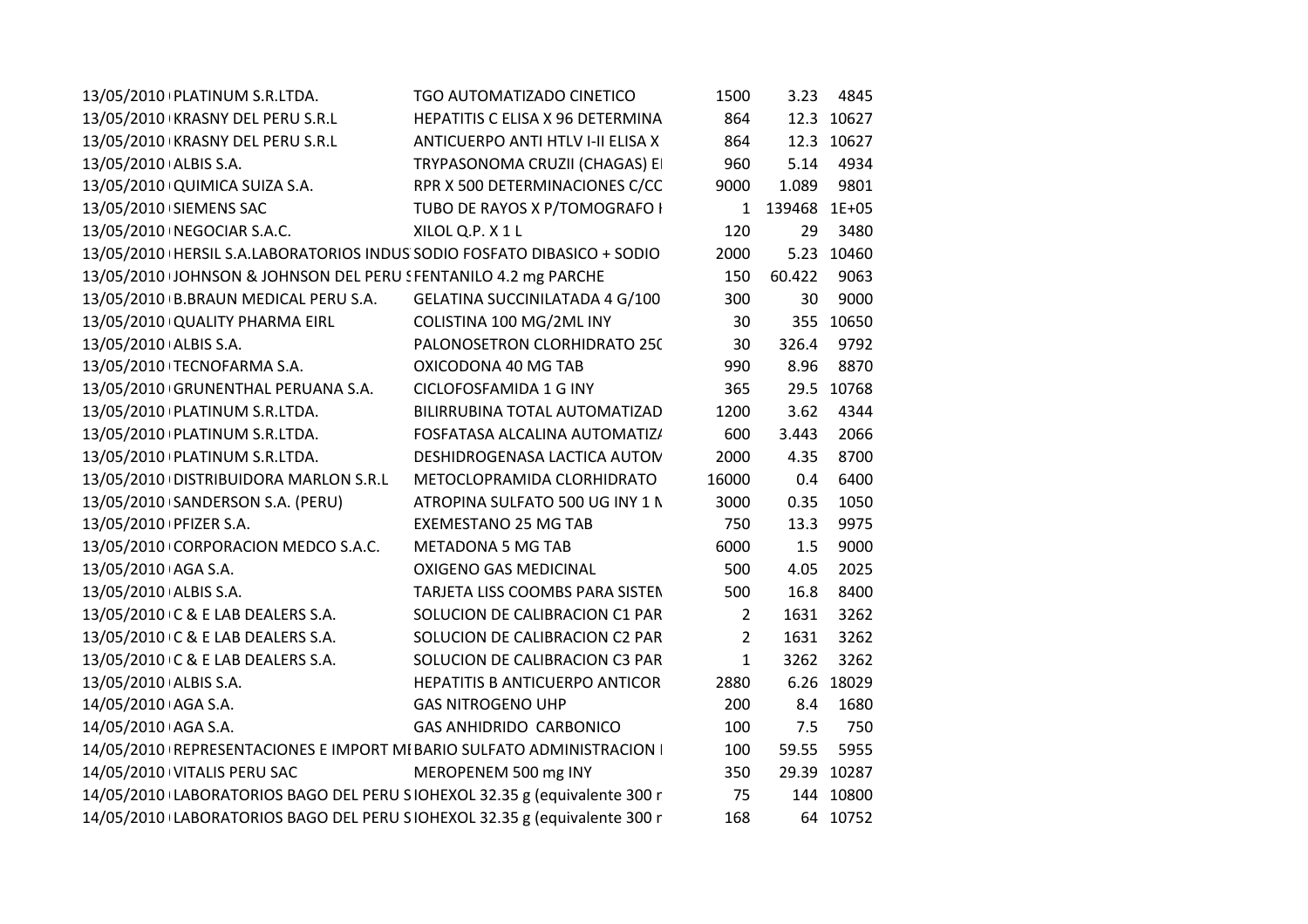| | | | | | |
|---|---|---|---|---|---|
| 13/05/2010 | PLATINUM S.R.LTDA. | TGO AUTOMATIZADO CINETICO | 1500 | 3.23 | 4845 |
| 13/05/2010 | KRASNY DEL PERU S.R.L | HEPATITIS C ELISA X 96 DETERMINA | 864 | 12.3 | 10627 |
| 13/05/2010 | KRASNY DEL PERU S.R.L | ANTICUERPO ANTI HTLV I-II ELISA X | 864 | 12.3 | 10627 |
| 13/05/2010 | ALBIS S.A. | TRYPASONOMA CRUZII (CHAGAS) E | 960 | 5.14 | 4934 |
| 13/05/2010 | QUIMICA SUIZA S.A. | RPR X 500 DETERMINACIONES C/CC | 9000 | 1.089 | 9801 |
| 13/05/2010 | SIEMENS SAC | TUBO DE RAYOS X P/TOMOGRAFO I | 1 | 139468 | 1E+05 |
| 13/05/2010 | NEGOCIAR S.A.C. | XILOL Q.P. X 1 L | 120 | 29 | 3480 |
| 13/05/2010 | HERSIL S.A.LABORATORIOS INDUS | SODIO FOSFATO DIBASICO + SODIO | 2000 | 5.23 | 10460 |
| 13/05/2010 | JOHNSON & JOHNSON DEL PERU S | FENTANILO 4.2 mg PARCHE | 150 | 60.422 | 9063 |
| 13/05/2010 | B.BRAUN MEDICAL PERU S.A. | GELATINA SUCCINILATADA 4 G/100 | 300 | 30 | 9000 |
| 13/05/2010 | QUALITY PHARMA EIRL | COLISTINA 100 MG/2ML INY | 30 | 355 | 10650 |
| 13/05/2010 | ALBIS S.A. | PALONOSETRON CLORHIDRATO 250 | 30 | 326.4 | 9792 |
| 13/05/2010 | TECNOFARMA S.A. | OXICODONA 40 MG TAB | 990 | 8.96 | 8870 |
| 13/05/2010 | GRUNENTHAL PERUANA S.A. | CICLOFOSFAMIDA 1 G INY | 365 | 29.5 | 10768 |
| 13/05/2010 | PLATINUM S.R.LTDA. | BILIRRUBINA TOTAL AUTOMATIZAD | 1200 | 3.62 | 4344 |
| 13/05/2010 | PLATINUM S.R.LTDA. | FOSFATASA ALCALINA AUTOMATIZA | 600 | 3.443 | 2066 |
| 13/05/2010 | PLATINUM S.R.LTDA. | DESHIDROGENASA LACTICA AUTOM | 2000 | 4.35 | 8700 |
| 13/05/2010 | DISTRIBUIDORA MARLON S.R.L | METOCLOPRAMIDA CLORHIDRATO | 16000 | 0.4 | 6400 |
| 13/05/2010 | SANDERSON S.A. (PERU) | ATROPINA SULFATO 500 UG INY 1 N | 3000 | 0.35 | 1050 |
| 13/05/2010 | PFIZER S.A. | EXEMESTANO 25 MG TAB | 750 | 13.3 | 9975 |
| 13/05/2010 | CORPORACION MEDCO S.A.C. | METADONA 5 MG TAB | 6000 | 1.5 | 9000 |
| 13/05/2010 | AGA S.A. | OXIGENO GAS MEDICINAL | 500 | 4.05 | 2025 |
| 13/05/2010 | ALBIS S.A. | TARJETA LISS COOMBS PARA SISTEN | 500 | 16.8 | 8400 |
| 13/05/2010 | C & E LAB DEALERS S.A. | SOLUCION DE CALIBRACION C1 PAR | 2 | 1631 | 3262 |
| 13/05/2010 | C & E LAB DEALERS S.A. | SOLUCION DE CALIBRACION C2 PAR | 2 | 1631 | 3262 |
| 13/05/2010 | C & E LAB DEALERS S.A. | SOLUCION DE CALIBRACION C3 PAR | 1 | 3262 | 3262 |
| 13/05/2010 | ALBIS S.A. | HEPATITIS B ANTICUERPO ANTICOR | 2880 | 6.26 | 18029 |
| 14/05/2010 | AGA S.A. | GAS NITROGENO UHP | 200 | 8.4 | 1680 |
| 14/05/2010 | AGA S.A. | GAS ANHIDRIDO CARBONICO | 100 | 7.5 | 750 |
| 14/05/2010 | REPRESENTACIONES E IMPORT M | BARIO SULFATO ADMINISTRACION | 100 | 59.55 | 5955 |
| 14/05/2010 | VITALIS PERU SAC | MEROPENEM 500 mg INY | 350 | 29.39 | 10287 |
| 14/05/2010 | LABORATORIOS BAGO DEL PERU S | IOHEXOL 32.35 g (equivalente 300 r | 75 | 144 | 10800 |
| 14/05/2010 | LABORATORIOS BAGO DEL PERU S | IOHEXOL 32.35 g (equivalente 300 r | 168 | 64 | 10752 |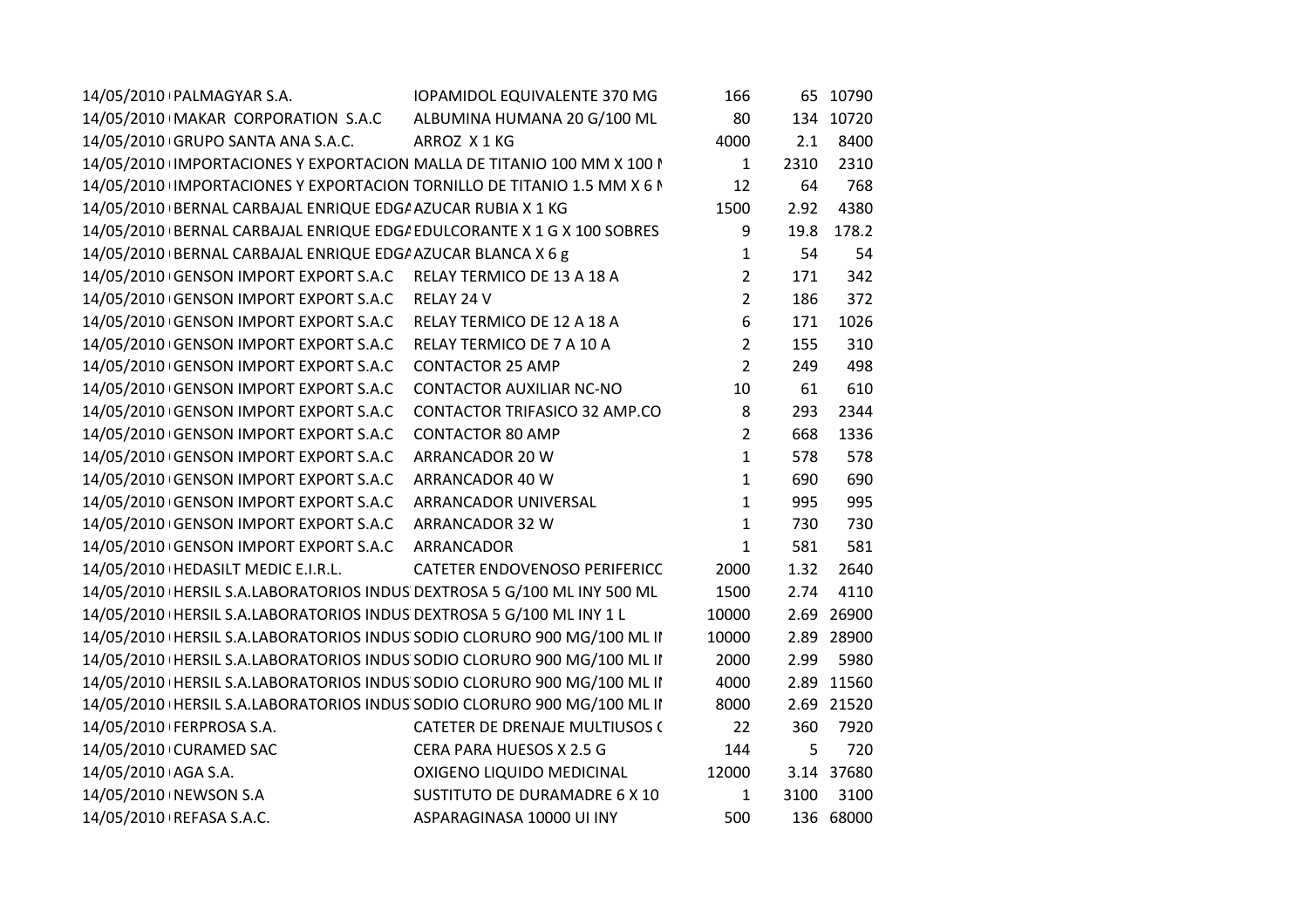| | | | | | |
|---|---|---|---|---|---|
| 14/05/2010 | PALMAGYAR S.A. | IOPAMIDOL EQUIVALENTE 370 MG | 166 | 65 | 10790 |
| 14/05/2010 | MAKAR CORPORATION S.A.C | ALBUMINA HUMANA 20 G/100 ML | 80 | 134 | 10720 |
| 14/05/2010 | GRUPO SANTA ANA S.A.C. | ARROZ X 1 KG | 4000 | 2.1 | 8400 |
| 14/05/2010 | IMPORTACIONES Y EXPORTACION | MALLA DE TITANIO 100 MM X 100 M | 1 | 2310 | 2310 |
| 14/05/2010 | IMPORTACIONES Y EXPORTACION | TORNILLO DE TITANIO 1.5 MM X 6 M | 12 | 64 | 768 |
| 14/05/2010 | BERNAL CARBAJAL ENRIQUE EDGA | AZUCAR RUBIA X 1 KG | 1500 | 2.92 | 4380 |
| 14/05/2010 | BERNAL CARBAJAL ENRIQUE EDGA | EDULCORANTE X 1 G X 100 SOBRES | 9 | 19.8 | 178.2 |
| 14/05/2010 | BERNAL CARBAJAL ENRIQUE EDGA | AZUCAR BLANCA X 6 g | 1 | 54 | 54 |
| 14/05/2010 | GENSON IMPORT EXPORT S.A.C | RELAY TERMICO DE 13 A 18 A | 2 | 171 | 342 |
| 14/05/2010 | GENSON IMPORT EXPORT S.A.C | RELAY 24 V | 2 | 186 | 372 |
| 14/05/2010 | GENSON IMPORT EXPORT S.A.C | RELAY TERMICO DE 12 A 18 A | 6 | 171 | 1026 |
| 14/05/2010 | GENSON IMPORT EXPORT S.A.C | RELAY TERMICO DE 7 A 10 A | 2 | 155 | 310 |
| 14/05/2010 | GENSON IMPORT EXPORT S.A.C | CONTACTOR 25 AMP | 2 | 249 | 498 |
| 14/05/2010 | GENSON IMPORT EXPORT S.A.C | CONTACTOR AUXILIAR NC-NO | 10 | 61 | 610 |
| 14/05/2010 | GENSON IMPORT EXPORT S.A.C | CONTACTOR TRIFASICO 32 AMP.CO | 8 | 293 | 2344 |
| 14/05/2010 | GENSON IMPORT EXPORT S.A.C | CONTACTOR 80 AMP | 2 | 668 | 1336 |
| 14/05/2010 | GENSON IMPORT EXPORT S.A.C | ARRANCADOR 20 W | 1 | 578 | 578 |
| 14/05/2010 | GENSON IMPORT EXPORT S.A.C | ARRANCADOR 40 W | 1 | 690 | 690 |
| 14/05/2010 | GENSON IMPORT EXPORT S.A.C | ARRANCADOR UNIVERSAL | 1 | 995 | 995 |
| 14/05/2010 | GENSON IMPORT EXPORT S.A.C | ARRANCADOR 32 W | 1 | 730 | 730 |
| 14/05/2010 | GENSON IMPORT EXPORT S.A.C | ARRANCADOR | 1 | 581 | 581 |
| 14/05/2010 | HEDASILT MEDIC E.I.R.L. | CATETER ENDOVENOSO PERIFERICO | 2000 | 1.32 | 2640 |
| 14/05/2010 | HERSIL S.A.LABORATORIOS INDUS | DEXTROSA 5 G/100 ML INY 500 ML | 1500 | 2.74 | 4110 |
| 14/05/2010 | HERSIL S.A.LABORATORIOS INDUS | DEXTROSA 5 G/100 ML INY 1 L | 10000 | 2.69 | 26900 |
| 14/05/2010 | HERSIL S.A.LABORATORIOS INDUS | SODIO CLORURO 900 MG/100 ML IN | 10000 | 2.89 | 28900 |
| 14/05/2010 | HERSIL S.A.LABORATORIOS INDUS | SODIO CLORURO 900 MG/100 ML IN | 2000 | 2.99 | 5980 |
| 14/05/2010 | HERSIL S.A.LABORATORIOS INDUS | SODIO CLORURO 900 MG/100 ML IN | 4000 | 2.89 | 11560 |
| 14/05/2010 | HERSIL S.A.LABORATORIOS INDUS | SODIO CLORURO 900 MG/100 ML IN | 8000 | 2.69 | 21520 |
| 14/05/2010 | FERPROSA S.A. | CATETER DE DRENAJE MULTIUSOS ( | 22 | 360 | 7920 |
| 14/05/2010 | CURAMED SAC | CERA PARA HUESOS X 2.5 G | 144 | 5 | 720 |
| 14/05/2010 | AGA S.A. | OXIGENO LIQUIDO MEDICINAL | 12000 | 3.14 | 37680 |
| 14/05/2010 | NEWSON S.A | SUSTITUTO DE DURAMADRE 6 X 10 | 1 | 3100 | 3100 |
| 14/05/2010 | REFASA S.A.C. | ASPARAGINASA 10000 UI INY | 500 | 136 | 68000 |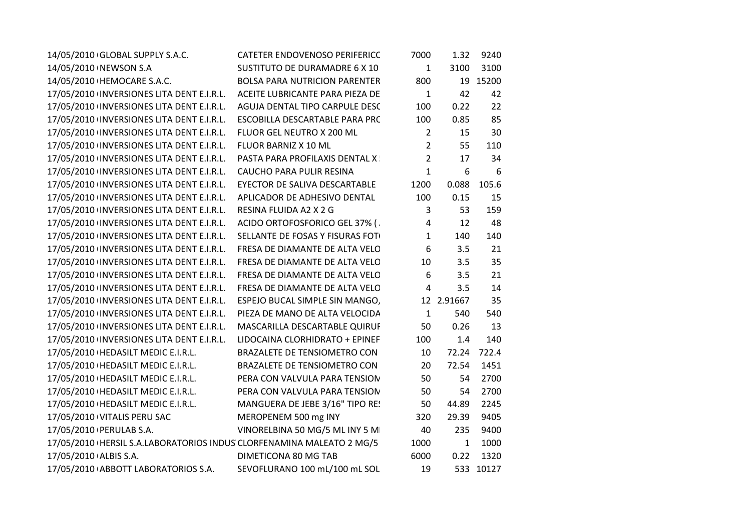| | | | | | |
|---|---|---|---|---|---|
| 14/05/2010 | GLOBAL SUPPLY S.A.C. | CATETER ENDOVENOSO PERIFERICO | 7000 | 1.32 | 9240 |
| 14/05/2010 | NEWSON S.A | SUSTITUTO DE DURAMADRE 6 X 10 | 1 | 3100 | 3100 |
| 14/05/2010 | HEMOCARE S.A.C. | BOLSA PARA NUTRICION PARENTER | 800 | 19 | 15200 |
| 17/05/2010 | INVERSIONES LITA DENT E.I.R.L. | ACEITE LUBRICANTE PARA PIEZA DE | 1 | 42 | 42 |
| 17/05/2010 | INVERSIONES LITA DENT E.I.R.L. | AGUJA DENTAL TIPO CARPULE DESC | 100 | 0.22 | 22 |
| 17/05/2010 | INVERSIONES LITA DENT E.I.R.L. | ESCOBILLA DESCARTABLE PARA PRC | 100 | 0.85 | 85 |
| 17/05/2010 | INVERSIONES LITA DENT E.I.R.L. | FLUOR GEL NEUTRO X 200 ML | 2 | 15 | 30 |
| 17/05/2010 | INVERSIONES LITA DENT E.I.R.L. | FLUOR BARNIZ X 10 ML | 2 | 55 | 110 |
| 17/05/2010 | INVERSIONES LITA DENT E.I.R.L. | PASTA PARA PROFILAXIS DENTAL X | 2 | 17 | 34 |
| 17/05/2010 | INVERSIONES LITA DENT E.I.R.L. | CAUCHO PARA PULIR RESINA | 1 | 6 | 6 |
| 17/05/2010 | INVERSIONES LITA DENT E.I.R.L. | EYECTOR DE SALIVA DESCARTABLE | 1200 | 0.088 | 105.6 |
| 17/05/2010 | INVERSIONES LITA DENT E.I.R.L. | APLICADOR DE ADHESIVO DENTAL | 100 | 0.15 | 15 |
| 17/05/2010 | INVERSIONES LITA DENT E.I.R.L. | RESINA FLUIDA A2 X 2 G | 3 | 53 | 159 |
| 17/05/2010 | INVERSIONES LITA DENT E.I.R.L. | ACIDO ORTOFOSFORICO GEL 37% ( | 4 | 12 | 48 |
| 17/05/2010 | INVERSIONES LITA DENT E.I.R.L. | SELLANTE DE FOSAS Y FISURAS FOT | 1 | 140 | 140 |
| 17/05/2010 | INVERSIONES LITA DENT E.I.R.L. | FRESA DE DIAMANTE DE ALTA VELO | 6 | 3.5 | 21 |
| 17/05/2010 | INVERSIONES LITA DENT E.I.R.L. | FRESA DE DIAMANTE DE ALTA VELO | 10 | 3.5 | 35 |
| 17/05/2010 | INVERSIONES LITA DENT E.I.R.L. | FRESA DE DIAMANTE DE ALTA VELO | 6 | 3.5 | 21 |
| 17/05/2010 | INVERSIONES LITA DENT E.I.R.L. | FRESA DE DIAMANTE DE ALTA VELO | 4 | 3.5 | 14 |
| 17/05/2010 | INVERSIONES LITA DENT E.I.R.L. | ESPEJO BUCAL SIMPLE SIN MANGO, | 12 | 2.91667 | 35 |
| 17/05/2010 | INVERSIONES LITA DENT E.I.R.L. | PIEZA DE MANO DE ALTA VELOCIDA | 1 | 540 | 540 |
| 17/05/2010 | INVERSIONES LITA DENT E.I.R.L. | MASCARILLA DESCARTABLE QUIRUF | 50 | 0.26 | 13 |
| 17/05/2010 | INVERSIONES LITA DENT E.I.R.L. | LIDOCAINA CLORHIDRATO + EPINEF | 100 | 1.4 | 140 |
| 17/05/2010 | HEDASILT MEDIC E.I.R.L. | BRAZALETE DE TENSIOMETRO CON | 10 | 72.24 | 722.4 |
| 17/05/2010 | HEDASILT MEDIC E.I.R.L. | BRAZALETE DE TENSIOMETRO CON | 20 | 72.54 | 1451 |
| 17/05/2010 | HEDASILT MEDIC E.I.R.L. | PERA CON VALVULA PARA TENSIOM | 50 | 54 | 2700 |
| 17/05/2010 | HEDASILT MEDIC E.I.R.L. | PERA CON VALVULA PARA TENSIOM | 50 | 54 | 2700 |
| 17/05/2010 | HEDASILT MEDIC E.I.R.L. | MANGUERA DE JEBE 3/16" TIPO RES | 50 | 44.89 | 2245 |
| 17/05/2010 | VITALIS PERU SAC | MEROPENEM 500 mg INY | 320 | 29.39 | 9405 |
| 17/05/2010 | PERULAB S.A. | VINORELBINA 50 MG/5 ML INY 5 MI | 40 | 235 | 9400 |
| 17/05/2010 | HERSIL S.A.LABORATORIOS INDUS | CLORFENAMINA MALEATO 2 MG/5 | 1000 | 1 | 1000 |
| 17/05/2010 | ALBIS S.A. | DIMETICONA 80 MG TAB | 6000 | 0.22 | 1320 |
| 17/05/2010 | ABBOTT LABORATORIOS S.A. | SEVOFLURANO 100 mL/100 mL SOL | 19 | 533 | 10127 |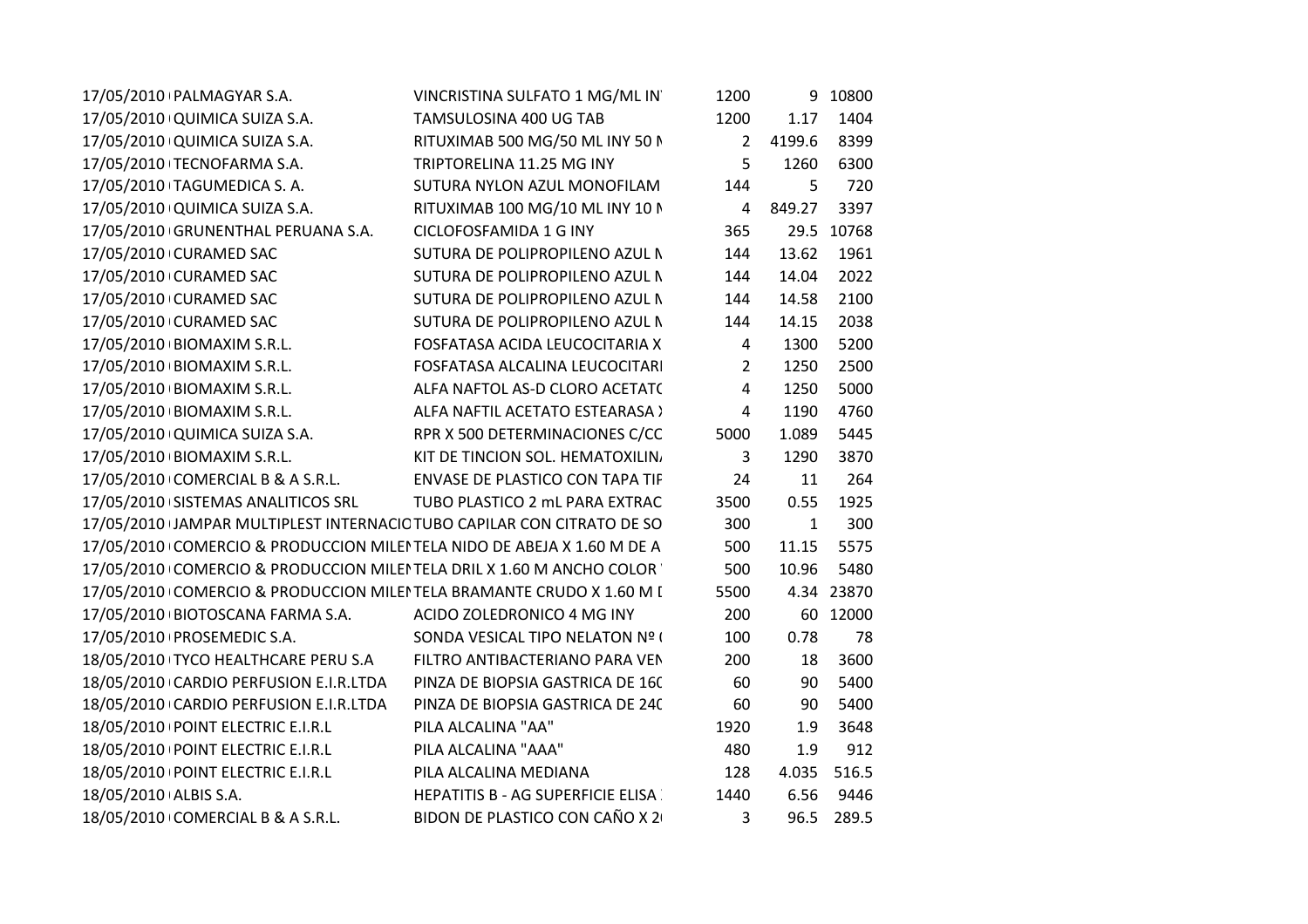| | | | | | |
|---|---|---|---|---|---|
| 17/05/2010 | PALMAGYAR S.A. | VINCRISTINA SULFATO 1 MG/ML IN | 1200 | 9 | 10800 |
| 17/05/2010 | QUIMICA SUIZA S.A. | TAMSULOSINA 400 UG TAB | 1200 | 1.17 | 1404 |
| 17/05/2010 | QUIMICA SUIZA S.A. | RITUXIMAB 500 MG/50 ML INY 50 M | 2 | 4199.6 | 8399 |
| 17/05/2010 | TECNOFARMA S.A. | TRIPTORELINA 11.25 MG INY | 5 | 1260 | 6300 |
| 17/05/2010 | TAGUMEDICA S. A. | SUTURA NYLON AZUL MONOFILAM | 144 | 5 | 720 |
| 17/05/2010 | QUIMICA SUIZA S.A. | RITUXIMAB 100 MG/10 ML INY 10 M | 4 | 849.27 | 3397 |
| 17/05/2010 | GRUNENTHAL PERUANA S.A. | CICLOFOSFAMIDA 1 G INY | 365 | 29.5 | 10768 |
| 17/05/2010 | CURAMED SAC | SUTURA DE POLIPROPILENO AZUL M | 144 | 13.62 | 1961 |
| 17/05/2010 | CURAMED SAC | SUTURA DE POLIPROPILENO AZUL M | 144 | 14.04 | 2022 |
| 17/05/2010 | CURAMED SAC | SUTURA DE POLIPROPILENO AZUL M | 144 | 14.58 | 2100 |
| 17/05/2010 | CURAMED SAC | SUTURA DE POLIPROPILENO AZUL M | 144 | 14.15 | 2038 |
| 17/05/2010 | BIOMAXIM S.R.L. | FOSFATASA ACIDA LEUCOCITARIA X | 4 | 1300 | 5200 |
| 17/05/2010 | BIOMAXIM S.R.L. | FOSFATASA ALCALINA LEUCOCITARI | 2 | 1250 | 2500 |
| 17/05/2010 | BIOMAXIM S.R.L. | ALFA NAFTOL AS-D CLORO ACETATO | 4 | 1250 | 5000 |
| 17/05/2010 | BIOMAXIM S.R.L. | ALFA NAFTIL ACETATO ESTEARASA X | 4 | 1190 | 4760 |
| 17/05/2010 | QUIMICA SUIZA S.A. | RPR X 500 DETERMINACIONES C/CC | 5000 | 1.089 | 5445 |
| 17/05/2010 | BIOMAXIM S.R.L. | KIT DE TINCION SOL. HEMATOXILINA | 3 | 1290 | 3870 |
| 17/05/2010 | COMERCIAL B & A S.R.L. | ENVASE DE PLASTICO CON TAPA TIF | 24 | 11 | 264 |
| 17/05/2010 | SISTEMAS ANALITICOS SRL | TUBO PLASTICO 2 mL PARA EXTRAC | 3500 | 0.55 | 1925 |
| 17/05/2010 | JAMPAR MULTIPLEST INTERNACIO | TUBO CAPILAR CON CITRATO DE SO | 300 | 1 | 300 |
| 17/05/2010 | COMERCIO & PRODUCCION MILEN | TELA NIDO DE ABEJA X 1.60 M DE A | 500 | 11.15 | 5575 |
| 17/05/2010 | COMERCIO & PRODUCCION MILEN | TELA DRIL X 1.60 M ANCHO COLOR | 500 | 10.96 | 5480 |
| 17/05/2010 | COMERCIO & PRODUCCION MILEN | TELA BRAMANTE CRUDO X 1.60 M D | 5500 | 4.34 | 23870 |
| 17/05/2010 | BIOTOSCANA FARMA S.A. | ACIDO ZOLEDRONICO 4 MG INY | 200 | 60 | 12000 |
| 17/05/2010 | PROSEMEDIC S.A. | SONDA VESICAL TIPO NELATON Nº ( | 100 | 0.78 | 78 |
| 18/05/2010 | TYCO HEALTHCARE PERU S.A | FILTRO ANTIBACTERIANO PARA VEN | 200 | 18 | 3600 |
| 18/05/2010 | CARDIO PERFUSION E.I.R.LTDA | PINZA DE BIOPSIA GASTRICA DE 160 | 60 | 90 | 5400 |
| 18/05/2010 | CARDIO PERFUSION E.I.R.LTDA | PINZA DE BIOPSIA GASTRICA DE 240 | 60 | 90 | 5400 |
| 18/05/2010 | POINT ELECTRIC E.I.R.L | PILA ALCALINA "AA" | 1920 | 1.9 | 3648 |
| 18/05/2010 | POINT ELECTRIC E.I.R.L | PILA ALCALINA "AAA" | 480 | 1.9 | 912 |
| 18/05/2010 | POINT ELECTRIC E.I.R.L | PILA ALCALINA MEDIANA | 128 | 4.035 | 516.5 |
| 18/05/2010 | ALBIS S.A. | HEPATITIS B - AG SUPERFICIE ELISA | 1440 | 6.56 | 9446 |
| 18/05/2010 | COMERCIAL B & A S.R.L. | BIDON DE PLASTICO CON CAÑO X 2( | 3 | 96.5 | 289.5 |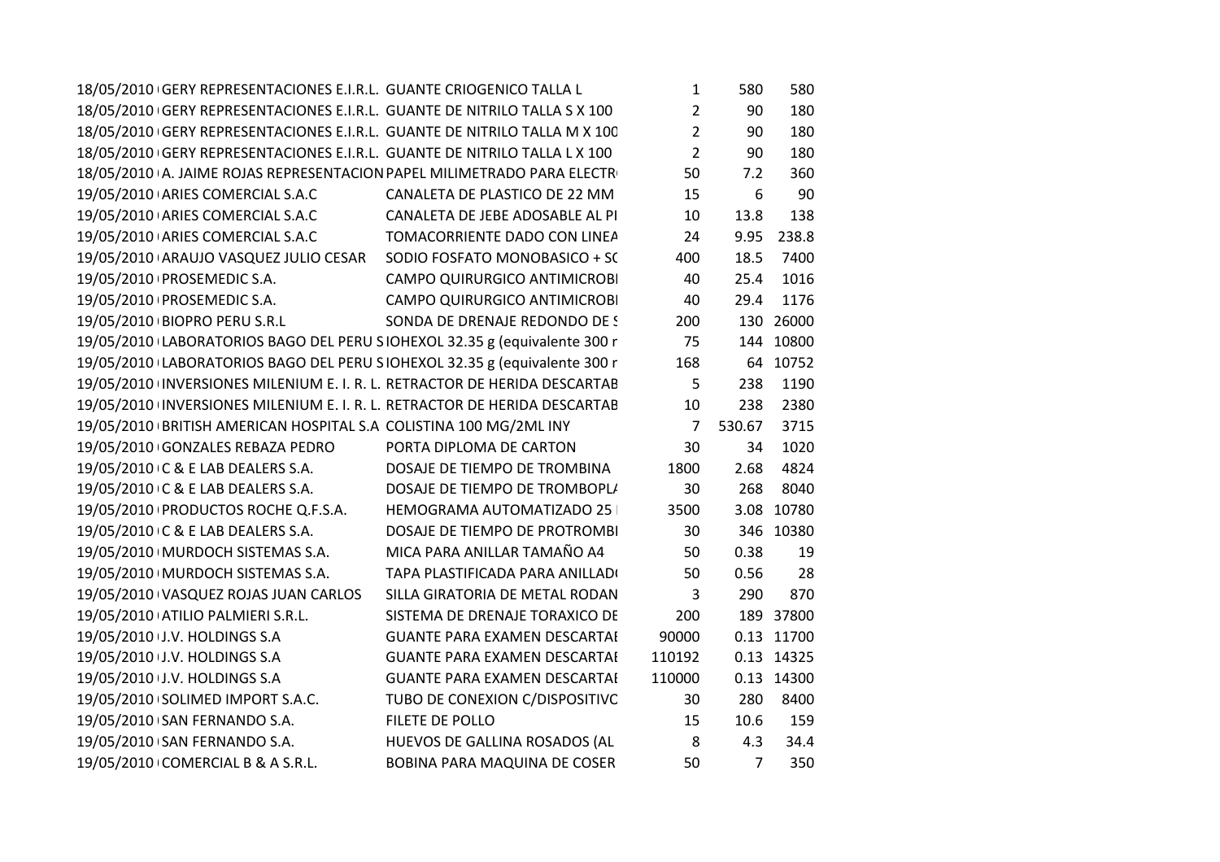| | | | | | |
|---|---|---|---|---|---|
| 18/05/2010 | GERY REPRESENTACIONES E.I.R.L. | GUANTE CRIOGENICO TALLA L | 1 | 580 | 580 |
| 18/05/2010 | GERY REPRESENTACIONES E.I.R.L. | GUANTE DE NITRILO TALLA S X 100 | 2 | 90 | 180 |
| 18/05/2010 | GERY REPRESENTACIONES E.I.R.L. | GUANTE DE NITRILO TALLA M X 100 | 2 | 90 | 180 |
| 18/05/2010 | GERY REPRESENTACIONES E.I.R.L. | GUANTE DE NITRILO TALLA L X 100 | 2 | 90 | 180 |
| 18/05/2010 | A. JAIME ROJAS REPRESENTACION | PAPEL MILIMETRADO PARA ELECTR | 50 | 7.2 | 360 |
| 19/05/2010 | ARIES COMERCIAL S.A.C | CANALETA DE PLASTICO DE 22 MM | 15 | 6 | 90 |
| 19/05/2010 | ARIES COMERCIAL S.A.C | CANALETA DE JEBE ADOSABLE AL PI | 10 | 13.8 | 138 |
| 19/05/2010 | ARIES COMERCIAL S.A.C | TOMACORRIENTE DADO CON LINEA | 24 | 9.95 | 238.8 |
| 19/05/2010 | ARAUJO VASQUEZ JULIO CESAR | SODIO FOSFATO MONOBASICO + SC | 400 | 18.5 | 7400 |
| 19/05/2010 | PROSEMEDIC S.A. | CAMPO QUIRURGICO ANTIMICROBI | 40 | 25.4 | 1016 |
| 19/05/2010 | PROSEMEDIC S.A. | CAMPO QUIRURGICO ANTIMICROBI | 40 | 29.4 | 1176 |
| 19/05/2010 | BIOPRO PERU S.R.L | SONDA DE DRENAJE REDONDO DE S | 200 | 130 | 26000 |
| 19/05/2010 | LABORATORIOS BAGO DEL PERU S | IOHEXOL 32.35 g (equivalente 300 r | 75 | 144 | 10800 |
| 19/05/2010 | LABORATORIOS BAGO DEL PERU S | IOHEXOL 32.35 g (equivalente 300 r | 168 | 64 | 10752 |
| 19/05/2010 | INVERSIONES MILENIUM E. I. R. L. | RETRACTOR DE HERIDA DESCARTAB | 5 | 238 | 1190 |
| 19/05/2010 | INVERSIONES MILENIUM E. I. R. L. | RETRACTOR DE HERIDA DESCARTAB | 10 | 238 | 2380 |
| 19/05/2010 | BRITISH AMERICAN HOSPITAL S.A | COLISTINA 100 MG/2ML INY | 7 | 530.67 | 3715 |
| 19/05/2010 | GONZALES REBAZA PEDRO | PORTA DIPLOMA DE CARTON | 30 | 34 | 1020 |
| 19/05/2010 | C & E LAB DEALERS S.A. | DOSAJE DE TIEMPO DE TROMBINA | 1800 | 2.68 | 4824 |
| 19/05/2010 | C & E LAB DEALERS S.A. | DOSAJE DE TIEMPO DE TROMBOPL/ | 30 | 268 | 8040 |
| 19/05/2010 | PRODUCTOS ROCHE Q.F.S.A. | HEMOGRAMA AUTOMATIZADO 25 | 3500 | 3.08 | 10780 |
| 19/05/2010 | C & E LAB DEALERS S.A. | DOSAJE DE TIEMPO DE PROTROMBI | 30 | 346 | 10380 |
| 19/05/2010 | MURDOCH SISTEMAS S.A. | MICA PARA ANILLAR TAMAÑO A4 | 50 | 0.38 | 19 |
| 19/05/2010 | MURDOCH SISTEMAS S.A. | TAPA PLASTIFICADA PARA ANILLAD | 50 | 0.56 | 28 |
| 19/05/2010 | VASQUEZ ROJAS JUAN CARLOS | SILLA GIRATORIA DE METAL RODAN | 3 | 290 | 870 |
| 19/05/2010 | ATILIO PALMIERI S.R.L. | SISTEMA DE DRENAJE TORAXICO DE | 200 | 189 | 37800 |
| 19/05/2010 | J.V. HOLDINGS S.A | GUANTE PARA EXAMEN DESCARTAI | 90000 | 0.13 | 11700 |
| 19/05/2010 | J.V. HOLDINGS S.A | GUANTE PARA EXAMEN DESCARTAI | 110192 | 0.13 | 14325 |
| 19/05/2010 | J.V. HOLDINGS S.A | GUANTE PARA EXAMEN DESCARTAI | 110000 | 0.13 | 14300 |
| 19/05/2010 | SOLIMED IMPORT S.A.C. | TUBO DE CONEXION C/DISPOSITIVC | 30 | 280 | 8400 |
| 19/05/2010 | SAN FERNANDO S.A. | FILETE DE POLLO | 15 | 10.6 | 159 |
| 19/05/2010 | SAN FERNANDO S.A. | HUEVOS DE GALLINA ROSADOS (AL | 8 | 4.3 | 34.4 |
| 19/05/2010 | COMERCIAL B & A S.R.L. | BOBINA PARA MAQUINA DE COSER | 50 | 7 | 350 |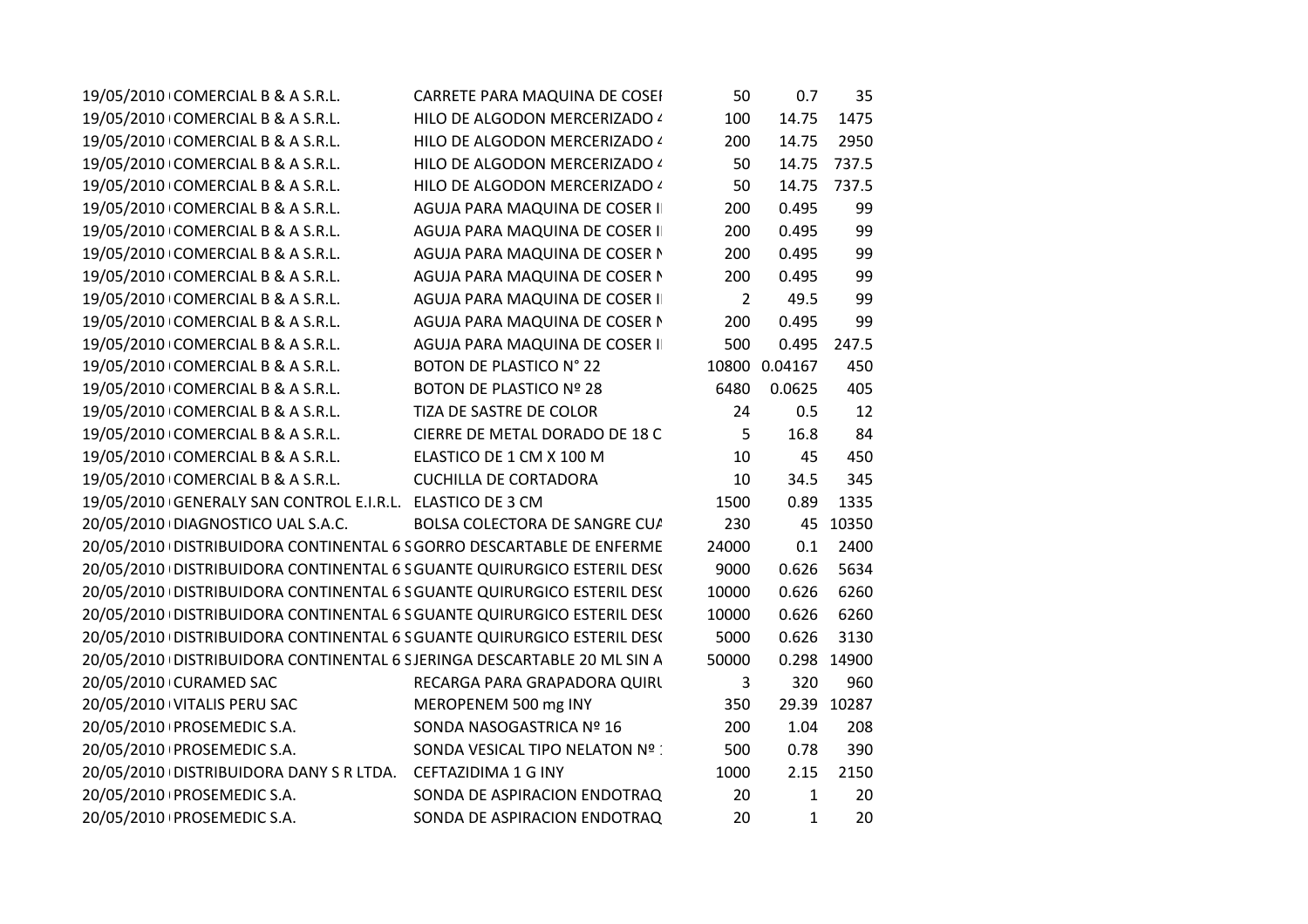| | | | | | |
|---|---|---|---|---|---|
| 19/05/2010 | COMERCIAL B & A S.R.L. | CARRETE PARA MAQUINA DE COSEI | 50 | 0.7 | 35 |
| 19/05/2010 | COMERCIAL B & A S.R.L. | HILO DE ALGODON MERCERIZADO 4 | 100 | 14.75 | 1475 |
| 19/05/2010 | COMERCIAL B & A S.R.L. | HILO DE ALGODON MERCERIZADO 4 | 200 | 14.75 | 2950 |
| 19/05/2010 | COMERCIAL B & A S.R.L. | HILO DE ALGODON MERCERIZADO 4 | 50 | 14.75 | 737.5 |
| 19/05/2010 | COMERCIAL B & A S.R.L. | HILO DE ALGODON MERCERIZADO 4 | 50 | 14.75 | 737.5 |
| 19/05/2010 | COMERCIAL B & A S.R.L. | AGUJA PARA MAQUINA DE COSER I | 200 | 0.495 | 99 |
| 19/05/2010 | COMERCIAL B & A S.R.L. | AGUJA PARA MAQUINA DE COSER I | 200 | 0.495 | 99 |
| 19/05/2010 | COMERCIAL B & A S.R.L. | AGUJA PARA MAQUINA DE COSER N | 200 | 0.495 | 99 |
| 19/05/2010 | COMERCIAL B & A S.R.L. | AGUJA PARA MAQUINA DE COSER N | 200 | 0.495 | 99 |
| 19/05/2010 | COMERCIAL B & A S.R.L. | AGUJA PARA MAQUINA DE COSER I | 2 | 49.5 | 99 |
| 19/05/2010 | COMERCIAL B & A S.R.L. | AGUJA PARA MAQUINA DE COSER N | 200 | 0.495 | 99 |
| 19/05/2010 | COMERCIAL B & A S.R.L. | AGUJA PARA MAQUINA DE COSER I | 500 | 0.495 | 247.5 |
| 19/05/2010 | COMERCIAL B & A S.R.L. | BOTON DE PLASTICO N° 22 | 10800 | 0.04167 | 450 |
| 19/05/2010 | COMERCIAL B & A S.R.L. | BOTON DE PLASTICO Nº 28 | 6480 | 0.0625 | 405 |
| 19/05/2010 | COMERCIAL B & A S.R.L. | TIZA DE SASTRE DE COLOR | 24 | 0.5 | 12 |
| 19/05/2010 | COMERCIAL B & A S.R.L. | CIERRE DE METAL DORADO DE 18 C | 5 | 16.8 | 84 |
| 19/05/2010 | COMERCIAL B & A S.R.L. | ELASTICO DE 1 CM X 100 M | 10 | 45 | 450 |
| 19/05/2010 | COMERCIAL B & A S.R.L. | CUCHILLA DE CORTADORA | 10 | 34.5 | 345 |
| 19/05/2010 | GENERALY SAN CONTROL E.I.R.L. | ELASTICO DE 3 CM | 1500 | 0.89 | 1335 |
| 20/05/2010 | DIAGNOSTICO UAL S.A.C. | BOLSA COLECTORA DE SANGRE CUA | 230 | 45 | 10350 |
| 20/05/2010 | DISTRIBUIDORA CONTINENTAL S | GORRO DESCARTABLE DE ENFERME | 24000 | 0.1 | 2400 |
| 20/05/2010 | DISTRIBUIDORA CONTINENTAL S | GUANTE QUIRURGICO ESTERIL DES( | 9000 | 0.626 | 5634 |
| 20/05/2010 | DISTRIBUIDORA CONTINENTAL S | GUANTE QUIRURGICO ESTERIL DES( | 10000 | 0.626 | 6260 |
| 20/05/2010 | DISTRIBUIDORA CONTINENTAL S | GUANTE QUIRURGICO ESTERIL DES( | 10000 | 0.626 | 6260 |
| 20/05/2010 | DISTRIBUIDORA CONTINENTAL S | GUANTE QUIRURGICO ESTERIL DES( | 5000 | 0.626 | 3130 |
| 20/05/2010 | DISTRIBUIDORA CONTINENTAL S | JERINGA DESCARTABLE 20 ML SIN A | 50000 | 0.298 | 14900 |
| 20/05/2010 | CURAMED SAC | RECARGA PARA GRAPADORA QUIRU | 3 | 320 | 960 |
| 20/05/2010 | VITALIS PERU SAC | MEROPENEM 500 mg INY | 350 | 29.39 | 10287 |
| 20/05/2010 | PROSEMEDIC S.A. | SONDA NASOGASTRICA Nº 16 | 200 | 1.04 | 208 |
| 20/05/2010 | PROSEMEDIC S.A. | SONDA VESICAL TIPO NELATON Nº 1 | 500 | 0.78 | 390 |
| 20/05/2010 | DISTRIBUIDORA DANY S R LTDA. | CEFTAZIDIMA 1 G INY | 1000 | 2.15 | 2150 |
| 20/05/2010 | PROSEMEDIC S.A. | SONDA DE ASPIRACION ENDOTRAQ | 20 | 1 | 20 |
| 20/05/2010 | PROSEMEDIC S.A. | SONDA DE ASPIRACION ENDOTRAQ | 20 | 1 | 20 |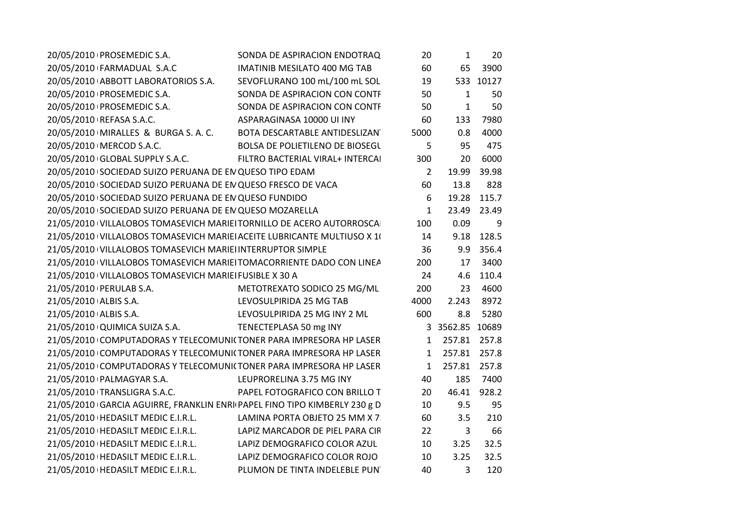| | | | | | |
|---|---|---|---|---|---|
| 20/05/2010 | PROSEMEDIC S.A. | SONDA DE ASPIRACION ENDOTRAQ | 20 | 1 | 20 |
| 20/05/2010 | FARMADUAL S.A.C | IMATINIB MESILATO 400 MG TAB | 60 | 65 | 3900 |
| 20/05/2010 | ABBOTT LABORATORIOS S.A. | SEVOFLURANO 100 mL/100 mL SOL | 19 | 533 | 10127 |
| 20/05/2010 | PROSEMEDIC S.A. | SONDA DE ASPIRACION CON CONTF | 50 | 1 | 50 |
| 20/05/2010 | PROSEMEDIC S.A. | SONDA DE ASPIRACION CON CONTF | 50 | 1 | 50 |
| 20/05/2010 | REFASA S.A.C. | ASPARAGINASA 10000 UI INY | 60 | 133 | 7980 |
| 20/05/2010 | MIRALLES & BURGA S. A. C. | BOTA DESCARTABLE ANTIDESLIZAN | 5000 | 0.8 | 4000 |
| 20/05/2010 | MERCOD S.A.C. | BOLSA DE POLIETILENO DE BIOSEGU | 5 | 95 | 475 |
| 20/05/2010 | GLOBAL SUPPLY S.A.C. | FILTRO BACTERIAL VIRAL+ INTERCAI | 300 | 20 | 6000 |
| 20/05/2010 | SOCIEDAD SUIZO PERUANA DE EN | QUESO TIPO EDAM | 2 | 19.99 | 39.98 |
| 20/05/2010 | SOCIEDAD SUIZO PERUANA DE EN | QUESO FRESCO DE VACA | 60 | 13.8 | 828 |
| 20/05/2010 | SOCIEDAD SUIZO PERUANA DE EN | QUESO FUNDIDO | 6 | 19.28 | 115.7 |
| 20/05/2010 | SOCIEDAD SUIZO PERUANA DE EN | QUESO MOZARELLA | 1 | 23.49 | 23.49 |
| 21/05/2010 | VILLALOBOS TOMASEVICH MARIEI | TORNILLO DE ACERO AUTORROSCAI | 100 | 0.09 | 9 |
| 21/05/2010 | VILLALOBOS TOMASEVICH MARIEI | ACEITE LUBRICANTE MULTIUSO X 1( | 14 | 9.18 | 128.5 |
| 21/05/2010 | VILLALOBOS TOMASEVICH MARIEI | INTERRUPTOR SIMPLE | 36 | 9.9 | 356.4 |
| 21/05/2010 | VILLALOBOS TOMASEVICH MARIEI | TOMACORRIENTE DADO CON LINEA | 200 | 17 | 3400 |
| 21/05/2010 | VILLALOBOS TOMASEVICH MARIEI | FUSIBLE X 30 A | 24 | 4.6 | 110.4 |
| 21/05/2010 | PERULAB S.A. | METOTREXATO SODICO 25 MG/ML | 200 | 23 | 4600 |
| 21/05/2010 | ALBIS S.A. | LEVOSULPIRIDA 25 MG TAB | 4000 | 2.243 | 8972 |
| 21/05/2010 | ALBIS S.A. | LEVOSULPIRIDA 25 MG INY 2 ML | 600 | 8.8 | 5280 |
| 21/05/2010 | QUIMICA SUIZA S.A. | TENECTEPLASA 50 mg INY | 3 | 3562.85 | 10689 |
| 21/05/2010 | COMPUTADORAS Y TELECOMUNI( | TONER PARA IMPRESORA HP LASER | 1 | 257.81 | 257.8 |
| 21/05/2010 | COMPUTADORAS Y TELECOMUNI( | TONER PARA IMPRESORA HP LASER | 1 | 257.81 | 257.8 |
| 21/05/2010 | COMPUTADORAS Y TELECOMUNI( | TONER PARA IMPRESORA HP LASER | 1 | 257.81 | 257.8 |
| 21/05/2010 | PALMAGYAR S.A. | LEUPRORELINA 3.75 MG INY | 40 | 185 | 7400 |
| 21/05/2010 | TRANSLIGRA S.A.C. | PAPEL FOTOGRAFICO CON BRILLO T | 20 | 46.41 | 928.2 |
| 21/05/2010 | GARCIA AGUIRRE, FRANKLIN ENRI | PAPEL FINO TIPO KIMBERLY 230 g D | 10 | 9.5 | 95 |
| 21/05/2010 | HEDASILT MEDIC E.I.R.L. | LAMINA PORTA OBJETO 25 MM X 7 | 60 | 3.5 | 210 |
| 21/05/2010 | HEDASILT MEDIC E.I.R.L. | LAPIZ MARCADOR DE PIEL PARA CIR | 22 | 3 | 66 |
| 21/05/2010 | HEDASILT MEDIC E.I.R.L. | LAPIZ DEMOGRAFICO COLOR AZUL | 10 | 3.25 | 32.5 |
| 21/05/2010 | HEDASILT MEDIC E.I.R.L. | LAPIZ DEMOGRAFICO COLOR ROJO | 10 | 3.25 | 32.5 |
| 21/05/2010 | HEDASILT MEDIC E.I.R.L. | PLUMON DE TINTA INDELEBLE PUN | 40 | 3 | 120 |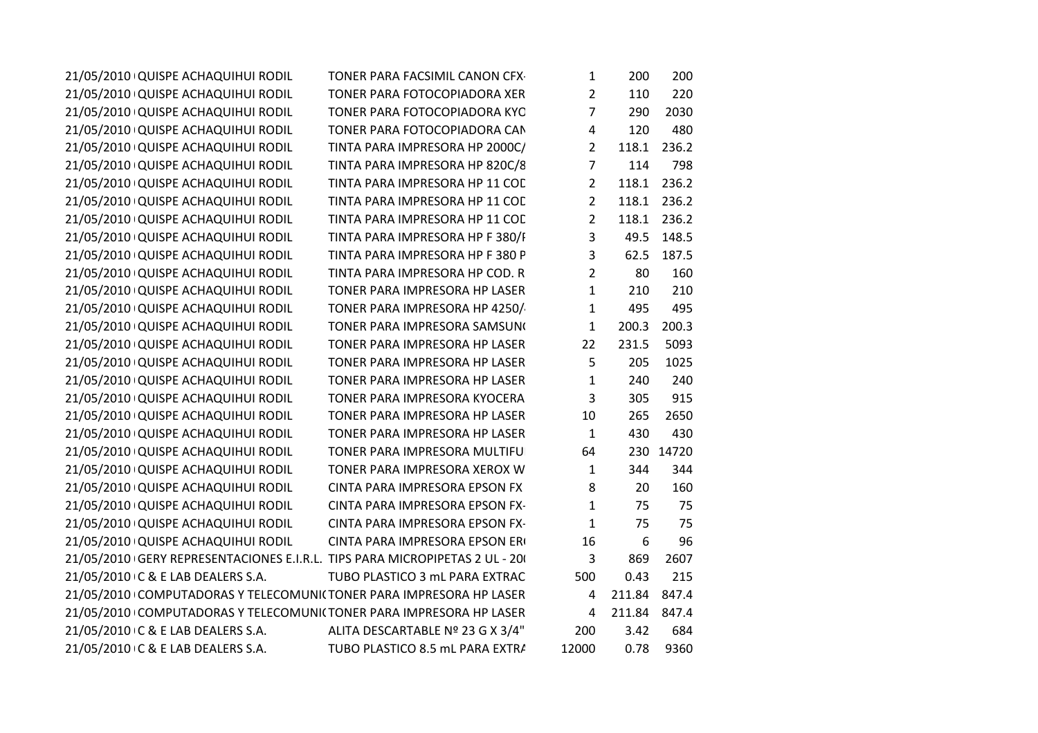| | | | | | |
|---|---|---|---|---|---|
| 21/05/2010 | QUISPE ACHAQUIHUI RODIL | TONER PARA FACSIMIL CANON CFX- | 1 | 200 | 200 |
| 21/05/2010 | QUISPE ACHAQUIHUI RODIL | TONER PARA FOTOCOPIADORA XER | 2 | 110 | 220 |
| 21/05/2010 | QUISPE ACHAQUIHUI RODIL | TONER PARA FOTOCOPIADORA KYC | 7 | 290 | 2030 |
| 21/05/2010 | QUISPE ACHAQUIHUI RODIL | TONER PARA FOTOCOPIADORA CAN | 4 | 120 | 480 |
| 21/05/2010 | QUISPE ACHAQUIHUI RODIL | TINTA PARA IMPRESORA HP 2000C/ | 2 | 118.1 | 236.2 |
| 21/05/2010 | QUISPE ACHAQUIHUI RODIL | TINTA PARA IMPRESORA HP 820C/8 | 7 | 114 | 798 |
| 21/05/2010 | QUISPE ACHAQUIHUI RODIL | TINTA PARA IMPRESORA HP 11 COD | 2 | 118.1 | 236.2 |
| 21/05/2010 | QUISPE ACHAQUIHUI RODIL | TINTA PARA IMPRESORA HP 11 COD | 2 | 118.1 | 236.2 |
| 21/05/2010 | QUISPE ACHAQUIHUI RODIL | TINTA PARA IMPRESORA HP 11 COD | 2 | 118.1 | 236.2 |
| 21/05/2010 | QUISPE ACHAQUIHUI RODIL | TINTA PARA IMPRESORA HP F 380/F | 3 | 49.5 | 148.5 |
| 21/05/2010 | QUISPE ACHAQUIHUI RODIL | TINTA PARA IMPRESORA HP F 380 P | 3 | 62.5 | 187.5 |
| 21/05/2010 | QUISPE ACHAQUIHUI RODIL | TINTA PARA IMPRESORA HP COD. R | 2 | 80 | 160 |
| 21/05/2010 | QUISPE ACHAQUIHUI RODIL | TONER PARA IMPRESORA HP LASER | 1 | 210 | 210 |
| 21/05/2010 | QUISPE ACHAQUIHUI RODIL | TONER PARA IMPRESORA HP 4250/ | 1 | 495 | 495 |
| 21/05/2010 | QUISPE ACHAQUIHUI RODIL | TONER PARA IMPRESORA SAMSUN | 1 | 200.3 | 200.3 |
| 21/05/2010 | QUISPE ACHAQUIHUI RODIL | TONER PARA IMPRESORA HP LASER | 22 | 231.5 | 5093 |
| 21/05/2010 | QUISPE ACHAQUIHUI RODIL | TONER PARA IMPRESORA HP LASER | 5 | 205 | 1025 |
| 21/05/2010 | QUISPE ACHAQUIHUI RODIL | TONER PARA IMPRESORA HP LASER | 1 | 240 | 240 |
| 21/05/2010 | QUISPE ACHAQUIHUI RODIL | TONER PARA IMPRESORA KYOCERA | 3 | 305 | 915 |
| 21/05/2010 | QUISPE ACHAQUIHUI RODIL | TONER PARA IMPRESORA HP LASER | 10 | 265 | 2650 |
| 21/05/2010 | QUISPE ACHAQUIHUI RODIL | TONER PARA IMPRESORA HP LASER | 1 | 430 | 430 |
| 21/05/2010 | QUISPE ACHAQUIHUI RODIL | TONER PARA IMPRESORA MULTIFU | 64 | 230 | 14720 |
| 21/05/2010 | QUISPE ACHAQUIHUI RODIL | TONER PARA IMPRESORA XEROX W | 1 | 344 | 344 |
| 21/05/2010 | QUISPE ACHAQUIHUI RODIL | CINTA PARA IMPRESORA EPSON FX | 8 | 20 | 160 |
| 21/05/2010 | QUISPE ACHAQUIHUI RODIL | CINTA PARA IMPRESORA EPSON FX- | 1 | 75 | 75 |
| 21/05/2010 | QUISPE ACHAQUIHUI RODIL | CINTA PARA IMPRESORA EPSON FX- | 1 | 75 | 75 |
| 21/05/2010 | QUISPE ACHAQUIHUI RODIL | CINTA PARA IMPRESORA EPSON ER | 16 | 6 | 96 |
| 21/05/2010 | GERY REPRESENTACIONES E.I.R.L. | TIPS PARA MICROPIPETAS 2 UL - 20 | 3 | 869 | 2607 |
| 21/05/2010 | C & E LAB DEALERS S.A. | TUBO PLASTICO 3 mL PARA EXTRAC | 500 | 0.43 | 215 |
| 21/05/2010 | COMPUTADORAS Y TELECOMUNI | TONER PARA IMPRESORA HP LASER | 4 | 211.84 | 847.4 |
| 21/05/2010 | COMPUTADORAS Y TELECOMUNI | TONER PARA IMPRESORA HP LASER | 4 | 211.84 | 847.4 |
| 21/05/2010 | C & E LAB DEALERS S.A. | ALITA DESCARTABLE Nº 23 G X 3/4" | 200 | 3.42 | 684 |
| 21/05/2010 | C & E LAB DEALERS S.A. | TUBO PLASTICO 8.5 mL PARA EXTRA | 12000 | 0.78 | 9360 |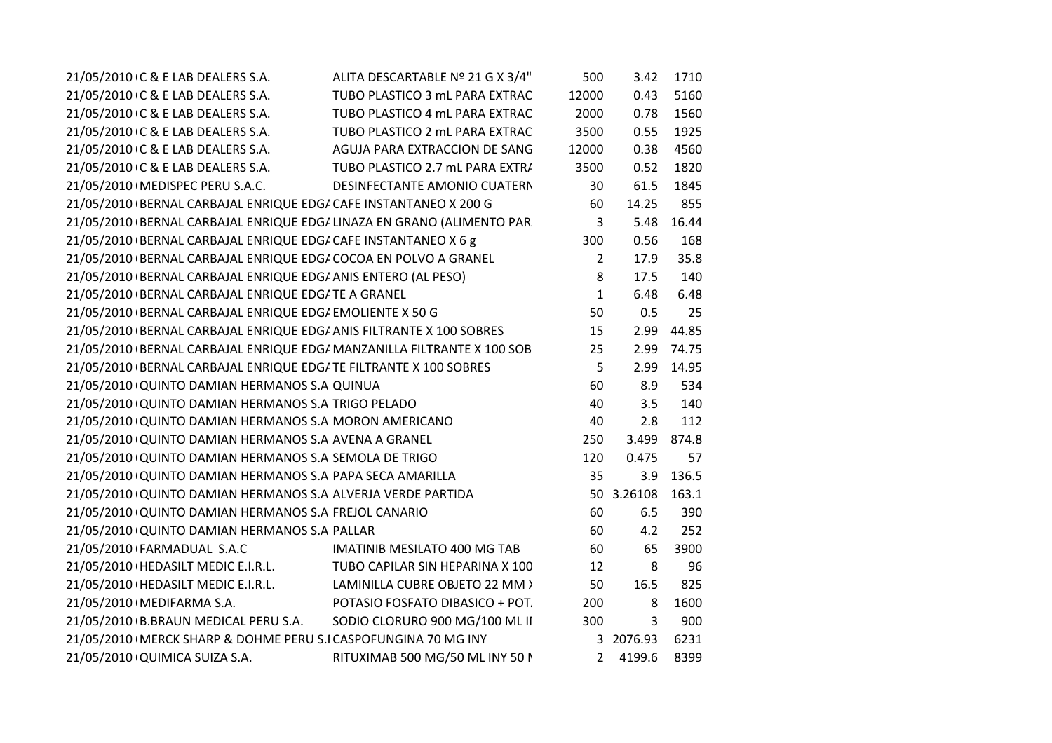| | | | | | |
|---|---|---|---|---|---|
| 21/05/2010 | C & E LAB DEALERS S.A. | ALITA DESCARTABLE Nº 21 G X 3/4" | 500 | 3.42 | 1710 |
| 21/05/2010 | C & E LAB DEALERS S.A. | TUBO PLASTICO 3 mL PARA EXTRAC | 12000 | 0.43 | 5160 |
| 21/05/2010 | C & E LAB DEALERS S.A. | TUBO PLASTICO 4 mL PARA EXTRAC | 2000 | 0.78 | 1560 |
| 21/05/2010 | C & E LAB DEALERS S.A. | TUBO PLASTICO 2 mL PARA EXTRAC | 3500 | 0.55 | 1925 |
| 21/05/2010 | C & E LAB DEALERS S.A. | AGUJA PARA EXTRACCION DE SANG | 12000 | 0.38 | 4560 |
| 21/05/2010 | C & E LAB DEALERS S.A. | TUBO PLASTICO 2.7 mL PARA EXTRA | 3500 | 0.52 | 1820 |
| 21/05/2010 | MEDISPEC PERU S.A.C. | DESINFECTANTE AMONIO CUATERN | 30 | 61.5 | 1845 |
| 21/05/2010 | BERNAL CARBAJAL ENRIQUE EDGA | CAFE INSTANTANEO X 200 G | 60 | 14.25 | 855 |
| 21/05/2010 | BERNAL CARBAJAL ENRIQUE EDGA | LINAZA EN GRANO (ALIMENTO PAR | 3 | 5.48 | 16.44 |
| 21/05/2010 | BERNAL CARBAJAL ENRIQUE EDGA | CAFE INSTANTANEO X 6 g | 300 | 0.56 | 168 |
| 21/05/2010 | BERNAL CARBAJAL ENRIQUE EDGA | COCOA EN POLVO A GRANEL | 2 | 17.9 | 35.8 |
| 21/05/2010 | BERNAL CARBAJAL ENRIQUE EDGA | ANIS ENTERO (AL PESO) | 8 | 17.5 | 140 |
| 21/05/2010 | BERNAL CARBAJAL ENRIQUE EDGA | TE A GRANEL | 1 | 6.48 | 6.48 |
| 21/05/2010 | BERNAL CARBAJAL ENRIQUE EDGA | EMOLIENTE X 50 G | 50 | 0.5 | 25 |
| 21/05/2010 | BERNAL CARBAJAL ENRIQUE EDGA | ANIS FILTRANTE X 100 SOBRES | 15 | 2.99 | 44.85 |
| 21/05/2010 | BERNAL CARBAJAL ENRIQUE EDGA | MANZANILLA FILTRANTE X 100 SOB | 25 | 2.99 | 74.75 |
| 21/05/2010 | BERNAL CARBAJAL ENRIQUE EDGA | TE FILTRANTE X 100 SOBRES | 5 | 2.99 | 14.95 |
| 21/05/2010 | QUINTO DAMIAN HERMANOS S.A. | QUINUA | 60 | 8.9 | 534 |
| 21/05/2010 | QUINTO DAMIAN HERMANOS S.A. | TRIGO PELADO | 40 | 3.5 | 140 |
| 21/05/2010 | QUINTO DAMIAN HERMANOS S.A. | MORON AMERICANO | 40 | 2.8 | 112 |
| 21/05/2010 | QUINTO DAMIAN HERMANOS S.A. | AVENA A GRANEL | 250 | 3.499 | 874.8 |
| 21/05/2010 | QUINTO DAMIAN HERMANOS S.A. | SEMOLA DE TRIGO | 120 | 0.475 | 57 |
| 21/05/2010 | QUINTO DAMIAN HERMANOS S.A. | PAPA SECA AMARILLA | 35 | 3.9 | 136.5 |
| 21/05/2010 | QUINTO DAMIAN HERMANOS S.A. | ALVERJA VERDE PARTIDA | 50 | 3.26108 | 163.1 |
| 21/05/2010 | QUINTO DAMIAN HERMANOS S.A. | FREJOL CANARIO | 60 | 6.5 | 390 |
| 21/05/2010 | QUINTO DAMIAN HERMANOS S.A. | PALLAR | 60 | 4.2 | 252 |
| 21/05/2010 | FARMADUAL S.A.C | IMATINIB MESILATO 400 MG TAB | 60 | 65 | 3900 |
| 21/05/2010 | HEDASILT MEDIC E.I.R.L. | TUBO CAPILAR SIN HEPARINA X 100 | 12 | 8 | 96 |
| 21/05/2010 | HEDASILT MEDIC E.I.R.L. | LAMINILLA CUBRE OBJETO 22 MM X | 50 | 16.5 | 825 |
| 21/05/2010 | MEDIFARMA S.A. | POTASIO FOSFATO DIBASICO + POT | 200 | 8 | 1600 |
| 21/05/2010 | B.BRAUN MEDICAL PERU S.A. | SODIO CLORURO 900 MG/100 ML IN | 300 | 3 | 900 |
| 21/05/2010 | MERCK SHARP & DOHME PERU S.R | CASPOFUNGINA 70 MG INY | 3 | 2076.93 | 6231 |
| 21/05/2010 | QUIMICA SUIZA S.A. | RITUXIMAB 500 MG/50 ML INY 50 M | 2 | 4199.6 | 8399 |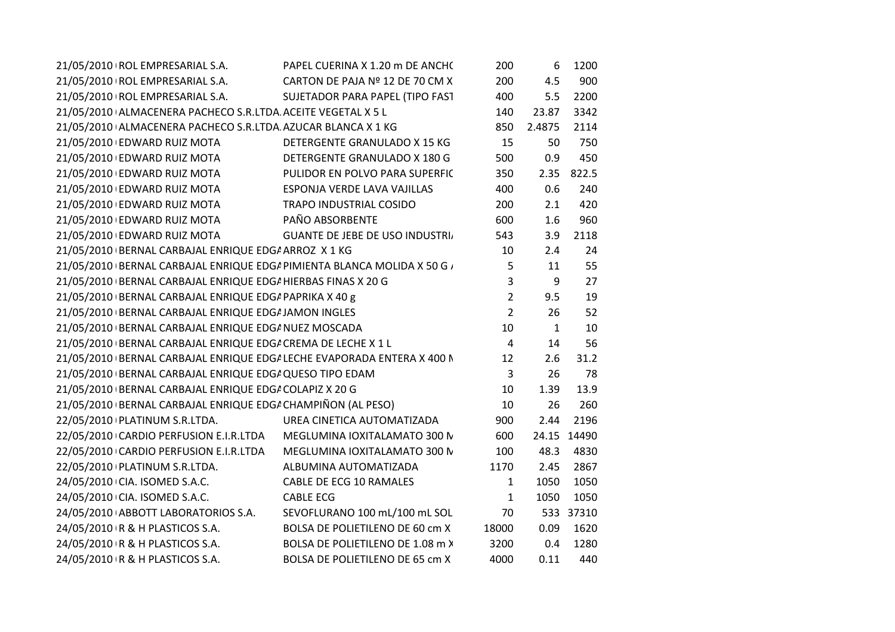| | | | | | |
|---|---|---|---|---|---|
| 21/05/2010 | ROL EMPRESARIAL S.A. | PAPEL CUERINA X 1.20 m DE ANCHO | 200 | 6 | 1200 |
| 21/05/2010 | ROL EMPRESARIAL S.A. | CARTON DE PAJA Nº 12 DE 70 CM X | 200 | 4.5 | 900 |
| 21/05/2010 | ROL EMPRESARIAL S.A. | SUJETADOR PARA PAPEL (TIPO FAST | 400 | 5.5 | 2200 |
| 21/05/2010 | ALMACENERA PACHECO S.R.LTDA. | ACEITE VEGETAL X 5 L | 140 | 23.87 | 3342 |
| 21/05/2010 | ALMACENERA PACHECO S.R.LTDA. | AZUCAR BLANCA X 1 KG | 850 | 2.4875 | 2114 |
| 21/05/2010 | EDWARD RUIZ MOTA | DETERGENTE GRANULADO X 15 KG | 15 | 50 | 750 |
| 21/05/2010 | EDWARD RUIZ MOTA | DETERGENTE GRANULADO X 180 G | 500 | 0.9 | 450 |
| 21/05/2010 | EDWARD RUIZ MOTA | PULIDOR EN POLVO PARA SUPERFIC | 350 | 2.35 | 822.5 |
| 21/05/2010 | EDWARD RUIZ MOTA | ESPONJA VERDE LAVA VAJILLAS | 400 | 0.6 | 240 |
| 21/05/2010 | EDWARD RUIZ MOTA | TRAPO INDUSTRIAL COSIDO | 200 | 2.1 | 420 |
| 21/05/2010 | EDWARD RUIZ MOTA | PAÑO ABSORBENTE | 600 | 1.6 | 960 |
| 21/05/2010 | EDWARD RUIZ MOTA | GUANTE DE JEBE DE USO INDUSTRIA | 543 | 3.9 | 2118 |
| 21/05/2010 | BERNAL CARBAJAL ENRIQUE EDGA | ARROZ X 1 KG | 10 | 2.4 | 24 |
| 21/05/2010 | BERNAL CARBAJAL ENRIQUE EDGA | PIMIENTA BLANCA MOLIDA X 50 G A | 5 | 11 | 55 |
| 21/05/2010 | BERNAL CARBAJAL ENRIQUE EDGA | HIERBAS FINAS X 20 G | 3 | 9 | 27 |
| 21/05/2010 | BERNAL CARBAJAL ENRIQUE EDGA | PAPRIKA X 40 g | 2 | 9.5 | 19 |
| 21/05/2010 | BERNAL CARBAJAL ENRIQUE EDGA | JAMON INGLES | 2 | 26 | 52 |
| 21/05/2010 | BERNAL CARBAJAL ENRIQUE EDGA | NUEZ MOSCADA | 10 | 1 | 10 |
| 21/05/2010 | BERNAL CARBAJAL ENRIQUE EDGA | CREMA DE LECHE X 1 L | 4 | 14 | 56 |
| 21/05/2010 | BERNAL CARBAJAL ENRIQUE EDGA | LECHE EVAPORADA ENTERA X 400 M | 12 | 2.6 | 31.2 |
| 21/05/2010 | BERNAL CARBAJAL ENRIQUE EDGA | QUESO TIPO EDAM | 3 | 26 | 78 |
| 21/05/2010 | BERNAL CARBAJAL ENRIQUE EDGA | COLAPIZ X 20 G | 10 | 1.39 | 13.9 |
| 21/05/2010 | BERNAL CARBAJAL ENRIQUE EDGA | CHAMPIÑON (AL PESO) | 10 | 26 | 260 |
| 22/05/2010 | PLATINUM S.R.LTDA. | UREA CINETICA AUTOMATIZADA | 900 | 2.44 | 2196 |
| 22/05/2010 | CARDIO PERFUSION E.I.R.LTDA | MEGLUMINA IOXITALAMATO 300 M | 600 | 24.15 | 14490 |
| 22/05/2010 | CARDIO PERFUSION E.I.R.LTDA | MEGLUMINA IOXITALAMATO 300 M | 100 | 48.3 | 4830 |
| 22/05/2010 | PLATINUM S.R.LTDA. | ALBUMINA AUTOMATIZADA | 1170 | 2.45 | 2867 |
| 24/05/2010 | CIA. ISOMED S.A.C. | CABLE DE ECG 10 RAMALES | 1 | 1050 | 1050 |
| 24/05/2010 | CIA. ISOMED S.A.C. | CABLE ECG | 1 | 1050 | 1050 |
| 24/05/2010 | ABBOTT LABORATORIOS S.A. | SEVOFLURANO 100 mL/100 mL SOL | 70 | 533 | 37310 |
| 24/05/2010 | R & H PLASTICOS S.A. | BOLSA DE POLIETILENO DE 60 cm X | 18000 | 0.09 | 1620 |
| 24/05/2010 | R & H PLASTICOS S.A. | BOLSA DE POLIETILENO DE 1.08 m X | 3200 | 0.4 | 1280 |
| 24/05/2010 | R & H PLASTICOS S.A. | BOLSA DE POLIETILENO DE 65 cm X | 4000 | 0.11 | 440 |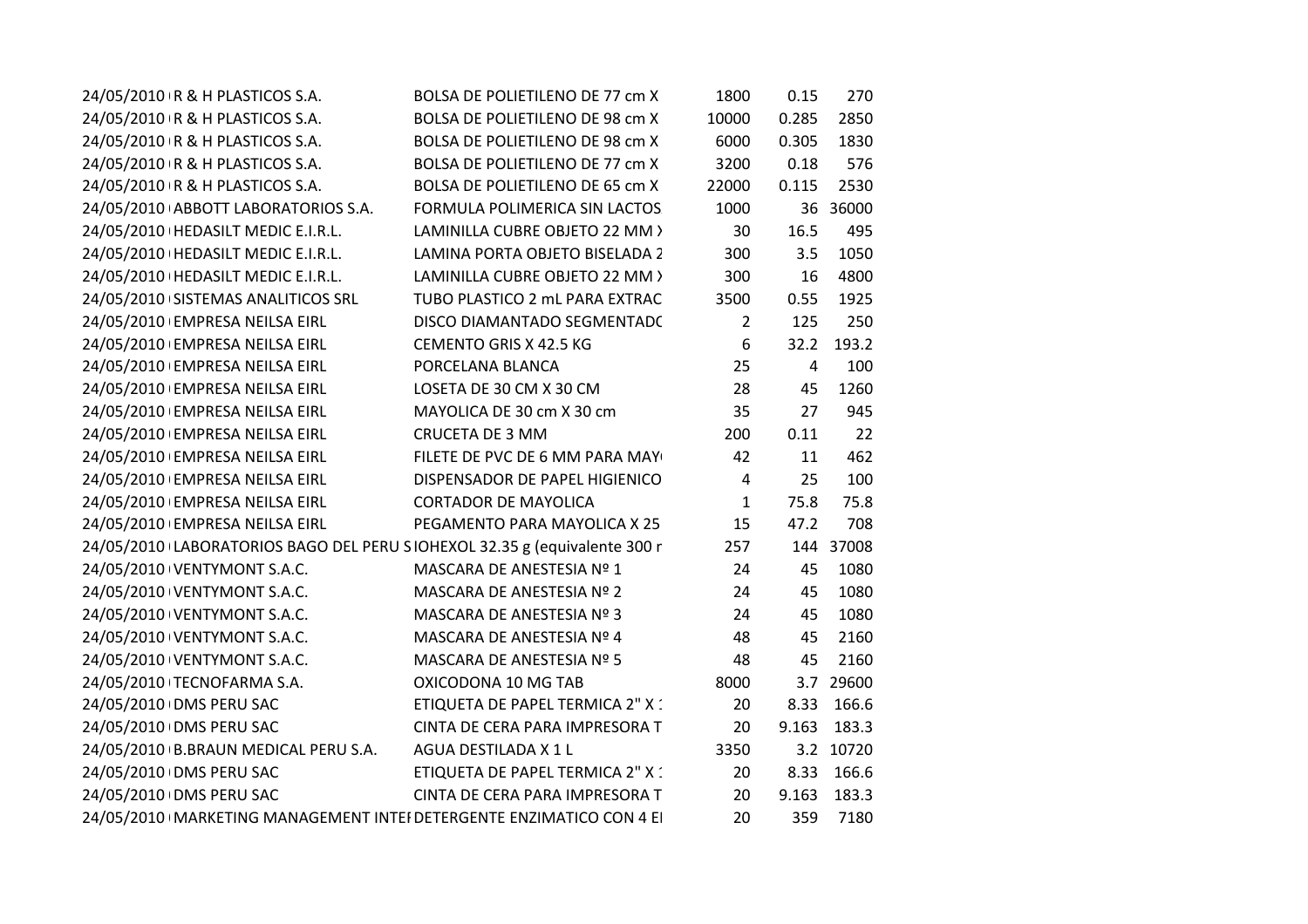| | | | | | |
|---|---|---|---|---|---|
| 24/05/2010 | R & H PLASTICOS S.A. | BOLSA DE POLIETILENO DE 77 cm X | 1800 | 0.15 | 270 |
| 24/05/2010 | R & H PLASTICOS S.A. | BOLSA DE POLIETILENO DE 98 cm X | 10000 | 0.285 | 2850 |
| 24/05/2010 | R & H PLASTICOS S.A. | BOLSA DE POLIETILENO DE 98 cm X | 6000 | 0.305 | 1830 |
| 24/05/2010 | R & H PLASTICOS S.A. | BOLSA DE POLIETILENO DE 77 cm X | 3200 | 0.18 | 576 |
| 24/05/2010 | R & H PLASTICOS S.A. | BOLSA DE POLIETILENO DE 65 cm X | 22000 | 0.115 | 2530 |
| 24/05/2010 | ABBOTT LABORATORIOS S.A. | FORMULA POLIMERICA SIN LACTOS | 1000 | 36 | 36000 |
| 24/05/2010 | HEDASILT MEDIC E.I.R.L. | LAMINILLA CUBRE OBJETO 22 MM X | 30 | 16.5 | 495 |
| 24/05/2010 | HEDASILT MEDIC E.I.R.L. | LAMINA PORTA OBJETO BISELADA 2 | 300 | 3.5 | 1050 |
| 24/05/2010 | HEDASILT MEDIC E.I.R.L. | LAMINILLA CUBRE OBJETO 22 MM X | 300 | 16 | 4800 |
| 24/05/2010 | SISTEMAS ANALITICOS SRL | TUBO PLASTICO 2 mL PARA EXTRAC | 3500 | 0.55 | 1925 |
| 24/05/2010 | EMPRESA NEILSA EIRL | DISCO DIAMANTADO SEGMENTADO | 2 | 125 | 250 |
| 24/05/2010 | EMPRESA NEILSA EIRL | CEMENTO GRIS X 42.5 KG | 6 | 32.2 | 193.2 |
| 24/05/2010 | EMPRESA NEILSA EIRL | PORCELANA BLANCA | 25 | 4 | 100 |
| 24/05/2010 | EMPRESA NEILSA EIRL | LOSETA DE 30 CM X 30 CM | 28 | 45 | 1260 |
| 24/05/2010 | EMPRESA NEILSA EIRL | MAYOLICA DE 30 cm X 30 cm | 35 | 27 | 945 |
| 24/05/2010 | EMPRESA NEILSA EIRL | CRUCETA DE 3 MM | 200 | 0.11 | 22 |
| 24/05/2010 | EMPRESA NEILSA EIRL | FILETE DE PVC DE 6 MM PARA MAY | 42 | 11 | 462 |
| 24/05/2010 | EMPRESA NEILSA EIRL | DISPENSADOR DE PAPEL HIGIENICO | 4 | 25 | 100 |
| 24/05/2010 | EMPRESA NEILSA EIRL | CORTADOR DE MAYOLICA | 1 | 75.8 | 75.8 |
| 24/05/2010 | EMPRESA NEILSA EIRL | PEGAMENTO PARA MAYOLICA X 25 | 15 | 47.2 | 708 |
| 24/05/2010 | LABORATORIOS BAGO DEL PERU S | IOHEXOL 32.35 g (equivalente 300 r | 257 | 144 | 37008 |
| 24/05/2010 | VENTYMONT S.A.C. | MASCARA DE ANESTESIA Nº 1 | 24 | 45 | 1080 |
| 24/05/2010 | VENTYMONT S.A.C. | MASCARA DE ANESTESIA Nº 2 | 24 | 45 | 1080 |
| 24/05/2010 | VENTYMONT S.A.C. | MASCARA DE ANESTESIA Nº 3 | 24 | 45 | 1080 |
| 24/05/2010 | VENTYMONT S.A.C. | MASCARA DE ANESTESIA Nº 4 | 48 | 45 | 2160 |
| 24/05/2010 | VENTYMONT S.A.C. | MASCARA DE ANESTESIA Nº 5 | 48 | 45 | 2160 |
| 24/05/2010 | TECNOFARMA S.A. | OXICODONA 10 MG TAB | 8000 | 3.7 | 29600 |
| 24/05/2010 | DMS PERU SAC | ETIQUETA DE PAPEL TERMICA 2" X 1 | 20 | 8.33 | 166.6 |
| 24/05/2010 | DMS PERU SAC | CINTA DE CERA PARA IMPRESORA T | 20 | 9.163 | 183.3 |
| 24/05/2010 | B.BRAUN MEDICAL PERU S.A. | AGUA DESTILADA X 1 L | 3350 | 3.2 | 10720 |
| 24/05/2010 | DMS PERU SAC | ETIQUETA DE PAPEL TERMICA 2" X 1 | 20 | 8.33 | 166.6 |
| 24/05/2010 | DMS PERU SAC | CINTA DE CERA PARA IMPRESORA T | 20 | 9.163 | 183.3 |
| 24/05/2010 | MARKETING MANAGEMENT INTEI | DETERGENTE ENZIMATICO CON 4 EI | 20 | 359 | 7180 |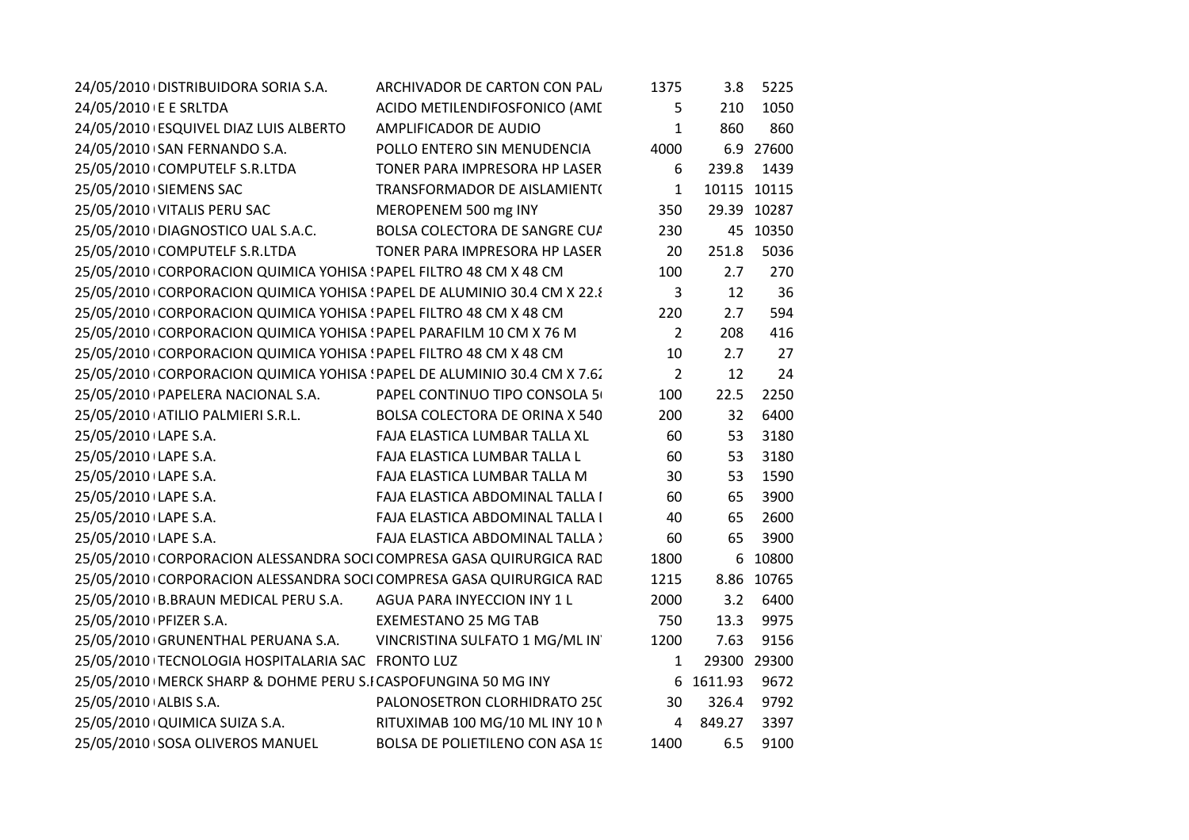| | | | | | |
|---|---|---|---|---|---|
| 24/05/2010 | DISTRIBUIDORA SORIA S.A. | ARCHIVADOR DE CARTON CON PAL/ | 1375 | 3.8 | 5225 |
| 24/05/2010 | E E SRLTDA | ACIDO METILENDIFOSFONICO (AMI | 5 | 210 | 1050 |
| 24/05/2010 | ESQUIVEL DIAZ LUIS ALBERTO | AMPLIFICADOR DE AUDIO | 1 | 860 | 860 |
| 24/05/2010 | SAN FERNANDO S.A. | POLLO ENTERO SIN MENUDENCIA | 4000 | 6.9 | 27600 |
| 25/05/2010 | COMPUTELF S.R.LTDA | TONER PARA IMPRESORA HP LASER | 6 | 239.8 | 1439 |
| 25/05/2010 | SIEMENS SAC | TRANSFORMADOR DE AISLAMIENT( | 1 | 10115 | 10115 |
| 25/05/2010 | VITALIS PERU SAC | MEROPENEM 500 mg INY | 350 | 29.39 | 10287 |
| 25/05/2010 | DIAGNOSTICO UAL S.A.C. | BOLSA COLECTORA DE SANGRE CU/ | 230 | 45 | 10350 |
| 25/05/2010 | COMPUTELF S.R.LTDA | TONER PARA IMPRESORA HP LASER | 20 | 251.8 | 5036 |
| 25/05/2010 | CORPORACION QUIMICA YOHISA ! | PAPEL FILTRO 48 CM X 48 CM | 100 | 2.7 | 270 |
| 25/05/2010 | CORPORACION QUIMICA YOHISA ! | PAPEL DE ALUMINIO 30.4 CM X 22.8 | 3 | 12 | 36 |
| 25/05/2010 | CORPORACION QUIMICA YOHISA ! | PAPEL FILTRO 48 CM X 48 CM | 220 | 2.7 | 594 |
| 25/05/2010 | CORPORACION QUIMICA YOHISA ! | PAPEL PARAFILM 10 CM X 76 M | 2 | 208 | 416 |
| 25/05/2010 | CORPORACION QUIMICA YOHISA ! | PAPEL FILTRO 48 CM X 48 CM | 10 | 2.7 | 27 |
| 25/05/2010 | CORPORACION QUIMICA YOHISA ! | PAPEL DE ALUMINIO 30.4 CM X 7.62 | 2 | 12 | 24 |
| 25/05/2010 | PAPELERA NACIONAL S.A. | PAPEL CONTINUO TIPO CONSOLA 5( | 100 | 22.5 | 2250 |
| 25/05/2010 | ATILIO PALMIERI S.R.L. | BOLSA COLECTORA DE ORINA X 540 | 200 | 32 | 6400 |
| 25/05/2010 | LAPE S.A. | FAJA ELASTICA LUMBAR TALLA XL | 60 | 53 | 3180 |
| 25/05/2010 | LAPE S.A. | FAJA ELASTICA LUMBAR TALLA L | 60 | 53 | 3180 |
| 25/05/2010 | LAPE S.A. | FAJA ELASTICA LUMBAR TALLA M | 30 | 53 | 1590 |
| 25/05/2010 | LAPE S.A. | FAJA ELASTICA ABDOMINAL TALLA I | 60 | 65 | 3900 |
| 25/05/2010 | LAPE S.A. | FAJA ELASTICA ABDOMINAL TALLA I | 40 | 65 | 2600 |
| 25/05/2010 | LAPE S.A. | FAJA ELASTICA ABDOMINAL TALLA ) | 60 | 65 | 3900 |
| 25/05/2010 | CORPORACION ALESSANDRA SOCI | COMPRESA GASA QUIRURGICA RAD | 1800 | 6 | 10800 |
| 25/05/2010 | CORPORACION ALESSANDRA SOCI | COMPRESA GASA QUIRURGICA RAD | 1215 | 8.86 | 10765 |
| 25/05/2010 | B.BRAUN MEDICAL PERU S.A. | AGUA PARA INYECCION INY 1 L | 2000 | 3.2 | 6400 |
| 25/05/2010 | PFIZER S.A. | EXEMESTANO 25 MG TAB | 750 | 13.3 | 9975 |
| 25/05/2010 | GRUNENTHAL PERUANA S.A. | VINCRISTINA SULFATO 1 MG/ML IN' | 1200 | 7.63 | 9156 |
| 25/05/2010 | TECNOLOGIA HOSPITALARIA SAC | FRONTO LUZ | 1 | 29300 | 29300 |
| 25/05/2010 | MERCK SHARP & DOHME PERU S.I | CASPOFUNGINA 50 MG INY | 6 | 1611.93 | 9672 |
| 25/05/2010 | ALBIS S.A. | PALONOSETRON CLORHIDRATO 25( | 30 | 326.4 | 9792 |
| 25/05/2010 | QUIMICA SUIZA S.A. | RITUXIMAB 100 MG/10 ML INY 10 I | 4 | 849.27 | 3397 |
| 25/05/2010 | SOSA OLIVEROS MANUEL | BOLSA DE POLIETILENO CON ASA 1! | 1400 | 6.5 | 9100 |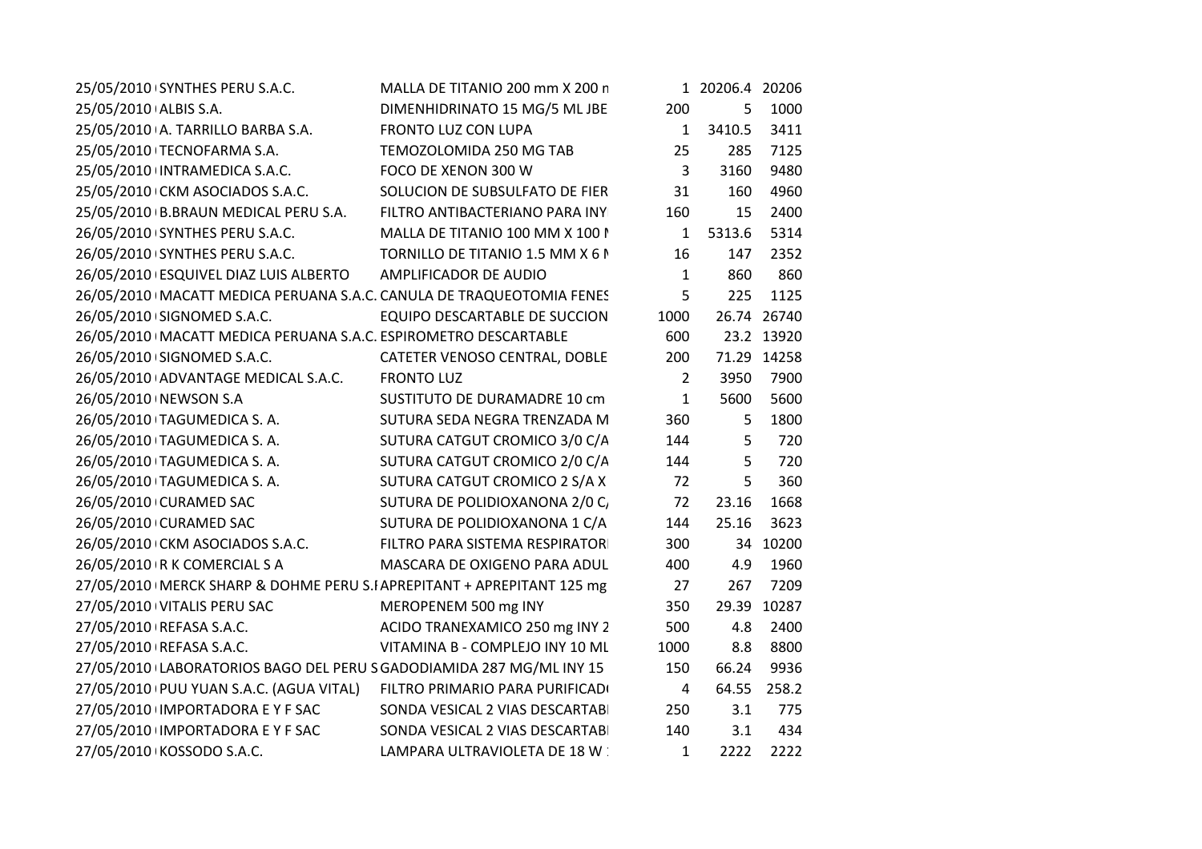| | | | | | |
|---|---|---|---|---|---|
| 25/05/2010 | SYNTHES PERU S.A.C. | MALLA DE TITANIO 200 mm X 200 n | 1 | 20206.4 | 20206 |
| 25/05/2010 | ALBIS S.A. | DIMENHIDRINATO 15 MG/5 ML JBE | 200 | 5 | 1000 |
| 25/05/2010 | A. TARRILLO BARBA S.A. | FRONTO LUZ CON LUPA | 1 | 3410.5 | 3411 |
| 25/05/2010 | TECNOFARMA S.A. | TEMOZOLOMIDA 250 MG TAB | 25 | 285 | 7125 |
| 25/05/2010 | INTRAMEDICA S.A.C. | FOCO DE XENON 300 W | 3 | 3160 | 9480 |
| 25/05/2010 | CKM ASOCIADOS S.A.C. | SOLUCION DE SUBSULFATO DE FIER | 31 | 160 | 4960 |
| 25/05/2010 | B.BRAUN MEDICAL PERU S.A. | FILTRO ANTIBACTERIANO PARA INY | 160 | 15 | 2400 |
| 26/05/2010 | SYNTHES PERU S.A.C. | MALLA DE TITANIO 100 MM X 100 M | 1 | 5313.6 | 5314 |
| 26/05/2010 | SYNTHES PERU S.A.C. | TORNILLO DE TITANIO 1.5 MM X 6 M | 16 | 147 | 2352 |
| 26/05/2010 | ESQUIVEL DIAZ LUIS ALBERTO | AMPLIFICADOR DE AUDIO | 1 | 860 | 860 |
| 26/05/2010 | MACATT MEDICA PERUANA S.A.C. | CANULA DE TRAQUEOTOMIA FENES | 5 | 225 | 1125 |
| 26/05/2010 | SIGNOMED S.A.C. | EQUIPO DESCARTABLE DE SUCCION | 1000 | 26.74 | 26740 |
| 26/05/2010 | MACATT MEDICA PERUANA S.A.C. | ESPIROMETRO DESCARTABLE | 600 | 23.2 | 13920 |
| 26/05/2010 | SIGNOMED S.A.C. | CATETER VENOSO CENTRAL, DOBLE | 200 | 71.29 | 14258 |
| 26/05/2010 | ADVANTAGE MEDICAL S.A.C. | FRONTO LUZ | 2 | 3950 | 7900 |
| 26/05/2010 | NEWSON S.A | SUSTITUTO DE DURAMADRE 10 cm | 1 | 5600 | 5600 |
| 26/05/2010 | TAGUMEDICA S. A. | SUTURA SEDA NEGRA TRENZADA M | 360 | 5 | 1800 |
| 26/05/2010 | TAGUMEDICA S. A. | SUTURA CATGUT CROMICO 3/0 C/A | 144 | 5 | 720 |
| 26/05/2010 | TAGUMEDICA S. A. | SUTURA CATGUT CROMICO 2/0 C/A | 144 | 5 | 720 |
| 26/05/2010 | TAGUMEDICA S. A. | SUTURA CATGUT CROMICO 2 S/A X | 72 | 5 | 360 |
| 26/05/2010 | CURAMED SAC | SUTURA DE POLIDIOXANONA 2/0 C/ | 72 | 23.16 | 1668 |
| 26/05/2010 | CURAMED SAC | SUTURA DE POLIDIOXANONA 1 C/A | 144 | 25.16 | 3623 |
| 26/05/2010 | CKM ASOCIADOS S.A.C. | FILTRO PARA SISTEMA RESPIRATORI | 300 | 34 | 10200 |
| 26/05/2010 | R K COMERCIAL S A | MASCARA DE OXIGENO PARA ADUL | 400 | 4.9 | 1960 |
| 27/05/2010 | MERCK SHARP & DOHME PERU S.I | APREPITANT + APREPITANT 125 mg | 27 | 267 | 7209 |
| 27/05/2010 | VITALIS PERU SAC | MEROPENEM 500 mg INY | 350 | 29.39 | 10287 |
| 27/05/2010 | REFASA S.A.C. | ACIDO TRANEXAMICO 250 mg INY 2 | 500 | 4.8 | 2400 |
| 27/05/2010 | REFASA S.A.C. | VITAMINA B - COMPLEJO INY 10 ML | 1000 | 8.8 | 8800 |
| 27/05/2010 | LABORATORIOS BAGO DEL PERU S | GADODIAMIDA 287 MG/ML INY 15 | 150 | 66.24 | 9936 |
| 27/05/2010 | PUU YUAN S.A.C. (AGUA VITAL) | FILTRO PRIMARIO PARA PURIFICAD | 4 | 64.55 | 258.2 |
| 27/05/2010 | IMPORTADORA E Y F SAC | SONDA VESICAL 2 VIAS DESCARTABI | 250 | 3.1 | 775 |
| 27/05/2010 | IMPORTADORA E Y F SAC | SONDA VESICAL 2 VIAS DESCARTABI | 140 | 3.1 | 434 |
| 27/05/2010 | KOSSODO S.A.C. | LAMPARA ULTRAVIOLETA DE 18 W | 1 | 2222 | 2222 |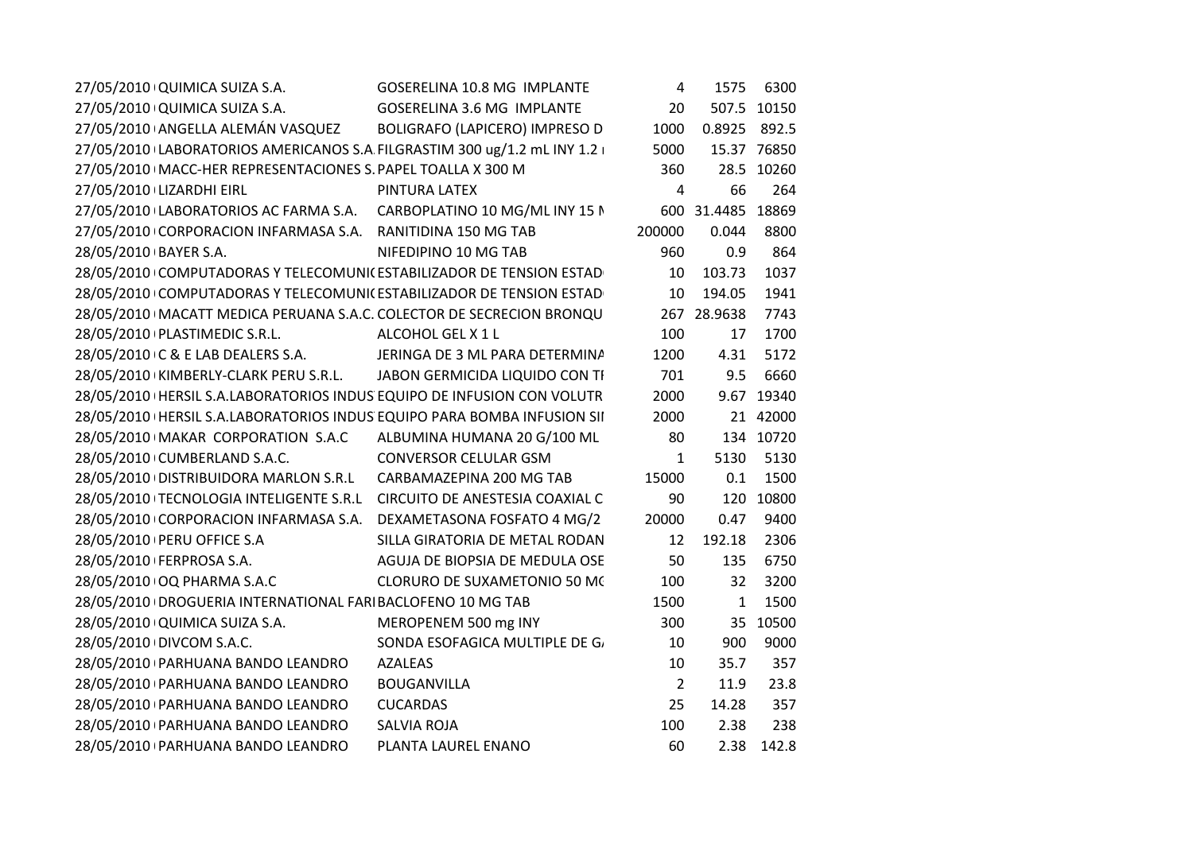| | | | | | |
|---|---|---|---|---|---|
| 27/05/2010 | QUIMICA SUIZA S.A. | GOSERELINA 10.8 MG IMPLANTE | 4 | 1575 | 6300 |
| 27/05/2010 | QUIMICA SUIZA S.A. | GOSERELINA 3.6 MG IMPLANTE | 20 | 507.5 | 10150 |
| 27/05/2010 | ANGELLA ALEMÁN VASQUEZ | BOLIGRAFO (LAPICERO) IMPRESO D | 1000 | 0.8925 | 892.5 |
| 27/05/2010 | LABORATORIOS AMERICANOS S.A. | FILGRASTIM 300 ug/1.2 mL INY 1.2 | 5000 | 15.37 | 76850 |
| 27/05/2010 | MACC-HER REPRESENTACIONES S. | PAPEL TOALLA X 300 M | 360 | 28.5 | 10260 |
| 27/05/2010 | LIZARDHI EIRL | PINTURA LATEX | 4 | 66 | 264 |
| 27/05/2010 | LABORATORIOS AC FARMA S.A. | CARBOPLATINO 10 MG/ML INY 15 M | 600 | 31.4485 | 18869 |
| 27/05/2010 | CORPORACION INFARMASA S.A. | RANITIDINA 150 MG TAB | 200000 | 0.044 | 8800 |
| 28/05/2010 | BAYER S.A. | NIFEDIPINO 10 MG TAB | 960 | 0.9 | 864 |
| 28/05/2010 | COMPUTADORAS Y TELECOMUNI | ESTABILIZADOR DE TENSION ESTAD | 10 | 103.73 | 1037 |
| 28/05/2010 | COMPUTADORAS Y TELECOMUNI | ESTABILIZADOR DE TENSION ESTAD | 10 | 194.05 | 1941 |
| 28/05/2010 | MACATT MEDICA PERUANA S.A.C. | COLECTOR DE SECRECION BRONQU | 267 | 28.9638 | 7743 |
| 28/05/2010 | PLASTIMEDIC S.R.L. | ALCOHOL GEL X 1 L | 100 | 17 | 1700 |
| 28/05/2010 | C & E LAB DEALERS S.A. | JERINGA DE 3 ML PARA DETERMINA | 1200 | 4.31 | 5172 |
| 28/05/2010 | KIMBERLY-CLARK PERU S.R.L. | JABON GERMICIDA LIQUIDO CON TI | 701 | 9.5 | 6660 |
| 28/05/2010 | HERSIL S.A.LABORATORIOS INDUS | EQUIPO DE INFUSION CON VOLUTR | 2000 | 9.67 | 19340 |
| 28/05/2010 | HERSIL S.A.LABORATORIOS INDUS | EQUIPO PARA BOMBA INFUSION SII | 2000 | 21 | 42000 |
| 28/05/2010 | MAKAR CORPORATION S.A.C | ALBUMINA HUMANA 20 G/100 ML | 80 | 134 | 10720 |
| 28/05/2010 | CUMBERLAND S.A.C. | CONVERSOR CELULAR GSM | 1 | 5130 | 5130 |
| 28/05/2010 | DISTRIBUIDORA MARLON S.R.L | CARBAMAZEPINA 200 MG TAB | 15000 | 0.1 | 1500 |
| 28/05/2010 | TECNOLOGIA INTELIGENTE S.R.L | CIRCUITO DE ANESTESIA COAXIAL C | 90 | 120 | 10800 |
| 28/05/2010 | CORPORACION INFARMASA S.A. | DEXAMETASONA FOSFATO 4 MG/2 | 20000 | 0.47 | 9400 |
| 28/05/2010 | PERU OFFICE S.A | SILLA GIRATORIA DE METAL RODAN | 12 | 192.18 | 2306 |
| 28/05/2010 | FERPROSA S.A. | AGUJA DE BIOPSIA DE MEDULA OSE | 50 | 135 | 6750 |
| 28/05/2010 | OQ PHARMA S.A.C | CLORURO DE SUXAMETONIO 50 MG | 100 | 32 | 3200 |
| 28/05/2010 | DROGUERIA INTERNATIONAL FARI | BACLOFENO 10 MG TAB | 1500 | 1 | 1500 |
| 28/05/2010 | QUIMICA SUIZA S.A. | MEROPENEM 500 mg INY | 300 | 35 | 10500 |
| 28/05/2010 | DIVCOM S.A.C. | SONDA ESOFAGICA MULTIPLE DE GA | 10 | 900 | 9000 |
| 28/05/2010 | PARHUANA BANDO LEANDRO | AZALEAS | 10 | 35.7 | 357 |
| 28/05/2010 | PARHUANA BANDO LEANDRO | BOUGANVILLA | 2 | 11.9 | 23.8 |
| 28/05/2010 | PARHUANA BANDO LEANDRO | CUCARDAS | 25 | 14.28 | 357 |
| 28/05/2010 | PARHUANA BANDO LEANDRO | SALVIA ROJA | 100 | 2.38 | 238 |
| 28/05/2010 | PARHUANA BANDO LEANDRO | PLANTA LAUREL ENANO | 60 | 2.38 | 142.8 |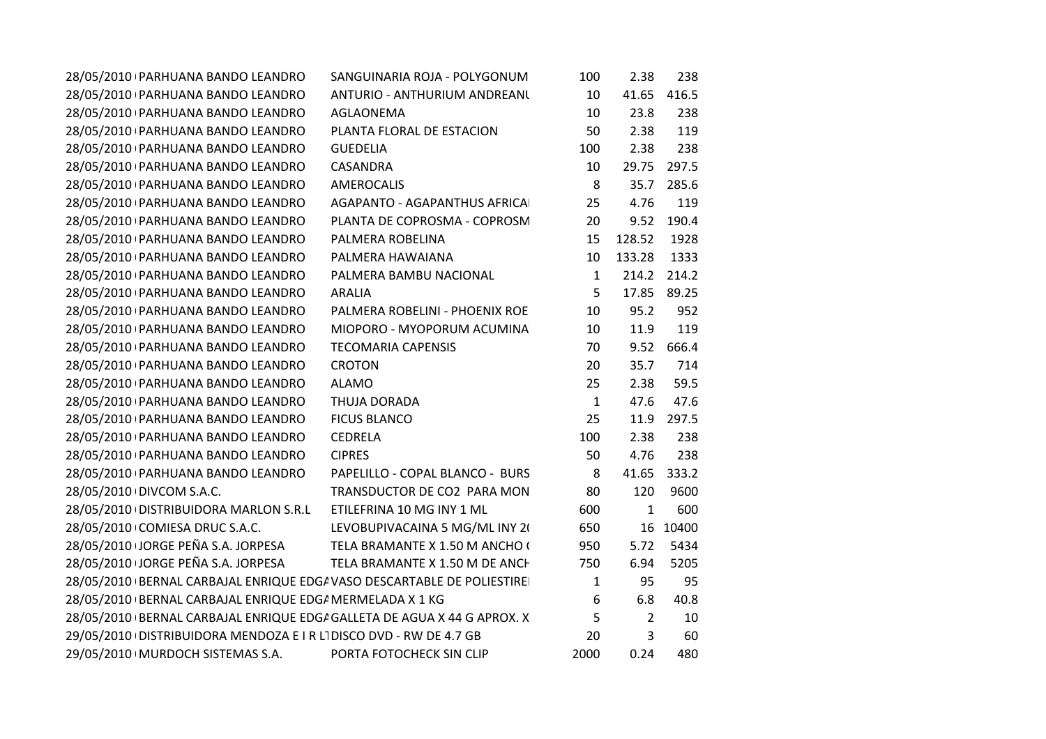| | | | | | |
|---|---|---|---|---|---|
| 28/05/2010 | PARHUANA BANDO LEANDRO | SANGUINARIA ROJA - POLYGONUM | 100 | 2.38 | 238 |
| 28/05/2010 | PARHUANA BANDO LEANDRO | ANTURIO - ANTHURIUM ANDREANU | 10 | 41.65 | 416.5 |
| 28/05/2010 | PARHUANA BANDO LEANDRO | AGLAONEMA | 10 | 23.8 | 238 |
| 28/05/2010 | PARHUANA BANDO LEANDRO | PLANTA FLORAL DE ESTACION | 50 | 2.38 | 119 |
| 28/05/2010 | PARHUANA BANDO LEANDRO | GUEDELIA | 100 | 2.38 | 238 |
| 28/05/2010 | PARHUANA BANDO LEANDRO | CASANDRA | 10 | 29.75 | 297.5 |
| 28/05/2010 | PARHUANA BANDO LEANDRO | AMEROCALIS | 8 | 35.7 | 285.6 |
| 28/05/2010 | PARHUANA BANDO LEANDRO | AGAPANTO - AGAPANTHUS AFRICA | 25 | 4.76 | 119 |
| 28/05/2010 | PARHUANA BANDO LEANDRO | PLANTA DE COPROSMA - COPROSM | 20 | 9.52 | 190.4 |
| 28/05/2010 | PARHUANA BANDO LEANDRO | PALMERA ROBELINA | 15 | 128.52 | 1928 |
| 28/05/2010 | PARHUANA BANDO LEANDRO | PALMERA HAWAIANA | 10 | 133.28 | 1333 |
| 28/05/2010 | PARHUANA BANDO LEANDRO | PALMERA BAMBU NACIONAL | 1 | 214.2 | 214.2 |
| 28/05/2010 | PARHUANA BANDO LEANDRO | ARALIA | 5 | 17.85 | 89.25 |
| 28/05/2010 | PARHUANA BANDO LEANDRO | PALMERA ROBELINI - PHOENIX ROE | 10 | 95.2 | 952 |
| 28/05/2010 | PARHUANA BANDO LEANDRO | MIOPORO - MYOPORUM ACUMINA | 10 | 11.9 | 119 |
| 28/05/2010 | PARHUANA BANDO LEANDRO | TECOMARIA CAPENSIS | 70 | 9.52 | 666.4 |
| 28/05/2010 | PARHUANA BANDO LEANDRO | CROTON | 20 | 35.7 | 714 |
| 28/05/2010 | PARHUANA BANDO LEANDRO | ALAMO | 25 | 2.38 | 59.5 |
| 28/05/2010 | PARHUANA BANDO LEANDRO | THUJA DORADA | 1 | 47.6 | 47.6 |
| 28/05/2010 | PARHUANA BANDO LEANDRO | FICUS BLANCO | 25 | 11.9 | 297.5 |
| 28/05/2010 | PARHUANA BANDO LEANDRO | CEDRELA | 100 | 2.38 | 238 |
| 28/05/2010 | PARHUANA BANDO LEANDRO | CIPRES | 50 | 4.76 | 238 |
| 28/05/2010 | PARHUANA BANDO LEANDRO | PAPELILLO - COPAL BLANCO - BURS | 8 | 41.65 | 333.2 |
| 28/05/2010 | DIVCOM S.A.C. | TRANSDUCTOR DE CO2 PARA MON | 80 | 120 | 9600 |
| 28/05/2010 | DISTRIBUIDORA MARLON S.R.L | ETILEFRINA 10 MG INY 1 ML | 600 | 1 | 600 |
| 28/05/2010 | COMIESA DRUC S.A.C. | LEVOBUPIVACAINA 5 MG/ML INY 2( | 650 | 16 | 10400 |
| 28/05/2010 | JORGE PEÑA S.A. JORPESA | TELA BRAMANTE X 1.50 M ANCHO ( | 950 | 5.72 | 5434 |
| 28/05/2010 | JORGE PEÑA S.A. JORPESA | TELA BRAMANTE X 1.50 M DE ANCH | 750 | 6.94 | 5205 |
| 28/05/2010 | BERNAL CARBAJAL ENRIQUE EDGA | VASO DESCARTABLE DE POLIESTIRE | 1 | 95 | 95 |
| 28/05/2010 | BERNAL CARBAJAL ENRIQUE EDGA | MERMELADA X 1 KG | 6 | 6.8 | 40.8 |
| 28/05/2010 | BERNAL CARBAJAL ENRIQUE EDGA | GALLETA DE AGUA X 44 G APROX. X | 5 | 2 | 10 |
| 29/05/2010 | DISTRIBUIDORA MENDOZA E I R L | DISCO DVD - RW DE 4.7 GB | 20 | 3 | 60 |
| 29/05/2010 | MURDOCH SISTEMAS S.A. | PORTA FOTOCHECK SIN CLIP | 2000 | 0.24 | 480 |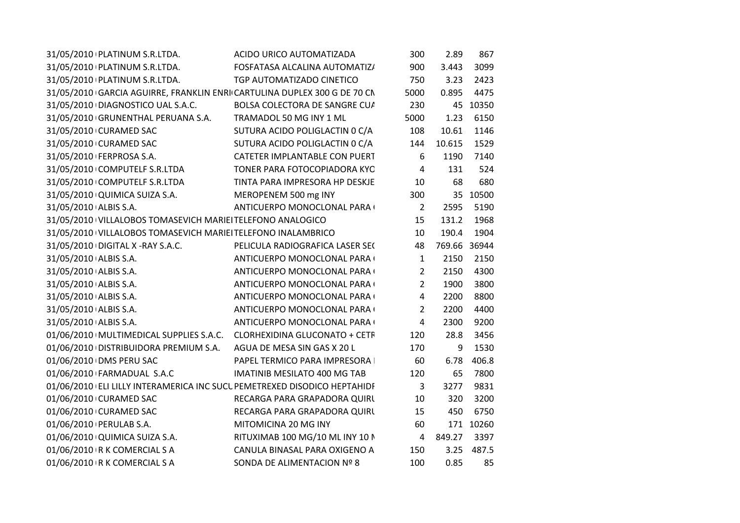| | | | | | |
|---|---|---|---|---|---|
| 31/05/2010 | PLATINUM S.R.LTDA. | ACIDO URICO AUTOMATIZADA | 300 | 2.89 | 867 |
| 31/05/2010 | PLATINUM S.R.LTDA. | FOSFATASA ALCALINA AUTOMATIZA | 900 | 3.443 | 3099 |
| 31/05/2010 | PLATINUM S.R.LTDA. | TGP AUTOMATIZADO CINETICO | 750 | 3.23 | 2423 |
| 31/05/2010 | GARCIA AGUIRRE, FRANKLIN ENRI | CARTULINA DUPLEX 300 G DE 70 CN | 5000 | 0.895 | 4475 |
| 31/05/2010 | DIAGNOSTICO UAL S.A.C. | BOLSA COLECTORA DE SANGRE CUA | 230 | 45 | 10350 |
| 31/05/2010 | GRUNENTHAL PERUANA S.A. | TRAMADOL 50 MG INY 1 ML | 5000 | 1.23 | 6150 |
| 31/05/2010 | CURAMED SAC | SUTURA ACIDO POLIGLACTIN 0 C/A | 108 | 10.61 | 1146 |
| 31/05/2010 | CURAMED SAC | SUTURA ACIDO POLIGLACTIN 0 C/A | 144 | 10.615 | 1529 |
| 31/05/2010 | FERPROSA S.A. | CATETER IMPLANTABLE CON PUERT | 6 | 1190 | 7140 |
| 31/05/2010 | COMPUTELF S.R.LTDA | TONER PARA FOTOCOPIADORA KYO | 4 | 131 | 524 |
| 31/05/2010 | COMPUTELF S.R.LTDA | TINTA PARA IMPRESORA HP DESKJE | 10 | 68 | 680 |
| 31/05/2010 | QUIMICA SUIZA S.A. | MEROPENEM 500 mg INY | 300 | 35 | 10500 |
| 31/05/2010 | ALBIS S.A. | ANTICUERPO MONOCLONAL PARA | 2 | 2595 | 5190 |
| 31/05/2010 | VILLALOBOS TOMASEVICH MARIE | TELEFONO ANALOGICO | 15 | 131.2 | 1968 |
| 31/05/2010 | VILLALOBOS TOMASEVICH MARIE | TELEFONO INALAMBRICO | 10 | 190.4 | 1904 |
| 31/05/2010 | DIGITAL X -RAY S.A.C. | PELICULA RADIOGRAFICA LASER SE( | 48 | 769.66 | 36944 |
| 31/05/2010 | ALBIS S.A. | ANTICUERPO MONOCLONAL PARA | 1 | 2150 | 2150 |
| 31/05/2010 | ALBIS S.A. | ANTICUERPO MONOCLONAL PARA | 2 | 2150 | 4300 |
| 31/05/2010 | ALBIS S.A. | ANTICUERPO MONOCLONAL PARA | 2 | 1900 | 3800 |
| 31/05/2010 | ALBIS S.A. | ANTICUERPO MONOCLONAL PARA | 4 | 2200 | 8800 |
| 31/05/2010 | ALBIS S.A. | ANTICUERPO MONOCLONAL PARA | 2 | 2200 | 4400 |
| 31/05/2010 | ALBIS S.A. | ANTICUERPO MONOCLONAL PARA | 4 | 2300 | 9200 |
| 01/06/2010 | MULTIMEDICAL SUPPLIES S.A.C. | CLORHEXIDINA GLUCONATO + CETR | 120 | 28.8 | 3456 |
| 01/06/2010 | DISTRIBUIDORA PREMIUM S.A. | AGUA DE MESA SIN GAS X 20 L | 170 | 9 | 1530 |
| 01/06/2010 | DMS PERU SAC | PAPEL TERMICO PARA IMPRESORA | 60 | 6.78 | 406.8 |
| 01/06/2010 | FARMADUAL S.A.C | IMATINIB MESILATO 400 MG TAB | 120 | 65 | 7800 |
| 01/06/2010 | ELI LILLY INTERAMERICA INC SUCU | PEMETREXED DISODICO HEPTAHIDF | 3 | 3277 | 9831 |
| 01/06/2010 | CURAMED SAC | RECARGA PARA GRAPADORA QUIRU | 10 | 320 | 3200 |
| 01/06/2010 | CURAMED SAC | RECARGA PARA GRAPADORA QUIRU | 15 | 450 | 6750 |
| 01/06/2010 | PERULAB S.A. | MITOMICINA 20 MG INY | 60 | 171 | 10260 |
| 01/06/2010 | QUIMICA SUIZA S.A. | RITUXIMAB 100 MG/10 ML INY 10 M | 4 | 849.27 | 3397 |
| 01/06/2010 | R K COMERCIAL S A | CANULA BINASAL PARA OXIGENO A | 150 | 3.25 | 487.5 |
| 01/06/2010 | R K COMERCIAL S A | SONDA DE ALIMENTACION Nº 8 | 100 | 0.85 | 85 |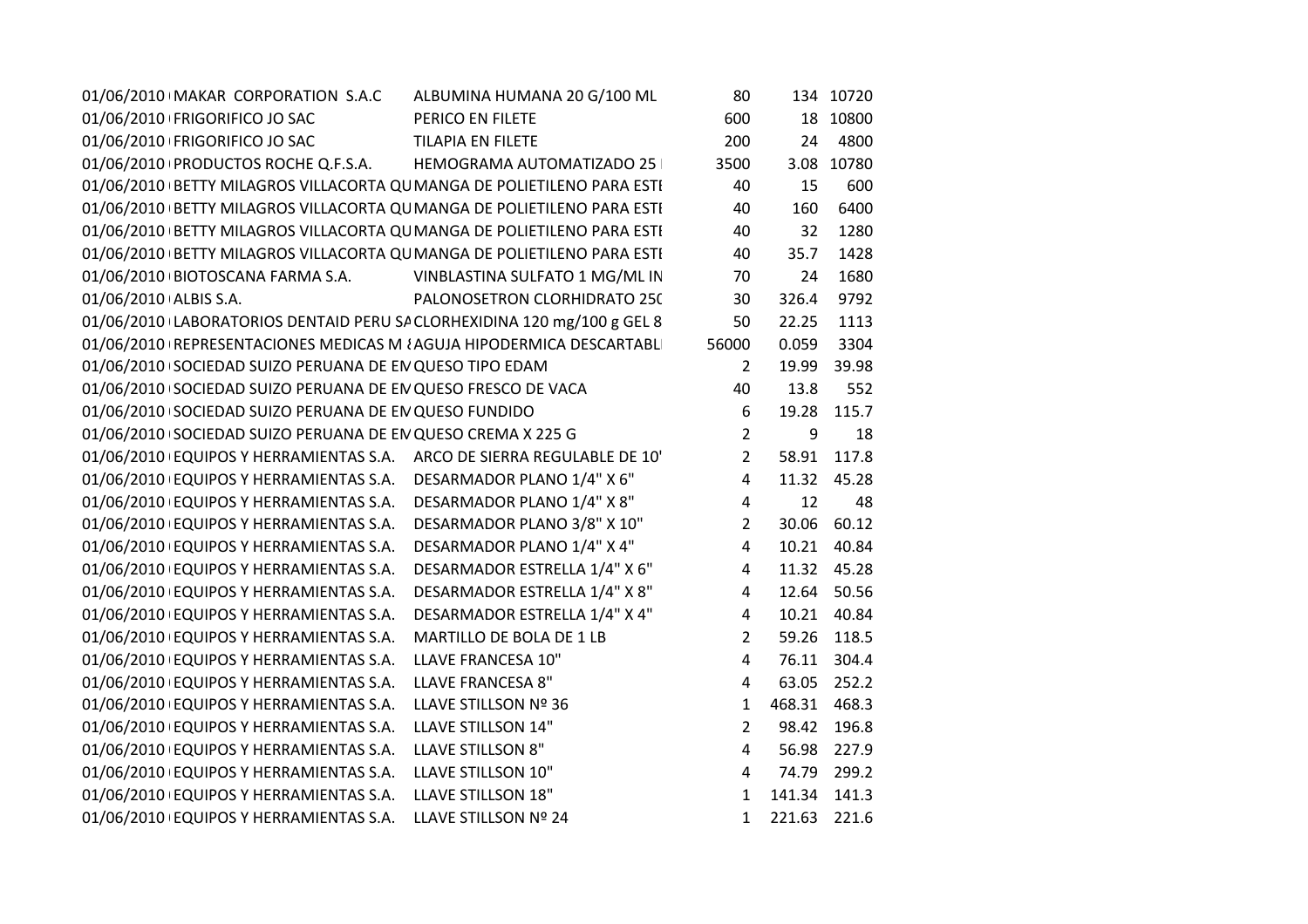| | | | | | |
|---|---|---|---|---|---|
| 01/06/2010 | MAKAR CORPORATION S.A.C | ALBUMINA HUMANA 20 G/100 ML | 80 | 134 | 10720 |
| 01/06/2010 | FRIGORIFICO JO SAC | PERICO EN FILETE | 600 | 18 | 10800 |
| 01/06/2010 | FRIGORIFICO JO SAC | TILAPIA EN FILETE | 200 | 24 | 4800 |
| 01/06/2010 | PRODUCTOS ROCHE Q.F.S.A. | HEMOGRAMA AUTOMATIZADO 25 | 3500 | 3.08 | 10780 |
| 01/06/2010 | BETTY MILAGROS VILLACORTA QU | MANGA DE POLIETILENO PARA ESTI | 40 | 15 | 600 |
| 01/06/2010 | BETTY MILAGROS VILLACORTA QU | MANGA DE POLIETILENO PARA ESTI | 40 | 160 | 6400 |
| 01/06/2010 | BETTY MILAGROS VILLACORTA QU | MANGA DE POLIETILENO PARA ESTI | 40 | 32 | 1280 |
| 01/06/2010 | BETTY MILAGROS VILLACORTA QU | MANGA DE POLIETILENO PARA ESTI | 40 | 35.7 | 1428 |
| 01/06/2010 | BIOTOSCANA FARMA S.A. | VINBLASTINA SULFATO 1 MG/ML IN | 70 | 24 | 1680 |
| 01/06/2010 | ALBIS S.A. | PALONOSETRON CLORHIDRATO 250 | 30 | 326.4 | 9792 |
| 01/06/2010 | LABORATORIOS DENTAID PERU SA | CLORHEXIDINA 120 mg/100 g GEL 8 | 50 | 22.25 | 1113 |
| 01/06/2010 | REPRESENTACIONES MEDICAS M | AGUJA HIPODERMICA DESCARTABL | 56000 | 0.059 | 3304 |
| 01/06/2010 | SOCIEDAD SUIZO PERUANA DE EN | QUESO TIPO EDAM | 2 | 19.99 | 39.98 |
| 01/06/2010 | SOCIEDAD SUIZO PERUANA DE EN | QUESO FRESCO DE VACA | 40 | 13.8 | 552 |
| 01/06/2010 | SOCIEDAD SUIZO PERUANA DE EN | QUESO FUNDIDO | 6 | 19.28 | 115.7 |
| 01/06/2010 | SOCIEDAD SUIZO PERUANA DE EN | QUESO CREMA X 225 G | 2 | 9 | 18 |
| 01/06/2010 | EQUIPOS Y HERRAMIENTAS S.A. | ARCO DE SIERRA REGULABLE DE 10' | 2 | 58.91 | 117.8 |
| 01/06/2010 | EQUIPOS Y HERRAMIENTAS S.A. | DESARMADOR PLANO 1/4" X 6" | 4 | 11.32 | 45.28 |
| 01/06/2010 | EQUIPOS Y HERRAMIENTAS S.A. | DESARMADOR PLANO 1/4" X 8" | 4 | 12 | 48 |
| 01/06/2010 | EQUIPOS Y HERRAMIENTAS S.A. | DESARMADOR PLANO 3/8" X 10" | 2 | 30.06 | 60.12 |
| 01/06/2010 | EQUIPOS Y HERRAMIENTAS S.A. | DESARMADOR PLANO 1/4" X 4" | 4 | 10.21 | 40.84 |
| 01/06/2010 | EQUIPOS Y HERRAMIENTAS S.A. | DESARMADOR ESTRELLA 1/4" X 6" | 4 | 11.32 | 45.28 |
| 01/06/2010 | EQUIPOS Y HERRAMIENTAS S.A. | DESARMADOR ESTRELLA 1/4" X 8" | 4 | 12.64 | 50.56 |
| 01/06/2010 | EQUIPOS Y HERRAMIENTAS S.A. | DESARMADOR ESTRELLA 1/4" X 4" | 4 | 10.21 | 40.84 |
| 01/06/2010 | EQUIPOS Y HERRAMIENTAS S.A. | MARTILLO DE BOLA DE 1 LB | 2 | 59.26 | 118.5 |
| 01/06/2010 | EQUIPOS Y HERRAMIENTAS S.A. | LLAVE FRANCESA 10" | 4 | 76.11 | 304.4 |
| 01/06/2010 | EQUIPOS Y HERRAMIENTAS S.A. | LLAVE FRANCESA 8" | 4 | 63.05 | 252.2 |
| 01/06/2010 | EQUIPOS Y HERRAMIENTAS S.A. | LLAVE STILLSON Nº 36 | 1 | 468.31 | 468.3 |
| 01/06/2010 | EQUIPOS Y HERRAMIENTAS S.A. | LLAVE STILLSON 14" | 2 | 98.42 | 196.8 |
| 01/06/2010 | EQUIPOS Y HERRAMIENTAS S.A. | LLAVE STILLSON 8" | 4 | 56.98 | 227.9 |
| 01/06/2010 | EQUIPOS Y HERRAMIENTAS S.A. | LLAVE STILLSON 10" | 4 | 74.79 | 299.2 |
| 01/06/2010 | EQUIPOS Y HERRAMIENTAS S.A. | LLAVE STILLSON 18" | 1 | 141.34 | 141.3 |
| 01/06/2010 | EQUIPOS Y HERRAMIENTAS S.A. | LLAVE STILLSON Nº 24 | 1 | 221.63 | 221.6 |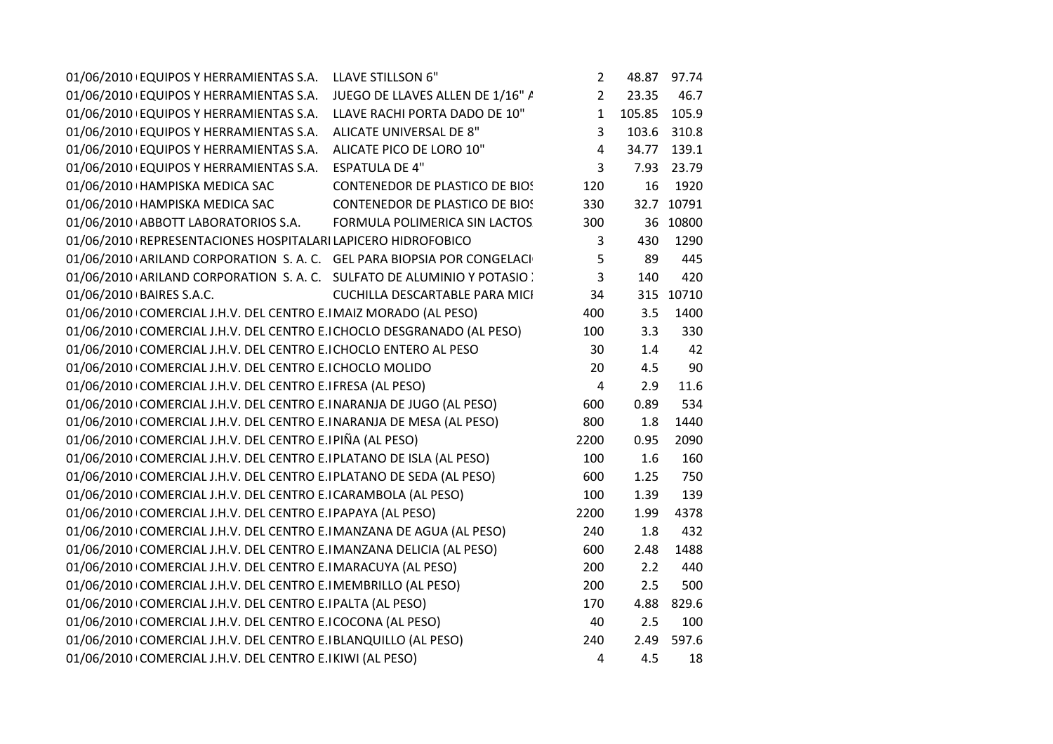| | | | | | |
|---|---|---|---|---|---|
| 01/06/2010 | EQUIPOS Y HERRAMIENTAS S.A. | LLAVE STILLSON 6" | 2 | 48.87 | 97.74 |
| 01/06/2010 | EQUIPOS Y HERRAMIENTAS S.A. | JUEGO DE LLAVES ALLEN DE 1/16" A | 2 | 23.35 | 46.7 |
| 01/06/2010 | EQUIPOS Y HERRAMIENTAS S.A. | LLAVE RACHI PORTA DADO DE 10" | 1 | 105.85 | 105.9 |
| 01/06/2010 | EQUIPOS Y HERRAMIENTAS S.A. | ALICATE UNIVERSAL DE 8" | 3 | 103.6 | 310.8 |
| 01/06/2010 | EQUIPOS Y HERRAMIENTAS S.A. | ALICATE PICO DE LORO 10" | 4 | 34.77 | 139.1 |
| 01/06/2010 | EQUIPOS Y HERRAMIENTAS S.A. | ESPATULA DE 4" | 3 | 7.93 | 23.79 |
| 01/06/2010 | HAMPISKA MEDICA SAC | CONTENEDOR DE PLASTICO DE BIOS | 120 | 16 | 1920 |
| 01/06/2010 | HAMPISKA MEDICA SAC | CONTENEDOR DE PLASTICO DE BIOS | 330 | 32.7 | 10791 |
| 01/06/2010 | ABBOTT LABORATORIOS S.A. | FORMULA POLIMERICA SIN LACTOS | 300 | 36 | 10800 |
| 01/06/2010 | REPRESENTACIONES HOSPITALARI | LAPICERO HIDROFOBICO | 3 | 430 | 1290 |
| 01/06/2010 | ARILAND CORPORATION S. A. C. | GEL PARA BIOPSIA POR CONGELACI | 5 | 89 | 445 |
| 01/06/2010 | ARILAND CORPORATION S. A. C. | SULFATO DE ALUMINIO Y POTASIO | 3 | 140 | 420 |
| 01/06/2010 | BAIRES S.A.C. | CUCHILLA DESCARTABLE PARA MICI | 34 | 315 | 10710 |
| 01/06/2010 | COMERCIAL J.H.V. DEL CENTRO E.I | MAIZ MORADO (AL PESO) | 400 | 3.5 | 1400 |
| 01/06/2010 | COMERCIAL J.H.V. DEL CENTRO E.I | CHOCLO DESGRANADO (AL PESO) | 100 | 3.3 | 330 |
| 01/06/2010 | COMERCIAL J.H.V. DEL CENTRO E.I | CHOCLO ENTERO AL PESO | 30 | 1.4 | 42 |
| 01/06/2010 | COMERCIAL J.H.V. DEL CENTRO E.I | CHOCLO MOLIDO | 20 | 4.5 | 90 |
| 01/06/2010 | COMERCIAL J.H.V. DEL CENTRO E.I | FRESA (AL PESO) | 4 | 2.9 | 11.6 |
| 01/06/2010 | COMERCIAL J.H.V. DEL CENTRO E.I | NARANJA DE JUGO (AL PESO) | 600 | 0.89 | 534 |
| 01/06/2010 | COMERCIAL J.H.V. DEL CENTRO E.I | NARANJA DE MESA (AL PESO) | 800 | 1.8 | 1440 |
| 01/06/2010 | COMERCIAL J.H.V. DEL CENTRO E.I | PIÑA (AL PESO) | 2200 | 0.95 | 2090 |
| 01/06/2010 | COMERCIAL J.H.V. DEL CENTRO E.I | PLATANO DE ISLA (AL PESO) | 100 | 1.6 | 160 |
| 01/06/2010 | COMERCIAL J.H.V. DEL CENTRO E.I | PLATANO DE SEDA (AL PESO) | 600 | 1.25 | 750 |
| 01/06/2010 | COMERCIAL J.H.V. DEL CENTRO E.I | CARAMBOLA (AL PESO) | 100 | 1.39 | 139 |
| 01/06/2010 | COMERCIAL J.H.V. DEL CENTRO E.I | PAPAYA (AL PESO) | 2200 | 1.99 | 4378 |
| 01/06/2010 | COMERCIAL J.H.V. DEL CENTRO E.I | MANZANA DE AGUA (AL PESO) | 240 | 1.8 | 432 |
| 01/06/2010 | COMERCIAL J.H.V. DEL CENTRO E.I | MANZANA DELICIA (AL PESO) | 600 | 2.48 | 1488 |
| 01/06/2010 | COMERCIAL J.H.V. DEL CENTRO E.I | MARACUYA (AL PESO) | 200 | 2.2 | 440 |
| 01/06/2010 | COMERCIAL J.H.V. DEL CENTRO E.I | MEMBRILLO (AL PESO) | 200 | 2.5 | 500 |
| 01/06/2010 | COMERCIAL J.H.V. DEL CENTRO E.I | PALTA (AL PESO) | 170 | 4.88 | 829.6 |
| 01/06/2010 | COMERCIAL J.H.V. DEL CENTRO E.I | COCONA (AL PESO) | 40 | 2.5 | 100 |
| 01/06/2010 | COMERCIAL J.H.V. DEL CENTRO E.I | BLANQUILLO (AL PESO) | 240 | 2.49 | 597.6 |
| 01/06/2010 | COMERCIAL J.H.V. DEL CENTRO E.I | KIWI (AL PESO) | 4 | 4.5 | 18 |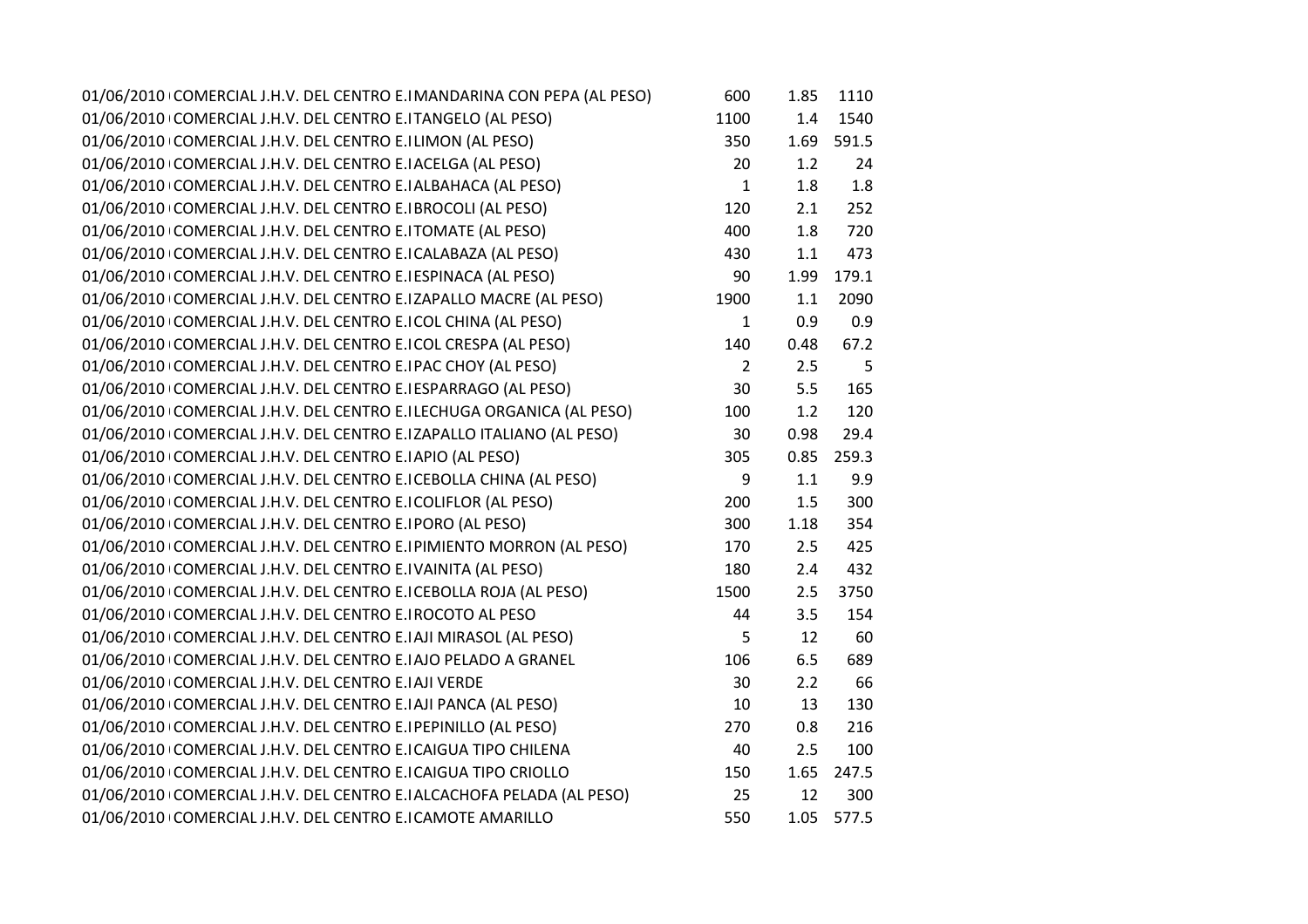| | | | | |
|---|---|---|---|---|
| 01/06/2010 | COMERCIAL J.H.V. DEL CENTRO E.I | MANDARINA CON PEPA (AL PESO) | 600 | 1.85 | 1110 |
| 01/06/2010 | COMERCIAL J.H.V. DEL CENTRO E.I | TANGELO (AL PESO) | 1100 | 1.4 | 1540 |
| 01/06/2010 | COMERCIAL J.H.V. DEL CENTRO E.I | LIMON (AL PESO) | 350 | 1.69 | 591.5 |
| 01/06/2010 | COMERCIAL J.H.V. DEL CENTRO E.I | ACELGA (AL PESO) | 20 | 1.2 | 24 |
| 01/06/2010 | COMERCIAL J.H.V. DEL CENTRO E.I | ALBAHACA (AL PESO) | 1 | 1.8 | 1.8 |
| 01/06/2010 | COMERCIAL J.H.V. DEL CENTRO E.I | BROCOLI (AL PESO) | 120 | 2.1 | 252 |
| 01/06/2010 | COMERCIAL J.H.V. DEL CENTRO E.I | TOMATE (AL PESO) | 400 | 1.8 | 720 |
| 01/06/2010 | COMERCIAL J.H.V. DEL CENTRO E.I | CALABAZA (AL PESO) | 430 | 1.1 | 473 |
| 01/06/2010 | COMERCIAL J.H.V. DEL CENTRO E.I | ESPINACA (AL PESO) | 90 | 1.99 | 179.1 |
| 01/06/2010 | COMERCIAL J.H.V. DEL CENTRO E.I | ZAPALLO MACRE (AL PESO) | 1900 | 1.1 | 2090 |
| 01/06/2010 | COMERCIAL J.H.V. DEL CENTRO E.I | COL CHINA (AL PESO) | 1 | 0.9 | 0.9 |
| 01/06/2010 | COMERCIAL J.H.V. DEL CENTRO E.I | COL CRESPA (AL PESO) | 140 | 0.48 | 67.2 |
| 01/06/2010 | COMERCIAL J.H.V. DEL CENTRO E.I | PAC CHOY (AL PESO) | 2 | 2.5 | 5 |
| 01/06/2010 | COMERCIAL J.H.V. DEL CENTRO E.I | ESPARRAGO (AL PESO) | 30 | 5.5 | 165 |
| 01/06/2010 | COMERCIAL J.H.V. DEL CENTRO E.I | LECHUGA ORGANICA (AL PESO) | 100 | 1.2 | 120 |
| 01/06/2010 | COMERCIAL J.H.V. DEL CENTRO E.I | ZAPALLO ITALIANO (AL PESO) | 30 | 0.98 | 29.4 |
| 01/06/2010 | COMERCIAL J.H.V. DEL CENTRO E.I | APIO (AL PESO) | 305 | 0.85 | 259.3 |
| 01/06/2010 | COMERCIAL J.H.V. DEL CENTRO E.I | CEBOLLA CHINA (AL PESO) | 9 | 1.1 | 9.9 |
| 01/06/2010 | COMERCIAL J.H.V. DEL CENTRO E.I | COLIFLOR (AL PESO) | 200 | 1.5 | 300 |
| 01/06/2010 | COMERCIAL J.H.V. DEL CENTRO E.I | PORO (AL PESO) | 300 | 1.18 | 354 |
| 01/06/2010 | COMERCIAL J.H.V. DEL CENTRO E.I | PIMIENTO MORRON (AL PESO) | 170 | 2.5 | 425 |
| 01/06/2010 | COMERCIAL J.H.V. DEL CENTRO E.I | VAINITA (AL PESO) | 180 | 2.4 | 432 |
| 01/06/2010 | COMERCIAL J.H.V. DEL CENTRO E.I | CEBOLLA ROJA (AL PESO) | 1500 | 2.5 | 3750 |
| 01/06/2010 | COMERCIAL J.H.V. DEL CENTRO E.I | ROCOTO AL PESO | 44 | 3.5 | 154 |
| 01/06/2010 | COMERCIAL J.H.V. DEL CENTRO E.I | AJI MIRASOL (AL PESO) | 5 | 12 | 60 |
| 01/06/2010 | COMERCIAL J.H.V. DEL CENTRO E.I | AJO PELADO A GRANEL | 106 | 6.5 | 689 |
| 01/06/2010 | COMERCIAL J.H.V. DEL CENTRO E.I | AJI VERDE | 30 | 2.2 | 66 |
| 01/06/2010 | COMERCIAL J.H.V. DEL CENTRO E.I | AJI PANCA (AL PESO) | 10 | 13 | 130 |
| 01/06/2010 | COMERCIAL J.H.V. DEL CENTRO E.I | PEPINILLO (AL PESO) | 270 | 0.8 | 216 |
| 01/06/2010 | COMERCIAL J.H.V. DEL CENTRO E.I | CAIGUA TIPO CHILENA | 40 | 2.5 | 100 |
| 01/06/2010 | COMERCIAL J.H.V. DEL CENTRO E.I | CAIGUA TIPO CRIOLLO | 150 | 1.65 | 247.5 |
| 01/06/2010 | COMERCIAL J.H.V. DEL CENTRO E.I | ALCACHOFA PELADA (AL PESO) | 25 | 12 | 300 |
| 01/06/2010 | COMERCIAL J.H.V. DEL CENTRO E.I | CAMOTE AMARILLO | 550 | 1.05 | 577.5 |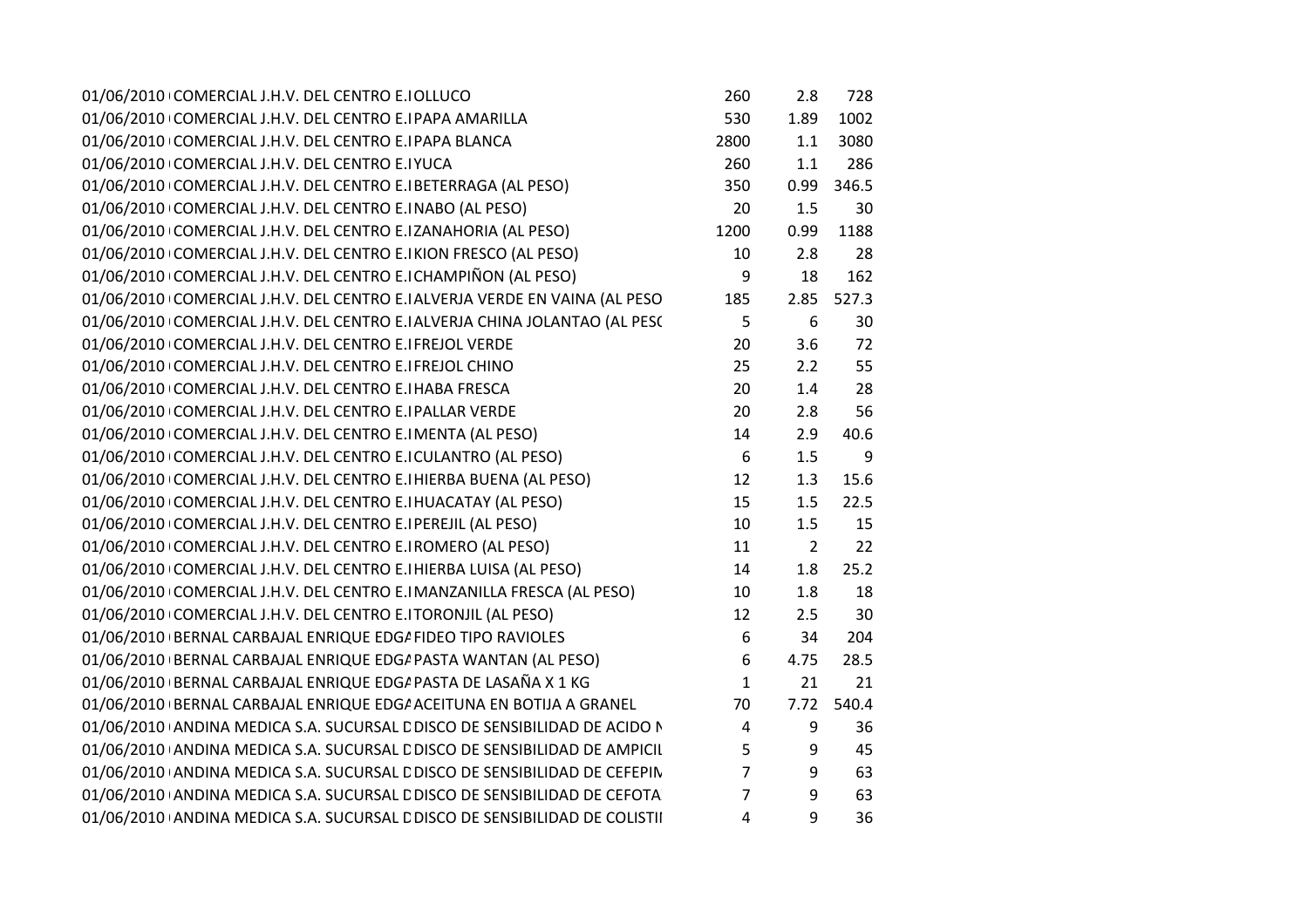| | | | | | |
|---|---|---|---|---|---|
| 01/06/2010 | COMERCIAL J.H.V. DEL CENTRO E.I | OLLUCO | 260 | 2.8 | 728 |
| 01/06/2010 | COMERCIAL J.H.V. DEL CENTRO E.I | PAPA AMARILLA | 530 | 1.89 | 1002 |
| 01/06/2010 | COMERCIAL J.H.V. DEL CENTRO E.I | PAPA BLANCA | 2800 | 1.1 | 3080 |
| 01/06/2010 | COMERCIAL J.H.V. DEL CENTRO E.I | YUCA | 260 | 1.1 | 286 |
| 01/06/2010 | COMERCIAL J.H.V. DEL CENTRO E.I | BETERRAGA (AL PESO) | 350 | 0.99 | 346.5 |
| 01/06/2010 | COMERCIAL J.H.V. DEL CENTRO E.I | NABO (AL PESO) | 20 | 1.5 | 30 |
| 01/06/2010 | COMERCIAL J.H.V. DEL CENTRO E.I | ZANAHORIA (AL PESO) | 1200 | 0.99 | 1188 |
| 01/06/2010 | COMERCIAL J.H.V. DEL CENTRO E.I | KION FRESCO (AL PESO) | 10 | 2.8 | 28 |
| 01/06/2010 | COMERCIAL J.H.V. DEL CENTRO E.I | CHAMPIÑON (AL PESO) | 9 | 18 | 162 |
| 01/06/2010 | COMERCIAL J.H.V. DEL CENTRO E.I | ALVERJA VERDE EN VAINA (AL PESO | 185 | 2.85 | 527.3 |
| 01/06/2010 | COMERCIAL J.H.V. DEL CENTRO E.I | ALVERJA CHINA JOLANTAO (AL PESO | 5 | 6 | 30 |
| 01/06/2010 | COMERCIAL J.H.V. DEL CENTRO E.I | FREJOL VERDE | 20 | 3.6 | 72 |
| 01/06/2010 | COMERCIAL J.H.V. DEL CENTRO E.I | FREJOL CHINO | 25 | 2.2 | 55 |
| 01/06/2010 | COMERCIAL J.H.V. DEL CENTRO E.I | HABA FRESCA | 20 | 1.4 | 28 |
| 01/06/2010 | COMERCIAL J.H.V. DEL CENTRO E.I | PALLAR VERDE | 20 | 2.8 | 56 |
| 01/06/2010 | COMERCIAL J.H.V. DEL CENTRO E.I | MENTA (AL PESO) | 14 | 2.9 | 40.6 |
| 01/06/2010 | COMERCIAL J.H.V. DEL CENTRO E.I | CULANTRO (AL PESO) | 6 | 1.5 | 9 |
| 01/06/2010 | COMERCIAL J.H.V. DEL CENTRO E.I | HIERBA BUENA (AL PESO) | 12 | 1.3 | 15.6 |
| 01/06/2010 | COMERCIAL J.H.V. DEL CENTRO E.I | HUACATAY (AL PESO) | 15 | 1.5 | 22.5 |
| 01/06/2010 | COMERCIAL J.H.V. DEL CENTRO E.I | PEREJIL (AL PESO) | 10 | 1.5 | 15 |
| 01/06/2010 | COMERCIAL J.H.V. DEL CENTRO E.I | ROMERO (AL PESO) | 11 | 2 | 22 |
| 01/06/2010 | COMERCIAL J.H.V. DEL CENTRO E.I | HIERBA LUISA (AL PESO) | 14 | 1.8 | 25.2 |
| 01/06/2010 | COMERCIAL J.H.V. DEL CENTRO E.I | MANZANILLA FRESCA (AL PESO) | 10 | 1.8 | 18 |
| 01/06/2010 | COMERCIAL J.H.V. DEL CENTRO E.I | TORONJIL (AL PESO) | 12 | 2.5 | 30 |
| 01/06/2010 | BERNAL CARBAJAL ENRIQUE EDGA | FIDEO TIPO RAVIOLES | 6 | 34 | 204 |
| 01/06/2010 | BERNAL CARBAJAL ENRIQUE EDGA | PASTA WANTAN (AL PESO) | 6 | 4.75 | 28.5 |
| 01/06/2010 | BERNAL CARBAJAL ENRIQUE EDGA | PASTA DE LASAÑA X 1 KG | 1 | 21 | 21 |
| 01/06/2010 | BERNAL CARBAJAL ENRIQUE EDGA | ACEITUNA EN BOTIJA A GRANEL | 70 | 7.72 | 540.4 |
| 01/06/2010 | ANDINA MEDICA S.A. SUCURSAL D | DISCO DE SENSIBILIDAD DE ACIDO N | 4 | 9 | 36 |
| 01/06/2010 | ANDINA MEDICA S.A. SUCURSAL D | DISCO DE SENSIBILIDAD DE AMPICIL | 5 | 9 | 45 |
| 01/06/2010 | ANDINA MEDICA S.A. SUCURSAL D | DISCO DE SENSIBILIDAD DE CEFEPIM | 7 | 9 | 63 |
| 01/06/2010 | ANDINA MEDICA S.A. SUCURSAL D | DISCO DE SENSIBILIDAD DE CEFOTA | 7 | 9 | 63 |
| 01/06/2010 | ANDINA MEDICA S.A. SUCURSAL D | DISCO DE SENSIBILIDAD DE COLISTII | 4 | 9 | 36 |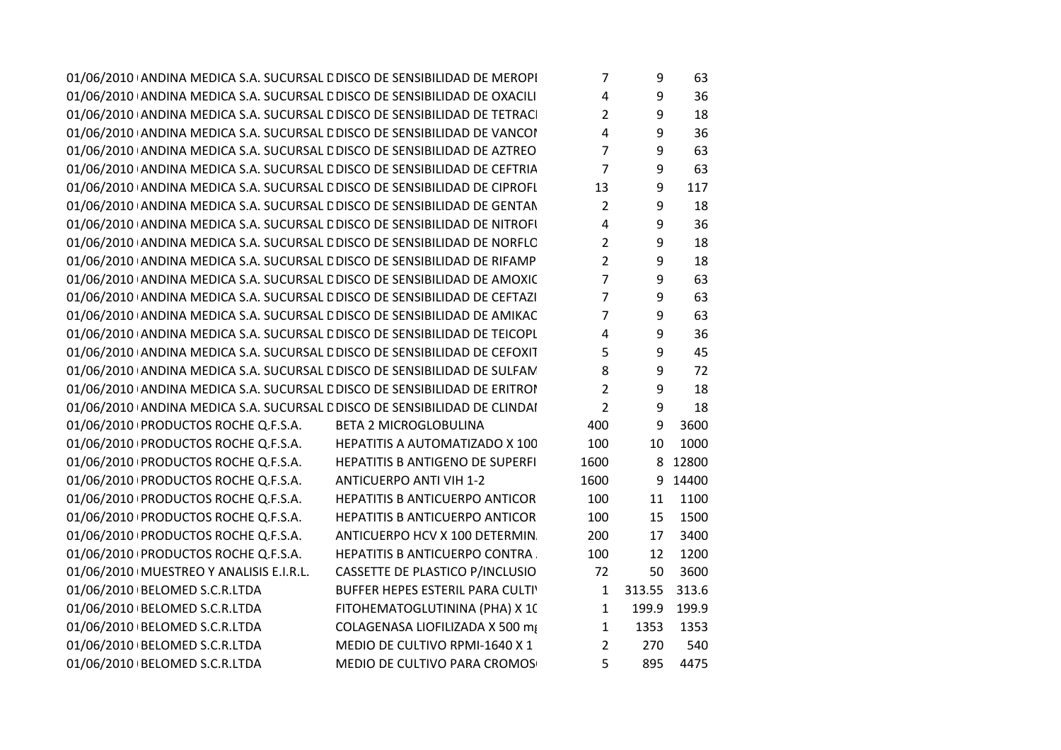| | | | | | |
|---|---|---|---|---|---|
| 01/06/2010 | ANDINA MEDICA S.A. SUCURSAL D | DISCO DE SENSIBILIDAD DE MEROPI | 7 | 9 | 63 |
| 01/06/2010 | ANDINA MEDICA S.A. SUCURSAL D | DISCO DE SENSIBILIDAD DE OXACILI | 4 | 9 | 36 |
| 01/06/2010 | ANDINA MEDICA S.A. SUCURSAL D | DISCO DE SENSIBILIDAD DE TETRACI | 2 | 9 | 18 |
| 01/06/2010 | ANDINA MEDICA S.A. SUCURSAL D | DISCO DE SENSIBILIDAD DE VANCOI | 4 | 9 | 36 |
| 01/06/2010 | ANDINA MEDICA S.A. SUCURSAL D | DISCO DE SENSIBILIDAD DE AZTREO | 7 | 9 | 63 |
| 01/06/2010 | ANDINA MEDICA S.A. SUCURSAL D | DISCO DE SENSIBILIDAD DE CEFTRIA | 7 | 9 | 63 |
| 01/06/2010 | ANDINA MEDICA S.A. SUCURSAL D | DISCO DE SENSIBILIDAD DE CIPROFL | 13 | 9 | 117 |
| 01/06/2010 | ANDINA MEDICA S.A. SUCURSAL D | DISCO DE SENSIBILIDAD DE GENTAN | 2 | 9 | 18 |
| 01/06/2010 | ANDINA MEDICA S.A. SUCURSAL D | DISCO DE SENSIBILIDAD DE NITROFU | 4 | 9 | 36 |
| 01/06/2010 | ANDINA MEDICA S.A. SUCURSAL D | DISCO DE SENSIBILIDAD DE NORFLO | 2 | 9 | 18 |
| 01/06/2010 | ANDINA MEDICA S.A. SUCURSAL D | DISCO DE SENSIBILIDAD DE RIFAMP | 2 | 9 | 18 |
| 01/06/2010 | ANDINA MEDICA S.A. SUCURSAL D | DISCO DE SENSIBILIDAD DE AMOXIC | 7 | 9 | 63 |
| 01/06/2010 | ANDINA MEDICA S.A. SUCURSAL D | DISCO DE SENSIBILIDAD DE CEFTAZI | 7 | 9 | 63 |
| 01/06/2010 | ANDINA MEDICA S.A. SUCURSAL D | DISCO DE SENSIBILIDAD DE AMIKAC | 7 | 9 | 63 |
| 01/06/2010 | ANDINA MEDICA S.A. SUCURSAL D | DISCO DE SENSIBILIDAD DE TEICOPL | 4 | 9 | 36 |
| 01/06/2010 | ANDINA MEDICA S.A. SUCURSAL D | DISCO DE SENSIBILIDAD DE CEFOXIT | 5 | 9 | 45 |
| 01/06/2010 | ANDINA MEDICA S.A. SUCURSAL D | DISCO DE SENSIBILIDAD DE SULFAM | 8 | 9 | 72 |
| 01/06/2010 | ANDINA MEDICA S.A. SUCURSAL D | DISCO DE SENSIBILIDAD DE ERITROI | 2 | 9 | 18 |
| 01/06/2010 | ANDINA MEDICA S.A. SUCURSAL D | DISCO DE SENSIBILIDAD DE CLINDAI | 2 | 9 | 18 |
| 01/06/2010 | PRODUCTOS ROCHE Q.F.S.A. | BETA 2 MICROGLOBULINA | 400 | 9 | 3600 |
| 01/06/2010 | PRODUCTOS ROCHE Q.F.S.A. | HEPATITIS A AUTOMATIZADO X 100 | 100 | 10 | 1000 |
| 01/06/2010 | PRODUCTOS ROCHE Q.F.S.A. | HEPATITIS B ANTIGENO DE SUPERFI | 1600 | 8 | 12800 |
| 01/06/2010 | PRODUCTOS ROCHE Q.F.S.A. | ANTICUERPO ANTI VIH 1-2 | 1600 | 9 | 14400 |
| 01/06/2010 | PRODUCTOS ROCHE Q.F.S.A. | HEPATITIS B ANTICUERPO ANTICOR | 100 | 11 | 1100 |
| 01/06/2010 | PRODUCTOS ROCHE Q.F.S.A. | HEPATITIS B ANTICUERPO ANTICOR | 100 | 15 | 1500 |
| 01/06/2010 | PRODUCTOS ROCHE Q.F.S.A. | ANTICUERPO HCV X 100 DETERMIN. | 200 | 17 | 3400 |
| 01/06/2010 | PRODUCTOS ROCHE Q.F.S.A. | HEPATITIS B ANTICUERPO CONTRA | 100 | 12 | 1200 |
| 01/06/2010 | MUESTREO Y ANALISIS E.I.R.L. | CASSETTE DE PLASTICO P/INCLUSIO | 72 | 50 | 3600 |
| 01/06/2010 | BELOMED S.C.R.LTDA | BUFFER HEPES ESTERIL PARA CULTI | 1 | 313.55 | 313.6 |
| 01/06/2010 | BELOMED S.C.R.LTDA | FITOHEMATOGLUTININA (PHA) X 10 | 1 | 199.9 | 199.9 |
| 01/06/2010 | BELOMED S.C.R.LTDA | COLAGENASA LIOFILIZADA X 500 mg | 1 | 1353 | 1353 |
| 01/06/2010 | BELOMED S.C.R.LTDA | MEDIO DE CULTIVO RPMI-1640 X 1 | 2 | 270 | 540 |
| 01/06/2010 | BELOMED S.C.R.LTDA | MEDIO DE CULTIVO PARA CROMOS | 5 | 895 | 4475 |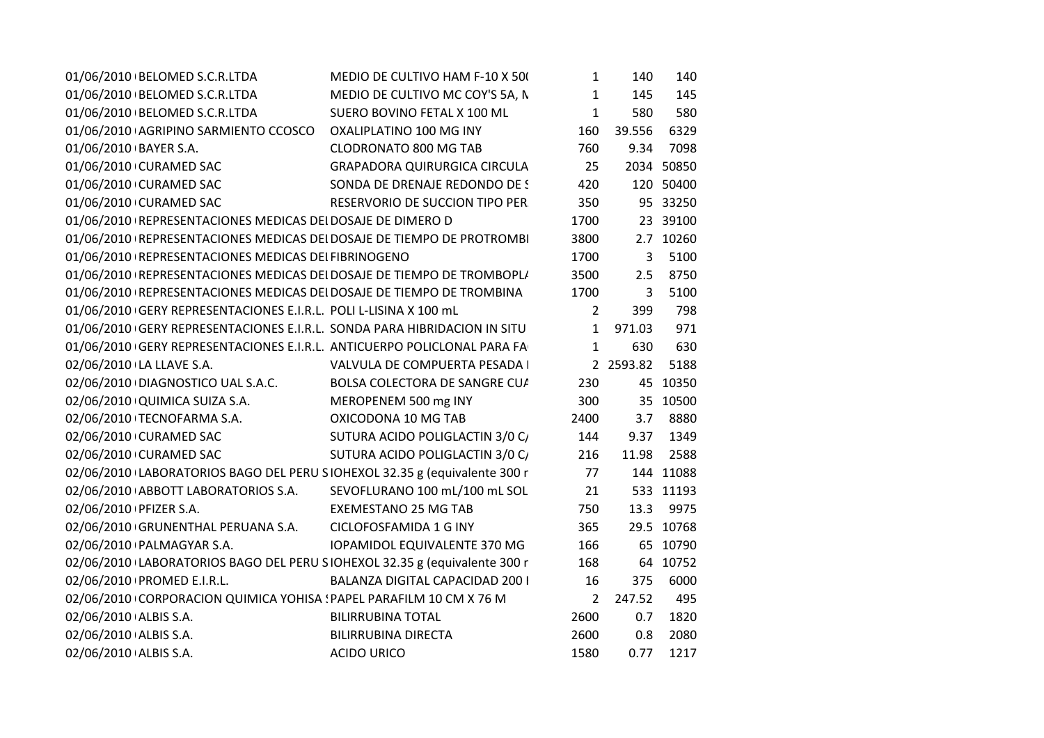| | | | | | |
|---|---|---|---|---|---|
| 01/06/2010 | BELOMED S.C.R.LTDA | MEDIO DE CULTIVO HAM F-10 X 50( | 1 | 140 | 140 |
| 01/06/2010 | BELOMED S.C.R.LTDA | MEDIO DE CULTIVO MC COY'S 5A, N | 1 | 145 | 145 |
| 01/06/2010 | BELOMED S.C.R.LTDA | SUERO BOVINO FETAL X 100 ML | 1 | 580 | 580 |
| 01/06/2010 | AGRIPINO SARMIENTO CCOSCO | OXALIPLATINO 100 MG INY | 160 | 39.556 | 6329 |
| 01/06/2010 | BAYER S.A. | CLODRONATO 800 MG TAB | 760 | 9.34 | 7098 |
| 01/06/2010 | CURAMED SAC | GRAPADORA QUIRURGICA CIRCULA | 25 | 2034 | 50850 |
| 01/06/2010 | CURAMED SAC | SONDA DE DRENAJE REDONDO DE S | 420 | 120 | 50400 |
| 01/06/2010 | CURAMED SAC | RESERVORIO DE SUCCION TIPO PER | 350 | 95 | 33250 |
| 01/06/2010 | REPRESENTACIONES MEDICAS DEL | DOSAJE DE DIMERO D | 1700 | 23 | 39100 |
| 01/06/2010 | REPRESENTACIONES MEDICAS DEL | DOSAJE DE TIEMPO DE PROTROMBI | 3800 | 2.7 | 10260 |
| 01/06/2010 | REPRESENTACIONES MEDICAS DEL | FIBRINOGENO | 1700 | 3 | 5100 |
| 01/06/2010 | REPRESENTACIONES MEDICAS DEL | DOSAJE DE TIEMPO DE TROMBOPL/ | 3500 | 2.5 | 8750 |
| 01/06/2010 | REPRESENTACIONES MEDICAS DEL | DOSAJE DE TIEMPO DE TROMBINA | 1700 | 3 | 5100 |
| 01/06/2010 | GERY REPRESENTACIONES E.I.R.L. | POLI L-LISINA X 100 mL | 2 | 399 | 798 |
| 01/06/2010 | GERY REPRESENTACIONES E.I.R.L. | SONDA PARA HIBRIDACION IN SITU | 1 | 971.03 | 971 |
| 01/06/2010 | GERY REPRESENTACIONES E.I.R.L. | ANTICUERPO POLICLONAL PARA FA | 1 | 630 | 630 |
| 02/06/2010 | LA LLAVE S.A. | VALVULA DE COMPUERTA PESADA I | 2 | 2593.82 | 5188 |
| 02/06/2010 | DIAGNOSTICO UAL S.A.C. | BOLSA COLECTORA DE SANGRE CU/ | 230 | 45 | 10350 |
| 02/06/2010 | QUIMICA SUIZA S.A. | MEROPENEM 500 mg INY | 300 | 35 | 10500 |
| 02/06/2010 | TECNOFARMA S.A. | OXICODONA 10 MG TAB | 2400 | 3.7 | 8880 |
| 02/06/2010 | CURAMED SAC | SUTURA ACIDO POLIGLACTIN 3/0 C/ | 144 | 9.37 | 1349 |
| 02/06/2010 | CURAMED SAC | SUTURA ACIDO POLIGLACTIN 3/0 C/ | 216 | 11.98 | 2588 |
| 02/06/2010 | LABORATORIOS BAGO DEL PERU S | IOHEXOL 32.35 g (equivalente 300 r | 77 | 144 | 11088 |
| 02/06/2010 | ABBOTT LABORATORIOS S.A. | SEVOFLURANO 100 mL/100 mL SOL | 21 | 533 | 11193 |
| 02/06/2010 | PFIZER S.A. | EXEMESTANO 25 MG TAB | 750 | 13.3 | 9975 |
| 02/06/2010 | GRUNENTHAL PERUANA S.A. | CICLOFOSFAMIDA 1 G INY | 365 | 29.5 | 10768 |
| 02/06/2010 | PALMAGYAR S.A. | IOPAMIDOL EQUIVALENTE 370 MG | 166 | 65 | 10790 |
| 02/06/2010 | LABORATORIOS BAGO DEL PERU S | IOHEXOL 32.35 g (equivalente 300 r | 168 | 64 | 10752 |
| 02/06/2010 | PROMED E.I.R.L. | BALANZA DIGITAL CAPACIDAD 200 I | 16 | 375 | 6000 |
| 02/06/2010 | CORPORACION QUIMICA YOHISA S | PAPEL PARAFILM 10 CM X 76 M | 2 | 247.52 | 495 |
| 02/06/2010 | ALBIS S.A. | BILIRRUBINA TOTAL | 2600 | 0.7 | 1820 |
| 02/06/2010 | ALBIS S.A. | BILIRRUBINA DIRECTA | 2600 | 0.8 | 2080 |
| 02/06/2010 | ALBIS S.A. | ACIDO URICO | 1580 | 0.77 | 1217 |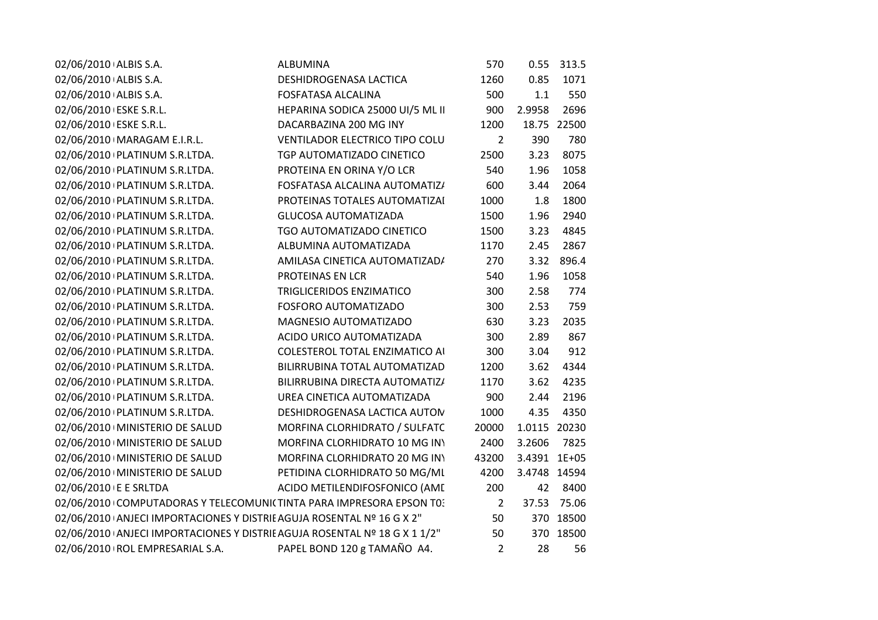| | | | | | |
|---|---|---|---|---|---|
| 02/06/2010 | ALBIS S.A. | ALBUMINA | 570 | 0.55 | 313.5 |
| 02/06/2010 | ALBIS S.A. | DESHIDROGENASA LACTICA | 1260 | 0.85 | 1071 |
| 02/06/2010 | ALBIS S.A. | FOSFATASA ALCALINA | 500 | 1.1 | 550 |
| 02/06/2010 | ESKE S.R.L. | HEPARINA SODICA 25000 UI/5 ML II | 900 | 2.9958 | 2696 |
| 02/06/2010 | ESKE S.R.L. | DACARBAZINA 200 MG INY | 1200 | 18.75 | 22500 |
| 02/06/2010 | MARAGAM E.I.R.L. | VENTILADOR ELECTRICO TIPO COLU | 2 | 390 | 780 |
| 02/06/2010 | PLATINUM S.R.LTDA. | TGP AUTOMATIZADO CINETICO | 2500 | 3.23 | 8075 |
| 02/06/2010 | PLATINUM S.R.LTDA. | PROTEINA EN ORINA Y/O LCR | 540 | 1.96 | 1058 |
| 02/06/2010 | PLATINUM S.R.LTDA. | FOSFATASA ALCALINA AUTOMATIZA | 600 | 3.44 | 2064 |
| 02/06/2010 | PLATINUM S.R.LTDA. | PROTEINAS TOTALES AUTOMATIZAI | 1000 | 1.8 | 1800 |
| 02/06/2010 | PLATINUM S.R.LTDA. | GLUCOSA AUTOMATIZADA | 1500 | 1.96 | 2940 |
| 02/06/2010 | PLATINUM S.R.LTDA. | TGO AUTOMATIZADO CINETICO | 1500 | 3.23 | 4845 |
| 02/06/2010 | PLATINUM S.R.LTDA. | ALBUMINA AUTOMATIZADA | 1170 | 2.45 | 2867 |
| 02/06/2010 | PLATINUM S.R.LTDA. | AMILASA CINETICA AUTOMATIZADA | 270 | 3.32 | 896.4 |
| 02/06/2010 | PLATINUM S.R.LTDA. | PROTEINAS EN LCR | 540 | 1.96 | 1058 |
| 02/06/2010 | PLATINUM S.R.LTDA. | TRIGLICERIDOS ENZIMATICO | 300 | 2.58 | 774 |
| 02/06/2010 | PLATINUM S.R.LTDA. | FOSFORO AUTOMATIZADO | 300 | 2.53 | 759 |
| 02/06/2010 | PLATINUM S.R.LTDA. | MAGNESIO AUTOMATIZADO | 630 | 3.23 | 2035 |
| 02/06/2010 | PLATINUM S.R.LTDA. | ACIDO URICO AUTOMATIZADA | 300 | 2.89 | 867 |
| 02/06/2010 | PLATINUM S.R.LTDA. | COLESTEROL TOTAL ENZIMATICO AI | 300 | 3.04 | 912 |
| 02/06/2010 | PLATINUM S.R.LTDA. | BILIRRUBINA TOTAL AUTOMATIZAD | 1200 | 3.62 | 4344 |
| 02/06/2010 | PLATINUM S.R.LTDA. | BILIRRUBINA DIRECTA AUTOMATIZA | 1170 | 3.62 | 4235 |
| 02/06/2010 | PLATINUM S.R.LTDA. | UREA CINETICA AUTOMATIZADA | 900 | 2.44 | 2196 |
| 02/06/2010 | PLATINUM S.R.LTDA. | DESHIDROGENASA LACTICA AUTOM | 1000 | 4.35 | 4350 |
| 02/06/2010 | MINISTERIO DE SALUD | MORFINA CLORHIDRATO / SULFATC | 20000 | 1.0115 | 20230 |
| 02/06/2010 | MINISTERIO DE SALUD | MORFINA CLORHIDRATO 10 MG INY | 2400 | 3.2606 | 7825 |
| 02/06/2010 | MINISTERIO DE SALUD | MORFINA CLORHIDRATO 20 MG INY | 43200 | 3.4391 | 1E+05 |
| 02/06/2010 | MINISTERIO DE SALUD | PETIDINA CLORHIDRATO 50 MG/ML | 4200 | 3.4748 | 14594 |
| 02/06/2010 | E E SRLTDA | ACIDO METILENDIFOSFONICO (AMD | 200 | 42 | 8400 |
| 02/06/2010 | COMPUTADORAS Y TELECOMUNIC | TINTA PARA IMPRESORA EPSON T03 | 2 | 37.53 | 75.06 |
| 02/06/2010 | ANJECI IMPORTACIONES Y DISTRIE | AGUJA ROSENTAL Nº 16 G X 2" | 50 | 370 | 18500 |
| 02/06/2010 | ANJECI IMPORTACIONES Y DISTRIE | AGUJA ROSENTAL Nº 18 G X 1 1/2" | 50 | 370 | 18500 |
| 02/06/2010 | ROL EMPRESARIAL S.A. | PAPEL BOND 120 g TAMAÑO A4. | 2 | 28 | 56 |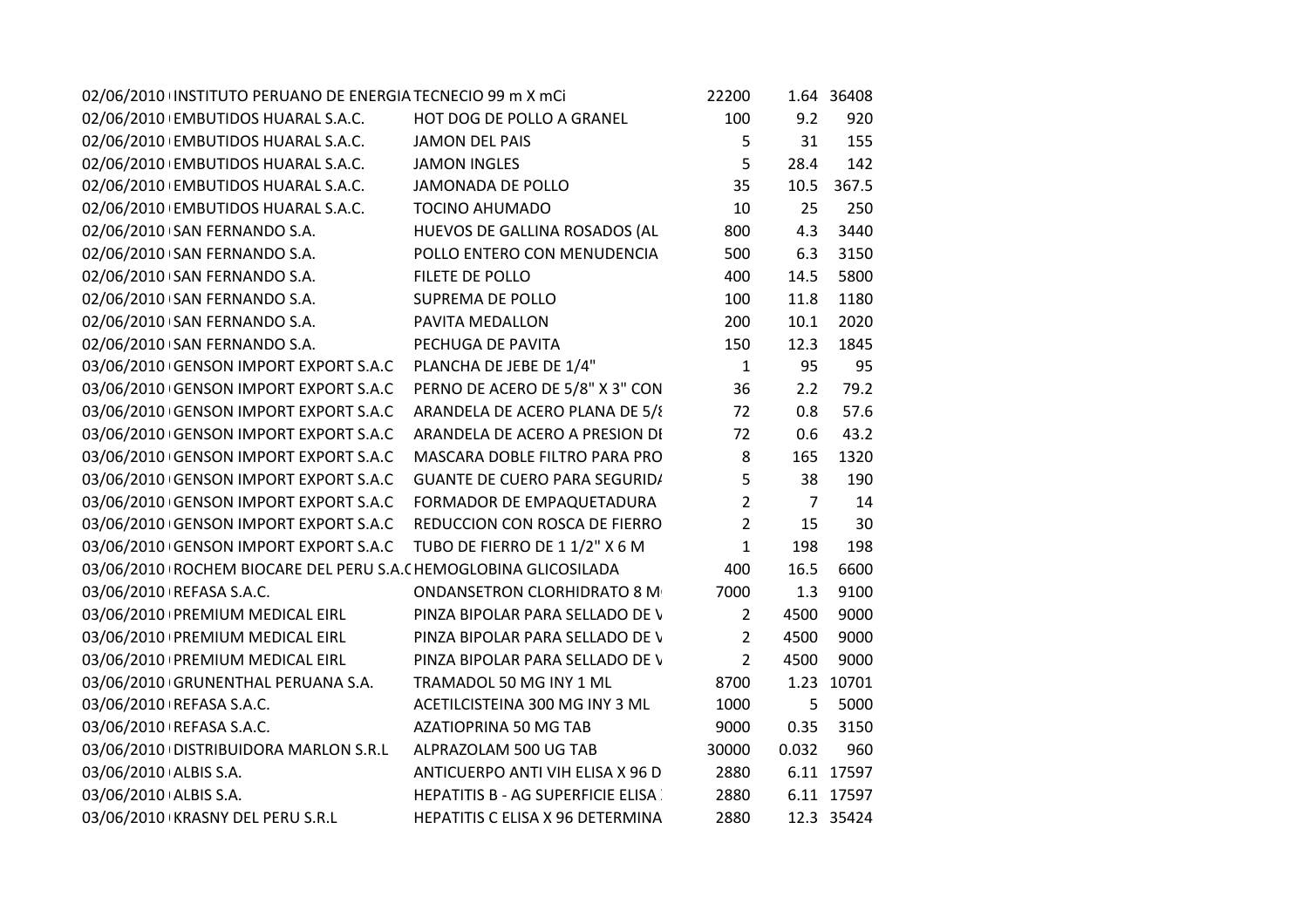| | | | | | |
|---|---|---|---|---|---|
| 02/06/2010 | INSTITUTO PERUANO DE ENERGIA | TECNECIO 99 m X mCi | 22200 | 1.64 | 36408 |
| 02/06/2010 | EMBUTIDOS HUARAL S.A.C. | HOT DOG DE POLLO A GRANEL | 100 | 9.2 | 920 |
| 02/06/2010 | EMBUTIDOS HUARAL S.A.C. | JAMON DEL PAIS | 5 | 31 | 155 |
| 02/06/2010 | EMBUTIDOS HUARAL S.A.C. | JAMON INGLES | 5 | 28.4 | 142 |
| 02/06/2010 | EMBUTIDOS HUARAL S.A.C. | JAMONADA DE POLLO | 35 | 10.5 | 367.5 |
| 02/06/2010 | EMBUTIDOS HUARAL S.A.C. | TOCINO AHUMADO | 10 | 25 | 250 |
| 02/06/2010 | SAN FERNANDO S.A. | HUEVOS DE GALLINA ROSADOS (AL | 800 | 4.3 | 3440 |
| 02/06/2010 | SAN FERNANDO S.A. | POLLO ENTERO CON MENUDENCIA | 500 | 6.3 | 3150 |
| 02/06/2010 | SAN FERNANDO S.A. | FILETE DE POLLO | 400 | 14.5 | 5800 |
| 02/06/2010 | SAN FERNANDO S.A. | SUPREMA DE POLLO | 100 | 11.8 | 1180 |
| 02/06/2010 | SAN FERNANDO S.A. | PAVITA MEDALLON | 200 | 10.1 | 2020 |
| 02/06/2010 | SAN FERNANDO S.A. | PECHUGA DE PAVITA | 150 | 12.3 | 1845 |
| 03/06/2010 | GENSON IMPORT EXPORT S.A.C | PLANCHA DE JEBE DE 1/4" | 1 | 95 | 95 |
| 03/06/2010 | GENSON IMPORT EXPORT S.A.C | PERNO DE ACERO DE 5/8" X 3" CON | 36 | 2.2 | 79.2 |
| 03/06/2010 | GENSON IMPORT EXPORT S.A.C | ARANDELA DE ACERO PLANA DE 5/8 | 72 | 0.8 | 57.6 |
| 03/06/2010 | GENSON IMPORT EXPORT S.A.C | ARANDELA DE ACERO A PRESION DE | 72 | 0.6 | 43.2 |
| 03/06/2010 | GENSON IMPORT EXPORT S.A.C | MASCARA DOBLE FILTRO PARA PRO | 8 | 165 | 1320 |
| 03/06/2010 | GENSON IMPORT EXPORT S.A.C | GUANTE DE CUERO PARA SEGURIDA | 5 | 38 | 190 |
| 03/06/2010 | GENSON IMPORT EXPORT S.A.C | FORMADOR DE EMPAQUETADURA | 2 | 7 | 14 |
| 03/06/2010 | GENSON IMPORT EXPORT S.A.C | REDUCCION CON ROSCA DE FIERRO | 2 | 15 | 30 |
| 03/06/2010 | GENSON IMPORT EXPORT S.A.C | TUBO DE FIERRO DE 1 1/2" X 6 M | 1 | 198 | 198 |
| 03/06/2010 | ROCHEM BIOCARE DEL PERU S.A.C | HEMOGLOBINA GLICOSILADA | 400 | 16.5 | 6600 |
| 03/06/2010 | REFASA S.A.C. | ONDANSETRON CLORHIDRATO 8 M | 7000 | 1.3 | 9100 |
| 03/06/2010 | PREMIUM MEDICAL EIRL | PINZA BIPOLAR PARA SELLADO DE V | 2 | 4500 | 9000 |
| 03/06/2010 | PREMIUM MEDICAL EIRL | PINZA BIPOLAR PARA SELLADO DE V | 2 | 4500 | 9000 |
| 03/06/2010 | PREMIUM MEDICAL EIRL | PINZA BIPOLAR PARA SELLADO DE V | 2 | 4500 | 9000 |
| 03/06/2010 | GRUNENTHAL PERUANA S.A. | TRAMADOL 50 MG INY 1 ML | 8700 | 1.23 | 10701 |
| 03/06/2010 | REFASA S.A.C. | ACETILCISTEINA 300 MG INY 3 ML | 1000 | 5 | 5000 |
| 03/06/2010 | REFASA S.A.C. | AZATIOPRINA 50 MG TAB | 9000 | 0.35 | 3150 |
| 03/06/2010 | DISTRIBUIDORA MARLON S.R.L | ALPRAZOLAM 500 UG TAB | 30000 | 0.032 | 960 |
| 03/06/2010 | ALBIS S.A. | ANTICUERPO ANTI VIH ELISA X 96 D | 2880 | 6.11 | 17597 |
| 03/06/2010 | ALBIS S.A. | HEPATITIS B - AG SUPERFICIE ELISA | 2880 | 6.11 | 17597 |
| 03/06/2010 | KRASNY DEL PERU S.R.L | HEPATITIS C ELISA X 96 DETERMINA | 2880 | 12.3 | 35424 |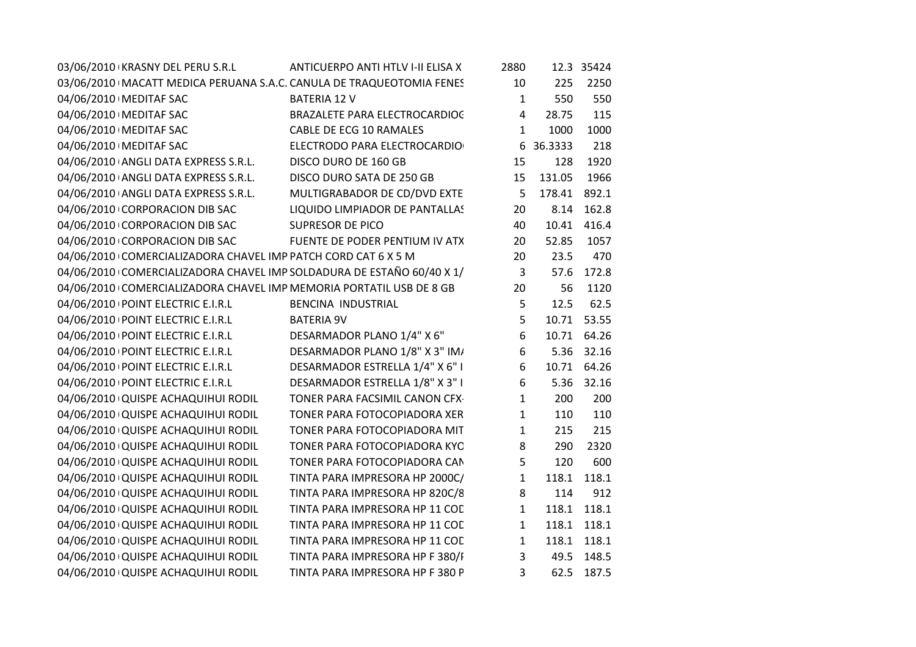| | | | | | |
|---|---|---|---|---|---|
| 03/06/2010 | KRASNY DEL PERU S.R.L | ANTICUERPO ANTI HTLV I-II ELISA X | 2880 | 12.3 | 35424 |
| 03/06/2010 | MACATT MEDICA PERUANA S.A.C. | CANULA DE TRAQUEOTOMIA FENES | 10 | 225 | 2250 |
| 04/06/2010 | MEDITAF SAC | BATERIA 12 V | 1 | 550 | 550 |
| 04/06/2010 | MEDITAF SAC | BRAZALETE PARA ELECTROCARDIOG | 4 | 28.75 | 115 |
| 04/06/2010 | MEDITAF SAC | CABLE DE ECG 10 RAMALES | 1 | 1000 | 1000 |
| 04/06/2010 | MEDITAF SAC | ELECTRODO PARA ELECTROCARDIO | 6 | 36.3333 | 218 |
| 04/06/2010 | ANGLI DATA EXPRESS S.R.L. | DISCO DURO DE 160 GB | 15 | 128 | 1920 |
| 04/06/2010 | ANGLI DATA EXPRESS S.R.L. | DISCO DURO SATA DE 250 GB | 15 | 131.05 | 1966 |
| 04/06/2010 | ANGLI DATA EXPRESS S.R.L. | MULTIGRABADOR DE CD/DVD EXTE | 5 | 178.41 | 892.1 |
| 04/06/2010 | CORPORACION DIB SAC | LIQUIDO LIMPIADOR DE PANTALLAS | 20 | 8.14 | 162.8 |
| 04/06/2010 | CORPORACION DIB SAC | SUPRESOR DE PICO | 40 | 10.41 | 416.4 |
| 04/06/2010 | CORPORACION DIB SAC | FUENTE DE PODER PENTIUM IV ATX | 20 | 52.85 | 1057 |
| 04/06/2010 | COMERCIALIZADORA CHAVEL IMP | PATCH CORD CAT 6 X 5 M | 20 | 23.5 | 470 |
| 04/06/2010 | COMERCIALIZADORA CHAVEL IMP | SOLDADURA DE ESTAÑO 60/40 X 1/ | 3 | 57.6 | 172.8 |
| 04/06/2010 | COMERCIALIZADORA CHAVEL IMP | MEMORIA PORTATIL USB DE 8 GB | 20 | 56 | 1120 |
| 04/06/2010 | POINT ELECTRIC E.I.R.L | BENCINA INDUSTRIAL | 5 | 12.5 | 62.5 |
| 04/06/2010 | POINT ELECTRIC E.I.R.L | BATERIA 9V | 5 | 10.71 | 53.55 |
| 04/06/2010 | POINT ELECTRIC E.I.R.L | DESARMADOR PLANO 1/4" X 6" | 6 | 10.71 | 64.26 |
| 04/06/2010 | POINT ELECTRIC E.I.R.L | DESARMADOR PLANO 1/8" X 3" IMA | 6 | 5.36 | 32.16 |
| 04/06/2010 | POINT ELECTRIC E.I.R.L | DESARMADOR ESTRELLA 1/4" X 6" I | 6 | 10.71 | 64.26 |
| 04/06/2010 | POINT ELECTRIC E.I.R.L | DESARMADOR ESTRELLA 1/8" X 3" I | 6 | 5.36 | 32.16 |
| 04/06/2010 | QUISPE ACHAQUIHUI RODIL | TONER PARA FACSIMIL CANON CFX- | 1 | 200 | 200 |
| 04/06/2010 | QUISPE ACHAQUIHUI RODIL | TONER PARA FOTOCOPIADORA XER | 1 | 110 | 110 |
| 04/06/2010 | QUISPE ACHAQUIHUI RODIL | TONER PARA FOTOCOPIADORA MIT | 1 | 215 | 215 |
| 04/06/2010 | QUISPE ACHAQUIHUI RODIL | TONER PARA FOTOCOPIADORA KYO | 8 | 290 | 2320 |
| 04/06/2010 | QUISPE ACHAQUIHUI RODIL | TONER PARA FOTOCOPIADORA CAN | 5 | 120 | 600 |
| 04/06/2010 | QUISPE ACHAQUIHUI RODIL | TINTA PARA IMPRESORA HP 2000C/ | 1 | 118.1 | 118.1 |
| 04/06/2010 | QUISPE ACHAQUIHUI RODIL | TINTA PARA IMPRESORA HP 820C/8 | 8 | 114 | 912 |
| 04/06/2010 | QUISPE ACHAQUIHUI RODIL | TINTA PARA IMPRESORA HP 11 COD | 1 | 118.1 | 118.1 |
| 04/06/2010 | QUISPE ACHAQUIHUI RODIL | TINTA PARA IMPRESORA HP 11 COD | 1 | 118.1 | 118.1 |
| 04/06/2010 | QUISPE ACHAQUIHUI RODIL | TINTA PARA IMPRESORA HP 11 COD | 1 | 118.1 | 118.1 |
| 04/06/2010 | QUISPE ACHAQUIHUI RODIL | TINTA PARA IMPRESORA HP F 380/I | 3 | 49.5 | 148.5 |
| 04/06/2010 | QUISPE ACHAQUIHUI RODIL | TINTA PARA IMPRESORA HP F 380 P | 3 | 62.5 | 187.5 |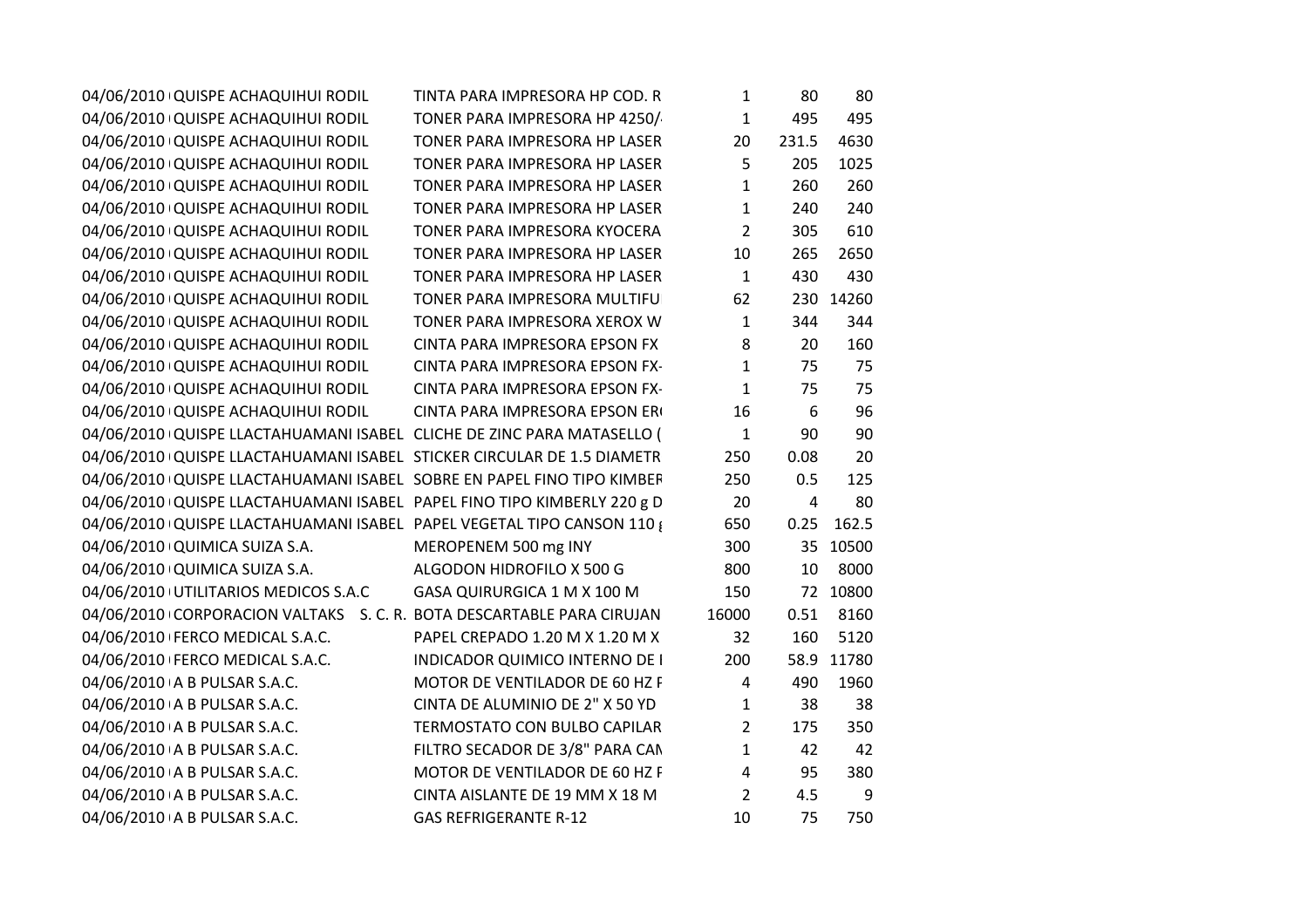| | | | | | |
|---|---|---|---|---|---|
| 04/06/2010 | QUISPE ACHAQUIHUI RODIL | TINTA PARA IMPRESORA HP COD. R | 1 | 80 | 80 |
| 04/06/2010 | QUISPE ACHAQUIHUI RODIL | TONER PARA IMPRESORA HP 4250/ | 1 | 495 | 495 |
| 04/06/2010 | QUISPE ACHAQUIHUI RODIL | TONER PARA IMPRESORA HP LASER | 20 | 231.5 | 4630 |
| 04/06/2010 | QUISPE ACHAQUIHUI RODIL | TONER PARA IMPRESORA HP LASER | 5 | 205 | 1025 |
| 04/06/2010 | QUISPE ACHAQUIHUI RODIL | TONER PARA IMPRESORA HP LASER | 1 | 260 | 260 |
| 04/06/2010 | QUISPE ACHAQUIHUI RODIL | TONER PARA IMPRESORA HP LASER | 1 | 240 | 240 |
| 04/06/2010 | QUISPE ACHAQUIHUI RODIL | TONER PARA IMPRESORA KYOCERA | 2 | 305 | 610 |
| 04/06/2010 | QUISPE ACHAQUIHUI RODIL | TONER PARA IMPRESORA HP LASER | 10 | 265 | 2650 |
| 04/06/2010 | QUISPE ACHAQUIHUI RODIL | TONER PARA IMPRESORA HP LASER | 1 | 430 | 430 |
| 04/06/2010 | QUISPE ACHAQUIHUI RODIL | TONER PARA IMPRESORA MULTIFU | 62 | 230 | 14260 |
| 04/06/2010 | QUISPE ACHAQUIHUI RODIL | TONER PARA IMPRESORA XEROX W | 1 | 344 | 344 |
| 04/06/2010 | QUISPE ACHAQUIHUI RODIL | CINTA PARA IMPRESORA EPSON FX | 8 | 20 | 160 |
| 04/06/2010 | QUISPE ACHAQUIHUI RODIL | CINTA PARA IMPRESORA EPSON FX- | 1 | 75 | 75 |
| 04/06/2010 | QUISPE ACHAQUIHUI RODIL | CINTA PARA IMPRESORA EPSON FX- | 1 | 75 | 75 |
| 04/06/2010 | QUISPE ACHAQUIHUI RODIL | CINTA PARA IMPRESORA EPSON ER | 16 | 6 | 96 |
| 04/06/2010 | QUISPE LLACTAHUAMANI ISABEL | CLICHE DE ZINC PARA MATASELLO ( | 1 | 90 | 90 |
| 04/06/2010 | QUISPE LLACTAHUAMANI ISABEL | STICKER CIRCULAR DE 1.5 DIAMETR | 250 | 0.08 | 20 |
| 04/06/2010 | QUISPE LLACTAHUAMANI ISABEL | SOBRE EN PAPEL FINO TIPO KIMBER | 250 | 0.5 | 125 |
| 04/06/2010 | QUISPE LLACTAHUAMANI ISABEL | PAPEL FINO TIPO KIMBERLY 220 g D | 20 | 4 | 80 |
| 04/06/2010 | QUISPE LLACTAHUAMANI ISABEL | PAPEL VEGETAL TIPO CANSON 110 g | 650 | 0.25 | 162.5 |
| 04/06/2010 | QUIMICA SUIZA S.A. | MEROPENEM 500 mg INY | 300 | 35 | 10500 |
| 04/06/2010 | QUIMICA SUIZA S.A. | ALGODON HIDROFILO X 500 G | 800 | 10 | 8000 |
| 04/06/2010 | UTILITARIOS MEDICOS S.A.C | GASA QUIRURGICA 1 M X 100 M | 150 | 72 | 10800 |
| 04/06/2010 | CORPORACION VALTAKS S. C. R. | BOTA DESCARTABLE PARA CIRUJAN | 16000 | 0.51 | 8160 |
| 04/06/2010 | FERCO MEDICAL S.A.C. | PAPEL CREPADO 1.20 M X 1.20 M X | 32 | 160 | 5120 |
| 04/06/2010 | FERCO MEDICAL S.A.C. | INDICADOR QUIMICO INTERNO DE I | 200 | 58.9 | 11780 |
| 04/06/2010 | A B PULSAR S.A.C. | MOTOR DE VENTILADOR DE 60 HZ F | 4 | 490 | 1960 |
| 04/06/2010 | A B PULSAR S.A.C. | CINTA DE ALUMINIO DE 2" X 50 YD | 1 | 38 | 38 |
| 04/06/2010 | A B PULSAR S.A.C. | TERMOSTATO CON BULBO CAPILAR | 2 | 175 | 350 |
| 04/06/2010 | A B PULSAR S.A.C. | FILTRO SECADOR DE 3/8" PARA CAN | 1 | 42 | 42 |
| 04/06/2010 | A B PULSAR S.A.C. | MOTOR DE VENTILADOR DE 60 HZ F | 4 | 95 | 380 |
| 04/06/2010 | A B PULSAR S.A.C. | CINTA AISLANTE DE 19 MM X 18 M | 2 | 4.5 | 9 |
| 04/06/2010 | A B PULSAR S.A.C. | GAS REFRIGERANTE R-12 | 10 | 75 | 750 |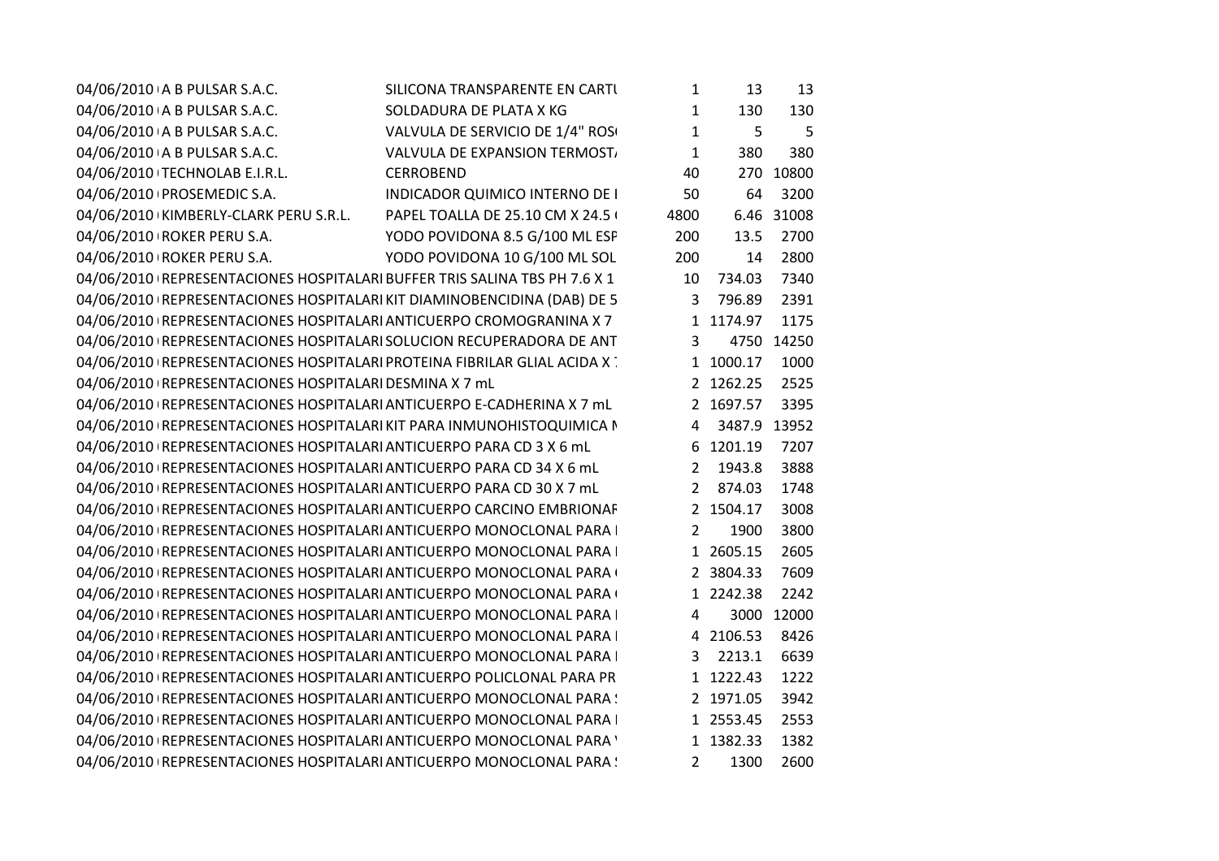| | | | | | |
|---|---|---|---|---|---|
| 04/06/2010 | A B PULSAR S.A.C. | SILICONA TRANSPARENTE EN CARTU | 1 | 13 | 13 |
| 04/06/2010 | A B PULSAR S.A.C. | SOLDADURA DE PLATA X KG | 1 | 130 | 130 |
| 04/06/2010 | A B PULSAR S.A.C. | VALVULA DE SERVICIO DE 1/4" ROS | 1 | 5 | 5 |
| 04/06/2010 | A B PULSAR S.A.C. | VALVULA DE EXPANSION TERMOST | 1 | 380 | 380 |
| 04/06/2010 | TECHNOLAB E.I.R.L. | CERROBEND | 40 | 270 | 10800 |
| 04/06/2010 | PROSEMEDIC S.A. | INDICADOR QUIMICO INTERNO DE I | 50 | 64 | 3200 |
| 04/06/2010 | KIMBERLY-CLARK PERU S.R.L. | PAPEL TOALLA DE 25.10 CM X 24.5 | 4800 | 6.46 | 31008 |
| 04/06/2010 | ROKER PERU S.A. | YODO POVIDONA 8.5 G/100 ML ESP | 200 | 13.5 | 2700 |
| 04/06/2010 | ROKER PERU S.A. | YODO POVIDONA 10 G/100 ML SOL | 200 | 14 | 2800 |
| 04/06/2010 | REPRESENTACIONES HOSPITALARI | BUFFER TRIS SALINA TBS PH 7.6 X 1 | 10 | 734.03 | 7340 |
| 04/06/2010 | REPRESENTACIONES HOSPITALARI | KIT DIAMINOBENCIDINA (DAB) DE 5 | 3 | 796.89 | 2391 |
| 04/06/2010 | REPRESENTACIONES HOSPITALARI | ANTICUERPO CROMOGRANINA X 7 | 1 | 1174.97 | 1175 |
| 04/06/2010 | REPRESENTACIONES HOSPITALARI | SOLUCION RECUPERADORA DE ANT | 3 | 4750 | 14250 |
| 04/06/2010 | REPRESENTACIONES HOSPITALARI | PROTEINA FIBRILAR GLIAL ACIDA X | 1 | 1000.17 | 1000 |
| 04/06/2010 | REPRESENTACIONES HOSPITALARI | DESMINA X 7 mL | 2 | 1262.25 | 2525 |
| 04/06/2010 | REPRESENTACIONES HOSPITALARI | ANTICUERPO E-CADHERINA X 7 mL | 2 | 1697.57 | 3395 |
| 04/06/2010 | REPRESENTACIONES HOSPITALARI | KIT PARA INMUNOHISTOQUIMICA N | 4 | 3487.9 | 13952 |
| 04/06/2010 | REPRESENTACIONES HOSPITALARI | ANTICUERPO PARA CD 3 X 6 mL | 6 | 1201.19 | 7207 |
| 04/06/2010 | REPRESENTACIONES HOSPITALARI | ANTICUERPO PARA CD 34 X 6 mL | 2 | 1943.8 | 3888 |
| 04/06/2010 | REPRESENTACIONES HOSPITALARI | ANTICUERPO PARA CD 30 X 7 mL | 2 | 874.03 | 1748 |
| 04/06/2010 | REPRESENTACIONES HOSPITALARI | ANTICUERPO CARCINO EMBRIONAR | 2 | 1504.17 | 3008 |
| 04/06/2010 | REPRESENTACIONES HOSPITALARI | ANTICUERPO MONOCLONAL PARA I | 2 | 1900 | 3800 |
| 04/06/2010 | REPRESENTACIONES HOSPITALARI | ANTICUERPO MONOCLONAL PARA I | 1 | 2605.15 | 2605 |
| 04/06/2010 | REPRESENTACIONES HOSPITALARI | ANTICUERPO MONOCLONAL PARA | 2 | 3804.33 | 7609 |
| 04/06/2010 | REPRESENTACIONES HOSPITALARI | ANTICUERPO MONOCLONAL PARA | 1 | 2242.38 | 2242 |
| 04/06/2010 | REPRESENTACIONES HOSPITALARI | ANTICUERPO MONOCLONAL PARA I | 4 | 3000 | 12000 |
| 04/06/2010 | REPRESENTACIONES HOSPITALARI | ANTICUERPO MONOCLONAL PARA I | 4 | 2106.53 | 8426 |
| 04/06/2010 | REPRESENTACIONES HOSPITALARI | ANTICUERPO MONOCLONAL PARA I | 3 | 2213.1 | 6639 |
| 04/06/2010 | REPRESENTACIONES HOSPITALARI | ANTICUERPO POLICLONAL PARA PR | 1 | 1222.43 | 1222 |
| 04/06/2010 | REPRESENTACIONES HOSPITALARI | ANTICUERPO MONOCLONAL PARA | 2 | 1971.05 | 3942 |
| 04/06/2010 | REPRESENTACIONES HOSPITALARI | ANTICUERPO MONOCLONAL PARA I | 1 | 2553.45 | 2553 |
| 04/06/2010 | REPRESENTACIONES HOSPITALARI | ANTICUERPO MONOCLONAL PARA | 1 | 1382.33 | 1382 |
| 04/06/2010 | REPRESENTACIONES HOSPITALARI | ANTICUERPO MONOCLONAL PARA | 2 | 1300 | 2600 |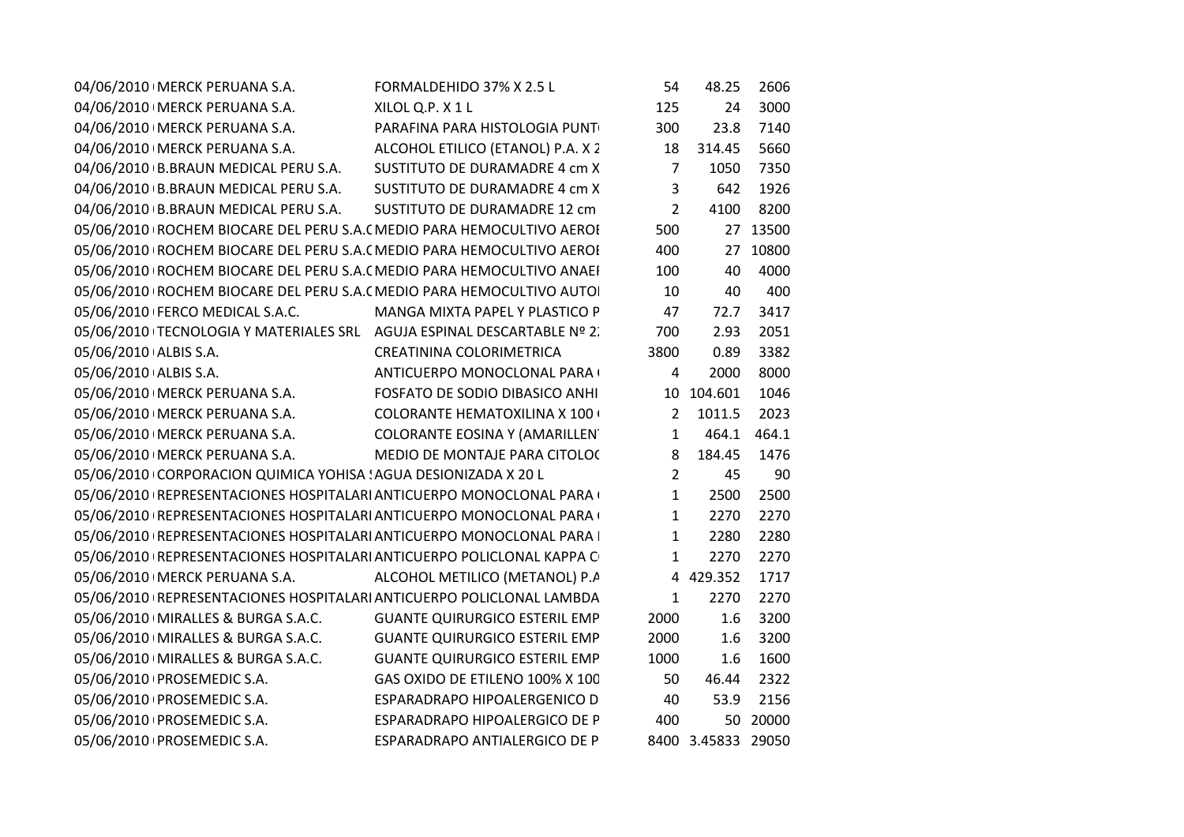| | | | | | |
|---|---|---|---|---|---|
| 04/06/2010 | MERCK PERUANA S.A. | FORMALDEHIDO 37% X 2.5 L | 54 | 48.25 | 2606 |
| 04/06/2010 | MERCK PERUANA S.A. | XILOL Q.P. X 1 L | 125 | 24 | 3000 |
| 04/06/2010 | MERCK PERUANA S.A. | PARAFINA PARA HISTOLOGIA PUNT | 300 | 23.8 | 7140 |
| 04/06/2010 | MERCK PERUANA S.A. | ALCOHOL ETILICO (ETANOL) P.A. X 2 | 18 | 314.45 | 5660 |
| 04/06/2010 | B.BRAUN MEDICAL PERU S.A. | SUSTITUTO DE DURAMADRE 4 cm X | 7 | 1050 | 7350 |
| 04/06/2010 | B.BRAUN MEDICAL PERU S.A. | SUSTITUTO DE DURAMADRE 4 cm X | 3 | 642 | 1926 |
| 04/06/2010 | B.BRAUN MEDICAL PERU S.A. | SUSTITUTO DE DURAMADRE 12 cm | 2 | 4100 | 8200 |
| 05/06/2010 | ROCHEM BIOCARE DEL PERU S.A.C | MEDIO PARA HEMOCULTIVO AEROI | 500 | 27 | 13500 |
| 05/06/2010 | ROCHEM BIOCARE DEL PERU S.A.C | MEDIO PARA HEMOCULTIVO AEROI | 400 | 27 | 10800 |
| 05/06/2010 | ROCHEM BIOCARE DEL PERU S.A.C | MEDIO PARA HEMOCULTIVO ANAEI | 100 | 40 | 4000 |
| 05/06/2010 | ROCHEM BIOCARE DEL PERU S.A.C | MEDIO PARA HEMOCULTIVO AUTOI | 10 | 40 | 400 |
| 05/06/2010 | FERCO MEDICAL S.A.C. | MANGA MIXTA PAPEL Y PLASTICO P | 47 | 72.7 | 3417 |
| 05/06/2010 | TECNOLOGIA Y MATERIALES SRL | AGUJA ESPINAL DESCARTABLE Nº 2 | 700 | 2.93 | 2051 |
| 05/06/2010 | ALBIS S.A. | CREATININA COLORIMETRICA | 3800 | 0.89 | 3382 |
| 05/06/2010 | ALBIS S.A. | ANTICUERPO MONOCLONAL PARA | 4 | 2000 | 8000 |
| 05/06/2010 | MERCK PERUANA S.A. | FOSFATO DE SODIO DIBASICO ANHI | 10 | 104.601 | 1046 |
| 05/06/2010 | MERCK PERUANA S.A. | COLORANTE HEMATOXILINA X 100 | 2 | 1011.5 | 2023 |
| 05/06/2010 | MERCK PERUANA S.A. | COLORANTE EOSINA Y (AMARILLEN | 1 | 464.1 | 464.1 |
| 05/06/2010 | MERCK PERUANA S.A. | MEDIO DE MONTAJE PARA CITOLOG | 8 | 184.45 | 1476 |
| 05/06/2010 | CORPORACION QUIMICA YOHISA S | AGUA DESIONIZADA X 20 L | 2 | 45 | 90 |
| 05/06/2010 | REPRESENTACIONES HOSPITALARI | ANTICUERPO MONOCLONAL PARA | 1 | 2500 | 2500 |
| 05/06/2010 | REPRESENTACIONES HOSPITALARI | ANTICUERPO MONOCLONAL PARA | 1 | 2270 | 2270 |
| 05/06/2010 | REPRESENTACIONES HOSPITALARI | ANTICUERPO MONOCLONAL PARA I | 1 | 2280 | 2280 |
| 05/06/2010 | REPRESENTACIONES HOSPITALARI | ANTICUERPO POLICLONAL KAPPA C | 1 | 2270 | 2270 |
| 05/06/2010 | MERCK PERUANA S.A. | ALCOHOL METILICO (METANOL) P.A | 4 | 429.352 | 1717 |
| 05/06/2010 | REPRESENTACIONES HOSPITALARI | ANTICUERPO POLICLONAL LAMBDA | 1 | 2270 | 2270 |
| 05/06/2010 | MIRALLES & BURGA S.A.C. | GUANTE QUIRURGICO ESTERIL EMP | 2000 | 1.6 | 3200 |
| 05/06/2010 | MIRALLES & BURGA S.A.C. | GUANTE QUIRURGICO ESTERIL EMP | 2000 | 1.6 | 3200 |
| 05/06/2010 | MIRALLES & BURGA S.A.C. | GUANTE QUIRURGICO ESTERIL EMP | 1000 | 1.6 | 1600 |
| 05/06/2010 | PROSEMEDIC S.A. | GAS OXIDO DE ETILENO 100% X 100 | 50 | 46.44 | 2322 |
| 05/06/2010 | PROSEMEDIC S.A. | ESPARADRAPO HIPOALERGENICO D | 40 | 53.9 | 2156 |
| 05/06/2010 | PROSEMEDIC S.A. | ESPARADRAPO HIPOALERGICO DE P | 400 | 50 | 20000 |
| 05/06/2010 | PROSEMEDIC S.A. | ESPARADRAPO ANTIALERGICO DE P | 8400 | 3.45833 | 29050 |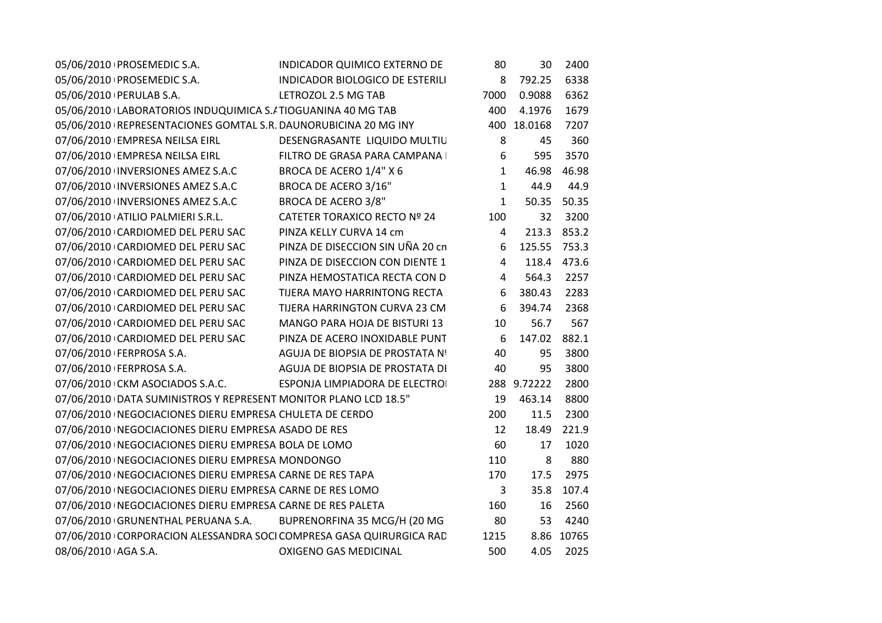| | | | | | |
|---|---|---|---|---|---|
| 05/06/2010 | PROSEMEDIC S.A. | INDICADOR QUIMICO EXTERNO DE | 80 | 30 | 2400 |
| 05/06/2010 | PROSEMEDIC S.A. | INDICADOR BIOLOGICO DE ESTERILI | 8 | 792.25 | 6338 |
| 05/06/2010 | PERULAB S.A. | LETROZOL 2.5 MG TAB | 7000 | 0.9088 | 6362 |
| 05/06/2010 | LABORATORIOS INDUQUIMICA S.A | TIOGUANINA 40 MG TAB | 400 | 4.1976 | 1679 |
| 05/06/2010 | REPRESENTACIONES GOMTAL S.R. | DAUNORUBICINA 20 MG INY | 400 | 18.0168 | 7207 |
| 07/06/2010 | EMPRESA NEILSA EIRL | DESENGRASANTE LIQUIDO MULTIU | 8 | 45 | 360 |
| 07/06/2010 | EMPRESA NEILSA EIRL | FILTRO DE GRASA PARA CAMPANA | 6 | 595 | 3570 |
| 07/06/2010 | INVERSIONES AMEZ S.A.C | BROCA DE ACERO 1/4" X 6 | 1 | 46.98 | 46.98 |
| 07/06/2010 | INVERSIONES AMEZ S.A.C | BROCA DE ACERO 3/16" | 1 | 44.9 | 44.9 |
| 07/06/2010 | INVERSIONES AMEZ S.A.C | BROCA DE ACERO 3/8" | 1 | 50.35 | 50.35 |
| 07/06/2010 | ATILIO PALMIERI S.R.L. | CATETER TORAXICO RECTO Nº 24 | 100 | 32 | 3200 |
| 07/06/2010 | CARDIOMED DEL PERU SAC | PINZA KELLY CURVA 14 cm | 4 | 213.3 | 853.2 |
| 07/06/2010 | CARDIOMED DEL PERU SAC | PINZA DE DISECCION SIN UÑA 20 cn | 6 | 125.55 | 753.3 |
| 07/06/2010 | CARDIOMED DEL PERU SAC | PINZA DE DISECCION CON DIENTE 1 | 4 | 118.4 | 473.6 |
| 07/06/2010 | CARDIOMED DEL PERU SAC | PINZA HEMOSTATICA RECTA CON D | 4 | 564.3 | 2257 |
| 07/06/2010 | CARDIOMED DEL PERU SAC | TIJERA MAYO HARRINTONG RECTA | 6 | 380.43 | 2283 |
| 07/06/2010 | CARDIOMED DEL PERU SAC | TIJERA HARRINGTON CURVA 23 CM | 6 | 394.74 | 2368 |
| 07/06/2010 | CARDIOMED DEL PERU SAC | MANGO PARA HOJA DE BISTURI 13 | 10 | 56.7 | 567 |
| 07/06/2010 | CARDIOMED DEL PERU SAC | PINZA DE ACERO INOXIDABLE PUNT | 6 | 147.02 | 882.1 |
| 07/06/2010 | FERPROSA S.A. | AGUJA DE BIOPSIA DE PROSTATA Nº | 40 | 95 | 3800 |
| 07/06/2010 | FERPROSA S.A. | AGUJA DE BIOPSIA DE PROSTATA DI | 40 | 95 | 3800 |
| 07/06/2010 | CKM ASOCIADOS S.A.C. | ESPONJA LIMPIADORA DE ELECTROI | 288 | 9.72222 | 2800 |
| 07/06/2010 | DATA SUMINISTROS Y REPRESENT | MONITOR PLANO LCD 18.5" | 19 | 463.14 | 8800 |
| 07/06/2010 | NEGOCIACIONES DIERU EMPRESA | CHULETA DE CERDO | 200 | 11.5 | 2300 |
| 07/06/2010 | NEGOCIACIONES DIERU EMPRESA | ASADO DE RES | 12 | 18.49 | 221.9 |
| 07/06/2010 | NEGOCIACIONES DIERU EMPRESA | BOLA DE LOMO | 60 | 17 | 1020 |
| 07/06/2010 | NEGOCIACIONES DIERU EMPRESA | MONDONGO | 110 | 8 | 880 |
| 07/06/2010 | NEGOCIACIONES DIERU EMPRESA | CARNE DE RES TAPA | 170 | 17.5 | 2975 |
| 07/06/2010 | NEGOCIACIONES DIERU EMPRESA | CARNE DE RES LOMO | 3 | 35.8 | 107.4 |
| 07/06/2010 | NEGOCIACIONES DIERU EMPRESA | CARNE DE RES PALETA | 160 | 16 | 2560 |
| 07/06/2010 | GRUNENTHAL PERUANA S.A. | BUPRENORFINA 35 MCG/H (20 MG | 80 | 53 | 4240 |
| 07/06/2010 | CORPORACION ALESSANDRA SOCI | COMPRESA GASA QUIRURGICA RAD | 1215 | 8.86 | 10765 |
| 08/06/2010 | AGA S.A. | OXIGENO GAS MEDICINAL | 500 | 4.05 | 2025 |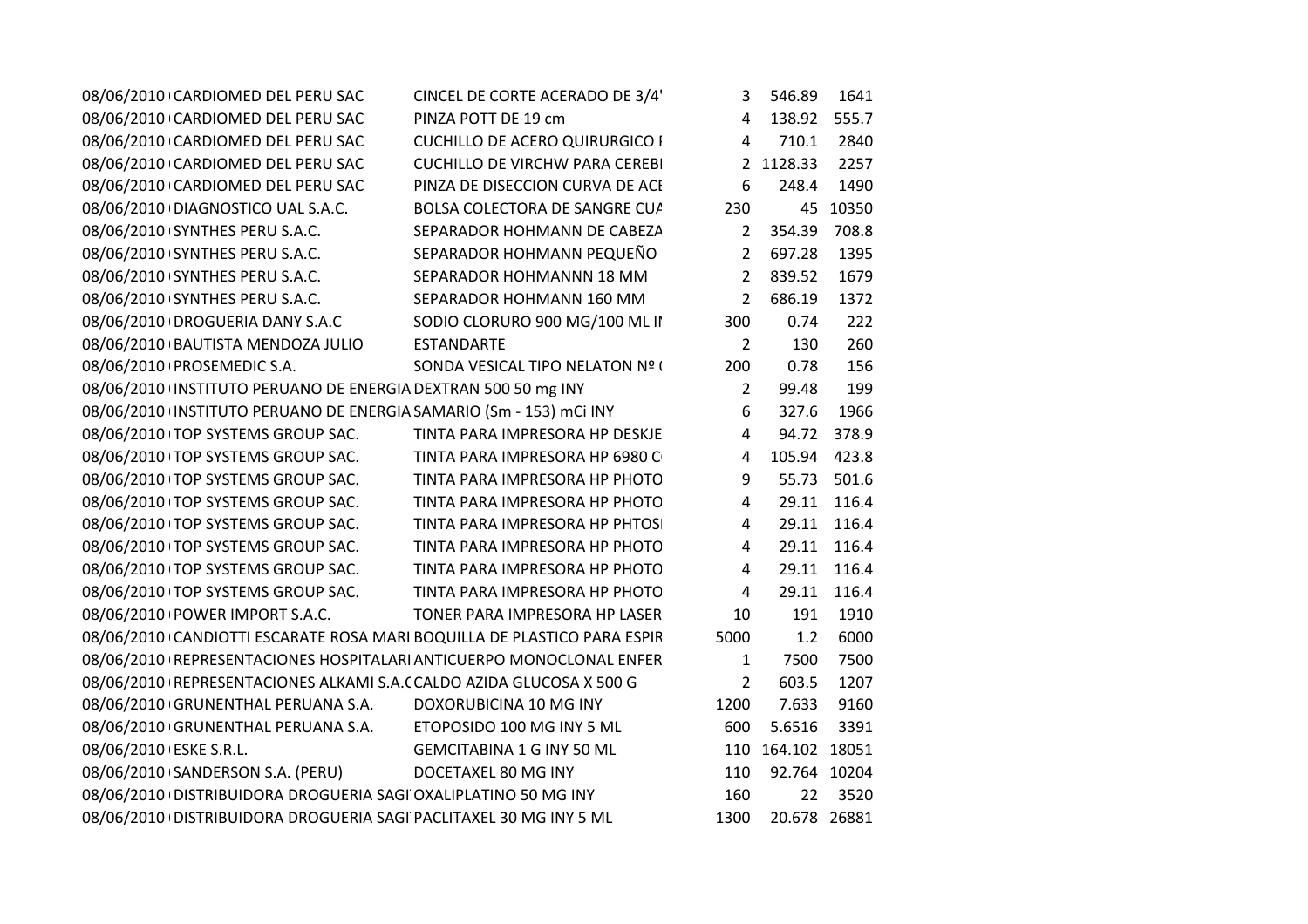| | | | | | |
|---|---|---|---|---|---|
| 08/06/2010 | CARDIOMED DEL PERU SAC | CINCEL DE CORTE ACERADO DE 3/4' | 3 | 546.89 | 1641 |
| 08/06/2010 | CARDIOMED DEL PERU SAC | PINZA POTT DE 19 cm | 4 | 138.92 | 555.7 |
| 08/06/2010 | CARDIOMED DEL PERU SAC | CUCHILLO DE ACERO QUIRURGICO I | 4 | 710.1 | 2840 |
| 08/06/2010 | CARDIOMED DEL PERU SAC | CUCHILLO DE VIRCHW PARA CEREBI | 2 | 1128.33 | 2257 |
| 08/06/2010 | CARDIOMED DEL PERU SAC | PINZA DE DISECCION CURVA DE ACI | 6 | 248.4 | 1490 |
| 08/06/2010 | DIAGNOSTICO UAL S.A.C. | BOLSA COLECTORA DE SANGRE CUA | 230 | 45 | 10350 |
| 08/06/2010 | SYNTHES PERU S.A.C. | SEPARADOR HOHMANN DE CABEZA | 2 | 354.39 | 708.8 |
| 08/06/2010 | SYNTHES PERU S.A.C. | SEPARADOR HOHMANN PEQUEÑO | 2 | 697.28 | 1395 |
| 08/06/2010 | SYNTHES PERU S.A.C. | SEPARADOR HOHMANNN 18 MM | 2 | 839.52 | 1679 |
| 08/06/2010 | SYNTHES PERU S.A.C. | SEPARADOR HOHMANN 160 MM | 2 | 686.19 | 1372 |
| 08/06/2010 | DROGUERIA DANY S.A.C | SODIO CLORURO 900 MG/100 ML II | 300 | 0.74 | 222 |
| 08/06/2010 | BAUTISTA MENDOZA JULIO | ESTANDARTE | 2 | 130 | 260 |
| 08/06/2010 | PROSEMEDIC S.A. | SONDA VESICAL TIPO NELATON Nº ( | 200 | 0.78 | 156 |
| 08/06/2010 | INSTITUTO PERUANO DE ENERGIA | DEXTRAN 500 50 mg INY | 2 | 99.48 | 199 |
| 08/06/2010 | INSTITUTO PERUANO DE ENERGIA | SAMARIO (Sm - 153) mCi INY | 6 | 327.6 | 1966 |
| 08/06/2010 | TOP SYSTEMS GROUP SAC. | TINTA PARA IMPRESORA HP DESKJE | 4 | 94.72 | 378.9 |
| 08/06/2010 | TOP SYSTEMS GROUP SAC. | TINTA PARA IMPRESORA HP 6980 C | 4 | 105.94 | 423.8 |
| 08/06/2010 | TOP SYSTEMS GROUP SAC. | TINTA PARA IMPRESORA HP PHOTO | 9 | 55.73 | 501.6 |
| 08/06/2010 | TOP SYSTEMS GROUP SAC. | TINTA PARA IMPRESORA HP PHOTO | 4 | 29.11 | 116.4 |
| 08/06/2010 | TOP SYSTEMS GROUP SAC. | TINTA PARA IMPRESORA HP PHTOSI | 4 | 29.11 | 116.4 |
| 08/06/2010 | TOP SYSTEMS GROUP SAC. | TINTA PARA IMPRESORA HP PHOTO | 4 | 29.11 | 116.4 |
| 08/06/2010 | TOP SYSTEMS GROUP SAC. | TINTA PARA IMPRESORA HP PHOTO | 4 | 29.11 | 116.4 |
| 08/06/2010 | TOP SYSTEMS GROUP SAC. | TINTA PARA IMPRESORA HP PHOTO | 4 | 29.11 | 116.4 |
| 08/06/2010 | POWER IMPORT S.A.C. | TONER PARA IMPRESORA HP LASER | 10 | 191 | 1910 |
| 08/06/2010 | CANDIOTTI ESCARATE ROSA MARI | BOQUILLA DE PLASTICO PARA ESPIR | 5000 | 1.2 | 6000 |
| 08/06/2010 | REPRESENTACIONES HOSPITALARI | ANTICUERPO MONOCLONAL ENFER | 1 | 7500 | 7500 |
| 08/06/2010 | REPRESENTACIONES ALKAMI S.A.C | CALDO AZIDA GLUCOSA X 500 G | 2 | 603.5 | 1207 |
| 08/06/2010 | GRUNENTHAL PERUANA S.A. | DOXORUBICINA 10 MG INY | 1200 | 7.633 | 9160 |
| 08/06/2010 | GRUNENTHAL PERUANA S.A. | ETOPOSIDO 100 MG INY 5 ML | 600 | 5.6516 | 3391 |
| 08/06/2010 | ESKE S.R.L. | GEMCITABINA 1 G INY 50 ML | 110 | 164.102 | 18051 |
| 08/06/2010 | SANDERSON S.A. (PERU) | DOCETAXEL 80 MG INY | 110 | 92.764 | 10204 |
| 08/06/2010 | DISTRIBUIDORA DROGUERIA SAGI | OXALIPLATINO 50 MG INY | 160 | 22 | 3520 |
| 08/06/2010 | DISTRIBUIDORA DROGUERIA SAGI | PACLITAXEL 30 MG INY 5 ML | 1300 | 20.678 | 26881 |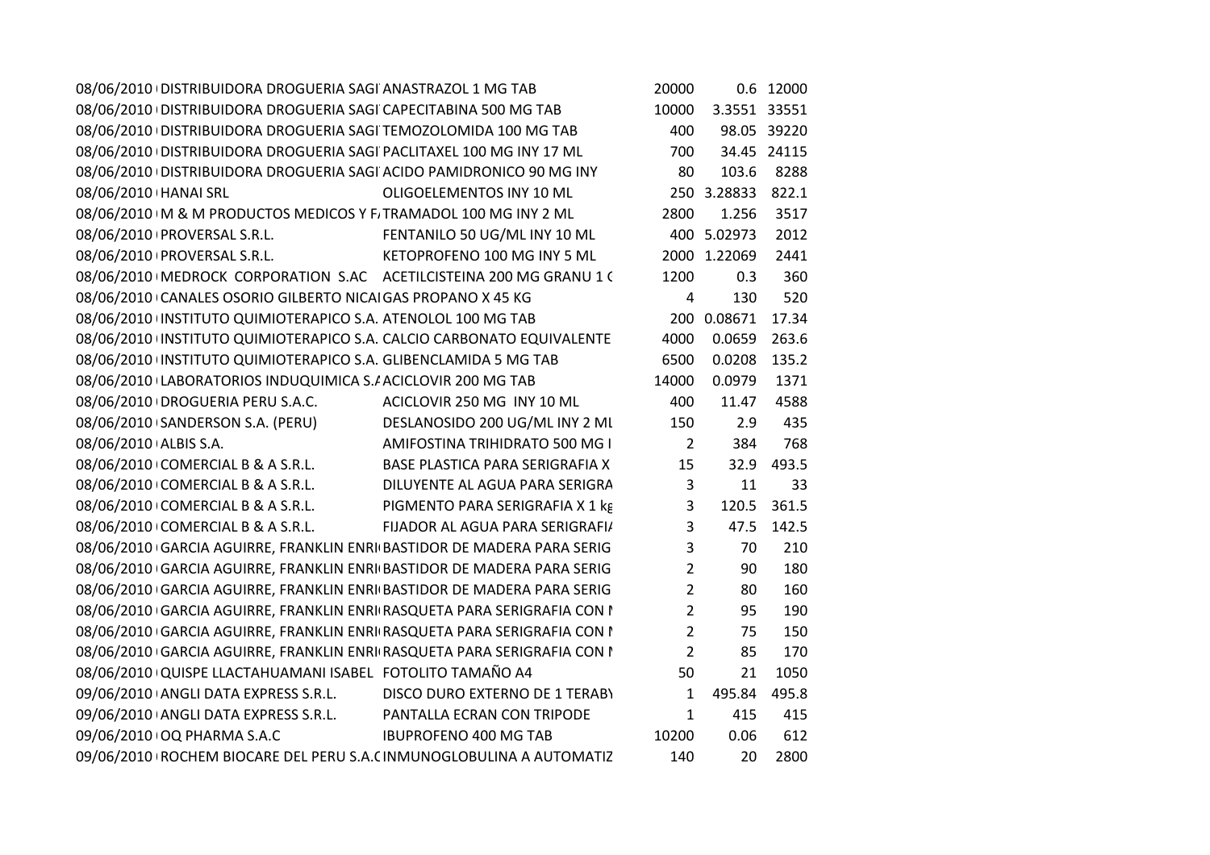| | | | | | |
|---|---|---|---|---|---|
| 08/06/2010 | DISTRIBUIDORA DROGUERIA SAGI | ANASTRAZOL 1 MG TAB | 20000 | 0.6 | 12000 |
| 08/06/2010 | DISTRIBUIDORA DROGUERIA SAGI | CAPECITABINA 500 MG TAB | 10000 | 3.3551 | 33551 |
| 08/06/2010 | DISTRIBUIDORA DROGUERIA SAGI | TEMOZOLOMIDA 100 MG TAB | 400 | 98.05 | 39220 |
| 08/06/2010 | DISTRIBUIDORA DROGUERIA SAGI | PACLITAXEL 100 MG INY 17 ML | 700 | 34.45 | 24115 |
| 08/06/2010 | DISTRIBUIDORA DROGUERIA SAGI | ACIDO PAMIDRONICO 90 MG INY | 80 | 103.6 | 8288 |
| 08/06/2010 | HANAI SRL | OLIGOELEMENTOS INY 10 ML | 250 | 3.28833 | 822.1 |
| 08/06/2010 | M & M PRODUCTOS MEDICOS Y F | TRAMADOL 100 MG INY 2 ML | 2800 | 1.256 | 3517 |
| 08/06/2010 | PROVERSAL S.R.L. | FENTANILO 50 UG/ML INY 10 ML | 400 | 5.02973 | 2012 |
| 08/06/2010 | PROVERSAL S.R.L. | KETOPROFENO 100 MG INY 5 ML | 2000 | 1.22069 | 2441 |
| 08/06/2010 | MEDROCK CORPORATION S.AC | ACETILCISTEINA 200 MG GRANU 1 ( | 1200 | 0.3 | 360 |
| 08/06/2010 | CANALES OSORIO GILBERTO NICA | GAS PROPANO X 45 KG | 4 | 130 | 520 |
| 08/06/2010 | INSTITUTO QUIMIOTERAPICO S.A. | ATENOLOL 100 MG TAB | 200 | 0.08671 | 17.34 |
| 08/06/2010 | INSTITUTO QUIMIOTERAPICO S.A. | CALCIO CARBONATO EQUIVALENTE | 4000 | 0.0659 | 263.6 |
| 08/06/2010 | INSTITUTO QUIMIOTERAPICO S.A. | GLIBENCLAMIDA 5 MG TAB | 6500 | 0.0208 | 135.2 |
| 08/06/2010 | LABORATORIOS INDUQUIMICA S.A | ACICLOVIR 200 MG TAB | 14000 | 0.0979 | 1371 |
| 08/06/2010 | DROGUERIA PERU S.A.C. | ACICLOVIR 250 MG INY 10 ML | 400 | 11.47 | 4588 |
| 08/06/2010 | SANDERSON S.A. (PERU) | DESLANOSIDO 200 UG/ML INY 2 ML | 150 | 2.9 | 435 |
| 08/06/2010 | ALBIS S.A. | AMIFOSTINA TRIHIDRATO 500 MG I | 2 | 384 | 768 |
| 08/06/2010 | COMERCIAL B & A S.R.L. | BASE PLASTICA PARA SERIGRAFIA X | 15 | 32.9 | 493.5 |
| 08/06/2010 | COMERCIAL B & A S.R.L. | DILUYENTE AL AGUA PARA SERIGRA | 3 | 11 | 33 |
| 08/06/2010 | COMERCIAL B & A S.R.L. | PIGMENTO PARA SERIGRAFIA X 1 kg | 3 | 120.5 | 361.5 |
| 08/06/2010 | COMERCIAL B & A S.R.L. | FIJADOR AL AGUA PARA SERIGRAFI/ | 3 | 47.5 | 142.5 |
| 08/06/2010 | GARCIA AGUIRRE, FRANKLIN ENRI | BASTIDOR DE MADERA PARA SERIG | 3 | 70 | 210 |
| 08/06/2010 | GARCIA AGUIRRE, FRANKLIN ENRI | BASTIDOR DE MADERA PARA SERIG | 2 | 90 | 180 |
| 08/06/2010 | GARCIA AGUIRRE, FRANKLIN ENRI | BASTIDOR DE MADERA PARA SERIG | 2 | 80 | 160 |
| 08/06/2010 | GARCIA AGUIRRE, FRANKLIN ENRI | RASQUETA PARA SERIGRAFIA CON I | 2 | 95 | 190 |
| 08/06/2010 | GARCIA AGUIRRE, FRANKLIN ENRI | RASQUETA PARA SERIGRAFIA CON I | 2 | 75 | 150 |
| 08/06/2010 | GARCIA AGUIRRE, FRANKLIN ENRI | RASQUETA PARA SERIGRAFIA CON I | 2 | 85 | 170 |
| 08/06/2010 | QUISPE LLACTAHUAMANI ISABEL | FOTOLITO TAMAÑO A4 | 50 | 21 | 1050 |
| 09/06/2010 | ANGLI DATA EXPRESS S.R.L. | DISCO DURO EXTERNO DE 1 TERAB) | 1 | 495.84 | 495.8 |
| 09/06/2010 | ANGLI DATA EXPRESS S.R.L. | PANTALLA ECRAN CON TRIPODE | 1 | 415 | 415 |
| 09/06/2010 | OQ PHARMA S.A.C | IBUPROFENO 400 MG TAB | 10200 | 0.06 | 612 |
| 09/06/2010 | ROCHEM BIOCARE DEL PERU S.A.C | INMUNOGLOBULINA A AUTOMATIZ | 140 | 20 | 2800 |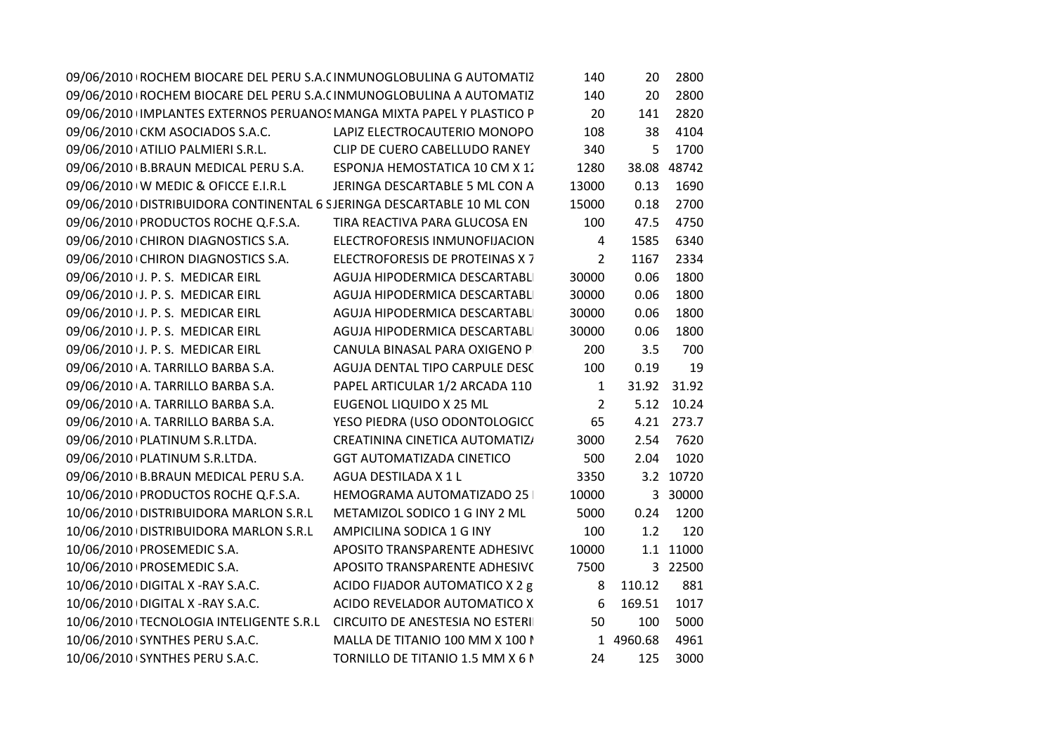| | | | | | |
|---|---|---|---|---|---|
| 09/06/2010 | ROCHEM BIOCARE DEL PERU S.A.C | INMUNOGLOBULINA G AUTOMATIZ | 140 | 20 | 2800 |
| 09/06/2010 | ROCHEM BIOCARE DEL PERU S.A.C | INMUNOGLOBULINA A AUTOMATIZ | 140 | 20 | 2800 |
| 09/06/2010 | IMPLANTES EXTERNOS PERUANOS | MANGA MIXTA PAPEL Y PLASTICO P | 20 | 141 | 2820 |
| 09/06/2010 | CKM ASOCIADOS S.A.C. | LAPIZ ELECTROCAUTERIO MONOPO | 108 | 38 | 4104 |
| 09/06/2010 | ATILIO PALMIERI S.R.L. | CLIP DE CUERO CABELLUDO RANEY | 340 | 5 | 1700 |
| 09/06/2010 | B.BRAUN MEDICAL PERU S.A. | ESPONJA HEMOSTATICA 10 CM X 12 | 1280 | 38.08 | 48742 |
| 09/06/2010 | W MEDIC & OFICCE E.I.R.L | JERINGA DESCARTABLE 5 ML CON A | 13000 | 0.13 | 1690 |
| 09/06/2010 | DISTRIBUIDORA CONTINENTAL 6 S | JERINGA DESCARTABLE 10 ML CON | 15000 | 0.18 | 2700 |
| 09/06/2010 | PRODUCTOS ROCHE Q.F.S.A. | TIRA REACTIVA PARA GLUCOSA EN | 100 | 47.5 | 4750 |
| 09/06/2010 | CHIRON DIAGNOSTICS S.A. | ELECTROFORESIS INMUNOFIJACION | 4 | 1585 | 6340 |
| 09/06/2010 | CHIRON DIAGNOSTICS S.A. | ELECTROFORESIS DE PROTEINAS X 7 | 2 | 1167 | 2334 |
| 09/06/2010 | J. P. S. MEDICAR EIRL | AGUJA HIPODERMICA DESCARTABL | 30000 | 0.06 | 1800 |
| 09/06/2010 | J. P. S. MEDICAR EIRL | AGUJA HIPODERMICA DESCARTABL | 30000 | 0.06 | 1800 |
| 09/06/2010 | J. P. S. MEDICAR EIRL | AGUJA HIPODERMICA DESCARTABL | 30000 | 0.06 | 1800 |
| 09/06/2010 | J. P. S. MEDICAR EIRL | AGUJA HIPODERMICA DESCARTABL | 30000 | 0.06 | 1800 |
| 09/06/2010 | J. P. S. MEDICAR EIRL | CANULA BINASAL PARA OXIGENO P | 200 | 3.5 | 700 |
| 09/06/2010 | A. TARRILLO BARBA S.A. | AGUJA DENTAL TIPO CARPULE DESC | 100 | 0.19 | 19 |
| 09/06/2010 | A. TARRILLO BARBA S.A. | PAPEL ARTICULAR 1/2 ARCADA 110 | 1 | 31.92 | 31.92 |
| 09/06/2010 | A. TARRILLO BARBA S.A. | EUGENOL LIQUIDO X 25 ML | 2 | 5.12 | 10.24 |
| 09/06/2010 | A. TARRILLO BARBA S.A. | YESO PIEDRA (USO ODONTOLOGICO | 65 | 4.21 | 273.7 |
| 09/06/2010 | PLATINUM S.R.LTDA. | CREATININA CINETICA AUTOMATIZA | 3000 | 2.54 | 7620 |
| 09/06/2010 | PLATINUM S.R.LTDA. | GGT AUTOMATIZADA CINETICO | 500 | 2.04 | 1020 |
| 09/06/2010 | B.BRAUN MEDICAL PERU S.A. | AGUA DESTILADA X 1 L | 3350 | 3.2 | 10720 |
| 10/06/2010 | PRODUCTOS ROCHE Q.F.S.A. | HEMOGRAMA AUTOMATIZADO 25 | 10000 | 3 | 30000 |
| 10/06/2010 | DISTRIBUIDORA MARLON S.R.L | METAMIZOL SODICO 1 G INY 2 ML | 5000 | 0.24 | 1200 |
| 10/06/2010 | DISTRIBUIDORA MARLON S.R.L | AMPICILINA SODICA 1 G INY | 100 | 1.2 | 120 |
| 10/06/2010 | PROSEMEDIC S.A. | APOSITO TRANSPARENTE ADHESIVO | 10000 | 1.1 | 11000 |
| 10/06/2010 | PROSEMEDIC S.A. | APOSITO TRANSPARENTE ADHESIVO | 7500 | 3 | 22500 |
| 10/06/2010 | DIGITAL X -RAY S.A.C. | ACIDO FIJADOR AUTOMATICO X 2 g | 8 | 110.12 | 881 |
| 10/06/2010 | DIGITAL X -RAY S.A.C. | ACIDO REVELADOR AUTOMATICO X | 6 | 169.51 | 1017 |
| 10/06/2010 | TECNOLOGIA INTELIGENTE S.R.L | CIRCUITO DE ANESTESIA NO ESTERI | 50 | 100 | 5000 |
| 10/06/2010 | SYNTHES PERU S.A.C. | MALLA DE TITANIO 100 MM X 100 M | 1 | 4960.68 | 4961 |
| 10/06/2010 | SYNTHES PERU S.A.C. | TORNILLO DE TITANIO 1.5 MM X 6 M | 24 | 125 | 3000 |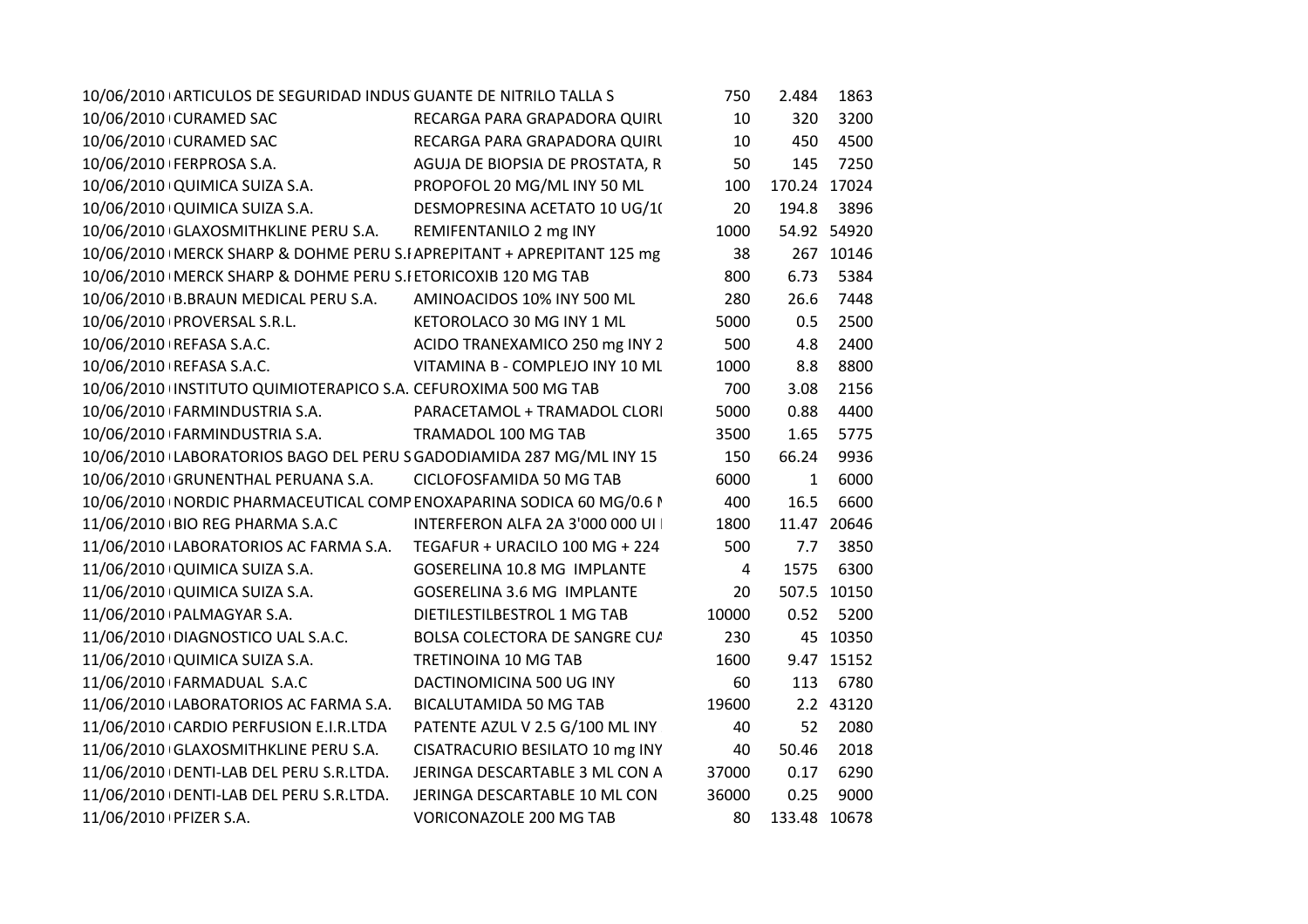| | | | | | |
|---|---|---|---|---|---|
| 10/06/2010 | ARTICULOS DE SEGURIDAD INDUS | GUANTE DE NITRILO TALLA S | 750 | 2.484 | 1863 |
| 10/06/2010 | CURAMED SAC | RECARGA PARA GRAPADORA QUIRU | 10 | 320 | 3200 |
| 10/06/2010 | CURAMED SAC | RECARGA PARA GRAPADORA QUIRU | 10 | 450 | 4500 |
| 10/06/2010 | FERPROSA S.A. | AGUJA DE BIOPSIA DE PROSTATA, R | 50 | 145 | 7250 |
| 10/06/2010 | QUIMICA SUIZA S.A. | PROPOFOL 20 MG/ML INY 50 ML | 100 | 170.24 | 17024 |
| 10/06/2010 | QUIMICA SUIZA S.A. | DESMOPRESINA ACETATO 10 UG/10 | 20 | 194.8 | 3896 |
| 10/06/2010 | GLAXOSMITHKLINE PERU S.A. | REMIFENTANILO 2 mg INY | 1000 | 54.92 | 54920 |
| 10/06/2010 | MERCK SHARP & DOHME PERU S.I | APREPITANT + APREPITANT 125 mg | 38 | 267 | 10146 |
| 10/06/2010 | MERCK SHARP & DOHME PERU S.I | ETORICOXIB 120 MG TAB | 800 | 6.73 | 5384 |
| 10/06/2010 | B.BRAUN MEDICAL PERU S.A. | AMINOACIDOS 10% INY 500 ML | 280 | 26.6 | 7448 |
| 10/06/2010 | PROVERSAL S.R.L. | KETOROLACO 30 MG INY 1 ML | 5000 | 0.5 | 2500 |
| 10/06/2010 | REFASA S.A.C. | ACIDO TRANEXAMICO 250 mg INY 2 | 500 | 4.8 | 2400 |
| 10/06/2010 | REFASA S.A.C. | VITAMINA B - COMPLEJO INY 10 ML | 1000 | 8.8 | 8800 |
| 10/06/2010 | INSTITUTO QUIMIOTERAPICO S.A. | CEFUROXIMA 500 MG TAB | 700 | 3.08 | 2156 |
| 10/06/2010 | FARMINDUSTRIA S.A. | PARACETAMOL + TRAMADOL CLORI | 5000 | 0.88 | 4400 |
| 10/06/2010 | FARMINDUSTRIA S.A. | TRAMADOL 100 MG TAB | 3500 | 1.65 | 5775 |
| 10/06/2010 | LABORATORIOS BAGO DEL PERU S | GADODIAMIDA 287 MG/ML INY 15 | 150 | 66.24 | 9936 |
| 10/06/2010 | GRUNENTHAL PERUANA S.A. | CICLOFOSFAMIDA 50 MG TAB | 6000 | 1 | 6000 |
| 10/06/2010 | NORDIC PHARMACEUTICAL COMP | ENOXAPARINA SODICA 60 MG/0.6 M | 400 | 16.5 | 6600 |
| 11/06/2010 | BIO REG PHARMA S.A.C | INTERFERON ALFA 2A 3'000 000 UI | 1800 | 11.47 | 20646 |
| 11/06/2010 | LABORATORIOS AC FARMA S.A. | TEGAFUR + URACILO 100 MG + 224 | 500 | 7.7 | 3850 |
| 11/06/2010 | QUIMICA SUIZA S.A. | GOSERELINA 10.8 MG IMPLANTE | 4 | 1575 | 6300 |
| 11/06/2010 | QUIMICA SUIZA S.A. | GOSERELINA 3.6 MG IMPLANTE | 20 | 507.5 | 10150 |
| 11/06/2010 | PALMAGYAR S.A. | DIETILESTILBESTROL 1 MG TAB | 10000 | 0.52 | 5200 |
| 11/06/2010 | DIAGNOSTICO UAL S.A.C. | BOLSA COLECTORA DE SANGRE CUA | 230 | 45 | 10350 |
| 11/06/2010 | QUIMICA SUIZA S.A. | TRETINOINA 10 MG TAB | 1600 | 9.47 | 15152 |
| 11/06/2010 | FARMADUAL S.A.C | DACTINOMICINA 500 UG INY | 60 | 113 | 6780 |
| 11/06/2010 | LABORATORIOS AC FARMA S.A. | BICALUTAMIDA 50 MG TAB | 19600 | 2.2 | 43120 |
| 11/06/2010 | CARDIO PERFUSION E.I.R.LTDA | PATENTE AZUL V 2.5 G/100 ML INY | 40 | 52 | 2080 |
| 11/06/2010 | GLAXOSMITHKLINE PERU S.A. | CISATRACURIO BESILATO 10 mg INY | 40 | 50.46 | 2018 |
| 11/06/2010 | DENTI-LAB DEL PERU S.R.LTDA. | JERINGA DESCARTABLE 3 ML CON A | 37000 | 0.17 | 6290 |
| 11/06/2010 | DENTI-LAB DEL PERU S.R.LTDA. | JERINGA DESCARTABLE 10 ML CON | 36000 | 0.25 | 9000 |
| 11/06/2010 | PFIZER S.A. | VORICONAZOLE 200 MG TAB | 80 | 133.48 | 10678 |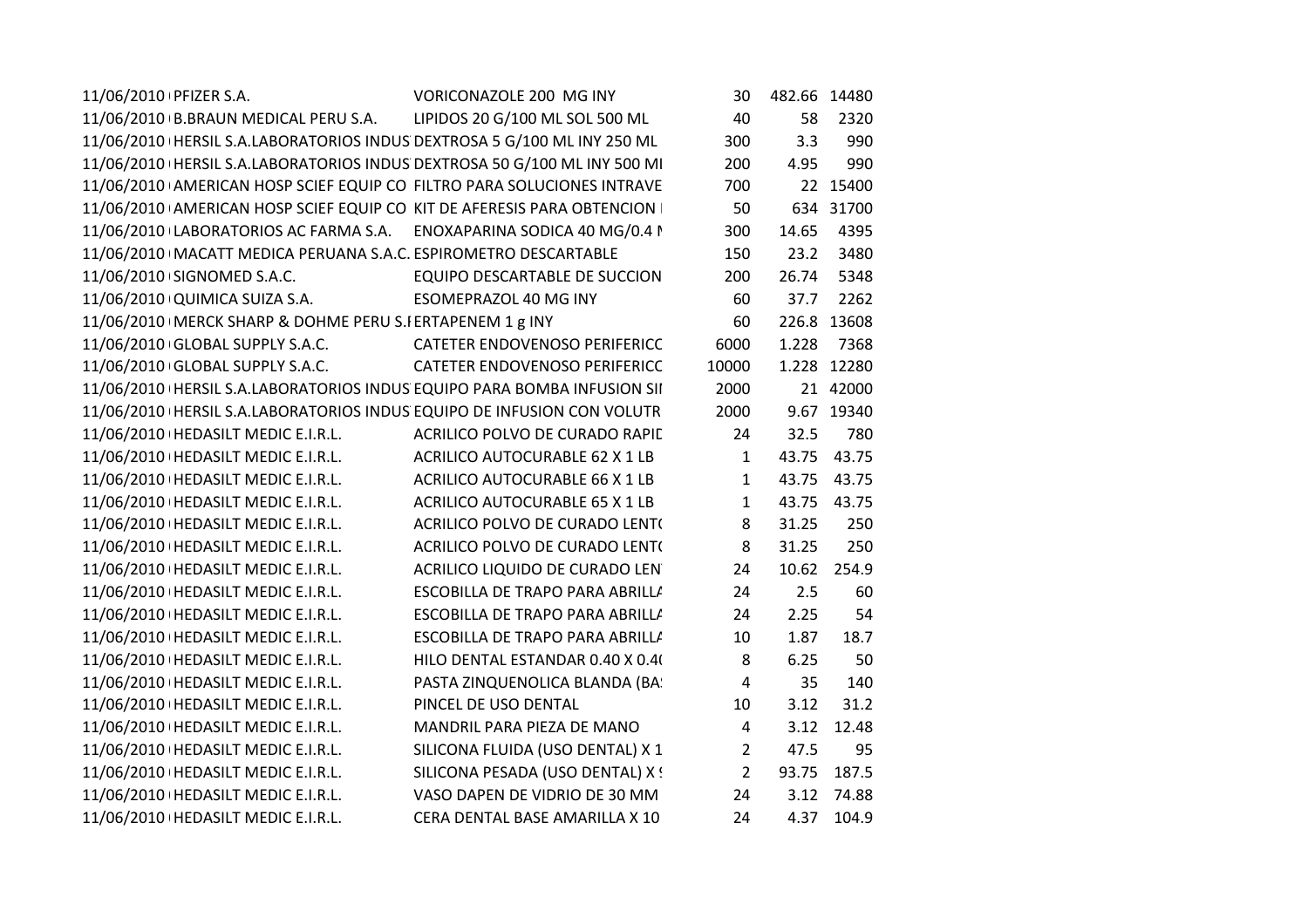| | | | | | |
|---|---|---|---|---|---|
| 11/06/2010 | PFIZER S.A. | VORICONAZOLE 200 MG INY | 30 | 482.66 | 14480 |
| 11/06/2010 | B.BRAUN MEDICAL PERU S.A. | LIPIDOS 20 G/100 ML SOL 500 ML | 40 | 58 | 2320 |
| 11/06/2010 | HERSIL S.A.LABORATORIOS INDUS | DEXTROSA 5 G/100 ML INY 250 ML | 300 | 3.3 | 990 |
| 11/06/2010 | HERSIL S.A.LABORATORIOS INDUS | DEXTROSA 50 G/100 ML INY 500 MI | 200 | 4.95 | 990 |
| 11/06/2010 | AMERICAN HOSP SCIEF EQUIP CO | FILTRO PARA SOLUCIONES INTRAVE | 700 | 22 | 15400 |
| 11/06/2010 | AMERICAN HOSP SCIEF EQUIP CO | KIT DE AFERESIS PARA OBTENCION I | 50 | 634 | 31700 |
| 11/06/2010 | LABORATORIOS AC FARMA S.A. | ENOXAPARINA SODICA 40 MG/0.4 N | 300 | 14.65 | 4395 |
| 11/06/2010 | MACATT MEDICA PERUANA S.A.C. | ESPIROMETRO DESCARTABLE | 150 | 23.2 | 3480 |
| 11/06/2010 | SIGNOMED S.A.C. | EQUIPO DESCARTABLE DE SUCCION | 200 | 26.74 | 5348 |
| 11/06/2010 | QUIMICA SUIZA S.A. | ESOMEPRAZOL 40 MG INY | 60 | 37.7 | 2262 |
| 11/06/2010 | MERCK SHARP & DOHME PERU S.I | ERTAPENEM 1 g INY | 60 | 226.8 | 13608 |
| 11/06/2010 | GLOBAL SUPPLY S.A.C. | CATETER ENDOVENOSO PERIFERICC | 6000 | 1.228 | 7368 |
| 11/06/2010 | GLOBAL SUPPLY S.A.C. | CATETER ENDOVENOSO PERIFERICC | 10000 | 1.228 | 12280 |
| 11/06/2010 | HERSIL S.A.LABORATORIOS INDUS | EQUIPO PARA BOMBA INFUSION SII | 2000 | 21 | 42000 |
| 11/06/2010 | HERSIL S.A.LABORATORIOS INDUS | EQUIPO DE INFUSION CON VOLUTR | 2000 | 9.67 | 19340 |
| 11/06/2010 | HEDASILT MEDIC E.I.R.L. | ACRILICO POLVO DE CURADO RAPIL | 24 | 32.5 | 780 |
| 11/06/2010 | HEDASILT MEDIC E.I.R.L. | ACRILICO AUTOCURABLE 62 X 1 LB | 1 | 43.75 | 43.75 |
| 11/06/2010 | HEDASILT MEDIC E.I.R.L. | ACRILICO AUTOCURABLE 66 X 1 LB | 1 | 43.75 | 43.75 |
| 11/06/2010 | HEDASILT MEDIC E.I.R.L. | ACRILICO AUTOCURABLE 65 X 1 LB | 1 | 43.75 | 43.75 |
| 11/06/2010 | HEDASILT MEDIC E.I.R.L. | ACRILICO POLVO DE CURADO LENT( | 8 | 31.25 | 250 |
| 11/06/2010 | HEDASILT MEDIC E.I.R.L. | ACRILICO POLVO DE CURADO LENT( | 8 | 31.25 | 250 |
| 11/06/2010 | HEDASILT MEDIC E.I.R.L. | ACRILICO LIQUIDO DE CURADO LEN | 24 | 10.62 | 254.9 |
| 11/06/2010 | HEDASILT MEDIC E.I.R.L. | ESCOBILLA DE TRAPO PARA ABRILLA | 24 | 2.5 | 60 |
| 11/06/2010 | HEDASILT MEDIC E.I.R.L. | ESCOBILLA DE TRAPO PARA ABRILLA | 24 | 2.25 | 54 |
| 11/06/2010 | HEDASILT MEDIC E.I.R.L. | ESCOBILLA DE TRAPO PARA ABRILLA | 10 | 1.87 | 18.7 |
| 11/06/2010 | HEDASILT MEDIC E.I.R.L. | HILO DENTAL ESTANDAR 0.40 X 0.4( | 8 | 6.25 | 50 |
| 11/06/2010 | HEDASILT MEDIC E.I.R.L. | PASTA ZINQUENOLICA BLANDA (BA: | 4 | 35 | 140 |
| 11/06/2010 | HEDASILT MEDIC E.I.R.L. | PINCEL DE USO DENTAL | 10 | 3.12 | 31.2 |
| 11/06/2010 | HEDASILT MEDIC E.I.R.L. | MANDRIL PARA PIEZA DE MANO | 4 | 3.12 | 12.48 |
| 11/06/2010 | HEDASILT MEDIC E.I.R.L. | SILICONA FLUIDA (USO DENTAL) X 1 | 2 | 47.5 | 95 |
| 11/06/2010 | HEDASILT MEDIC E.I.R.L. | SILICONA PESADA (USO DENTAL) X ! | 2 | 93.75 | 187.5 |
| 11/06/2010 | HEDASILT MEDIC E.I.R.L. | VASO DAPEN DE VIDRIO DE 30 MM | 24 | 3.12 | 74.88 |
| 11/06/2010 | HEDASILT MEDIC E.I.R.L. | CERA DENTAL BASE AMARILLA X 10 | 24 | 4.37 | 104.9 |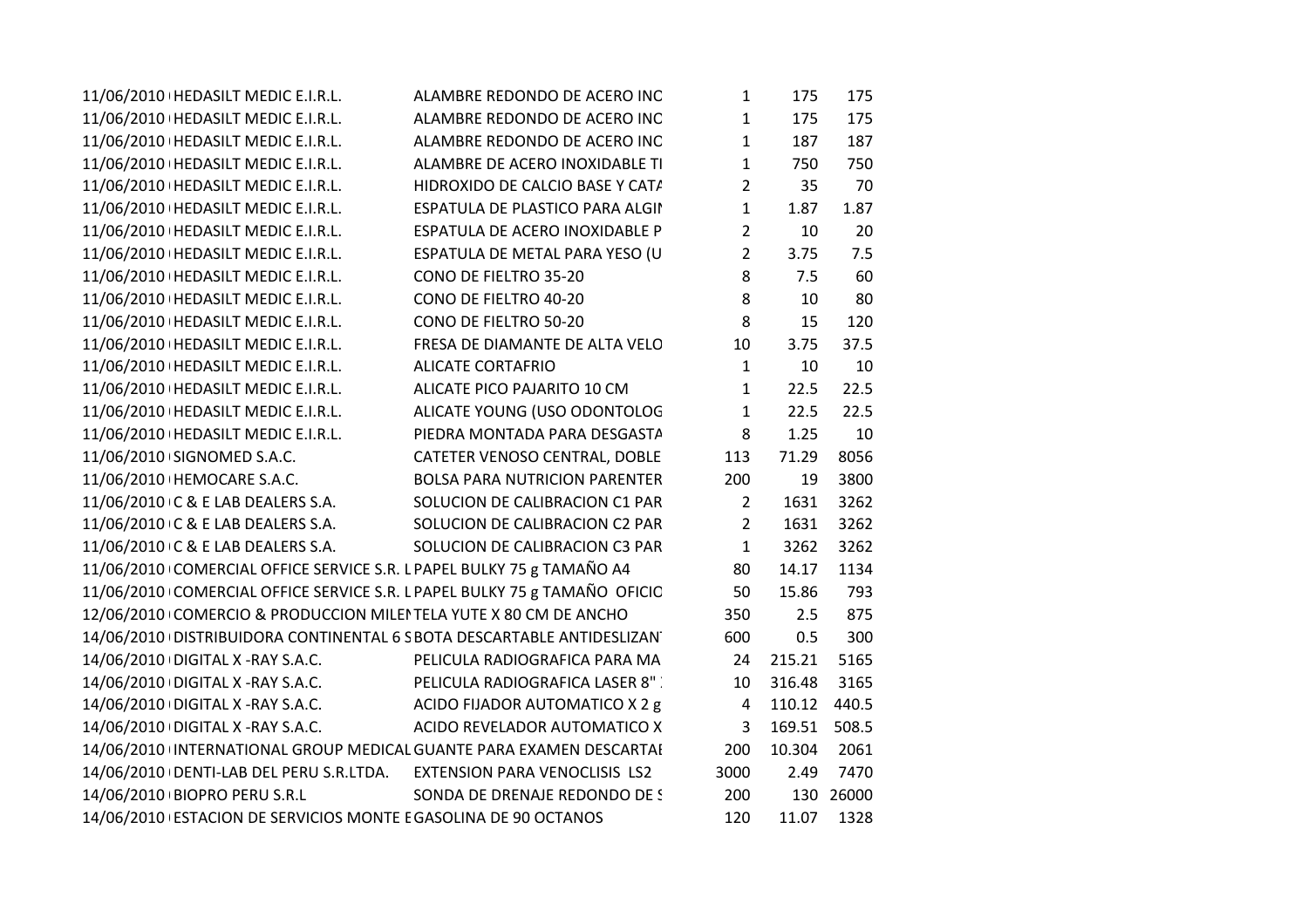| | | | | | |
|---|---|---|---|---|---|
| 11/06/2010 | HEDASILT MEDIC E.I.R.L. | ALAMBRE REDONDO DE ACERO INC | 1 | 175 | 175 |
| 11/06/2010 | HEDASILT MEDIC E.I.R.L. | ALAMBRE REDONDO DE ACERO INC | 1 | 175 | 175 |
| 11/06/2010 | HEDASILT MEDIC E.I.R.L. | ALAMBRE REDONDO DE ACERO INC | 1 | 187 | 187 |
| 11/06/2010 | HEDASILT MEDIC E.I.R.L. | ALAMBRE DE ACERO INOXIDABLE TI | 1 | 750 | 750 |
| 11/06/2010 | HEDASILT MEDIC E.I.R.L. | HIDROXIDO DE CALCIO BASE Y CATA | 2 | 35 | 70 |
| 11/06/2010 | HEDASILT MEDIC E.I.R.L. | ESPATULA DE PLASTICO PARA ALGIN | 1 | 1.87 | 1.87 |
| 11/06/2010 | HEDASILT MEDIC E.I.R.L. | ESPATULA DE ACERO INOXIDABLE P | 2 | 10 | 20 |
| 11/06/2010 | HEDASILT MEDIC E.I.R.L. | ESPATULA DE METAL PARA YESO (U | 2 | 3.75 | 7.5 |
| 11/06/2010 | HEDASILT MEDIC E.I.R.L. | CONO DE FIELTRO 35-20 | 8 | 7.5 | 60 |
| 11/06/2010 | HEDASILT MEDIC E.I.R.L. | CONO DE FIELTRO 40-20 | 8 | 10 | 80 |
| 11/06/2010 | HEDASILT MEDIC E.I.R.L. | CONO DE FIELTRO 50-20 | 8 | 15 | 120 |
| 11/06/2010 | HEDASILT MEDIC E.I.R.L. | FRESA DE DIAMANTE DE ALTA VELO | 10 | 3.75 | 37.5 |
| 11/06/2010 | HEDASILT MEDIC E.I.R.L. | ALICATE CORTAFRIO | 1 | 10 | 10 |
| 11/06/2010 | HEDASILT MEDIC E.I.R.L. | ALICATE PICO PAJARITO 10 CM | 1 | 22.5 | 22.5 |
| 11/06/2010 | HEDASILT MEDIC E.I.R.L. | ALICATE YOUNG (USO ODONTOLOG | 1 | 22.5 | 22.5 |
| 11/06/2010 | HEDASILT MEDIC E.I.R.L. | PIEDRA MONTADA PARA DESGASTA | 8 | 1.25 | 10 |
| 11/06/2010 | SIGNOMED S.A.C. | CATETER VENOSO CENTRAL, DOBLE | 113 | 71.29 | 8056 |
| 11/06/2010 | HEMOCARE S.A.C. | BOLSA PARA NUTRICION PARENTER | 200 | 19 | 3800 |
| 11/06/2010 | C & E LAB DEALERS S.A. | SOLUCION DE CALIBRACION C1 PAR | 2 | 1631 | 3262 |
| 11/06/2010 | C & E LAB DEALERS S.A. | SOLUCION DE CALIBRACION C2 PAR | 2 | 1631 | 3262 |
| 11/06/2010 | C & E LAB DEALERS S.A. | SOLUCION DE CALIBRACION C3 PAR | 1 | 3262 | 3262 |
| 11/06/2010 | COMERCIAL OFFICE SERVICE S.R. L | PAPEL BULKY 75 g TAMAÑO A4 | 80 | 14.17 | 1134 |
| 11/06/2010 | COMERCIAL OFFICE SERVICE S.R. L | PAPEL BULKY 75 g TAMAÑO OFICIO | 50 | 15.86 | 793 |
| 12/06/2010 | COMERCIO & PRODUCCION MILEN | TELA YUTE X 80 CM DE ANCHO | 350 | 2.5 | 875 |
| 14/06/2010 | DISTRIBUIDORA CONTINENTAL 6 S | BOTA DESCARTABLE ANTIDESLIZAN | 600 | 0.5 | 300 |
| 14/06/2010 | DIGITAL X -RAY S.A.C. | PELICULA RADIOGRAFICA PARA MA | 24 | 215.21 | 5165 |
| 14/06/2010 | DIGITAL X -RAY S.A.C. | PELICULA RADIOGRAFICA LASER 8" | 10 | 316.48 | 3165 |
| 14/06/2010 | DIGITAL X -RAY S.A.C. | ACIDO FIJADOR AUTOMATICO X 2 g | 4 | 110.12 | 440.5 |
| 14/06/2010 | DIGITAL X -RAY S.A.C. | ACIDO REVELADOR AUTOMATICO X | 3 | 169.51 | 508.5 |
| 14/06/2010 | INTERNATIONAL GROUP MEDICAL | GUANTE PARA EXAMEN DESCARTAB | 200 | 10.304 | 2061 |
| 14/06/2010 | DENTI-LAB DEL PERU S.R.LTDA. | EXTENSION PARA VENOCLISIS LS2 | 3000 | 2.49 | 7470 |
| 14/06/2010 | BIOPRO PERU S.R.L | SONDA DE DRENAJE REDONDO DE S | 200 | 130 | 26000 |
| 14/06/2010 | ESTACION DE SERVICIOS MONTE E | GASOLINA DE 90 OCTANOS | 120 | 11.07 | 1328 |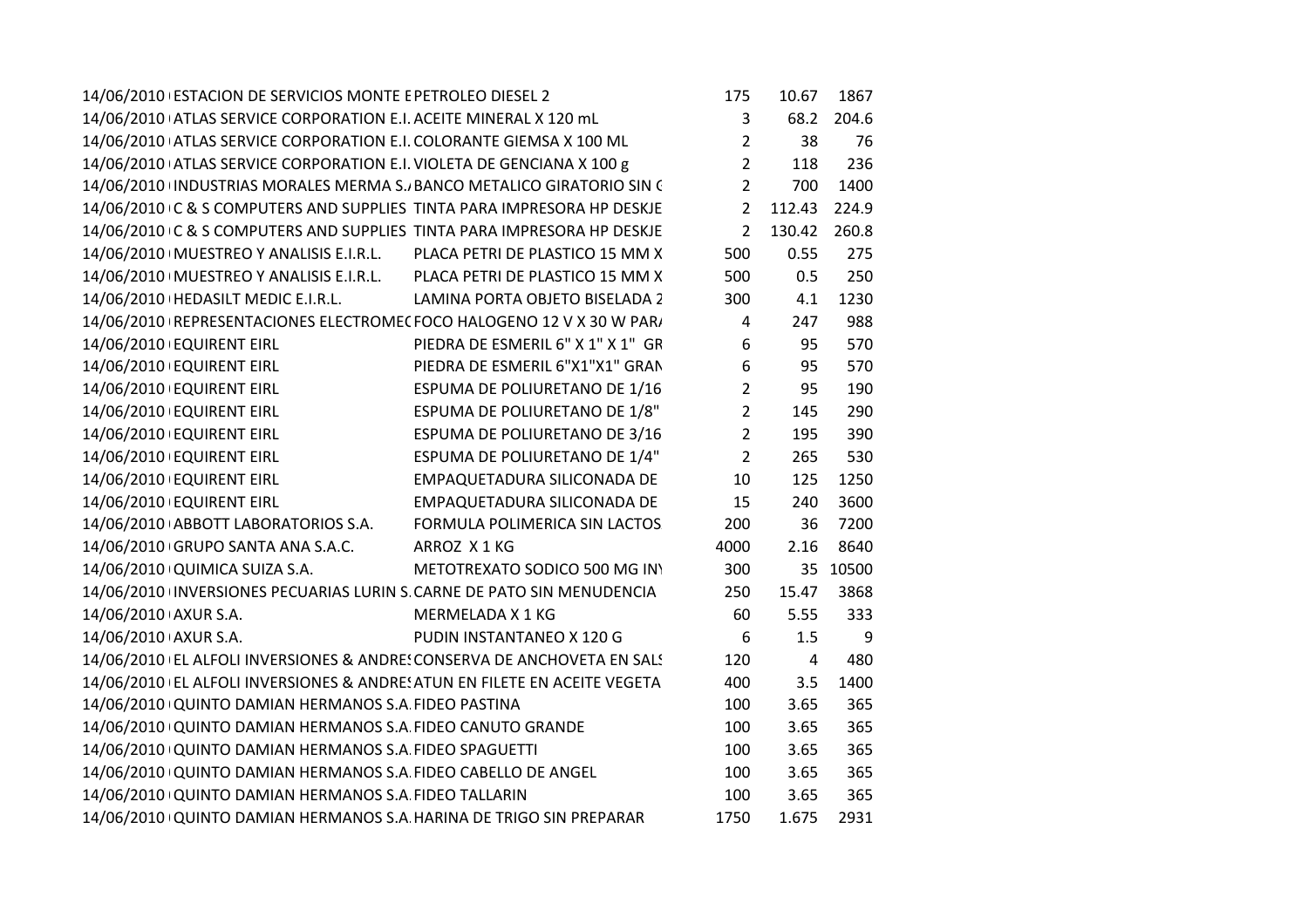| | | | | | |
|---|---|---|---|---|---|
| 14/06/2010 | ESTACION DE SERVICIOS MONTE E | PETROLEO DIESEL 2 | 175 | 10.67 | 1867 |
| 14/06/2010 | ATLAS SERVICE CORPORATION E.I. | ACEITE MINERAL X 120 mL | 3 | 68.2 | 204.6 |
| 14/06/2010 | ATLAS SERVICE CORPORATION E.I. | COLORANTE GIEMSA X 100 ML | 2 | 38 | 76 |
| 14/06/2010 | ATLAS SERVICE CORPORATION E.I. | VIOLETA DE GENCIANA X 100 g | 2 | 118 | 236 |
| 14/06/2010 | INDUSTRIAS MORALES MERMA S./ | BANCO METALICO GIRATORIO SIN ( | 2 | 700 | 1400 |
| 14/06/2010 | C & S COMPUTERS AND SUPPLIES | TINTA PARA IMPRESORA HP DESKJE | 2 | 112.43 | 224.9 |
| 14/06/2010 | C & S COMPUTERS AND SUPPLIES | TINTA PARA IMPRESORA HP DESKJE | 2 | 130.42 | 260.8 |
| 14/06/2010 | MUESTREO Y ANALISIS E.I.R.L. | PLACA PETRI DE PLASTICO 15 MM X | 500 | 0.55 | 275 |
| 14/06/2010 | MUESTREO Y ANALISIS E.I.R.L. | PLACA PETRI DE PLASTICO 15 MM X | 500 | 0.5 | 250 |
| 14/06/2010 | HEDASILT MEDIC E.I.R.L. | LAMINA PORTA OBJETO BISELADA 2 | 300 | 4.1 | 1230 |
| 14/06/2010 | REPRESENTACIONES ELECTROME( | FOCO HALOGENO 12 V X 30 W PAR/ | 4 | 247 | 988 |
| 14/06/2010 | EQUIRENT EIRL | PIEDRA DE ESMERIL 6" X 1" X 1" GR | 6 | 95 | 570 |
| 14/06/2010 | EQUIRENT EIRL | PIEDRA DE ESMERIL 6"X1"X1" GRAN | 6 | 95 | 570 |
| 14/06/2010 | EQUIRENT EIRL | ESPUMA DE POLIURETANO DE 1/16 | 2 | 95 | 190 |
| 14/06/2010 | EQUIRENT EIRL | ESPUMA DE POLIURETANO DE 1/8" | 2 | 145 | 290 |
| 14/06/2010 | EQUIRENT EIRL | ESPUMA DE POLIURETANO DE 3/16 | 2 | 195 | 390 |
| 14/06/2010 | EQUIRENT EIRL | ESPUMA DE POLIURETANO DE 1/4" | 2 | 265 | 530 |
| 14/06/2010 | EQUIRENT EIRL | EMPAQUETADURA SILICONADA DE | 10 | 125 | 1250 |
| 14/06/2010 | EQUIRENT EIRL | EMPAQUETADURA SILICONADA DE | 15 | 240 | 3600 |
| 14/06/2010 | ABBOTT LABORATORIOS S.A. | FORMULA POLIMERICA SIN LACTOS | 200 | 36 | 7200 |
| 14/06/2010 | GRUPO SANTA ANA S.A.C. | ARROZ X 1 KG | 4000 | 2.16 | 8640 |
| 14/06/2010 | QUIMICA SUIZA S.A. | METOTREXATO SODICO 500 MG IN\ | 300 | 35 | 10500 |
| 14/06/2010 | INVERSIONES PECUARIAS LURIN S. | CARNE DE PATO SIN MENUDENCIA | 250 | 15.47 | 3868 |
| 14/06/2010 | AXUR S.A. | MERMELADA X 1 KG | 60 | 5.55 | 333 |
| 14/06/2010 | AXUR S.A. | PUDIN INSTANTANEO X 120 G | 6 | 1.5 | 9 |
| 14/06/2010 | EL ALFOLI INVERSIONES & ANDRES | CONSERVA DE ANCHOVETA EN SALS | 120 | 4 | 480 |
| 14/06/2010 | EL ALFOLI INVERSIONES & ANDRES | ATUN EN FILETE EN ACEITE VEGETA | 400 | 3.5 | 1400 |
| 14/06/2010 | QUINTO DAMIAN HERMANOS S.A. | FIDEO PASTINA | 100 | 3.65 | 365 |
| 14/06/2010 | QUINTO DAMIAN HERMANOS S.A. | FIDEO CANUTO GRANDE | 100 | 3.65 | 365 |
| 14/06/2010 | QUINTO DAMIAN HERMANOS S.A. | FIDEO SPAGUETTI | 100 | 3.65 | 365 |
| 14/06/2010 | QUINTO DAMIAN HERMANOS S.A. | FIDEO CABELLO DE ANGEL | 100 | 3.65 | 365 |
| 14/06/2010 | QUINTO DAMIAN HERMANOS S.A. | FIDEO TALLARIN | 100 | 3.65 | 365 |
| 14/06/2010 | QUINTO DAMIAN HERMANOS S.A. | HARINA DE TRIGO SIN PREPARAR | 1750 | 1.675 | 2931 |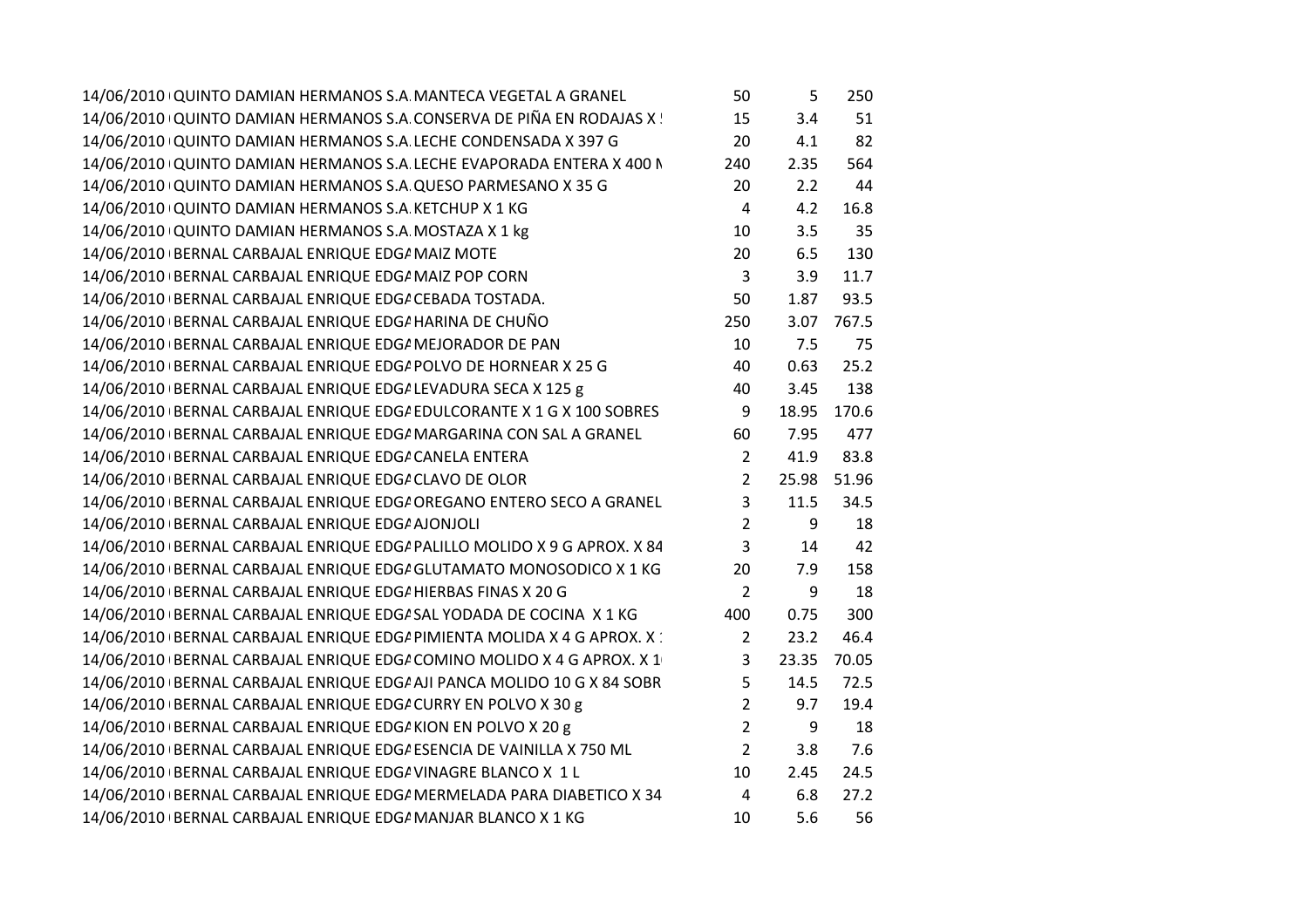| | | | | | |
|---|---|---|---|---|---|
| 14/06/2010 | QUINTO DAMIAN HERMANOS S.A. | MANTECA VEGETAL A GRANEL | 50 | 5 | 250 |
| 14/06/2010 | QUINTO DAMIAN HERMANOS S.A. | CONSERVA DE PIÑA EN RODAJAS X ! | 15 | 3.4 | 51 |
| 14/06/2010 | QUINTO DAMIAN HERMANOS S.A. | LECHE CONDENSADA X 397 G | 20 | 4.1 | 82 |
| 14/06/2010 | QUINTO DAMIAN HERMANOS S.A. | LECHE EVAPORADA ENTERA X 400 M | 240 | 2.35 | 564 |
| 14/06/2010 | QUINTO DAMIAN HERMANOS S.A. | QUESO PARMESANO X 35 G | 20 | 2.2 | 44 |
| 14/06/2010 | QUINTO DAMIAN HERMANOS S.A. | KETCHUP X 1 KG | 4 | 4.2 | 16.8 |
| 14/06/2010 | QUINTO DAMIAN HERMANOS S.A. | MOSTAZA X 1 kg | 10 | 3.5 | 35 |
| 14/06/2010 | BERNAL CARBAJAL ENRIQUE EDGA | MAIZ MOTE | 20 | 6.5 | 130 |
| 14/06/2010 | BERNAL CARBAJAL ENRIQUE EDGA | MAIZ POP CORN | 3 | 3.9 | 11.7 |
| 14/06/2010 | BERNAL CARBAJAL ENRIQUE EDGA | CEBADA TOSTADA. | 50 | 1.87 | 93.5 |
| 14/06/2010 | BERNAL CARBAJAL ENRIQUE EDGA | HARINA DE CHUÑO | 250 | 3.07 | 767.5 |
| 14/06/2010 | BERNAL CARBAJAL ENRIQUE EDGA | MEJORADOR DE PAN | 10 | 7.5 | 75 |
| 14/06/2010 | BERNAL CARBAJAL ENRIQUE EDGA | POLVO DE HORNEAR X 25 G | 40 | 0.63 | 25.2 |
| 14/06/2010 | BERNAL CARBAJAL ENRIQUE EDGA | LEVADURA SECA X 125 g | 40 | 3.45 | 138 |
| 14/06/2010 | BERNAL CARBAJAL ENRIQUE EDGA | EDULCORANTE X 1 G X 100 SOBRES | 9 | 18.95 | 170.6 |
| 14/06/2010 | BERNAL CARBAJAL ENRIQUE EDGA | MARGARINA CON SAL A GRANEL | 60 | 7.95 | 477 |
| 14/06/2010 | BERNAL CARBAJAL ENRIQUE EDGA | CANELA ENTERA | 2 | 41.9 | 83.8 |
| 14/06/2010 | BERNAL CARBAJAL ENRIQUE EDGA | CLAVO DE OLOR | 2 | 25.98 | 51.96 |
| 14/06/2010 | BERNAL CARBAJAL ENRIQUE EDGA | OREGANO ENTERO SECO A GRANEL | 3 | 11.5 | 34.5 |
| 14/06/2010 | BERNAL CARBAJAL ENRIQUE EDGA | AJONJOLI | 2 | 9 | 18 |
| 14/06/2010 | BERNAL CARBAJAL ENRIQUE EDGA | PALILLO MOLIDO X 9 G APROX. X 84 | 3 | 14 | 42 |
| 14/06/2010 | BERNAL CARBAJAL ENRIQUE EDGA | GLUTAMATO MONOSODICO X 1 KG | 20 | 7.9 | 158 |
| 14/06/2010 | BERNAL CARBAJAL ENRIQUE EDGA | HIERBAS FINAS X 20 G | 2 | 9 | 18 |
| 14/06/2010 | BERNAL CARBAJAL ENRIQUE EDGA | SAL YODADA DE COCINA X 1 KG | 400 | 0.75 | 300 |
| 14/06/2010 | BERNAL CARBAJAL ENRIQUE EDGA | PIMIENTA MOLIDA X 4 G APROX. X 1 | 2 | 23.2 | 46.4 |
| 14/06/2010 | BERNAL CARBAJAL ENRIQUE EDGA | COMINO MOLIDO X 4 G APROX. X 1 | 3 | 23.35 | 70.05 |
| 14/06/2010 | BERNAL CARBAJAL ENRIQUE EDGA | AJI PANCA MOLIDO 10 G X 84 SOBR | 5 | 14.5 | 72.5 |
| 14/06/2010 | BERNAL CARBAJAL ENRIQUE EDGA | CURRY EN POLVO X 30 g | 2 | 9.7 | 19.4 |
| 14/06/2010 | BERNAL CARBAJAL ENRIQUE EDGA | KION EN POLVO X 20 g | 2 | 9 | 18 |
| 14/06/2010 | BERNAL CARBAJAL ENRIQUE EDGA | ESENCIA DE VAINILLA X 750 ML | 2 | 3.8 | 7.6 |
| 14/06/2010 | BERNAL CARBAJAL ENRIQUE EDGA | VINAGRE BLANCO X 1 L | 10 | 2.45 | 24.5 |
| 14/06/2010 | BERNAL CARBAJAL ENRIQUE EDGA | MERMELADA PARA DIABETICO X 34 | 4 | 6.8 | 27.2 |
| 14/06/2010 | BERNAL CARBAJAL ENRIQUE EDGA | MANJAR BLANCO X 1 KG | 10 | 5.6 | 56 |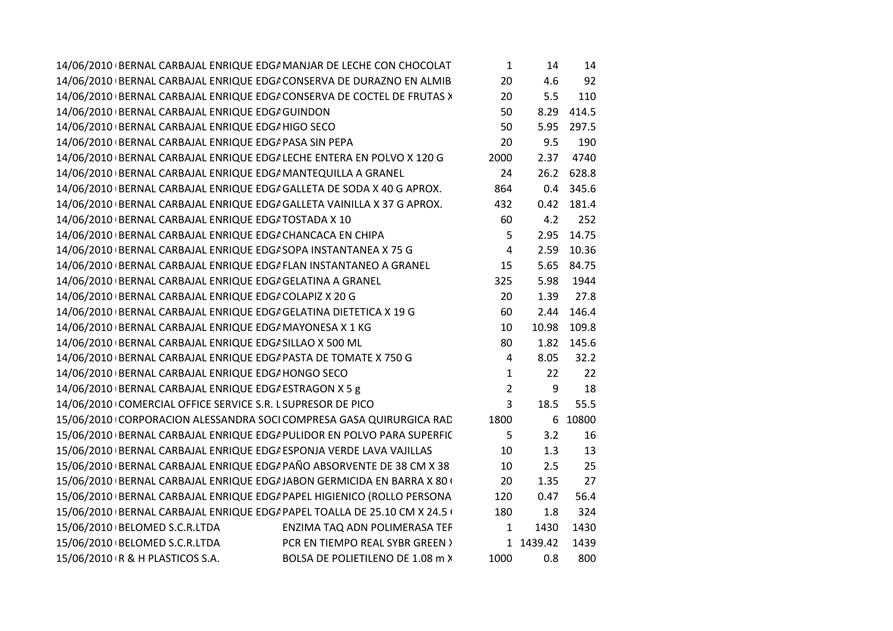| | | | | | |
|---|---|---|---|---|---|
| 14/06/2010 | BERNAL CARBAJAL ENRIQUE EDGA | MANJAR DE LECHE CON CHOCOLAT | 1 | 14 | 14 |
| 14/06/2010 | BERNAL CARBAJAL ENRIQUE EDGA | CONSERVA DE DURAZNO EN ALMIB | 20 | 4.6 | 92 |
| 14/06/2010 | BERNAL CARBAJAL ENRIQUE EDGA | CONSERVA DE COCTEL DE FRUTAS X | 20 | 5.5 | 110 |
| 14/06/2010 | BERNAL CARBAJAL ENRIQUE EDGA | GUINDON | 50 | 8.29 | 414.5 |
| 14/06/2010 | BERNAL CARBAJAL ENRIQUE EDGA | HIGO SECO | 50 | 5.95 | 297.5 |
| 14/06/2010 | BERNAL CARBAJAL ENRIQUE EDGA | PASA SIN PEPA | 20 | 9.5 | 190 |
| 14/06/2010 | BERNAL CARBAJAL ENRIQUE EDGA | LECHE ENTERA EN POLVO X 120 G | 2000 | 2.37 | 4740 |
| 14/06/2010 | BERNAL CARBAJAL ENRIQUE EDGA | MANTEQUILLA A GRANEL | 24 | 26.2 | 628.8 |
| 14/06/2010 | BERNAL CARBAJAL ENRIQUE EDGA | GALLETA DE SODA X 40 G APROX. | 864 | 0.4 | 345.6 |
| 14/06/2010 | BERNAL CARBAJAL ENRIQUE EDGA | GALLETA VAINILLA X 37 G APROX. | 432 | 0.42 | 181.4 |
| 14/06/2010 | BERNAL CARBAJAL ENRIQUE EDGA | TOSTADA X 10 | 60 | 4.2 | 252 |
| 14/06/2010 | BERNAL CARBAJAL ENRIQUE EDGA | CHANCACA EN CHIPA | 5 | 2.95 | 14.75 |
| 14/06/2010 | BERNAL CARBAJAL ENRIQUE EDGA | SOPA INSTANTANEA X 75 G | 4 | 2.59 | 10.36 |
| 14/06/2010 | BERNAL CARBAJAL ENRIQUE EDGA | FLAN INSTANTANEO A GRANEL | 15 | 5.65 | 84.75 |
| 14/06/2010 | BERNAL CARBAJAL ENRIQUE EDGA | GELATINA A GRANEL | 325 | 5.98 | 1944 |
| 14/06/2010 | BERNAL CARBAJAL ENRIQUE EDGA | COLAPIZ X 20 G | 20 | 1.39 | 27.8 |
| 14/06/2010 | BERNAL CARBAJAL ENRIQUE EDGA | GELATINA DIETETICA X 19 G | 60 | 2.44 | 146.4 |
| 14/06/2010 | BERNAL CARBAJAL ENRIQUE EDGA | MAYONESA X 1 KG | 10 | 10.98 | 109.8 |
| 14/06/2010 | BERNAL CARBAJAL ENRIQUE EDGA | SILLAO X 500 ML | 80 | 1.82 | 145.6 |
| 14/06/2010 | BERNAL CARBAJAL ENRIQUE EDGA | PASTA DE TOMATE X 750 G | 4 | 8.05 | 32.2 |
| 14/06/2010 | BERNAL CARBAJAL ENRIQUE EDGA | HONGO SECO | 1 | 22 | 22 |
| 14/06/2010 | BERNAL CARBAJAL ENRIQUE EDGA | ESTRAGON X 5 g | 2 | 9 | 18 |
| 14/06/2010 | COMERCIAL OFFICE SERVICE S.R. L | SUPRESOR DE PICO | 3 | 18.5 | 55.5 |
| 15/06/2010 | CORPORACION ALESSANDRA SOCI | COMPRESA GASA QUIRURGICA RAD | 1800 | 6 | 10800 |
| 15/06/2010 | BERNAL CARBAJAL ENRIQUE EDGA | PULIDOR EN POLVO PARA SUPERFIC | 5 | 3.2 | 16 |
| 15/06/2010 | BERNAL CARBAJAL ENRIQUE EDGA | ESPONJA VERDE LAVA VAJILLAS | 10 | 1.3 | 13 |
| 15/06/2010 | BERNAL CARBAJAL ENRIQUE EDGA | PAÑO ABSORVENTE DE 38 CM X 38 | 10 | 2.5 | 25 |
| 15/06/2010 | BERNAL CARBAJAL ENRIQUE EDGA | JABON GERMICIDA EN BARRA X 80 ( | 20 | 1.35 | 27 |
| 15/06/2010 | BERNAL CARBAJAL ENRIQUE EDGA | PAPEL HIGIENICO (ROLLO PERSONA | 120 | 0.47 | 56.4 |
| 15/06/2010 | BERNAL CARBAJAL ENRIQUE EDGA | PAPEL TOALLA DE 25.10 CM X 24.5 ( | 180 | 1.8 | 324 |
| 15/06/2010 | BELOMED S.C.R.LTDA | ENZIMA TAQ ADN POLIMERASA TER | 1 | 1430 | 1430 |
| 15/06/2010 | BELOMED S.C.R.LTDA | PCR EN TIEMPO REAL SYBR GREEN X | 1 | 1439.42 | 1439 |
| 15/06/2010 | R & H PLASTICOS S.A. | BOLSA DE POLIETILENO DE 1.08 m X | 1000 | 0.8 | 800 |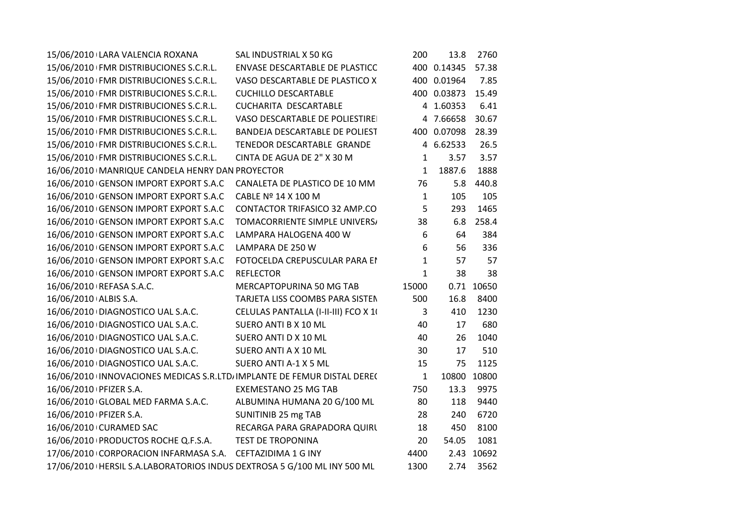| | | | | | |
|---|---|---|---|---|---|
| 15/06/2010 | LARA VALENCIA ROXANA | SAL INDUSTRIAL X 50 KG | 200 | 13.8 | 2760 |
| 15/06/2010 | FMR DISTRIBUCIONES S.C.R.L. | ENVASE DESCARTABLE DE PLASTICO | 400 | 0.14345 | 57.38 |
| 15/06/2010 | FMR DISTRIBUCIONES S.C.R.L. | VASO DESCARTABLE DE PLASTICO X | 400 | 0.01964 | 7.85 |
| 15/06/2010 | FMR DISTRIBUCIONES S.C.R.L. | CUCHILLO DESCARTABLE | 400 | 0.03873 | 15.49 |
| 15/06/2010 | FMR DISTRIBUCIONES S.C.R.L. | CUCHARITA DESCARTABLE | 4 | 1.60353 | 6.41 |
| 15/06/2010 | FMR DISTRIBUCIONES S.C.R.L. | VASO DESCARTABLE DE POLIESTIREI | 4 | 7.66658 | 30.67 |
| 15/06/2010 | FMR DISTRIBUCIONES S.C.R.L. | BANDEJA DESCARTABLE DE POLIEST | 400 | 0.07098 | 28.39 |
| 15/06/2010 | FMR DISTRIBUCIONES S.C.R.L. | TENEDOR DESCARTABLE GRANDE | 4 | 6.62533 | 26.5 |
| 15/06/2010 | FMR DISTRIBUCIONES S.C.R.L. | CINTA DE AGUA DE 2" X 30 M | 1 | 3.57 | 3.57 |
| 16/06/2010 | MANRIQUE CANDELA HENRY DAN | PROYECTOR | 1 | 1887.6 | 1888 |
| 16/06/2010 | GENSON IMPORT EXPORT S.A.C | CANALETA DE PLASTICO DE 10 MM | 76 | 5.8 | 440.8 |
| 16/06/2010 | GENSON IMPORT EXPORT S.A.C | CABLE Nº 14 X 100 M | 1 | 105 | 105 |
| 16/06/2010 | GENSON IMPORT EXPORT S.A.C | CONTACTOR TRIFASICO 32 AMP.CO | 5 | 293 | 1465 |
| 16/06/2010 | GENSON IMPORT EXPORT S.A.C | TOMACORRIENTE SIMPLE UNIVERSA | 38 | 6.8 | 258.4 |
| 16/06/2010 | GENSON IMPORT EXPORT S.A.C | LAMPARA HALOGENA 400 W | 6 | 64 | 384 |
| 16/06/2010 | GENSON IMPORT EXPORT S.A.C | LAMPARA DE 250 W | 6 | 56 | 336 |
| 16/06/2010 | GENSON IMPORT EXPORT S.A.C | FOTOCELDA CREPUSCULAR PARA EN | 1 | 57 | 57 |
| 16/06/2010 | GENSON IMPORT EXPORT S.A.C | REFLECTOR | 1 | 38 | 38 |
| 16/06/2010 | REFASA S.A.C. | MERCAPTOPURINA 50 MG TAB | 15000 | 0.71 | 10650 |
| 16/06/2010 | ALBIS S.A. | TARJETA LISS COOMBS PARA SISTEN | 500 | 16.8 | 8400 |
| 16/06/2010 | DIAGNOSTICO UAL S.A.C. | CELULAS PANTALLA (I-II-III) FCO X 10 | 3 | 410 | 1230 |
| 16/06/2010 | DIAGNOSTICO UAL S.A.C. | SUERO ANTI B X 10 ML | 40 | 17 | 680 |
| 16/06/2010 | DIAGNOSTICO UAL S.A.C. | SUERO ANTI D X 10 ML | 40 | 26 | 1040 |
| 16/06/2010 | DIAGNOSTICO UAL S.A.C. | SUERO ANTI A X 10 ML | 30 | 17 | 510 |
| 16/06/2010 | DIAGNOSTICO UAL S.A.C. | SUERO ANTI A-1 X 5 ML | 15 | 75 | 1125 |
| 16/06/2010 | INNOVACIONES MEDICAS S.R.LTDA | IMPLANTE DE FEMUR DISTAL DEREC | 1 | 10800 | 10800 |
| 16/06/2010 | PFIZER S.A. | EXEMESTANO 25 MG TAB | 750 | 13.3 | 9975 |
| 16/06/2010 | GLOBAL MED FARMA S.A.C. | ALBUMINA HUMANA 20 G/100 ML | 80 | 118 | 9440 |
| 16/06/2010 | PFIZER S.A. | SUNITINIB 25 mg TAB | 28 | 240 | 6720 |
| 16/06/2010 | CURAMED SAC | RECARGA PARA GRAPADORA QUIRU | 18 | 450 | 8100 |
| 16/06/2010 | PRODUCTOS ROCHE Q.F.S.A. | TEST DE TROPONINA | 20 | 54.05 | 1081 |
| 17/06/2010 | CORPORACION INFARMASA S.A. | CEFTAZIDIMA 1 G INY | 4400 | 2.43 | 10692 |
| 17/06/2010 | HERSIL S.A.LABORATORIOS INDUS | DEXTROSA 5 G/100 ML INY 500 ML | 1300 | 2.74 | 3562 |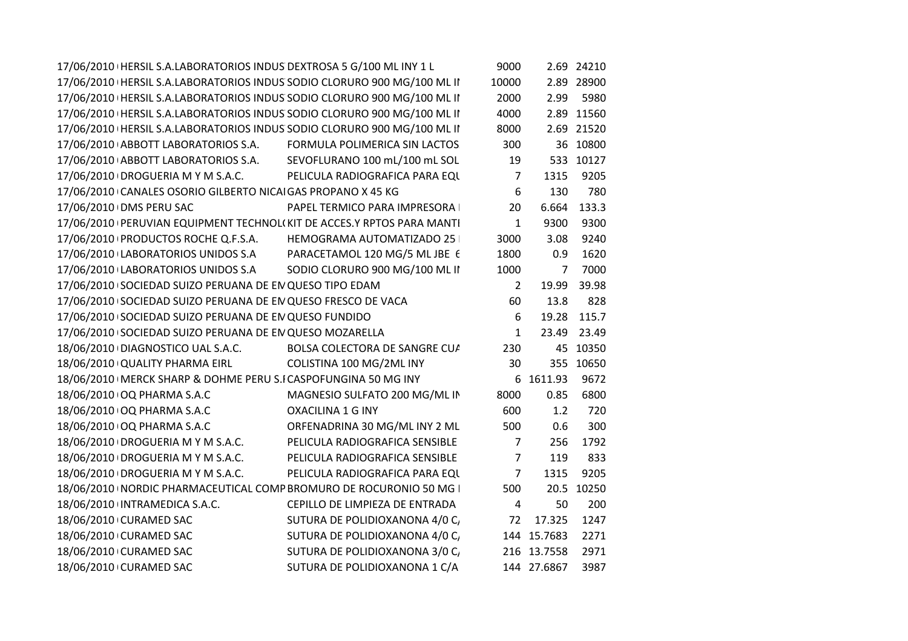| | | | | | |
|---|---|---|---|---|---|
| 17/06/2010 | HERSIL S.A.LABORATORIOS INDUS | DEXTROSA 5 G/100 ML INY 1 L | 9000 | 2.69 | 24210 |
| 17/06/2010 | HERSIL S.A.LABORATORIOS INDUS | SODIO CLORURO 900 MG/100 ML IN | 10000 | 2.89 | 28900 |
| 17/06/2010 | HERSIL S.A.LABORATORIOS INDUS | SODIO CLORURO 900 MG/100 ML IN | 2000 | 2.99 | 5980 |
| 17/06/2010 | HERSIL S.A.LABORATORIOS INDUS | SODIO CLORURO 900 MG/100 ML IN | 4000 | 2.89 | 11560 |
| 17/06/2010 | HERSIL S.A.LABORATORIOS INDUS | SODIO CLORURO 900 MG/100 ML IN | 8000 | 2.69 | 21520 |
| 17/06/2010 | ABBOTT LABORATORIOS S.A. | FORMULA POLIMERICA SIN LACTOS | 300 | 36 | 10800 |
| 17/06/2010 | ABBOTT LABORATORIOS S.A. | SEVOFLURANO 100 mL/100 mL SOL | 19 | 533 | 10127 |
| 17/06/2010 | DROGUERIA M Y M S.A.C. | PELICULA RADIOGRAFICA PARA EQU | 7 | 1315 | 9205 |
| 17/06/2010 | CANALES OSORIO GILBERTO NICA | GAS PROPANO X 45 KG | 6 | 130 | 780 |
| 17/06/2010 | DMS PERU SAC | PAPEL TERMICO PARA IMPRESORA | 20 | 6.664 | 133.3 |
| 17/06/2010 | PERUVIAN EQUIPMENT TECHNOL | KIT DE ACCES.Y RPTOS PARA MANTI | 1 | 9300 | 9300 |
| 17/06/2010 | PRODUCTOS ROCHE Q.F.S.A. | HEMOGRAMA AUTOMATIZADO 25 | 3000 | 3.08 | 9240 |
| 17/06/2010 | LABORATORIOS UNIDOS S.A | PARACETAMOL 120 MG/5 ML JBE 6 | 1800 | 0.9 | 1620 |
| 17/06/2010 | LABORATORIOS UNIDOS S.A | SODIO CLORURO 900 MG/100 ML IN | 1000 | 7 | 7000 |
| 17/06/2010 | SOCIEDAD SUIZO PERUANA DE EN | QUESO TIPO EDAM | 2 | 19.99 | 39.98 |
| 17/06/2010 | SOCIEDAD SUIZO PERUANA DE EN | QUESO FRESCO DE VACA | 60 | 13.8 | 828 |
| 17/06/2010 | SOCIEDAD SUIZO PERUANA DE EN | QUESO FUNDIDO | 6 | 19.28 | 115.7 |
| 17/06/2010 | SOCIEDAD SUIZO PERUANA DE EN | QUESO MOZARELLA | 1 | 23.49 | 23.49 |
| 18/06/2010 | DIAGNOSTICO UAL S.A.C. | BOLSA COLECTORA DE SANGRE CUA | 230 | 45 | 10350 |
| 18/06/2010 | QUALITY PHARMA EIRL | COLISTINA 100 MG/2ML INY | 30 | 355 | 10650 |
| 18/06/2010 | MERCK SHARP & DOHME PERU S.I | CASPOFUNGINA 50 MG INY | 6 | 1611.93 | 9672 |
| 18/06/2010 | OQ PHARMA S.A.C | MAGNESIO SULFATO 200 MG/ML IN | 8000 | 0.85 | 6800 |
| 18/06/2010 | OQ PHARMA S.A.C | OXACILINA 1 G INY | 600 | 1.2 | 720 |
| 18/06/2010 | OQ PHARMA S.A.C | ORFENADRINA 30 MG/ML INY 2 ML | 500 | 0.6 | 300 |
| 18/06/2010 | DROGUERIA M Y M S.A.C. | PELICULA RADIOGRAFICA SENSIBLE | 7 | 256 | 1792 |
| 18/06/2010 | DROGUERIA M Y M S.A.C. | PELICULA RADIOGRAFICA SENSIBLE | 7 | 119 | 833 |
| 18/06/2010 | DROGUERIA M Y M S.A.C. | PELICULA RADIOGRAFICA PARA EQU | 7 | 1315 | 9205 |
| 18/06/2010 | NORDIC PHARMACEUTICAL COMP | BROMURO DE ROCURONIO 50 MG | 500 | 20.5 | 10250 |
| 18/06/2010 | INTRAMEDICA S.A.C. | CEPILLO DE LIMPIEZA DE ENTRADA | 4 | 50 | 200 |
| 18/06/2010 | CURAMED SAC | SUTURA DE POLIDIOXANONA 4/0 C/ | 72 | 17.325 | 1247 |
| 18/06/2010 | CURAMED SAC | SUTURA DE POLIDIOXANONA 4/0 C/ | 144 | 15.7683 | 2271 |
| 18/06/2010 | CURAMED SAC | SUTURA DE POLIDIOXANONA 3/0 C/ | 216 | 13.7558 | 2971 |
| 18/06/2010 | CURAMED SAC | SUTURA DE POLIDIOXANONA 1 C/A | 144 | 27.6867 | 3987 |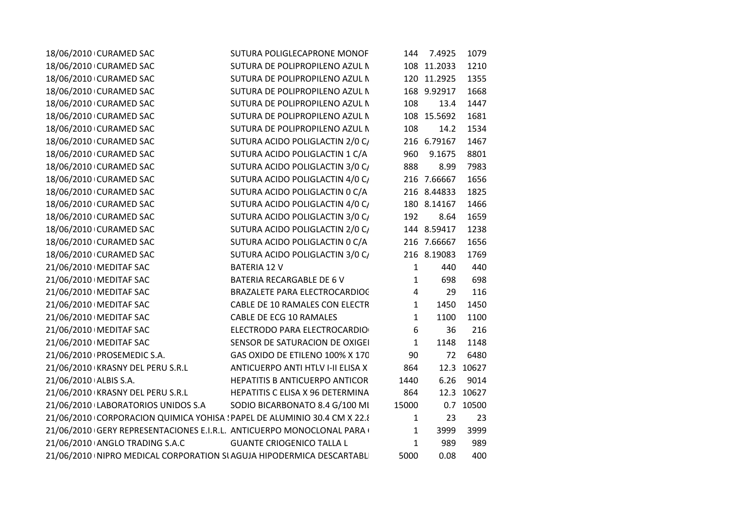| | | | | | |
|---|---|---|---|---|---|
| 18/06/2010 | CURAMED SAC | SUTURA POLIGLECAPRONE MONOF | 144 | 7.4925 | 1079 |
| 18/06/2010 | CURAMED SAC | SUTURA DE POLIPROPILENO AZUL M | 108 | 11.2033 | 1210 |
| 18/06/2010 | CURAMED SAC | SUTURA DE POLIPROPILENO AZUL M | 120 | 11.2925 | 1355 |
| 18/06/2010 | CURAMED SAC | SUTURA DE POLIPROPILENO AZUL M | 168 | 9.92917 | 1668 |
| 18/06/2010 | CURAMED SAC | SUTURA DE POLIPROPILENO AZUL M | 108 | 13.4 | 1447 |
| 18/06/2010 | CURAMED SAC | SUTURA DE POLIPROPILENO AZUL M | 108 | 15.5692 | 1681 |
| 18/06/2010 | CURAMED SAC | SUTURA DE POLIPROPILENO AZUL M | 108 | 14.2 | 1534 |
| 18/06/2010 | CURAMED SAC | SUTURA ACIDO POLIGLACTIN 2/0 C/ | 216 | 6.79167 | 1467 |
| 18/06/2010 | CURAMED SAC | SUTURA ACIDO POLIGLACTIN 1 C/A | 960 | 9.1675 | 8801 |
| 18/06/2010 | CURAMED SAC | SUTURA ACIDO POLIGLACTIN 3/0 C/ | 888 | 8.99 | 7983 |
| 18/06/2010 | CURAMED SAC | SUTURA ACIDO POLIGLACTIN 4/0 C/ | 216 | 7.66667 | 1656 |
| 18/06/2010 | CURAMED SAC | SUTURA ACIDO POLIGLACTIN 0 C/A | 216 | 8.44833 | 1825 |
| 18/06/2010 | CURAMED SAC | SUTURA ACIDO POLIGLACTIN 4/0 C/ | 180 | 8.14167 | 1466 |
| 18/06/2010 | CURAMED SAC | SUTURA ACIDO POLIGLACTIN 3/0 C/ | 192 | 8.64 | 1659 |
| 18/06/2010 | CURAMED SAC | SUTURA ACIDO POLIGLACTIN 2/0 C/ | 144 | 8.59417 | 1238 |
| 18/06/2010 | CURAMED SAC | SUTURA ACIDO POLIGLACTIN 0 C/A | 216 | 7.66667 | 1656 |
| 18/06/2010 | CURAMED SAC | SUTURA ACIDO POLIGLACTIN 3/0 C/ | 216 | 8.19083 | 1769 |
| 21/06/2010 | MEDITAF SAC | BATERIA 12 V | 1 | 440 | 440 |
| 21/06/2010 | MEDITAF SAC | BATERIA RECARGABLE DE 6 V | 1 | 698 | 698 |
| 21/06/2010 | MEDITAF SAC | BRAZALETE PARA ELECTROCARDIOG | 4 | 29 | 116 |
| 21/06/2010 | MEDITAF SAC | CABLE DE 10 RAMALES CON ELECTR | 1 | 1450 | 1450 |
| 21/06/2010 | MEDITAF SAC | CABLE DE ECG 10 RAMALES | 1 | 1100 | 1100 |
| 21/06/2010 | MEDITAF SAC | ELECTRODO PARA ELECTROCARDIO | 6 | 36 | 216 |
| 21/06/2010 | MEDITAF SAC | SENSOR DE SATURACION DE OXIGE | 1 | 1148 | 1148 |
| 21/06/2010 | PROSEMEDIC S.A. | GAS OXIDO DE ETILENO 100% X 170 | 90 | 72 | 6480 |
| 21/06/2010 | KRASNY DEL PERU S.R.L | ANTICUERPO ANTI HTLV I-II ELISA X | 864 | 12.3 | 10627 |
| 21/06/2010 | ALBIS S.A. | HEPATITIS B ANTICUERPO ANTICOR | 1440 | 6.26 | 9014 |
| 21/06/2010 | KRASNY DEL PERU S.R.L | HEPATITIS C ELISA X 96 DETERMINA | 864 | 12.3 | 10627 |
| 21/06/2010 | LABORATORIOS UNIDOS S.A | SODIO BICARBONATO 8.4 G/100 ML | 15000 | 0.7 | 10500 |
| 21/06/2010 | CORPORACION QUIMICA YOHISA S | PAPEL DE ALUMINIO 30.4 CM X 22.8 | 1 | 23 | 23 |
| 21/06/2010 | GERY REPRESENTACIONES E.I.R.L. | ANTICUERPO MONOCLONAL PARA | 1 | 3999 | 3999 |
| 21/06/2010 | ANGLO TRADING S.A.C | GUANTE CRIOGENICO TALLA L | 1 | 989 | 989 |
| 21/06/2010 | NIPRO MEDICAL CORPORATION SU | AGUJA HIPODERMICA DESCARTABL | 5000 | 0.08 | 400 |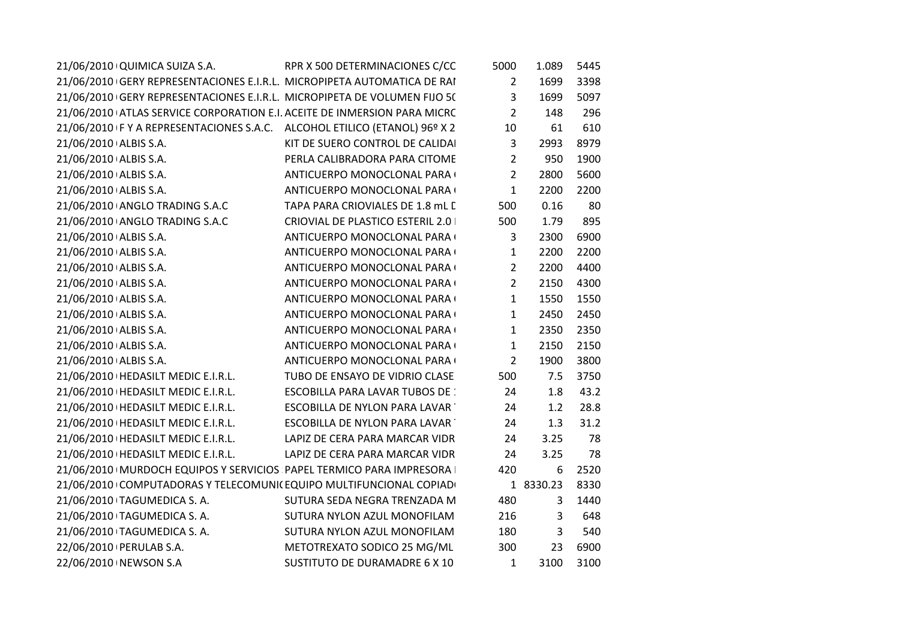| | | | | | |
|---|---|---|---|---|---|
| 21/06/2010 | QUIMICA SUIZA S.A. | RPR X 500 DETERMINACIONES C/CC | 5000 | 1.089 | 5445 |
| 21/06/2010 | GERY REPRESENTACIONES E.I.R.L. | MICROPIPETA AUTOMATICA DE RAI | 2 | 1699 | 3398 |
| 21/06/2010 | GERY REPRESENTACIONES E.I.R.L. | MICROPIPETA DE VOLUMEN FIJO 5C | 3 | 1699 | 5097 |
| 21/06/2010 | ATLAS SERVICE CORPORATION E.I. | ACEITE DE INMERSION PARA MICRC | 2 | 148 | 296 |
| 21/06/2010 | F Y A REPRESENTACIONES S.A.C. | ALCOHOL ETILICO (ETANOL) 96º X 2 | 10 | 61 | 610 |
| 21/06/2010 | ALBIS S.A. | KIT DE SUERO CONTROL DE CALIDAI | 3 | 2993 | 8979 |
| 21/06/2010 | ALBIS S.A. | PERLA CALIBRADORA PARA CITOME | 2 | 950 | 1900 |
| 21/06/2010 | ALBIS S.A. | ANTICUERPO MONOCLONAL PARA | 2 | 2800 | 5600 |
| 21/06/2010 | ALBIS S.A. | ANTICUERPO MONOCLONAL PARA | 1 | 2200 | 2200 |
| 21/06/2010 | ANGLO TRADING S.A.C | TAPA PARA CRIOVIALES DE 1.8 mL D | 500 | 0.16 | 80 |
| 21/06/2010 | ANGLO TRADING S.A.C | CRIOVIAL DE PLASTICO ESTERIL 2.0 | 500 | 1.79 | 895 |
| 21/06/2010 | ALBIS S.A. | ANTICUERPO MONOCLONAL PARA | 3 | 2300 | 6900 |
| 21/06/2010 | ALBIS S.A. | ANTICUERPO MONOCLONAL PARA | 1 | 2200 | 2200 |
| 21/06/2010 | ALBIS S.A. | ANTICUERPO MONOCLONAL PARA | 2 | 2200 | 4400 |
| 21/06/2010 | ALBIS S.A. | ANTICUERPO MONOCLONAL PARA | 2 | 2150 | 4300 |
| 21/06/2010 | ALBIS S.A. | ANTICUERPO MONOCLONAL PARA | 1 | 1550 | 1550 |
| 21/06/2010 | ALBIS S.A. | ANTICUERPO MONOCLONAL PARA | 1 | 2450 | 2450 |
| 21/06/2010 | ALBIS S.A. | ANTICUERPO MONOCLONAL PARA | 1 | 2350 | 2350 |
| 21/06/2010 | ALBIS S.A. | ANTICUERPO MONOCLONAL PARA | 1 | 2150 | 2150 |
| 21/06/2010 | ALBIS S.A. | ANTICUERPO MONOCLONAL PARA | 2 | 1900 | 3800 |
| 21/06/2010 | HEDASILT MEDIC E.I.R.L. | TUBO DE ENSAYO DE VIDRIO CLASE | 500 | 7.5 | 3750 |
| 21/06/2010 | HEDASILT MEDIC E.I.R.L. | ESCOBILLA PARA LAVAR TUBOS DE | 24 | 1.8 | 43.2 |
| 21/06/2010 | HEDASILT MEDIC E.I.R.L. | ESCOBILLA DE NYLON PARA LAVAR | 24 | 1.2 | 28.8 |
| 21/06/2010 | HEDASILT MEDIC E.I.R.L. | ESCOBILLA DE NYLON PARA LAVAR | 24 | 1.3 | 31.2 |
| 21/06/2010 | HEDASILT MEDIC E.I.R.L. | LAPIZ DE CERA PARA MARCAR VIDR | 24 | 3.25 | 78 |
| 21/06/2010 | HEDASILT MEDIC E.I.R.L. | LAPIZ DE CERA PARA MARCAR VIDR | 24 | 3.25 | 78 |
| 21/06/2010 | MURDOCH EQUIPOS Y SERVICIOS | PAPEL TERMICO PARA IMPRESORA | 420 | 6 | 2520 |
| 21/06/2010 | COMPUTADORAS Y TELECOMUNI( | EQUIPO MULTIFUNCIONAL COPIAD( | 1 | 8330.23 | 8330 |
| 21/06/2010 | TAGUMEDICA S. A. | SUTURA SEDA NEGRA TRENZADA M | 480 | 3 | 1440 |
| 21/06/2010 | TAGUMEDICA S. A. | SUTURA NYLON AZUL MONOFILAM | 216 | 3 | 648 |
| 21/06/2010 | TAGUMEDICA S. A. | SUTURA NYLON AZUL MONOFILAM | 180 | 3 | 540 |
| 22/06/2010 | PERULAB S.A. | METOTREXATO SODICO 25 MG/ML | 300 | 23 | 6900 |
| 22/06/2010 | NEWSON S.A | SUSTITUTO DE DURAMADRE 6 X 10 | 1 | 3100 | 3100 |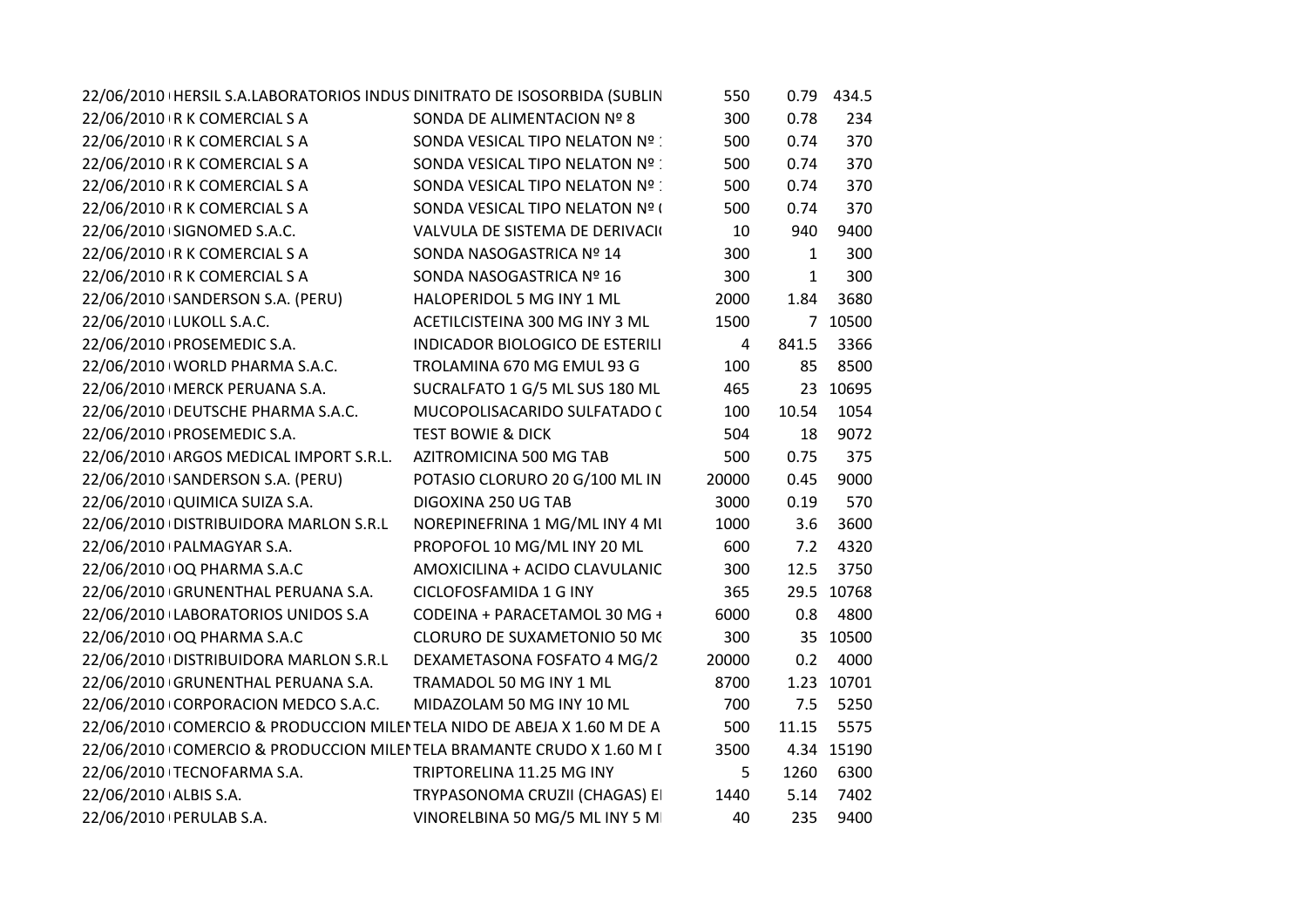| | | | | | |
|---|---|---|---|---|---|
| 22/06/2010 | HERSIL S.A.LABORATORIOS INDUS | DINITRATO DE ISOSORBIDA (SUBLIN | 550 | 0.79 | 434.5 |
| 22/06/2010 | R K COMERCIAL S A | SONDA DE ALIMENTACION Nº 8 | 300 | 0.78 | 234 |
| 22/06/2010 | R K COMERCIAL S A | SONDA VESICAL TIPO NELATON Nº : | 500 | 0.74 | 370 |
| 22/06/2010 | R K COMERCIAL S A | SONDA VESICAL TIPO NELATON Nº : | 500 | 0.74 | 370 |
| 22/06/2010 | R K COMERCIAL S A | SONDA VESICAL TIPO NELATON Nº : | 500 | 0.74 | 370 |
| 22/06/2010 | R K COMERCIAL S A | SONDA VESICAL TIPO NELATON Nº ( | 500 | 0.74 | 370 |
| 22/06/2010 | SIGNOMED S.A.C. | VALVULA DE SISTEMA DE DERIVACI( | 10 | 940 | 9400 |
| 22/06/2010 | R K COMERCIAL S A | SONDA NASOGASTRICA Nº 14 | 300 | 1 | 300 |
| 22/06/2010 | R K COMERCIAL S A | SONDA NASOGASTRICA Nº 16 | 300 | 1 | 300 |
| 22/06/2010 | SANDERSON S.A. (PERU) | HALOPERIDOL 5 MG INY 1 ML | 2000 | 1.84 | 3680 |
| 22/06/2010 | LUKOLL S.A.C. | ACETILCISTEINA 300 MG INY 3 ML | 1500 | 7 | 10500 |
| 22/06/2010 | PROSEMEDIC S.A. | INDICADOR BIOLOGICO DE ESTERILI | 4 | 841.5 | 3366 |
| 22/06/2010 | WORLD PHARMA S.A.C. | TROLAMINA 670 MG EMUL 93 G | 100 | 85 | 8500 |
| 22/06/2010 | MERCK PERUANA S.A. | SUCRALFATO 1 G/5 ML SUS 180 ML | 465 | 23 | 10695 |
| 22/06/2010 | DEUTSCHE PHARMA S.A.C. | MUCOPOLISACARIDO SULFATADO ( | 100 | 10.54 | 1054 |
| 22/06/2010 | PROSEMEDIC S.A. | TEST BOWIE & DICK | 504 | 18 | 9072 |
| 22/06/2010 | ARGOS MEDICAL IMPORT S.R.L. | AZITROMICINA 500 MG TAB | 500 | 0.75 | 375 |
| 22/06/2010 | SANDERSON S.A. (PERU) | POTASIO CLORURO 20 G/100 ML IN | 20000 | 0.45 | 9000 |
| 22/06/2010 | QUIMICA SUIZA S.A. | DIGOXINA 250 UG TAB | 3000 | 0.19 | 570 |
| 22/06/2010 | DISTRIBUIDORA MARLON S.R.L | NOREPINEFRINA 1 MG/ML INY 4 MI | 1000 | 3.6 | 3600 |
| 22/06/2010 | PALMAGYAR S.A. | PROPOFOL 10 MG/ML INY 20 ML | 600 | 7.2 | 4320 |
| 22/06/2010 | OQ PHARMA S.A.C | AMOXICILINA + ACIDO CLAVULANIC | 300 | 12.5 | 3750 |
| 22/06/2010 | GRUNENTHAL PERUANA S.A. | CICLOFOSFAMIDA 1 G INY | 365 | 29.5 | 10768 |
| 22/06/2010 | LABORATORIOS UNIDOS S.A | CODEINA + PARACETAMOL 30 MG + | 6000 | 0.8 | 4800 |
| 22/06/2010 | OQ PHARMA S.A.C | CLORURO DE SUXAMETONIO 50 M( | 300 | 35 | 10500 |
| 22/06/2010 | DISTRIBUIDORA MARLON S.R.L | DEXAMETASONA FOSFATO 4 MG/2 | 20000 | 0.2 | 4000 |
| 22/06/2010 | GRUNENTHAL PERUANA S.A. | TRAMADOL 50 MG INY 1 ML | 8700 | 1.23 | 10701 |
| 22/06/2010 | CORPORACION MEDCO S.A.C. | MIDAZOLAM 50 MG INY 10 ML | 700 | 7.5 | 5250 |
| 22/06/2010 | COMERCIO & PRODUCCION MILEI | TELA NIDO DE ABEJA X 1.60 M DE A | 500 | 11.15 | 5575 |
| 22/06/2010 | COMERCIO & PRODUCCION MILEI | TELA BRAMANTE CRUDO X 1.60 M I | 3500 | 4.34 | 15190 |
| 22/06/2010 | TECNOFARMA S.A. | TRIPTORELINA 11.25 MG INY | 5 | 1260 | 6300 |
| 22/06/2010 | ALBIS S.A. | TRYPASONOMA CRUZII (CHAGAS) EI | 1440 | 5.14 | 7402 |
| 22/06/2010 | PERULAB S.A. | VINORELBINA 50 MG/5 ML INY 5 MI | 40 | 235 | 9400 |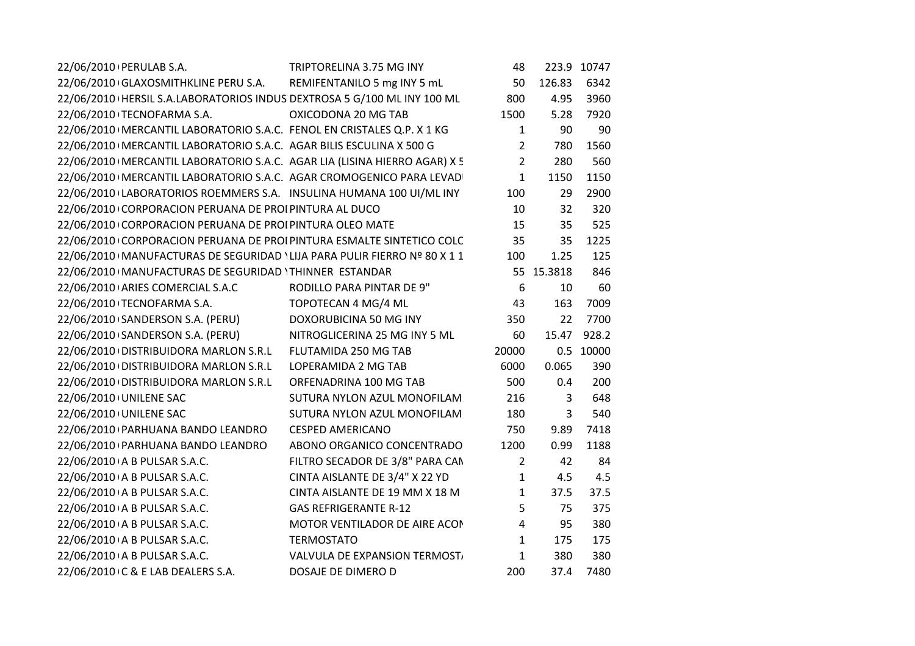| | | | | | |
|---|---|---|---|---|---|
| 22/06/2010 | PERULAB S.A. | TRIPTORELINA 3.75 MG INY | 48 | 223.9 | 10747 |
| 22/06/2010 | GLAXOSMITHKLINE PERU S.A. | REMIFENTANILO 5 mg INY 5 mL | 50 | 126.83 | 6342 |
| 22/06/2010 | HERSIL S.A.LABORATORIOS INDUS | DEXTROSA 5 G/100 ML INY 100 ML | 800 | 4.95 | 3960 |
| 22/06/2010 | TECNOFARMA S.A. | OXICODONA 20 MG TAB | 1500 | 5.28 | 7920 |
| 22/06/2010 | MERCANTIL LABORATORIO S.A.C. | FENOL EN CRISTALES Q.P. X 1 KG | 1 | 90 | 90 |
| 22/06/2010 | MERCANTIL LABORATORIO S.A.C. | AGAR BILIS ESCULINA X 500 G | 2 | 780 | 1560 |
| 22/06/2010 | MERCANTIL LABORATORIO S.A.C. | AGAR LIA (LISINA HIERRO AGAR) X 5 | 2 | 280 | 560 |
| 22/06/2010 | MERCANTIL LABORATORIO S.A.C. | AGAR CROMOGENICO PARA LEVAD | 1 | 1150 | 1150 |
| 22/06/2010 | LABORATORIOS ROEMMERS S.A. | INSULINA HUMANA 100 UI/ML INY | 100 | 29 | 2900 |
| 22/06/2010 | CORPORACION PERUANA DE PRO | PINTURA AL DUCO | 10 | 32 | 320 |
| 22/06/2010 | CORPORACION PERUANA DE PRO | PINTURA OLEO MATE | 15 | 35 | 525 |
| 22/06/2010 | CORPORACION PERUANA DE PRO | PINTURA ESMALTE SINTETICO COLC | 35 | 35 | 1225 |
| 22/06/2010 | MANUFACTURAS DE SEGURIDAD | LIJA PARA PULIR FIERRO Nº 80 X 1 1 | 100 | 1.25 | 125 |
| 22/06/2010 | MANUFACTURAS DE SEGURIDAD | THINNER ESTANDAR | 55 | 15.3818 | 846 |
| 22/06/2010 | ARIES COMERCIAL S.A.C | RODILLO PARA PINTAR DE 9" | 6 | 10 | 60 |
| 22/06/2010 | TECNOFARMA S.A. | TOPOTECAN 4 MG/4 ML | 43 | 163 | 7009 |
| 22/06/2010 | SANDERSON S.A. (PERU) | DOXORUBICINA 50 MG INY | 350 | 22 | 7700 |
| 22/06/2010 | SANDERSON S.A. (PERU) | NITROGLICERINA 25 MG INY 5 ML | 60 | 15.47 | 928.2 |
| 22/06/2010 | DISTRIBUIDORA MARLON S.R.L | FLUTAMIDA 250 MG TAB | 20000 | 0.5 | 10000 |
| 22/06/2010 | DISTRIBUIDORA MARLON S.R.L | LOPERAMIDA 2 MG TAB | 6000 | 0.065 | 390 |
| 22/06/2010 | DISTRIBUIDORA MARLON S.R.L | ORFENADRINA 100 MG TAB | 500 | 0.4 | 200 |
| 22/06/2010 | UNILENE SAC | SUTURA NYLON AZUL MONOFILAM | 216 | 3 | 648 |
| 22/06/2010 | UNILENE SAC | SUTURA NYLON AZUL MONOFILAM | 180 | 3 | 540 |
| 22/06/2010 | PARHUANA BANDO LEANDRO | CESPED AMERICANO | 750 | 9.89 | 7418 |
| 22/06/2010 | PARHUANA BANDO LEANDRO | ABONO ORGANICO CONCENTRADO | 1200 | 0.99 | 1188 |
| 22/06/2010 | A B PULSAR S.A.C. | FILTRO SECADOR DE 3/8" PARA CAN | 2 | 42 | 84 |
| 22/06/2010 | A B PULSAR S.A.C. | CINTA AISLANTE DE 3/4" X 22 YD | 1 | 4.5 | 4.5 |
| 22/06/2010 | A B PULSAR S.A.C. | CINTA AISLANTE DE 19 MM X 18 M | 1 | 37.5 | 37.5 |
| 22/06/2010 | A B PULSAR S.A.C. | GAS REFRIGERANTE R-12 | 5 | 75 | 375 |
| 22/06/2010 | A B PULSAR S.A.C. | MOTOR VENTILADOR DE AIRE ACON | 4 | 95 | 380 |
| 22/06/2010 | A B PULSAR S.A.C. | TERMOSTATO | 1 | 175 | 175 |
| 22/06/2010 | A B PULSAR S.A.C. | VALVULA DE EXPANSION TERMOST | 1 | 380 | 380 |
| 22/06/2010 | C & E LAB DEALERS S.A. | DOSAJE DE DIMERO D | 200 | 37.4 | 7480 |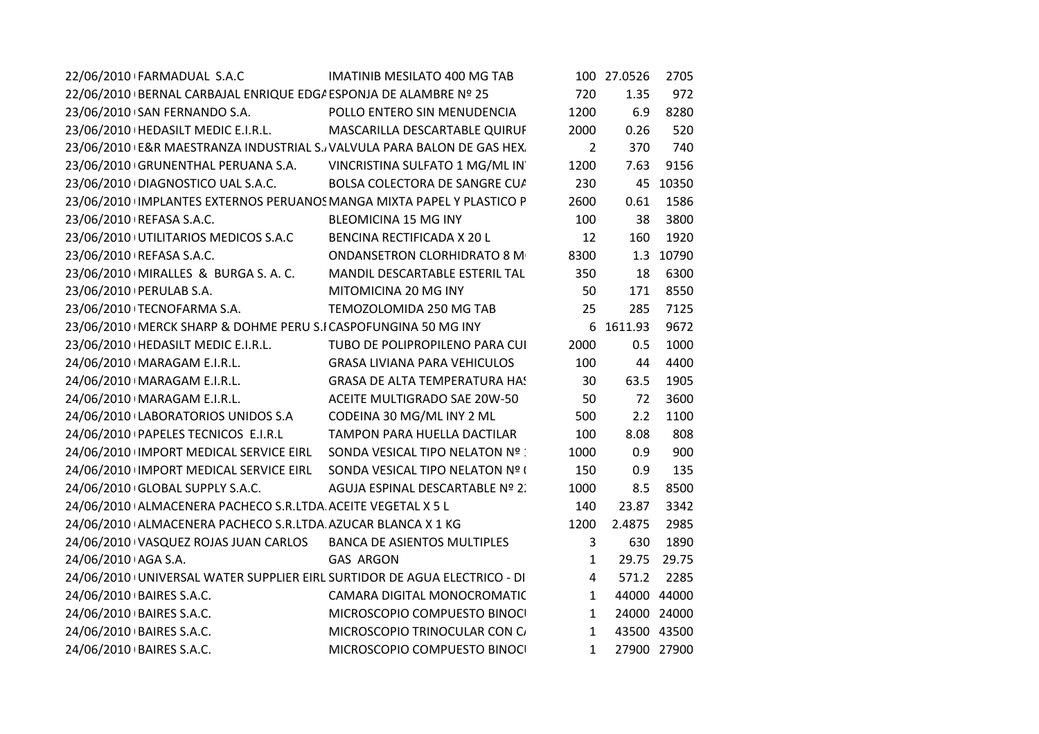| | | | | | |
|---|---|---|---|---|---|
| 22/06/2010 | FARMADUAL S.A.C | IMATINIB MESILATO 400 MG TAB | 100 | 27.0526 | 2705 |
| 22/06/2010 | BERNAL CARBAJAL ENRIQUE EDGA | ESPONJA DE ALAMBRE Nº 25 | 720 | 1.35 | 972 |
| 23/06/2010 | SAN FERNANDO S.A. | POLLO ENTERO SIN MENUDENCIA | 1200 | 6.9 | 8280 |
| 23/06/2010 | HEDASILT MEDIC E.I.R.L. | MASCARILLA DESCARTABLE QUIRUF | 2000 | 0.26 | 520 |
| 23/06/2010 | E&R MAESTRANZA INDUSTRIAL S. | VALVULA PARA BALON DE GAS HEX. | 2 | 370 | 740 |
| 23/06/2010 | GRUNENTHAL PERUANA S.A. | VINCRISTINA SULFATO 1 MG/ML IN | 1200 | 7.63 | 9156 |
| 23/06/2010 | DIAGNOSTICO UAL S.A.C. | BOLSA COLECTORA DE SANGRE CUA | 230 | 45 | 10350 |
| 23/06/2010 | IMPLANTES EXTERNOS PERUANOS | MANGA MIXTA PAPEL Y PLASTICO P | 2600 | 0.61 | 1586 |
| 23/06/2010 | REFASA S.A.C. | BLEOMICINA 15 MG INY | 100 | 38 | 3800 |
| 23/06/2010 | UTILITARIOS MEDICOS S.A.C | BENCINA RECTIFICADA X 20 L | 12 | 160 | 1920 |
| 23/06/2010 | REFASA S.A.C. | ONDANSETRON CLORHIDRATO 8 M | 8300 | 1.3 | 10790 |
| 23/06/2010 | MIRALLES & BURGA S. A. C. | MANDIL DESCARTABLE ESTERIL TAL | 350 | 18 | 6300 |
| 23/06/2010 | PERULAB S.A. | MITOMICINA 20 MG INY | 50 | 171 | 8550 |
| 23/06/2010 | TECNOFARMA S.A. | TEMOZOLOMIDA 250 MG TAB | 25 | 285 | 7125 |
| 23/06/2010 | MERCK SHARP & DOHME PERU S.I | CASPOFUNGINA 50 MG INY | 6 | 1611.93 | 9672 |
| 23/06/2010 | HEDASILT MEDIC E.I.R.L. | TUBO DE POLIPROPILENO PARA CUI | 2000 | 0.5 | 1000 |
| 24/06/2010 | MARAGAM E.I.R.L. | GRASA LIVIANA PARA VEHICULOS | 100 | 44 | 4400 |
| 24/06/2010 | MARAGAM E.I.R.L. | GRASA DE ALTA TEMPERATURA HAS | 30 | 63.5 | 1905 |
| 24/06/2010 | MARAGAM E.I.R.L. | ACEITE MULTIGRADO SAE 20W-50 | 50 | 72 | 3600 |
| 24/06/2010 | LABORATORIOS UNIDOS S.A | CODEINA 30 MG/ML INY 2 ML | 500 | 2.2 | 1100 |
| 24/06/2010 | PAPELES TECNICOS E.I.R.L | TAMPON PARA HUELLA DACTILAR | 100 | 8.08 | 808 |
| 24/06/2010 | IMPORT MEDICAL SERVICE EIRL | SONDA VESICAL TIPO NELATON Nº | 1000 | 0.9 | 900 |
| 24/06/2010 | IMPORT MEDICAL SERVICE EIRL | SONDA VESICAL TIPO NELATON Nº ( | 150 | 0.9 | 135 |
| 24/06/2010 | GLOBAL SUPPLY S.A.C. | AGUJA ESPINAL DESCARTABLE Nº 2 | 1000 | 8.5 | 8500 |
| 24/06/2010 | ALMACENERA PACHECO S.R.LTDA. | ACEITE VEGETAL X 5 L | 140 | 23.87 | 3342 |
| 24/06/2010 | ALMACENERA PACHECO S.R.LTDA. | AZUCAR BLANCA X 1 KG | 1200 | 2.4875 | 2985 |
| 24/06/2010 | VASQUEZ ROJAS JUAN CARLOS | BANCA DE ASIENTOS MULTIPLES | 3 | 630 | 1890 |
| 24/06/2010 | AGA S.A. | GAS ARGON | 1 | 29.75 | 29.75 |
| 24/06/2010 | UNIVERSAL WATER SUPPLIER EIRL | SURTIDOR DE AGUA ELECTRICO - DI | 4 | 571.2 | 2285 |
| 24/06/2010 | BAIRES S.A.C. | CAMARA DIGITAL MONOCROMATIC | 1 | 44000 | 44000 |
| 24/06/2010 | BAIRES S.A.C. | MICROSCOPIO COMPUESTO BINOCI | 1 | 24000 | 24000 |
| 24/06/2010 | BAIRES S.A.C. | MICROSCOPIO TRINOCULAR CON C/ | 1 | 43500 | 43500 |
| 24/06/2010 | BAIRES S.A.C. | MICROSCOPIO COMPUESTO BINOCI | 1 | 27900 | 27900 |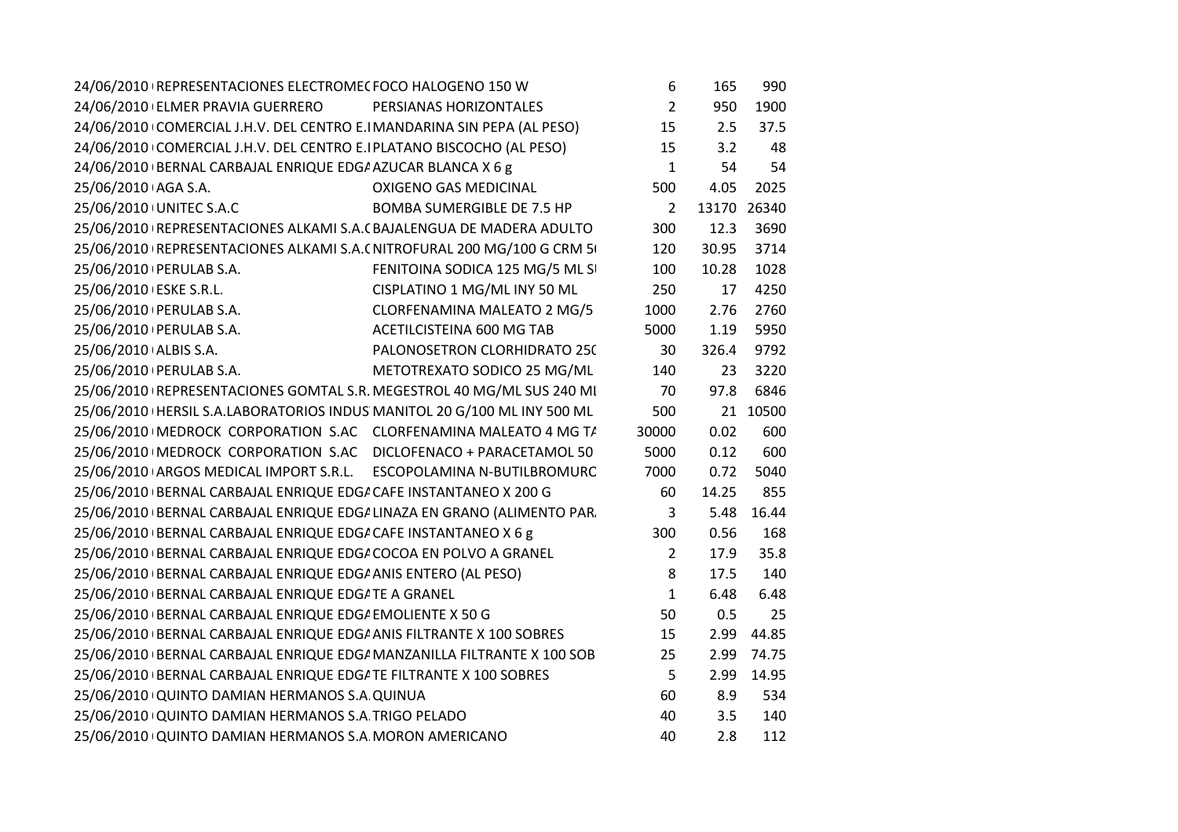| | | | | | |
|---|---|---|---|---|---|
| 24/06/2010 | REPRESENTACIONES ELECTROMEC | FOCO HALOGENO 150 W | 6 | 165 | 990 |
| 24/06/2010 | ELMER PRAVIA GUERRERO | PERSIANAS HORIZONTALES | 2 | 950 | 1900 |
| 24/06/2010 | COMERCIAL J.H.V. DEL CENTRO E.I | MANDARINA SIN PEPA (AL PESO) | 15 | 2.5 | 37.5 |
| 24/06/2010 | COMERCIAL J.H.V. DEL CENTRO E.I | PLATANO BISCOCHO (AL PESO) | 15 | 3.2 | 48 |
| 24/06/2010 | BERNAL CARBAJAL ENRIQUE EDGA | AZUCAR BLANCA X 6 g | 1 | 54 | 54 |
| 25/06/2010 | AGA S.A. | OXIGENO GAS MEDICINAL | 500 | 4.05 | 2025 |
| 25/06/2010 | UNITEC S.A.C | BOMBA SUMERGIBLE DE 7.5 HP | 2 | 13170 | 26340 |
| 25/06/2010 | REPRESENTACIONES ALKAMI S.A.C | BAJALENGUA DE MADERA ADULTO | 300 | 12.3 | 3690 |
| 25/06/2010 | REPRESENTACIONES ALKAMI S.A.C | NITROFURAL 200 MG/100 G CRM 50 | 120 | 30.95 | 3714 |
| 25/06/2010 | PERULAB S.A. | FENITOINA SODICA 125 MG/5 ML S | 100 | 10.28 | 1028 |
| 25/06/2010 | ESKE S.R.L. | CISPLATINO 1 MG/ML INY 50 ML | 250 | 17 | 4250 |
| 25/06/2010 | PERULAB S.A. | CLORFENAMINA MALEATO 2 MG/5 | 1000 | 2.76 | 2760 |
| 25/06/2010 | PERULAB S.A. | ACETILCISTEINA 600 MG TAB | 5000 | 1.19 | 5950 |
| 25/06/2010 | ALBIS S.A. | PALONOSETRON CLORHIDRATO 250 | 30 | 326.4 | 9792 |
| 25/06/2010 | PERULAB S.A. | METOTREXATO SODICO 25 MG/ML | 140 | 23 | 3220 |
| 25/06/2010 | REPRESENTACIONES GOMTAL S.R. | MEGESTROL 40 MG/ML SUS 240 ML | 70 | 97.8 | 6846 |
| 25/06/2010 | HERSIL S.A.LABORATORIOS INDUS | MANITOL 20 G/100 ML INY 500 ML | 500 | 21 | 10500 |
| 25/06/2010 | MEDROCK CORPORATION S.AC | CLORFENAMINA MALEATO 4 MG TA | 30000 | 0.02 | 600 |
| 25/06/2010 | MEDROCK CORPORATION S.AC | DICLOFENACO + PARACETAMOL 50 | 5000 | 0.12 | 600 |
| 25/06/2010 | ARGOS MEDICAL IMPORT S.R.L. | ESCOPOLAMINA N-BUTILBROMURO | 7000 | 0.72 | 5040 |
| 25/06/2010 | BERNAL CARBAJAL ENRIQUE EDGA | CAFE INSTANTANEO X 200 G | 60 | 14.25 | 855 |
| 25/06/2010 | BERNAL CARBAJAL ENRIQUE EDGA | LINAZA EN GRANO (ALIMENTO PARA | 3 | 5.48 | 16.44 |
| 25/06/2010 | BERNAL CARBAJAL ENRIQUE EDGA | CAFE INSTANTANEO X 6 g | 300 | 0.56 | 168 |
| 25/06/2010 | BERNAL CARBAJAL ENRIQUE EDGA | COCOA EN POLVO A GRANEL | 2 | 17.9 | 35.8 |
| 25/06/2010 | BERNAL CARBAJAL ENRIQUE EDGA | ANIS ENTERO (AL PESO) | 8 | 17.5 | 140 |
| 25/06/2010 | BERNAL CARBAJAL ENRIQUE EDGA | TE A GRANEL | 1 | 6.48 | 6.48 |
| 25/06/2010 | BERNAL CARBAJAL ENRIQUE EDGA | EMOLIENTE X 50 G | 50 | 0.5 | 25 |
| 25/06/2010 | BERNAL CARBAJAL ENRIQUE EDGA | ANIS FILTRANTE X 100 SOBRES | 15 | 2.99 | 44.85 |
| 25/06/2010 | BERNAL CARBAJAL ENRIQUE EDGA | MANZANILLA FILTRANTE X 100 SOB | 25 | 2.99 | 74.75 |
| 25/06/2010 | BERNAL CARBAJAL ENRIQUE EDGA | TE FILTRANTE X 100 SOBRES | 5 | 2.99 | 14.95 |
| 25/06/2010 | QUINTO DAMIAN HERMANOS S.A. | QUINUA | 60 | 8.9 | 534 |
| 25/06/2010 | QUINTO DAMIAN HERMANOS S.A. | TRIGO PELADO | 40 | 3.5 | 140 |
| 25/06/2010 | QUINTO DAMIAN HERMANOS S.A. | MORON AMERICANO | 40 | 2.8 | 112 |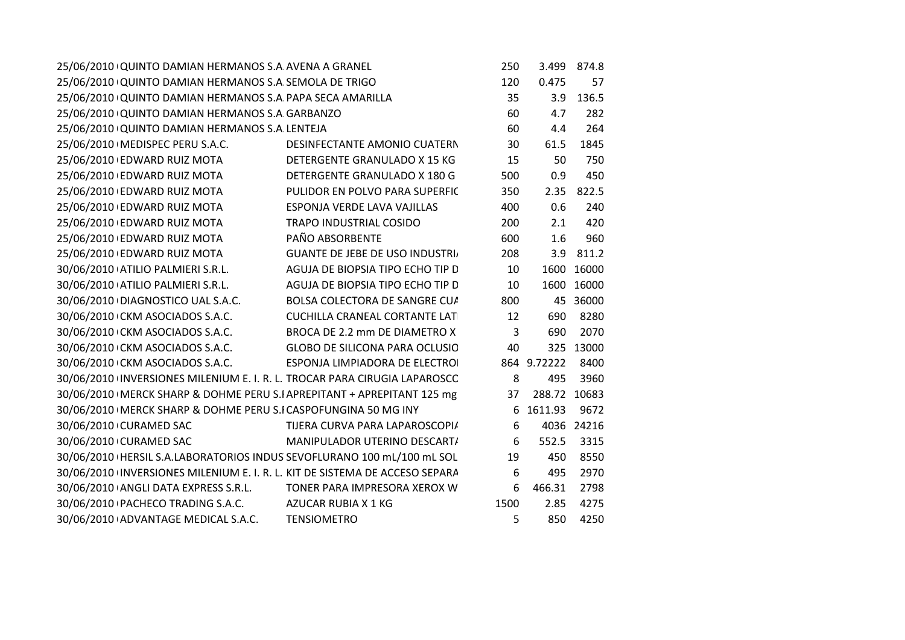| | | | | | |
|---|---|---|---|---|---|
| 25/06/2010 | QUINTO DAMIAN HERMANOS S.A. | AVENA A GRANEL | 250 | 3.499 | 874.8 |
| 25/06/2010 | QUINTO DAMIAN HERMANOS S.A. | SEMOLA DE TRIGO | 120 | 0.475 | 57 |
| 25/06/2010 | QUINTO DAMIAN HERMANOS S.A. | PAPA SECA AMARILLA | 35 | 3.9 | 136.5 |
| 25/06/2010 | QUINTO DAMIAN HERMANOS S.A. | GARBANZO | 60 | 4.7 | 282 |
| 25/06/2010 | QUINTO DAMIAN HERMANOS S.A. | LENTEJA | 60 | 4.4 | 264 |
| 25/06/2010 | MEDISPEC PERU S.A.C. | DESINFECTANTE AMONIO CUATERN | 30 | 61.5 | 1845 |
| 25/06/2010 | EDWARD RUIZ MOTA | DETERGENTE GRANULADO X 15 KG | 15 | 50 | 750 |
| 25/06/2010 | EDWARD RUIZ MOTA | DETERGENTE GRANULADO X 180 G | 500 | 0.9 | 450 |
| 25/06/2010 | EDWARD RUIZ MOTA | PULIDOR EN POLVO PARA SUPERFIC | 350 | 2.35 | 822.5 |
| 25/06/2010 | EDWARD RUIZ MOTA | ESPONJA VERDE LAVA VAJILLAS | 400 | 0.6 | 240 |
| 25/06/2010 | EDWARD RUIZ MOTA | TRAPO INDUSTRIAL COSIDO | 200 | 2.1 | 420 |
| 25/06/2010 | EDWARD RUIZ MOTA | PAÑO ABSORBENTE | 600 | 1.6 | 960 |
| 25/06/2010 | EDWARD RUIZ MOTA | GUANTE DE JEBE DE USO INDUSTRIA | 208 | 3.9 | 811.2 |
| 30/06/2010 | ATILIO PALMIERI S.R.L. | AGUJA DE BIOPSIA TIPO ECHO TIP D | 10 | 1600 | 16000 |
| 30/06/2010 | ATILIO PALMIERI S.R.L. | AGUJA DE BIOPSIA TIPO ECHO TIP D | 10 | 1600 | 16000 |
| 30/06/2010 | DIAGNOSTICO UAL S.A.C. | BOLSA COLECTORA DE SANGRE CUA | 800 | 45 | 36000 |
| 30/06/2010 | CKM ASOCIADOS S.A.C. | CUCHILLA CRANEAL CORTANTE LAT | 12 | 690 | 8280 |
| 30/06/2010 | CKM ASOCIADOS S.A.C. | BROCA DE 2.2 mm DE DIAMETRO X | 3 | 690 | 2070 |
| 30/06/2010 | CKM ASOCIADOS S.A.C. | GLOBO DE SILICONA PARA OCLUSIO | 40 | 325 | 13000 |
| 30/06/2010 | CKM ASOCIADOS S.A.C. | ESPONJA LIMPIADORA DE ELECTRO | 864 | 9.72222 | 8400 |
| 30/06/2010 | INVERSIONES MILENIUM E. I. R. L. | TROCAR PARA CIRUGIA LAPAROSCC | 8 | 495 | 3960 |
| 30/06/2010 | MERCK SHARP & DOHME PERU S.I | APREPITANT + APREPITANT 125 mg | 37 | 288.72 | 10683 |
| 30/06/2010 | MERCK SHARP & DOHME PERU S.I | CASPOFUNGINA 50 MG INY | 6 | 1611.93 | 9672 |
| 30/06/2010 | CURAMED SAC | TIJERA CURVA PARA LAPAROSCOPIA | 6 | 4036 | 24216 |
| 30/06/2010 | CURAMED SAC | MANIPULADOR UTERINO DESCARTA | 6 | 552.5 | 3315 |
| 30/06/2010 | HERSIL S.A.LABORATORIOS INDUS | SEVOFLURANO 100 mL/100 mL SOL | 19 | 450 | 8550 |
| 30/06/2010 | INVERSIONES MILENIUM E. I. R. L. | KIT DE SISTEMA DE ACCESO SEPARA | 6 | 495 | 2970 |
| 30/06/2010 | ANGLI DATA EXPRESS S.R.L. | TONER PARA IMPRESORA XEROX W | 6 | 466.31 | 2798 |
| 30/06/2010 | PACHECO TRADING S.A.C. | AZUCAR RUBIA X 1 KG | 1500 | 2.85 | 4275 |
| 30/06/2010 | ADVANTAGE MEDICAL S.A.C. | TENSIOMETRO | 5 | 850 | 4250 |